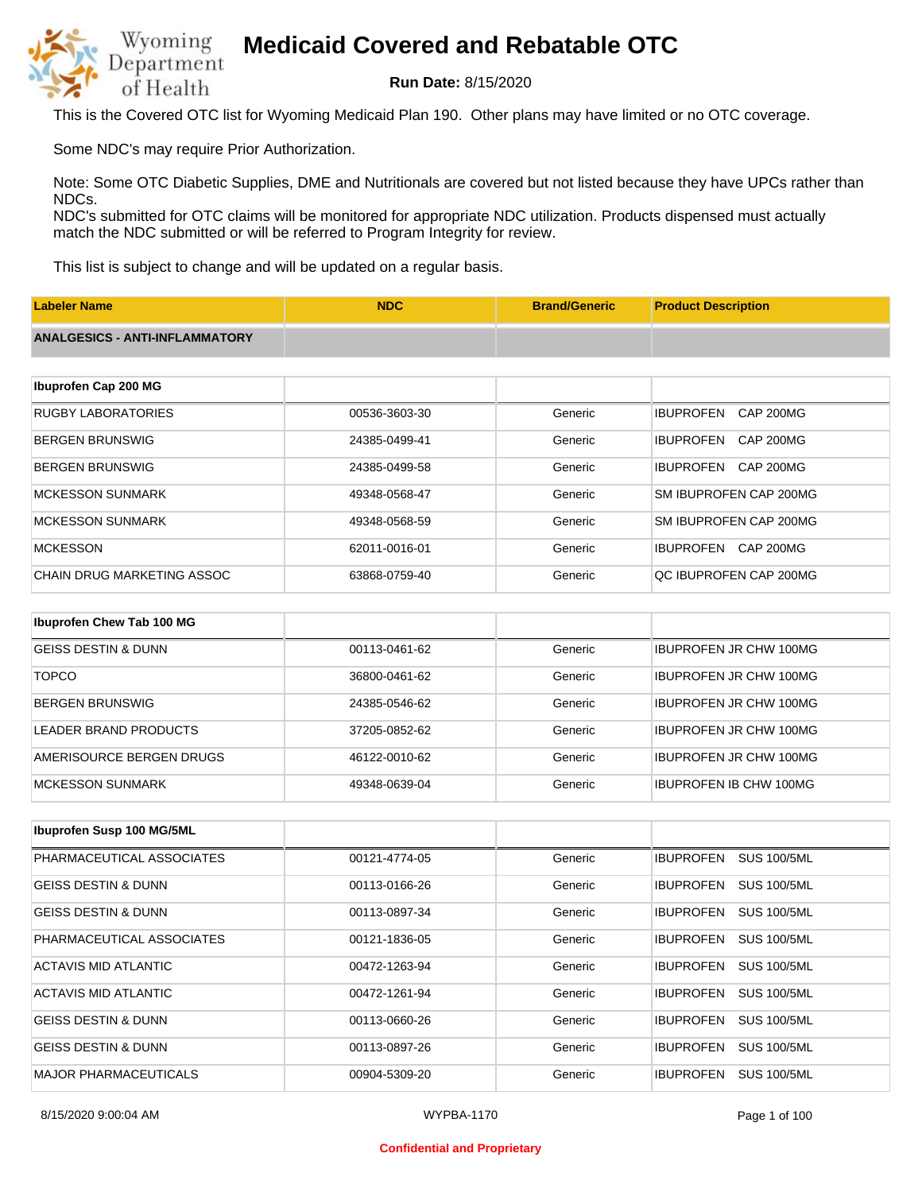# Medicaid Covered and Rebatable OTC

**Run Date:** 8/15/2020

This is the Covered OTC list for Wyoming Medicaid Plan 190. Other plans may have limited or no OTC coverage.

Some NDC's may require Prior Authorization.

Note: Some OTC Diabetic Supplies, DME and Nutritionals are covered but not listed because they have UPCs rather than NDCs.
NDC's submitted for OTC claims will be monitored for appropriate NDC utilization. Products dispensed must actually match the NDC submitted or will be referred to Program Integrity for review.

This list is subject to change and will be updated on a regular basis.

| Labeler Name | NDC | Brand/Generic | Product Description |
|---|---|---|---|
| **ANALGESICS - ANTI-INFLAMMATORY** | | | |
| **Ibuprofen Cap 200 MG** | | | |
| RUGBY LABORATORIES | 00536-3603-30 | Generic | IBUPROFEN CAP 200MG |
| BERGEN BRUNSWIG | 24385-0499-41 | Generic | IBUPROFEN CAP 200MG |
| BERGEN BRUNSWIG | 24385-0499-58 | Generic | IBUPROFEN CAP 200MG |
| MCKESSON SUNMARK | 49348-0568-47 | Generic | SM IBUPROFEN CAP 200MG |
| MCKESSON SUNMARK | 49348-0568-59 | Generic | SM IBUPROFEN CAP 200MG |
| MCKESSON | 62011-0016-01 | Generic | IBUPROFEN CAP 200MG |
| CHAIN DRUG MARKETING ASSOC | 63868-0759-40 | Generic | QC IBUPROFEN CAP 200MG |
| **Ibuprofen Chew Tab 100 MG** | | | |
| GEISS DESTIN & DUNN | 00113-0461-62 | Generic | IBUPROFEN JR CHW 100MG |
| TOPCO | 36800-0461-62 | Generic | IBUPROFEN JR CHW 100MG |
| BERGEN BRUNSWIG | 24385-0546-62 | Generic | IBUPROFEN JR CHW 100MG |
| LEADER BRAND PRODUCTS | 37205-0852-62 | Generic | IBUPROFEN JR CHW 100MG |
| AMERISOURCE BERGEN DRUGS | 46122-0010-62 | Generic | IBUPROFEN JR CHW 100MG |
| MCKESSON SUNMARK | 49348-0639-04 | Generic | IBUPROFEN IB CHW 100MG |
| **Ibuprofen Susp 100 MG/5ML** | | | |
| PHARMACEUTICAL ASSOCIATES | 00121-4774-05 | Generic | IBUPROFEN SUS 100/5ML |
| GEISS DESTIN & DUNN | 00113-0166-26 | Generic | IBUPROFEN SUS 100/5ML |
| GEISS DESTIN & DUNN | 00113-0897-34 | Generic | IBUPROFEN SUS 100/5ML |
| PHARMACEUTICAL ASSOCIATES | 00121-1836-05 | Generic | IBUPROFEN SUS 100/5ML |
| ACTAVIS MID ATLANTIC | 00472-1263-94 | Generic | IBUPROFEN SUS 100/5ML |
| ACTAVIS MID ATLANTIC | 00472-1261-94 | Generic | IBUPROFEN SUS 100/5ML |
| GEISS DESTIN & DUNN | 00113-0660-26 | Generic | IBUPROFEN SUS 100/5ML |
| GEISS DESTIN & DUNN | 00113-0897-26 | Generic | IBUPROFEN SUS 100/5ML |
| MAJOR PHARMACEUTICALS | 00904-5309-20 | Generic | IBUPROFEN SUS 100/5ML |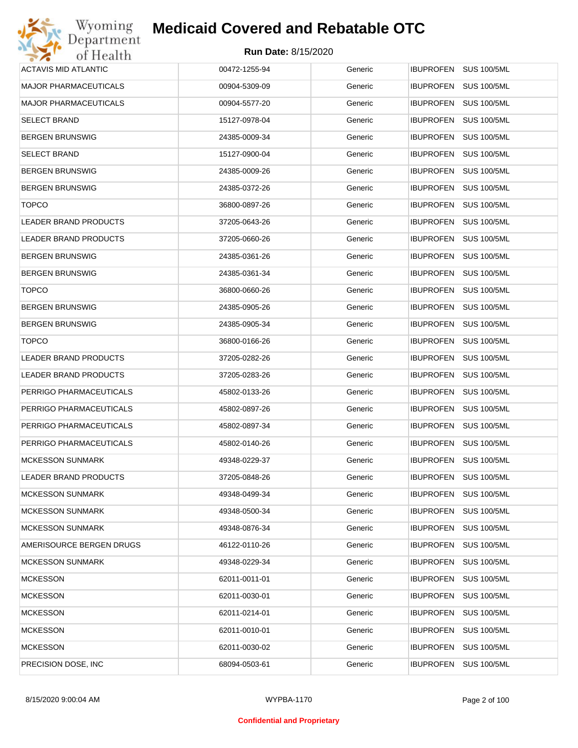# Medicaid Covered and Rebatable OTC

**Run Date:** 8/15/2020

| | | | | |
|---|---|---|---|---|
| ACTAVIS MID ATLANTIC | 00472-1255-94 | Generic | IBUPROFEN | SUS 100/5ML |
| MAJOR PHARMACEUTICALS | 00904-5309-09 | Generic | IBUPROFEN | SUS 100/5ML |
| MAJOR PHARMACEUTICALS | 00904-5577-20 | Generic | IBUPROFEN | SUS 100/5ML |
| SELECT BRAND | 15127-0978-04 | Generic | IBUPROFEN | SUS 100/5ML |
| BERGEN BRUNSWIG | 24385-0009-34 | Generic | IBUPROFEN | SUS 100/5ML |
| SELECT BRAND | 15127-0900-04 | Generic | IBUPROFEN | SUS 100/5ML |
| BERGEN BRUNSWIG | 24385-0009-26 | Generic | IBUPROFEN | SUS 100/5ML |
| BERGEN BRUNSWIG | 24385-0372-26 | Generic | IBUPROFEN | SUS 100/5ML |
| TOPCO | 36800-0897-26 | Generic | IBUPROFEN | SUS 100/5ML |
| LEADER BRAND PRODUCTS | 37205-0643-26 | Generic | IBUPROFEN | SUS 100/5ML |
| LEADER BRAND PRODUCTS | 37205-0660-26 | Generic | IBUPROFEN | SUS 100/5ML |
| BERGEN BRUNSWIG | 24385-0361-26 | Generic | IBUPROFEN | SUS 100/5ML |
| BERGEN BRUNSWIG | 24385-0361-34 | Generic | IBUPROFEN | SUS 100/5ML |
| TOPCO | 36800-0660-26 | Generic | IBUPROFEN | SUS 100/5ML |
| BERGEN BRUNSWIG | 24385-0905-26 | Generic | IBUPROFEN | SUS 100/5ML |
| BERGEN BRUNSWIG | 24385-0905-34 | Generic | IBUPROFEN | SUS 100/5ML |
| TOPCO | 36800-0166-26 | Generic | IBUPROFEN | SUS 100/5ML |
| LEADER BRAND PRODUCTS | 37205-0282-26 | Generic | IBUPROFEN | SUS 100/5ML |
| LEADER BRAND PRODUCTS | 37205-0283-26 | Generic | IBUPROFEN | SUS 100/5ML |
| PERRIGO PHARMACEUTICALS | 45802-0133-26 | Generic | IBUPROFEN | SUS 100/5ML |
| PERRIGO PHARMACEUTICALS | 45802-0897-26 | Generic | IBUPROFEN | SUS 100/5ML |
| PERRIGO PHARMACEUTICALS | 45802-0897-34 | Generic | IBUPROFEN | SUS 100/5ML |
| PERRIGO PHARMACEUTICALS | 45802-0140-26 | Generic | IBUPROFEN | SUS 100/5ML |
| MCKESSON SUNMARK | 49348-0229-37 | Generic | IBUPROFEN | SUS 100/5ML |
| LEADER BRAND PRODUCTS | 37205-0848-26 | Generic | IBUPROFEN | SUS 100/5ML |
| MCKESSON SUNMARK | 49348-0499-34 | Generic | IBUPROFEN | SUS 100/5ML |
| MCKESSON SUNMARK | 49348-0500-34 | Generic | IBUPROFEN | SUS 100/5ML |
| MCKESSON SUNMARK | 49348-0876-34 | Generic | IBUPROFEN | SUS 100/5ML |
| AMERISOURCE BERGEN DRUGS | 46122-0110-26 | Generic | IBUPROFEN | SUS 100/5ML |
| MCKESSON SUNMARK | 49348-0229-34 | Generic | IBUPROFEN | SUS 100/5ML |
| MCKESSON | 62011-0011-01 | Generic | IBUPROFEN | SUS 100/5ML |
| MCKESSON | 62011-0030-01 | Generic | IBUPROFEN | SUS 100/5ML |
| MCKESSON | 62011-0214-01 | Generic | IBUPROFEN | SUS 100/5ML |
| MCKESSON | 62011-0010-01 | Generic | IBUPROFEN | SUS 100/5ML |
| MCKESSON | 62011-0030-02 | Generic | IBUPROFEN | SUS 100/5ML |
| PRECISION DOSE, INC | 68094-0503-61 | Generic | IBUPROFEN | SUS 100/5ML |

Confidential and Proprietary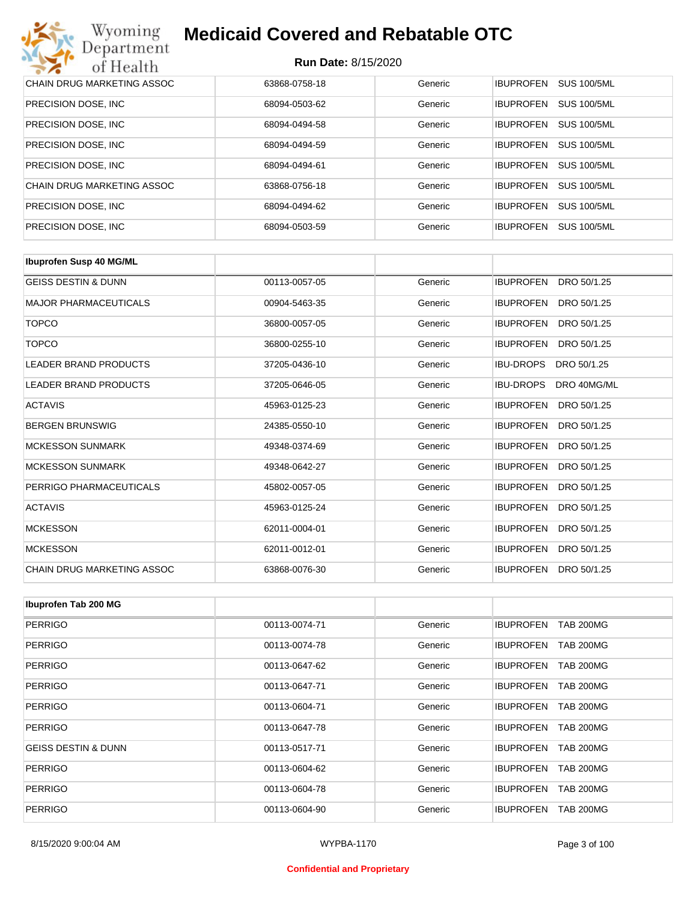| CHAIN DRUG MARKETING ASSOC | 63868-0758-18 | Generic | IBUPROFEN SUS 100/5ML |
|---|---|---|---|
| PRECISION DOSE, INC | 68094-0503-62 | Generic | IBUPROFEN SUS 100/5ML |
| PRECISION DOSE, INC | 68094-0494-58 | Generic | IBUPROFEN SUS 100/5ML |
| PRECISION DOSE, INC | 68094-0494-59 | Generic | IBUPROFEN SUS 100/5ML |
| PRECISION DOSE, INC | 68094-0494-61 | Generic | IBUPROFEN SUS 100/5ML |
| CHAIN DRUG MARKETING ASSOC | 63868-0756-18 | Generic | IBUPROFEN SUS 100/5ML |
| PRECISION DOSE, INC | 68094-0494-62 | Generic | IBUPROFEN SUS 100/5ML |
| PRECISION DOSE, INC | 68094-0503-59 | Generic | IBUPROFEN SUS 100/5ML |

| **Ibuprofen Susp 40 MG/ML** | | | |
|---|---|---|---|
| GEISS DESTIN & DUNN | 00113-0057-05 | Generic | IBUPROFEN DRO 50/1.25 |
| MAJOR PHARMACEUTICALS | 00904-5463-35 | Generic | IBUPROFEN DRO 50/1.25 |
| TOPCO | 36800-0057-05 | Generic | IBUPROFEN DRO 50/1.25 |
| TOPCO | 36800-0255-10 | Generic | IBUPROFEN DRO 50/1.25 |
| LEADER BRAND PRODUCTS | 37205-0436-10 | Generic | IBU-DROPS DRO 50/1.25 |
| LEADER BRAND PRODUCTS | 37205-0646-05 | Generic | IBU-DROPS DRO 40MG/ML |
| ACTAVIS | 45963-0125-23 | Generic | IBUPROFEN DRO 50/1.25 |
| BERGEN BRUNSWIG | 24385-0550-10 | Generic | IBUPROFEN DRO 50/1.25 |
| MCKESSON SUNMARK | 49348-0374-69 | Generic | IBUPROFEN DRO 50/1.25 |
| MCKESSON SUNMARK | 49348-0642-27 | Generic | IBUPROFEN DRO 50/1.25 |
| PERRIGO PHARMACEUTICALS | 45802-0057-05 | Generic | IBUPROFEN DRO 50/1.25 |
| ACTAVIS | 45963-0125-24 | Generic | IBUPROFEN DRO 50/1.25 |
| MCKESSON | 62011-0004-01 | Generic | IBUPROFEN DRO 50/1.25 |
| MCKESSON | 62011-0012-01 | Generic | IBUPROFEN DRO 50/1.25 |
| CHAIN DRUG MARKETING ASSOC | 63868-0076-30 | Generic | IBUPROFEN DRO 50/1.25 |

| **Ibuprofen Tab 200 MG** | | | |
|---|---|---|---|
| PERRIGO | 00113-0074-71 | Generic | IBUPROFEN TAB 200MG |
| PERRIGO | 00113-0074-78 | Generic | IBUPROFEN TAB 200MG |
| PERRIGO | 00113-0647-62 | Generic | IBUPROFEN TAB 200MG |
| PERRIGO | 00113-0647-71 | Generic | IBUPROFEN TAB 200MG |
| PERRIGO | 00113-0604-71 | Generic | IBUPROFEN TAB 200MG |
| PERRIGO | 00113-0647-78 | Generic | IBUPROFEN TAB 200MG |
| GEISS DESTIN & DUNN | 00113-0517-71 | Generic | IBUPROFEN TAB 200MG |
| PERRIGO | 00113-0604-62 | Generic | IBUPROFEN TAB 200MG |
| PERRIGO | 00113-0604-78 | Generic | IBUPROFEN TAB 200MG |
| PERRIGO | 00113-0604-90 | Generic | IBUPROFEN TAB 200MG |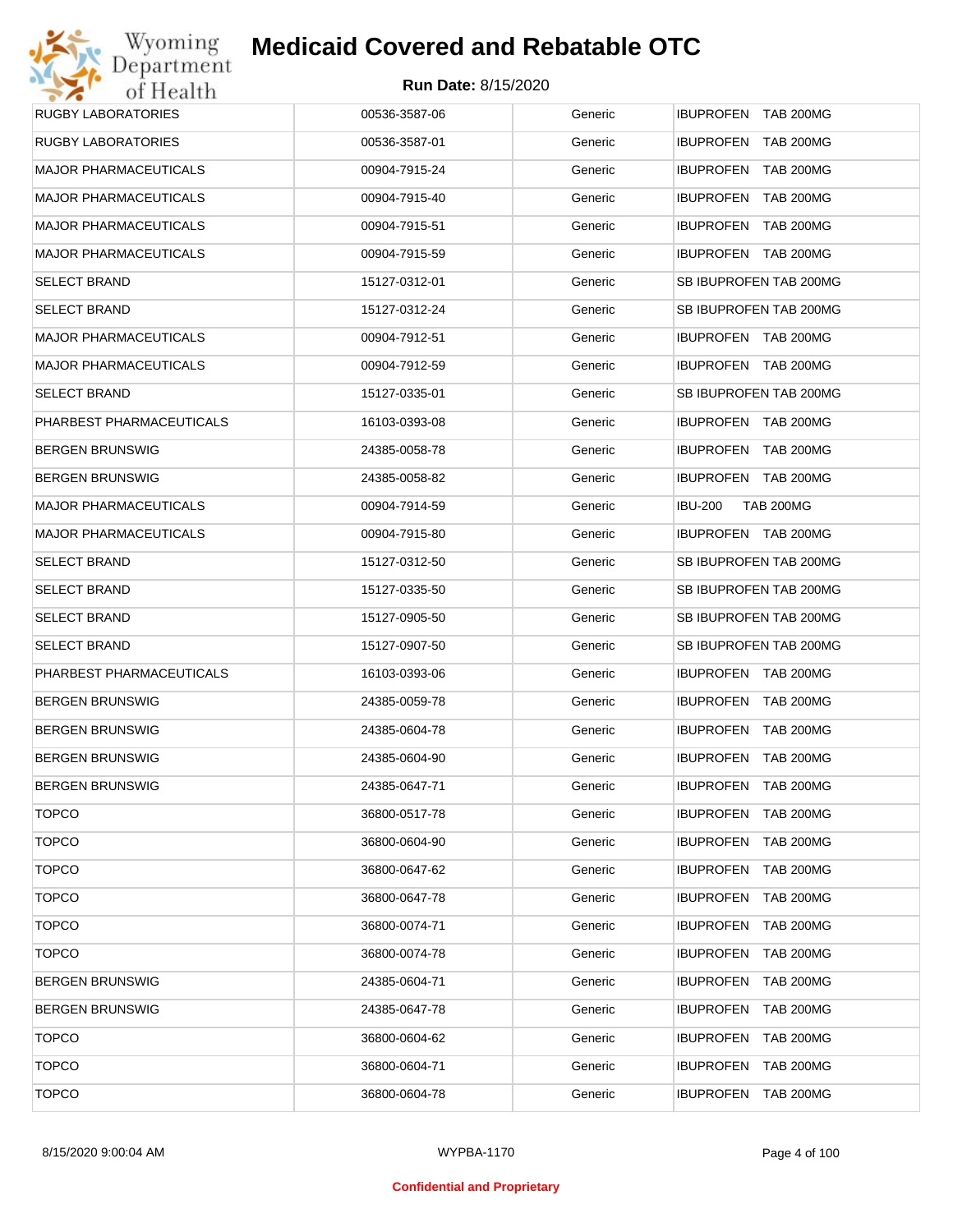| RUGBY LABORATORIES | 00536-3587-06 | Generic | IBUPROFEN TAB 200MG |
|---|---|---|---|
| RUGBY LABORATORIES | 00536-3587-01 | Generic | IBUPROFEN TAB 200MG |
| MAJOR PHARMACEUTICALS | 00904-7915-24 | Generic | IBUPROFEN TAB 200MG |
| MAJOR PHARMACEUTICALS | 00904-7915-40 | Generic | IBUPROFEN TAB 200MG |
| MAJOR PHARMACEUTICALS | 00904-7915-51 | Generic | IBUPROFEN TAB 200MG |
| MAJOR PHARMACEUTICALS | 00904-7915-59 | Generic | IBUPROFEN TAB 200MG |
| SELECT BRAND | 15127-0312-01 | Generic | SB IBUPROFEN TAB 200MG |
| SELECT BRAND | 15127-0312-24 | Generic | SB IBUPROFEN TAB 200MG |
| MAJOR PHARMACEUTICALS | 00904-7912-51 | Generic | IBUPROFEN TAB 200MG |
| MAJOR PHARMACEUTICALS | 00904-7912-59 | Generic | IBUPROFEN TAB 200MG |
| SELECT BRAND | 15127-0335-01 | Generic | SB IBUPROFEN TAB 200MG |
| PHARBEST PHARMACEUTICALS | 16103-0393-08 | Generic | IBUPROFEN TAB 200MG |
| BERGEN BRUNSWIG | 24385-0058-78 | Generic | IBUPROFEN TAB 200MG |
| BERGEN BRUNSWIG | 24385-0058-82 | Generic | IBUPROFEN TAB 200MG |
| MAJOR PHARMACEUTICALS | 00904-7914-59 | Generic | IBU-200 TAB 200MG |
| MAJOR PHARMACEUTICALS | 00904-7915-80 | Generic | IBUPROFEN TAB 200MG |
| SELECT BRAND | 15127-0312-50 | Generic | SB IBUPROFEN TAB 200MG |
| SELECT BRAND | 15127-0335-50 | Generic | SB IBUPROFEN TAB 200MG |
| SELECT BRAND | 15127-0905-50 | Generic | SB IBUPROFEN TAB 200MG |
| SELECT BRAND | 15127-0907-50 | Generic | SB IBUPROFEN TAB 200MG |
| PHARBEST PHARMACEUTICALS | 16103-0393-06 | Generic | IBUPROFEN TAB 200MG |
| BERGEN BRUNSWIG | 24385-0059-78 | Generic | IBUPROFEN TAB 200MG |
| BERGEN BRUNSWIG | 24385-0604-78 | Generic | IBUPROFEN TAB 200MG |
| BERGEN BRUNSWIG | 24385-0604-90 | Generic | IBUPROFEN TAB 200MG |
| BERGEN BRUNSWIG | 24385-0647-71 | Generic | IBUPROFEN TAB 200MG |
| TOPCO | 36800-0517-78 | Generic | IBUPROFEN TAB 200MG |
| TOPCO | 36800-0604-90 | Generic | IBUPROFEN TAB 200MG |
| TOPCO | 36800-0647-62 | Generic | IBUPROFEN TAB 200MG |
| TOPCO | 36800-0647-78 | Generic | IBUPROFEN TAB 200MG |
| TOPCO | 36800-0074-71 | Generic | IBUPROFEN TAB 200MG |
| TOPCO | 36800-0074-78 | Generic | IBUPROFEN TAB 200MG |
| BERGEN BRUNSWIG | 24385-0604-71 | Generic | IBUPROFEN TAB 200MG |
| BERGEN BRUNSWIG | 24385-0647-78 | Generic | IBUPROFEN TAB 200MG |
| TOPCO | 36800-0604-62 | Generic | IBUPROFEN TAB 200MG |
| TOPCO | 36800-0604-71 | Generic | IBUPROFEN TAB 200MG |
| TOPCO | 36800-0604-78 | Generic | IBUPROFEN TAB 200MG |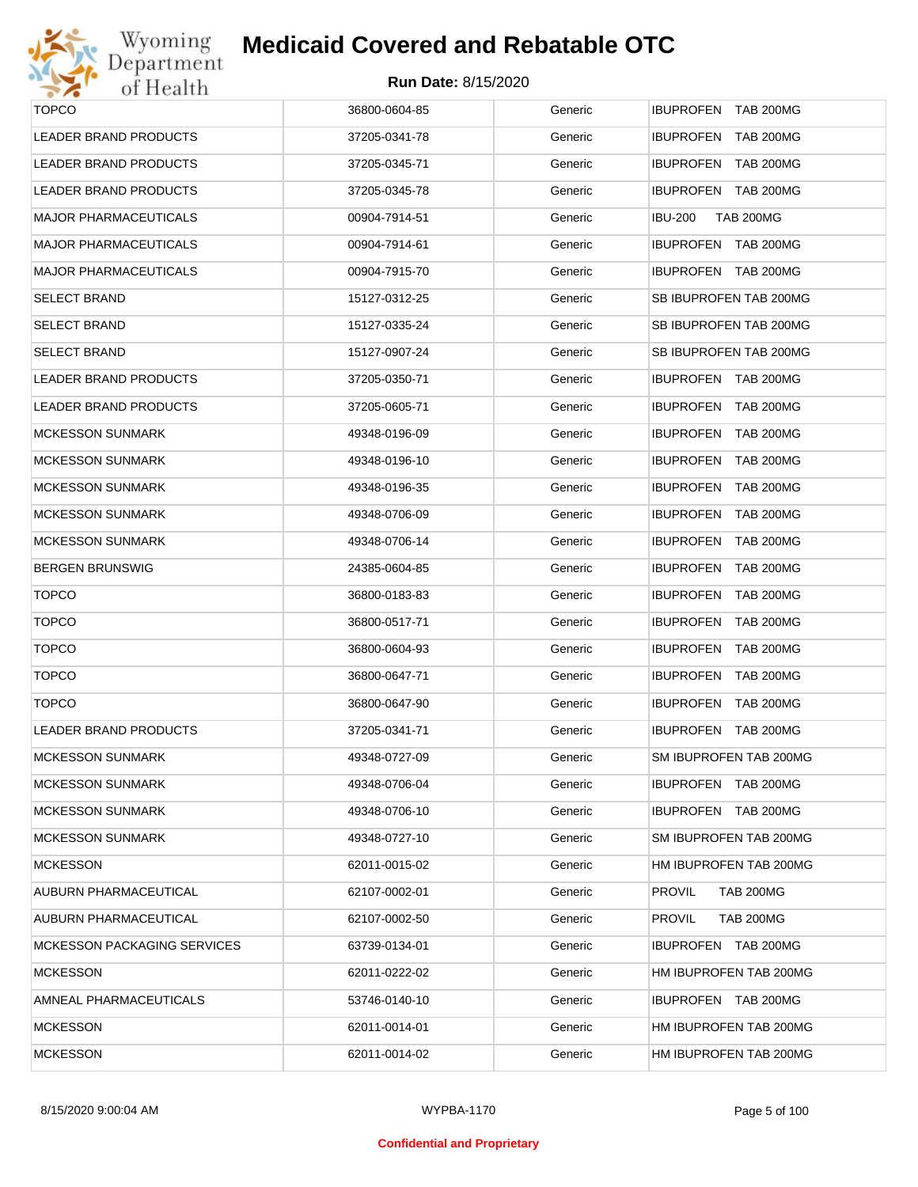# Medicaid Covered and Rebatable OTC

**Run Date:** 8/15/2020

| | | | |
|---|---|---|---|
| TOPCO | 36800-0604-85 | Generic | IBUPROFEN TAB 200MG |
| LEADER BRAND PRODUCTS | 37205-0341-78 | Generic | IBUPROFEN TAB 200MG |
| LEADER BRAND PRODUCTS | 37205-0345-71 | Generic | IBUPROFEN TAB 200MG |
| LEADER BRAND PRODUCTS | 37205-0345-78 | Generic | IBUPROFEN TAB 200MG |
| MAJOR PHARMACEUTICALS | 00904-7914-51 | Generic | IBU-200 TAB 200MG |
| MAJOR PHARMACEUTICALS | 00904-7914-61 | Generic | IBUPROFEN TAB 200MG |
| MAJOR PHARMACEUTICALS | 00904-7915-70 | Generic | IBUPROFEN TAB 200MG |
| SELECT BRAND | 15127-0312-25 | Generic | SB IBUPROFEN TAB 200MG |
| SELECT BRAND | 15127-0335-24 | Generic | SB IBUPROFEN TAB 200MG |
| SELECT BRAND | 15127-0907-24 | Generic | SB IBUPROFEN TAB 200MG |
| LEADER BRAND PRODUCTS | 37205-0350-71 | Generic | IBUPROFEN TAB 200MG |
| LEADER BRAND PRODUCTS | 37205-0605-71 | Generic | IBUPROFEN TAB 200MG |
| MCKESSON SUNMARK | 49348-0196-09 | Generic | IBUPROFEN TAB 200MG |
| MCKESSON SUNMARK | 49348-0196-10 | Generic | IBUPROFEN TAB 200MG |
| MCKESSON SUNMARK | 49348-0196-35 | Generic | IBUPROFEN TAB 200MG |
| MCKESSON SUNMARK | 49348-0706-09 | Generic | IBUPROFEN TAB 200MG |
| MCKESSON SUNMARK | 49348-0706-14 | Generic | IBUPROFEN TAB 200MG |
| BERGEN BRUNSWIG | 24385-0604-85 | Generic | IBUPROFEN TAB 200MG |
| TOPCO | 36800-0183-83 | Generic | IBUPROFEN TAB 200MG |
| TOPCO | 36800-0517-71 | Generic | IBUPROFEN TAB 200MG |
| TOPCO | 36800-0604-93 | Generic | IBUPROFEN TAB 200MG |
| TOPCO | 36800-0647-71 | Generic | IBUPROFEN TAB 200MG |
| TOPCO | 36800-0647-90 | Generic | IBUPROFEN TAB 200MG |
| LEADER BRAND PRODUCTS | 37205-0341-71 | Generic | IBUPROFEN TAB 200MG |
| MCKESSON SUNMARK | 49348-0727-09 | Generic | SM IBUPROFEN TAB 200MG |
| MCKESSON SUNMARK | 49348-0706-04 | Generic | IBUPROFEN TAB 200MG |
| MCKESSON SUNMARK | 49348-0706-10 | Generic | IBUPROFEN TAB 200MG |
| MCKESSON SUNMARK | 49348-0727-10 | Generic | SM IBUPROFEN TAB 200MG |
| MCKESSON | 62011-0015-02 | Generic | HM IBUPROFEN TAB 200MG |
| AUBURN PHARMACEUTICAL | 62107-0002-01 | Generic | PROVIL TAB 200MG |
| AUBURN PHARMACEUTICAL | 62107-0002-50 | Generic | PROVIL TAB 200MG |
| MCKESSON PACKAGING SERVICES | 63739-0134-01 | Generic | IBUPROFEN TAB 200MG |
| MCKESSON | 62011-0222-02 | Generic | HM IBUPROFEN TAB 200MG |
| AMNEAL PHARMACEUTICALS | 53746-0140-10 | Generic | IBUPROFEN TAB 200MG |
| MCKESSON | 62011-0014-01 | Generic | HM IBUPROFEN TAB 200MG |
| MCKESSON | 62011-0014-02 | Generic | HM IBUPROFEN TAB 200MG |

8/15/2020 9:00:04 AM WYPBA-1170

Confidential and Proprietary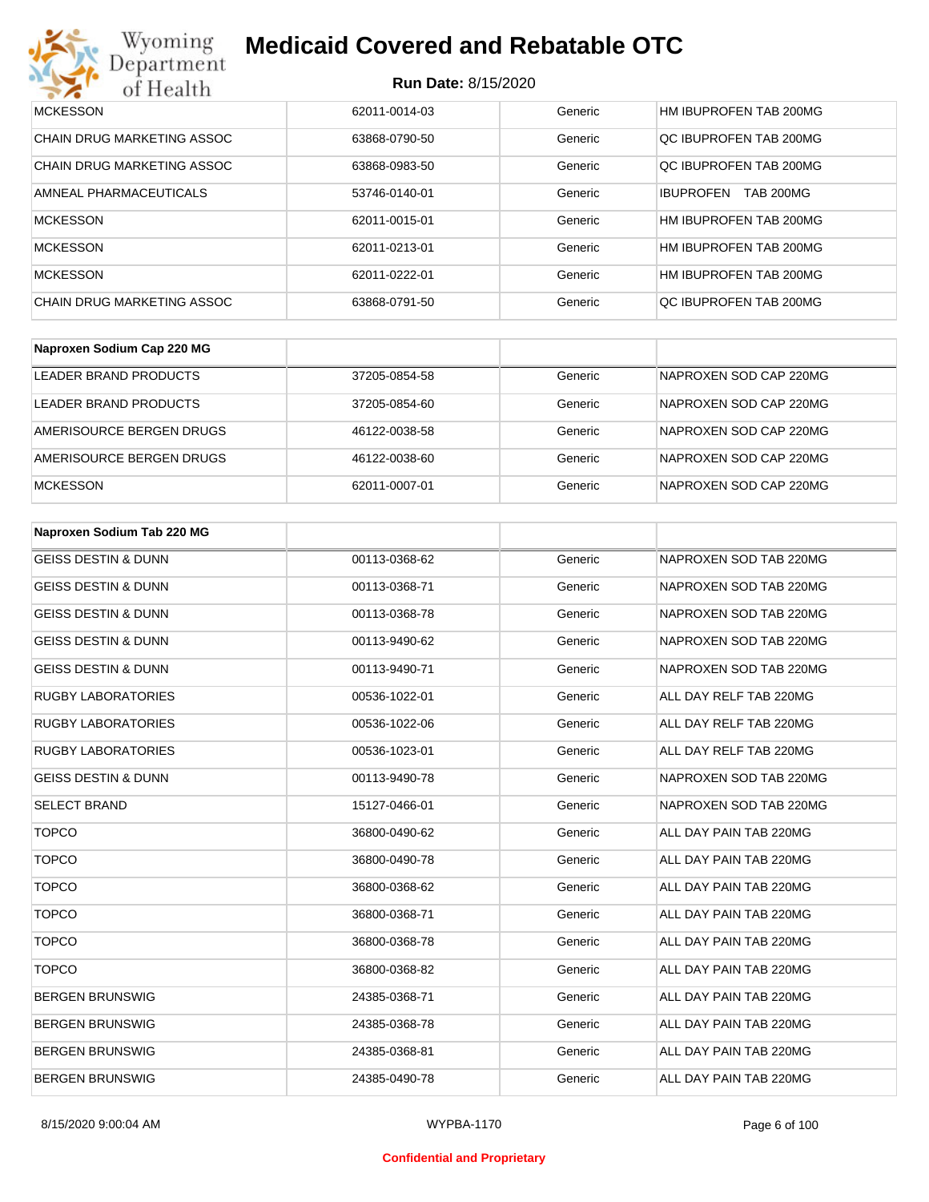| | | | |
|---|---|---|---|
| MCKESSON | 62011-0014-03 | Generic | HM IBUPROFEN TAB 200MG |
| CHAIN DRUG MARKETING ASSOC | 63868-0790-50 | Generic | QC IBUPROFEN TAB 200MG |
| CHAIN DRUG MARKETING ASSOC | 63868-0983-50 | Generic | QC IBUPROFEN TAB 200MG |
| AMNEAL PHARMACEUTICALS | 53746-0140-01 | Generic | IBUPROFEN TAB 200MG |
| MCKESSON | 62011-0015-01 | Generic | HM IBUPROFEN TAB 200MG |
| MCKESSON | 62011-0213-01 | Generic | HM IBUPROFEN TAB 200MG |
| MCKESSON | 62011-0222-01 | Generic | HM IBUPROFEN TAB 200MG |
| CHAIN DRUG MARKETING ASSOC | 63868-0791-50 | Generic | QC IBUPROFEN TAB 200MG |

| **Naproxen Sodium Cap 220 MG** | | | |
|---|---|---|---|
| LEADER BRAND PRODUCTS | 37205-0854-58 | Generic | NAPROXEN SOD CAP 220MG |
| LEADER BRAND PRODUCTS | 37205-0854-60 | Generic | NAPROXEN SOD CAP 220MG |
| AMERISOURCE BERGEN DRUGS | 46122-0038-58 | Generic | NAPROXEN SOD CAP 220MG |
| AMERISOURCE BERGEN DRUGS | 46122-0038-60 | Generic | NAPROXEN SOD CAP 220MG |
| MCKESSON | 62011-0007-01 | Generic | NAPROXEN SOD CAP 220MG |

| **Naproxen Sodium Tab 220 MG** | | | |
|---|---|---|---|
| GEISS DESTIN & DUNN | 00113-0368-62 | Generic | NAPROXEN SOD TAB 220MG |
| GEISS DESTIN & DUNN | 00113-0368-71 | Generic | NAPROXEN SOD TAB 220MG |
| GEISS DESTIN & DUNN | 00113-0368-78 | Generic | NAPROXEN SOD TAB 220MG |
| GEISS DESTIN & DUNN | 00113-9490-62 | Generic | NAPROXEN SOD TAB 220MG |
| GEISS DESTIN & DUNN | 00113-9490-71 | Generic | NAPROXEN SOD TAB 220MG |
| RUGBY LABORATORIES | 00536-1022-01 | Generic | ALL DAY RELF TAB 220MG |
| RUGBY LABORATORIES | 00536-1022-06 | Generic | ALL DAY RELF TAB 220MG |
| RUGBY LABORATORIES | 00536-1023-01 | Generic | ALL DAY RELF TAB 220MG |
| GEISS DESTIN & DUNN | 00113-9490-78 | Generic | NAPROXEN SOD TAB 220MG |
| SELECT BRAND | 15127-0466-01 | Generic | NAPROXEN SOD TAB 220MG |
| TOPCO | 36800-0490-62 | Generic | ALL DAY PAIN TAB 220MG |
| TOPCO | 36800-0490-78 | Generic | ALL DAY PAIN TAB 220MG |
| TOPCO | 36800-0368-62 | Generic | ALL DAY PAIN TAB 220MG |
| TOPCO | 36800-0368-71 | Generic | ALL DAY PAIN TAB 220MG |
| TOPCO | 36800-0368-78 | Generic | ALL DAY PAIN TAB 220MG |
| TOPCO | 36800-0368-82 | Generic | ALL DAY PAIN TAB 220MG |
| BERGEN BRUNSWIG | 24385-0368-71 | Generic | ALL DAY PAIN TAB 220MG |
| BERGEN BRUNSWIG | 24385-0368-78 | Generic | ALL DAY PAIN TAB 220MG |
| BERGEN BRUNSWIG | 24385-0368-81 | Generic | ALL DAY PAIN TAB 220MG |
| BERGEN BRUNSWIG | 24385-0490-78 | Generic | ALL DAY PAIN TAB 220MG |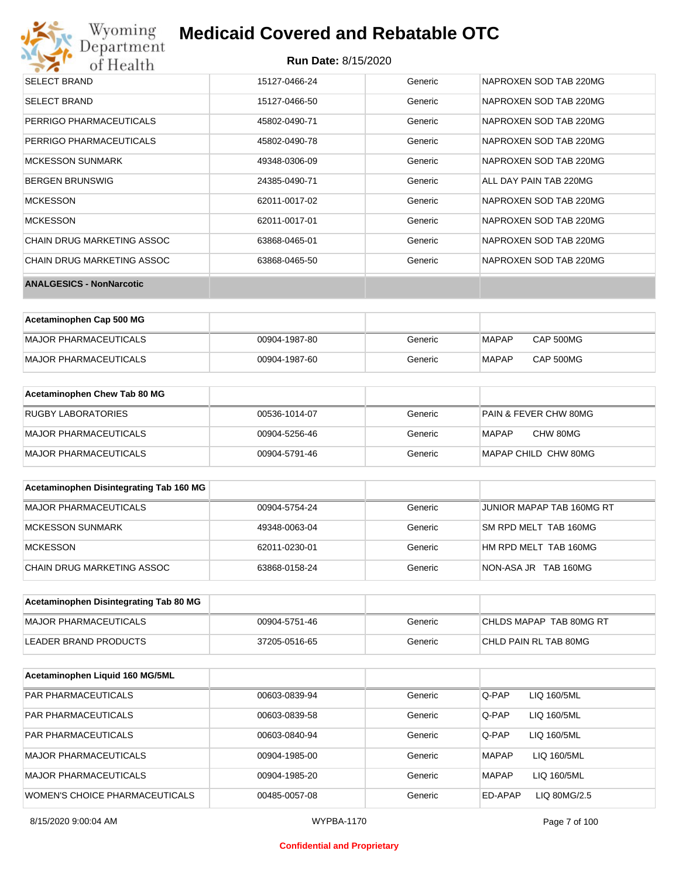| | | | |
|---|---|---|---|
| SELECT BRAND | 15127-0466-24 | Generic | NAPROXEN SOD TAB 220MG |
| SELECT BRAND | 15127-0466-50 | Generic | NAPROXEN SOD TAB 220MG |
| PERRIGO PHARMACEUTICALS | 45802-0490-71 | Generic | NAPROXEN SOD TAB 220MG |
| PERRIGO PHARMACEUTICALS | 45802-0490-78 | Generic | NAPROXEN SOD TAB 220MG |
| MCKESSON SUNMARK | 49348-0306-09 | Generic | NAPROXEN SOD TAB 220MG |
| BERGEN BRUNSWIG | 24385-0490-71 | Generic | ALL DAY PAIN TAB 220MG |
| MCKESSON | 62011-0017-02 | Generic | NAPROXEN SOD TAB 220MG |
| MCKESSON | 62011-0017-01 | Generic | NAPROXEN SOD TAB 220MG |
| CHAIN DRUG MARKETING ASSOC | 63868-0465-01 | Generic | NAPROXEN SOD TAB 220MG |
| CHAIN DRUG MARKETING ASSOC | 63868-0465-50 | Generic | NAPROXEN SOD TAB 220MG |
| **ANALGESICS - NonNarcotic** | | | |

| **Acetaminophen Cap 500 MG** | | | |
|---|---|---|---|
| MAJOR PHARMACEUTICALS | 00904-1987-80 | Generic | MAPAP CAP 500MG |
| MAJOR PHARMACEUTICALS | 00904-1987-60 | Generic | MAPAP CAP 500MG |

| **Acetaminophen Chew Tab 80 MG** | | | |
|---|---|---|---|
| RUGBY LABORATORIES | 00536-1014-07 | Generic | PAIN & FEVER CHW 80MG |
| MAJOR PHARMACEUTICALS | 00904-5256-46 | Generic | MAPAP CHW 80MG |
| MAJOR PHARMACEUTICALS | 00904-5791-46 | Generic | MAPAP CHILD CHW 80MG |

| **Acetaminophen Disintegrating Tab 160 MG** | | | |
|---|---|---|---|
| MAJOR PHARMACEUTICALS | 00904-5754-24 | Generic | JUNIOR MAPAP TAB 160MG RT |
| MCKESSON SUNMARK | 49348-0063-04 | Generic | SM RPD MELT TAB 160MG |
| MCKESSON | 62011-0230-01 | Generic | HM RPD MELT TAB 160MG |
| CHAIN DRUG MARKETING ASSOC | 63868-0158-24 | Generic | NON-ASA JR TAB 160MG |

| **Acetaminophen Disintegrating Tab 80 MG** | | | |
|---|---|---|---|
| MAJOR PHARMACEUTICALS | 00904-5751-46 | Generic | CHLDS MAPAP TAB 80MG RT |
| LEADER BRAND PRODUCTS | 37205-0516-65 | Generic | CHLD PAIN RL TAB 80MG |

| **Acetaminophen Liquid 160 MG/5ML** | | | |
|---|---|---|---|
| PAR PHARMACEUTICALS | 00603-0839-94 | Generic | Q-PAP LIQ 160/5ML |
| PAR PHARMACEUTICALS | 00603-0839-58 | Generic | Q-PAP LIQ 160/5ML |
| PAR PHARMACEUTICALS | 00603-0840-94 | Generic | Q-PAP LIQ 160/5ML |
| MAJOR PHARMACEUTICALS | 00904-1985-00 | Generic | MAPAP LIQ 160/5ML |
| MAJOR PHARMACEUTICALS | 00904-1985-20 | Generic | MAPAP LIQ 160/5ML |
| WOMEN'S CHOICE PHARMACEUTICALS | 00485-0057-08 | Generic | ED-APAP LIQ 80MG/2.5 |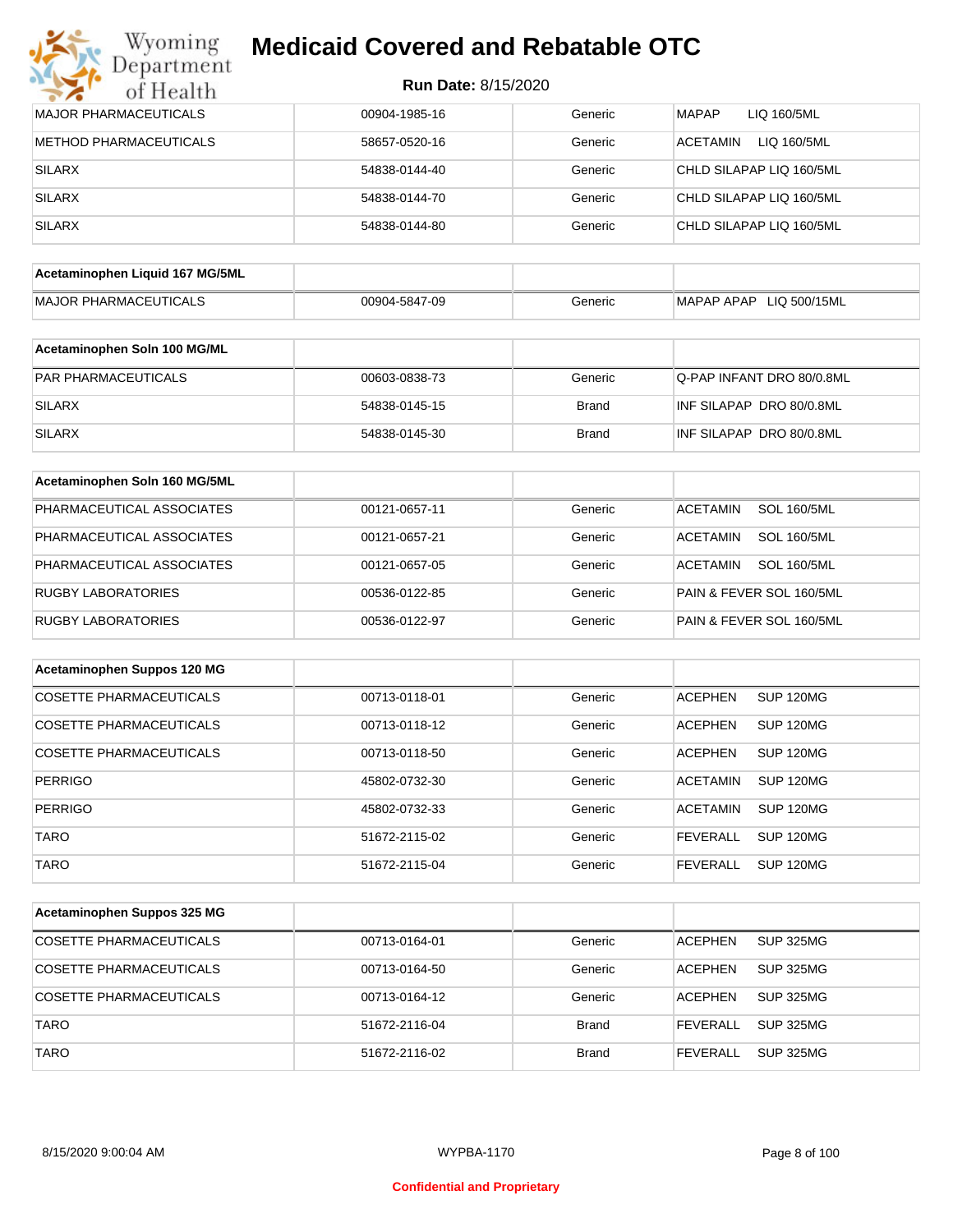# Medicaid Covered and Rebatable OTC

**Run Date:** 8/15/2020

| | | | |
|---|---|---|---|
| MAJOR PHARMACEUTICALS | 00904-1985-16 | Generic | MAPAP LIQ 160/5ML |
| METHOD PHARMACEUTICALS | 58657-0520-16 | Generic | ACETAMIN LIQ 160/5ML |
| SILARX | 54838-0144-40 | Generic | CHLD SILAPAP LIQ 160/5ML |
| SILARX | 54838-0144-70 | Generic | CHLD SILAPAP LIQ 160/5ML |
| SILARX | 54838-0144-80 | Generic | CHLD SILAPAP LIQ 160/5ML |

| **Acetaminophen Liquid 167 MG/5ML** | | | |
|---|---|---|---|
| MAJOR PHARMACEUTICALS | 00904-5847-09 | Generic | MAPAP APAP LIQ 500/15ML |

| **Acetaminophen Soln 100 MG/ML** | | | |
|---|---|---|---|
| PAR PHARMACEUTICALS | 00603-0838-73 | Generic | Q-PAP INFANT DRO 80/0.8ML |
| SILARX | 54838-0145-15 | Brand | INF SILAPAP DRO 80/0.8ML |
| SILARX | 54838-0145-30 | Brand | INF SILAPAP DRO 80/0.8ML |

| **Acetaminophen Soln 160 MG/5ML** | | | |
|---|---|---|---|
| PHARMACEUTICAL ASSOCIATES | 00121-0657-11 | Generic | ACETAMIN SOL 160/5ML |
| PHARMACEUTICAL ASSOCIATES | 00121-0657-21 | Generic | ACETAMIN SOL 160/5ML |
| PHARMACEUTICAL ASSOCIATES | 00121-0657-05 | Generic | ACETAMIN SOL 160/5ML |
| RUGBY LABORATORIES | 00536-0122-85 | Generic | PAIN & FEVER SOL 160/5ML |
| RUGBY LABORATORIES | 00536-0122-97 | Generic | PAIN & FEVER SOL 160/5ML |

| **Acetaminophen Suppos 120 MG** | | | |
|---|---|---|---|
| COSETTE PHARMACEUTICALS | 00713-0118-01 | Generic | ACEPHEN SUP 120MG |
| COSETTE PHARMACEUTICALS | 00713-0118-12 | Generic | ACEPHEN SUP 120MG |
| COSETTE PHARMACEUTICALS | 00713-0118-50 | Generic | ACEPHEN SUP 120MG |
| PERRIGO | 45802-0732-30 | Generic | ACETAMIN SUP 120MG |
| PERRIGO | 45802-0732-33 | Generic | ACETAMIN SUP 120MG |
| TARO | 51672-2115-02 | Generic | FEVERALL SUP 120MG |
| TARO | 51672-2115-04 | Generic | FEVERALL SUP 120MG |

| **Acetaminophen Suppos 325 MG** | | | |
|---|---|---|---|
| COSETTE PHARMACEUTICALS | 00713-0164-01 | Generic | ACEPHEN SUP 325MG |
| COSETTE PHARMACEUTICALS | 00713-0164-50 | Generic | ACEPHEN SUP 325MG |
| COSETTE PHARMACEUTICALS | 00713-0164-12 | Generic | ACEPHEN SUP 325MG |
| TARO | 51672-2116-04 | Brand | FEVERALL SUP 325MG |
| TARO | 51672-2116-02 | Brand | FEVERALL SUP 325MG |

8/15/2020 9:00:04 AM WYPBA-1170

Confidential and Proprietary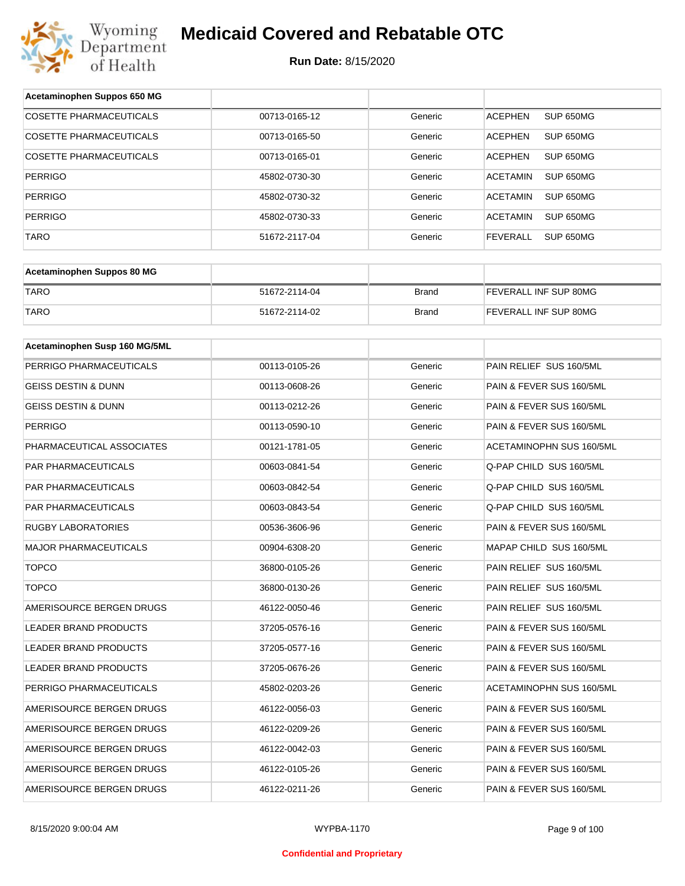# Medicaid Covered and Rebatable OTC

**Run Date:** 8/15/2020

| Acetaminophen Suppos 650 MG | | | |
|---|---|---|---|
| COSETTE PHARMACEUTICALS | 00713-0165-12 | Generic | ACEPHEN SUP 650MG |
| COSETTE PHARMACEUTICALS | 00713-0165-50 | Generic | ACEPHEN SUP 650MG |
| COSETTE PHARMACEUTICALS | 00713-0165-01 | Generic | ACEPHEN SUP 650MG |
| PERRIGO | 45802-0730-30 | Generic | ACETAMIN SUP 650MG |
| PERRIGO | 45802-0730-32 | Generic | ACETAMIN SUP 650MG |
| PERRIGO | 45802-0730-33 | Generic | ACETAMIN SUP 650MG |
| TARO | 51672-2117-04 | Generic | FEVERALL SUP 650MG |

| Acetaminophen Suppos 80 MG | | | |
|---|---|---|---|
| TARO | 51672-2114-04 | Brand | FEVERALL INF SUP 80MG |
| TARO | 51672-2114-02 | Brand | FEVERALL INF SUP 80MG |

| Acetaminophen Susp 160 MG/5ML | | | |
|---|---|---|---|
| PERRIGO PHARMACEUTICALS | 00113-0105-26 | Generic | PAIN RELIEF SUS 160/5ML |
| GEISS DESTIN & DUNN | 00113-0608-26 | Generic | PAIN & FEVER SUS 160/5ML |
| GEISS DESTIN & DUNN | 00113-0212-26 | Generic | PAIN & FEVER SUS 160/5ML |
| PERRIGO | 00113-0590-10 | Generic | PAIN & FEVER SUS 160/5ML |
| PHARMACEUTICAL ASSOCIATES | 00121-1781-05 | Generic | ACETAMINOPHN SUS 160/5ML |
| PAR PHARMACEUTICALS | 00603-0841-54 | Generic | Q-PAP CHILD SUS 160/5ML |
| PAR PHARMACEUTICALS | 00603-0842-54 | Generic | Q-PAP CHILD SUS 160/5ML |
| PAR PHARMACEUTICALS | 00603-0843-54 | Generic | Q-PAP CHILD SUS 160/5ML |
| RUGBY LABORATORIES | 00536-3606-96 | Generic | PAIN & FEVER SUS 160/5ML |
| MAJOR PHARMACEUTICALS | 00904-6308-20 | Generic | MAPAP CHILD SUS 160/5ML |
| TOPCO | 36800-0105-26 | Generic | PAIN RELIEF SUS 160/5ML |
| TOPCO | 36800-0130-26 | Generic | PAIN RELIEF SUS 160/5ML |
| AMERISOURCE BERGEN DRUGS | 46122-0050-46 | Generic | PAIN RELIEF SUS 160/5ML |
| LEADER BRAND PRODUCTS | 37205-0576-16 | Generic | PAIN & FEVER SUS 160/5ML |
| LEADER BRAND PRODUCTS | 37205-0577-16 | Generic | PAIN & FEVER SUS 160/5ML |
| LEADER BRAND PRODUCTS | 37205-0676-26 | Generic | PAIN & FEVER SUS 160/5ML |
| PERRIGO PHARMACEUTICALS | 45802-0203-26 | Generic | ACETAMINOPHN SUS 160/5ML |
| AMERISOURCE BERGEN DRUGS | 46122-0056-03 | Generic | PAIN & FEVER SUS 160/5ML |
| AMERISOURCE BERGEN DRUGS | 46122-0209-26 | Generic | PAIN & FEVER SUS 160/5ML |
| AMERISOURCE BERGEN DRUGS | 46122-0042-03 | Generic | PAIN & FEVER SUS 160/5ML |
| AMERISOURCE BERGEN DRUGS | 46122-0105-26 | Generic | PAIN & FEVER SUS 160/5ML |
| AMERISOURCE BERGEN DRUGS | 46122-0211-26 | Generic | PAIN & FEVER SUS 160/5ML |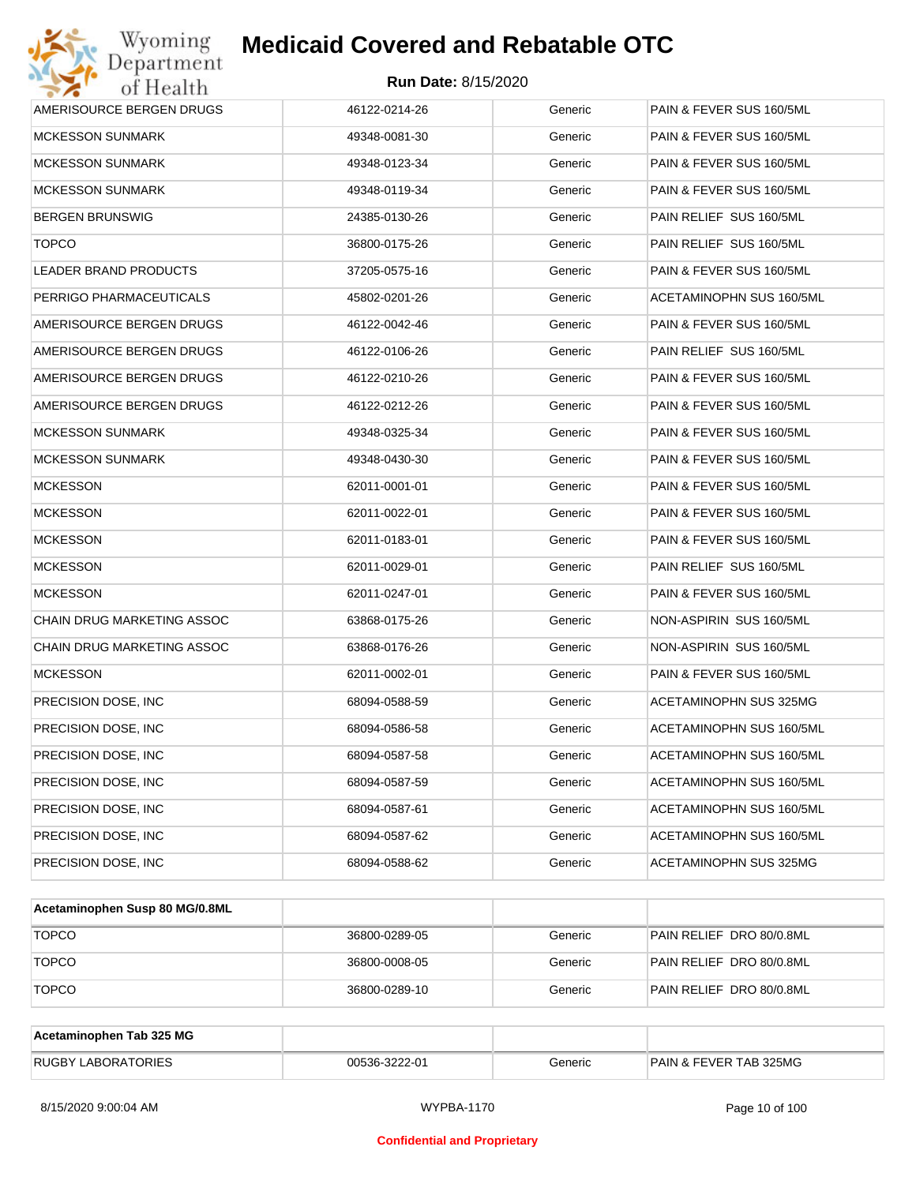| | | | |
|---|---|---|---|
| AMERISOURCE BERGEN DRUGS | 46122-0214-26 | Generic | PAIN & FEVER SUS 160/5ML |
| MCKESSON SUNMARK | 49348-0081-30 | Generic | PAIN & FEVER SUS 160/5ML |
| MCKESSON SUNMARK | 49348-0123-34 | Generic | PAIN & FEVER SUS 160/5ML |
| MCKESSON SUNMARK | 49348-0119-34 | Generic | PAIN & FEVER SUS 160/5ML |
| BERGEN BRUNSWIG | 24385-0130-26 | Generic | PAIN RELIEF SUS 160/5ML |
| TOPCO | 36800-0175-26 | Generic | PAIN RELIEF SUS 160/5ML |
| LEADER BRAND PRODUCTS | 37205-0575-16 | Generic | PAIN & FEVER SUS 160/5ML |
| PERRIGO PHARMACEUTICALS | 45802-0201-26 | Generic | ACETAMINOPHN SUS 160/5ML |
| AMERISOURCE BERGEN DRUGS | 46122-0042-46 | Generic | PAIN & FEVER SUS 160/5ML |
| AMERISOURCE BERGEN DRUGS | 46122-0106-26 | Generic | PAIN RELIEF SUS 160/5ML |
| AMERISOURCE BERGEN DRUGS | 46122-0210-26 | Generic | PAIN & FEVER SUS 160/5ML |
| AMERISOURCE BERGEN DRUGS | 46122-0212-26 | Generic | PAIN & FEVER SUS 160/5ML |
| MCKESSON SUNMARK | 49348-0325-34 | Generic | PAIN & FEVER SUS 160/5ML |
| MCKESSON SUNMARK | 49348-0430-30 | Generic | PAIN & FEVER SUS 160/5ML |
| MCKESSON | 62011-0001-01 | Generic | PAIN & FEVER SUS 160/5ML |
| MCKESSON | 62011-0022-01 | Generic | PAIN & FEVER SUS 160/5ML |
| MCKESSON | 62011-0183-01 | Generic | PAIN & FEVER SUS 160/5ML |
| MCKESSON | 62011-0029-01 | Generic | PAIN RELIEF SUS 160/5ML |
| MCKESSON | 62011-0247-01 | Generic | PAIN & FEVER SUS 160/5ML |
| CHAIN DRUG MARKETING ASSOC | 63868-0175-26 | Generic | NON-ASPIRIN SUS 160/5ML |
| CHAIN DRUG MARKETING ASSOC | 63868-0176-26 | Generic | NON-ASPIRIN SUS 160/5ML |
| MCKESSON | 62011-0002-01 | Generic | PAIN & FEVER SUS 160/5ML |
| PRECISION DOSE, INC | 68094-0588-59 | Generic | ACETAMINOPHN SUS 325MG |
| PRECISION DOSE, INC | 68094-0586-58 | Generic | ACETAMINOPHN SUS 160/5ML |
| PRECISION DOSE, INC | 68094-0587-58 | Generic | ACETAMINOPHN SUS 160/5ML |
| PRECISION DOSE, INC | 68094-0587-59 | Generic | ACETAMINOPHN SUS 160/5ML |
| PRECISION DOSE, INC | 68094-0587-61 | Generic | ACETAMINOPHN SUS 160/5ML |
| PRECISION DOSE, INC | 68094-0587-62 | Generic | ACETAMINOPHN SUS 160/5ML |
| PRECISION DOSE, INC | 68094-0588-62 | Generic | ACETAMINOPHN SUS 325MG |

| **Acetaminophen Susp 80 MG/0.8ML** | | | |
|---|---|---|---|
| TOPCO | 36800-0289-05 | Generic | PAIN RELIEF DRO 80/0.8ML |
| TOPCO | 36800-0008-05 | Generic | PAIN RELIEF DRO 80/0.8ML |
| TOPCO | 36800-0289-10 | Generic | PAIN RELIEF DRO 80/0.8ML |

| **Acetaminophen Tab 325 MG** | | | |
|---|---|---|---|
| RUGBY LABORATORIES | 00536-3222-01 | Generic | PAIN & FEVER TAB 325MG |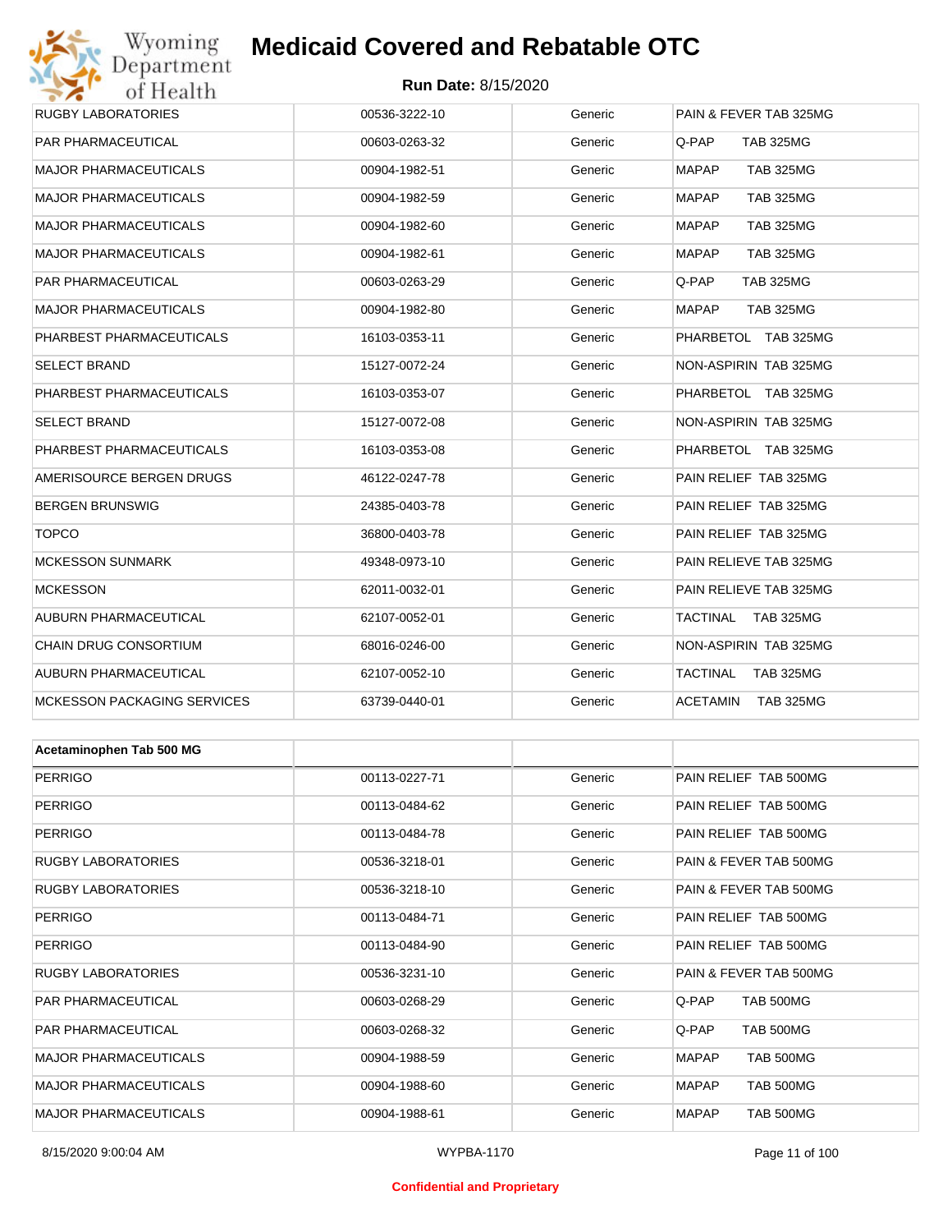| | | | |
|---|---|---|---|
| RUGBY LABORATORIES | 00536-3222-10 | Generic | PAIN & FEVER TAB 325MG |
| PAR PHARMACEUTICAL | 00603-0263-32 | Generic | Q-PAP TAB 325MG |
| MAJOR PHARMACEUTICALS | 00904-1982-51 | Generic | MAPAP TAB 325MG |
| MAJOR PHARMACEUTICALS | 00904-1982-59 | Generic | MAPAP TAB 325MG |
| MAJOR PHARMACEUTICALS | 00904-1982-60 | Generic | MAPAP TAB 325MG |
| MAJOR PHARMACEUTICALS | 00904-1982-61 | Generic | MAPAP TAB 325MG |
| PAR PHARMACEUTICAL | 00603-0263-29 | Generic | Q-PAP TAB 325MG |
| MAJOR PHARMACEUTICALS | 00904-1982-80 | Generic | MAPAP TAB 325MG |
| PHARBEST PHARMACEUTICALS | 16103-0353-11 | Generic | PHARBETOL TAB 325MG |
| SELECT BRAND | 15127-0072-24 | Generic | NON-ASPIRIN TAB 325MG |
| PHARBEST PHARMACEUTICALS | 16103-0353-07 | Generic | PHARBETOL TAB 325MG |
| SELECT BRAND | 15127-0072-08 | Generic | NON-ASPIRIN TAB 325MG |
| PHARBEST PHARMACEUTICALS | 16103-0353-08 | Generic | PHARBETOL TAB 325MG |
| AMERISOURCE BERGEN DRUGS | 46122-0247-78 | Generic | PAIN RELIEF TAB 325MG |
| BERGEN BRUNSWIG | 24385-0403-78 | Generic | PAIN RELIEF TAB 325MG |
| TOPCO | 36800-0403-78 | Generic | PAIN RELIEF TAB 325MG |
| MCKESSON SUNMARK | 49348-0973-10 | Generic | PAIN RELIEVE TAB 325MG |
| MCKESSON | 62011-0032-01 | Generic | PAIN RELIEVE TAB 325MG |
| AUBURN PHARMACEUTICAL | 62107-0052-01 | Generic | TACTINAL TAB 325MG |
| CHAIN DRUG CONSORTIUM | 68016-0246-00 | Generic | NON-ASPIRIN TAB 325MG |
| AUBURN PHARMACEUTICAL | 62107-0052-10 | Generic | TACTINAL TAB 325MG |
| MCKESSON PACKAGING SERVICES | 63739-0440-01 | Generic | ACETAMIN TAB 325MG |

| **Acetaminophen Tab 500 MG** | | | |
|---|---|---|---|
| PERRIGO | 00113-0227-71 | Generic | PAIN RELIEF TAB 500MG |
| PERRIGO | 00113-0484-62 | Generic | PAIN RELIEF TAB 500MG |
| PERRIGO | 00113-0484-78 | Generic | PAIN RELIEF TAB 500MG |
| RUGBY LABORATORIES | 00536-3218-01 | Generic | PAIN & FEVER TAB 500MG |
| RUGBY LABORATORIES | 00536-3218-10 | Generic | PAIN & FEVER TAB 500MG |
| PERRIGO | 00113-0484-71 | Generic | PAIN RELIEF TAB 500MG |
| PERRIGO | 00113-0484-90 | Generic | PAIN RELIEF TAB 500MG |
| RUGBY LABORATORIES | 00536-3231-10 | Generic | PAIN & FEVER TAB 500MG |
| PAR PHARMACEUTICAL | 00603-0268-29 | Generic | Q-PAP TAB 500MG |
| PAR PHARMACEUTICAL | 00603-0268-32 | Generic | Q-PAP TAB 500MG |
| MAJOR PHARMACEUTICALS | 00904-1988-59 | Generic | MAPAP TAB 500MG |
| MAJOR PHARMACEUTICALS | 00904-1988-60 | Generic | MAPAP TAB 500MG |
| MAJOR PHARMACEUTICALS | 00904-1988-61 | Generic | MAPAP TAB 500MG |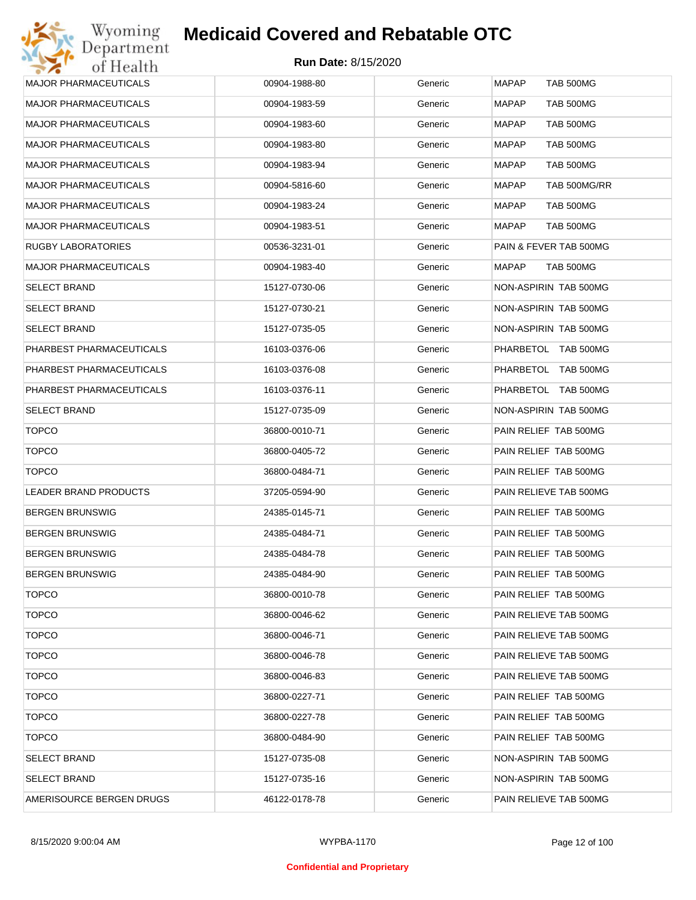| | | | |
|---|---|---|---|
| MAJOR PHARMACEUTICALS | 00904-1988-80 | Generic | MAPAP TAB 500MG |
| MAJOR PHARMACEUTICALS | 00904-1983-59 | Generic | MAPAP TAB 500MG |
| MAJOR PHARMACEUTICALS | 00904-1983-60 | Generic | MAPAP TAB 500MG |
| MAJOR PHARMACEUTICALS | 00904-1983-80 | Generic | MAPAP TAB 500MG |
| MAJOR PHARMACEUTICALS | 00904-1983-94 | Generic | MAPAP TAB 500MG |
| MAJOR PHARMACEUTICALS | 00904-5816-60 | Generic | MAPAP TAB 500MG/RR |
| MAJOR PHARMACEUTICALS | 00904-1983-24 | Generic | MAPAP TAB 500MG |
| MAJOR PHARMACEUTICALS | 00904-1983-51 | Generic | MAPAP TAB 500MG |
| RUGBY LABORATORIES | 00536-3231-01 | Generic | PAIN & FEVER TAB 500MG |
| MAJOR PHARMACEUTICALS | 00904-1983-40 | Generic | MAPAP TAB 500MG |
| SELECT BRAND | 15127-0730-06 | Generic | NON-ASPIRIN TAB 500MG |
| SELECT BRAND | 15127-0730-21 | Generic | NON-ASPIRIN TAB 500MG |
| SELECT BRAND | 15127-0735-05 | Generic | NON-ASPIRIN TAB 500MG |
| PHARBEST PHARMACEUTICALS | 16103-0376-06 | Generic | PHARBETOL TAB 500MG |
| PHARBEST PHARMACEUTICALS | 16103-0376-08 | Generic | PHARBETOL TAB 500MG |
| PHARBEST PHARMACEUTICALS | 16103-0376-11 | Generic | PHARBETOL TAB 500MG |
| SELECT BRAND | 15127-0735-09 | Generic | NON-ASPIRIN TAB 500MG |
| TOPCO | 36800-0010-71 | Generic | PAIN RELIEF TAB 500MG |
| TOPCO | 36800-0405-72 | Generic | PAIN RELIEF TAB 500MG |
| TOPCO | 36800-0484-71 | Generic | PAIN RELIEF TAB 500MG |
| LEADER BRAND PRODUCTS | 37205-0594-90 | Generic | PAIN RELIEVE TAB 500MG |
| BERGEN BRUNSWIG | 24385-0145-71 | Generic | PAIN RELIEF TAB 500MG |
| BERGEN BRUNSWIG | 24385-0484-71 | Generic | PAIN RELIEF TAB 500MG |
| BERGEN BRUNSWIG | 24385-0484-78 | Generic | PAIN RELIEF TAB 500MG |
| BERGEN BRUNSWIG | 24385-0484-90 | Generic | PAIN RELIEF TAB 500MG |
| TOPCO | 36800-0010-78 | Generic | PAIN RELIEF TAB 500MG |
| TOPCO | 36800-0046-62 | Generic | PAIN RELIEVE TAB 500MG |
| TOPCO | 36800-0046-71 | Generic | PAIN RELIEVE TAB 500MG |
| TOPCO | 36800-0046-78 | Generic | PAIN RELIEVE TAB 500MG |
| TOPCO | 36800-0046-83 | Generic | PAIN RELIEVE TAB 500MG |
| TOPCO | 36800-0227-71 | Generic | PAIN RELIEF TAB 500MG |
| TOPCO | 36800-0227-78 | Generic | PAIN RELIEF TAB 500MG |
| TOPCO | 36800-0484-90 | Generic | PAIN RELIEF TAB 500MG |
| SELECT BRAND | 15127-0735-08 | Generic | NON-ASPIRIN TAB 500MG |
| SELECT BRAND | 15127-0735-16 | Generic | NON-ASPIRIN TAB 500MG |
| AMERISOURCE BERGEN DRUGS | 46122-0178-78 | Generic | PAIN RELIEVE TAB 500MG |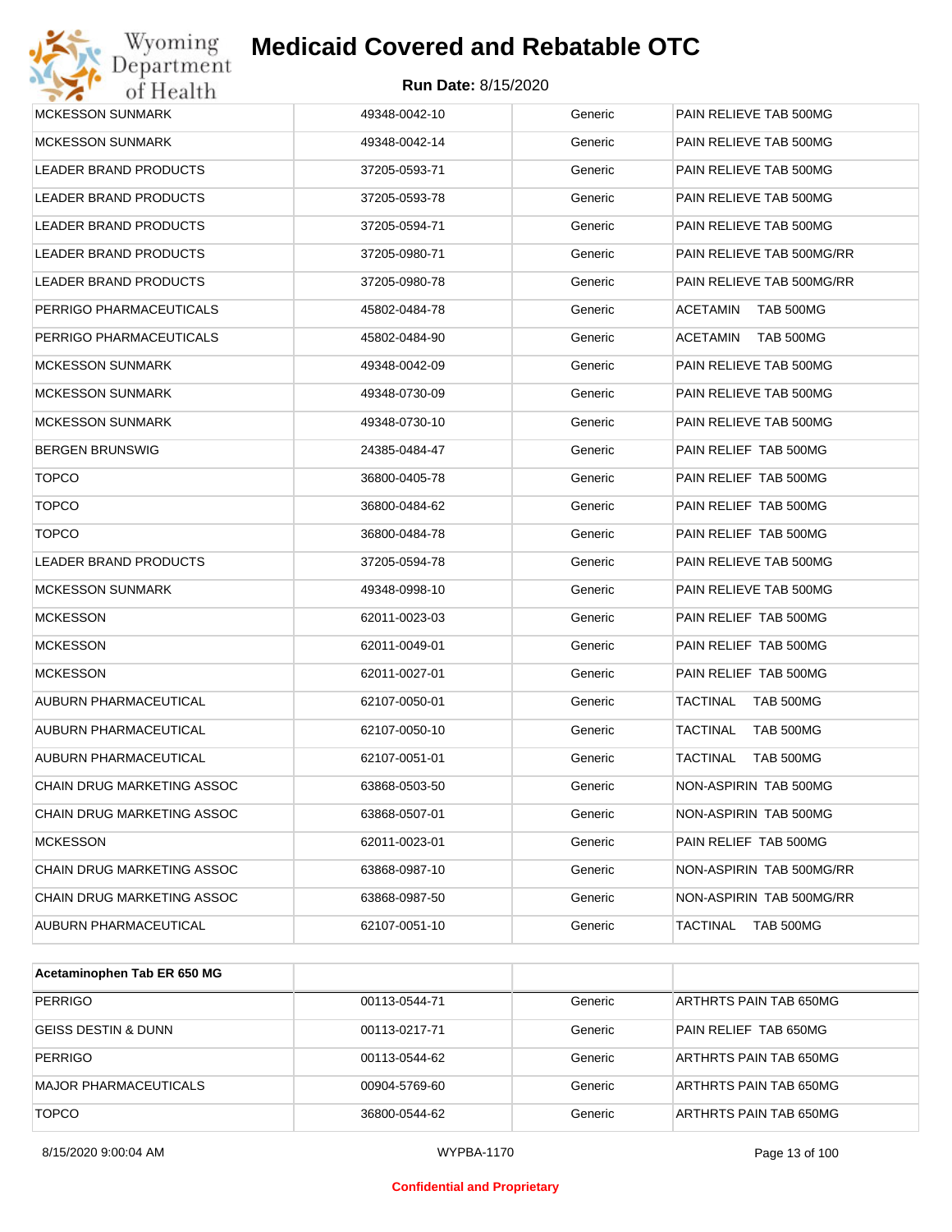| | | | |
|---|---|---|---|
| MCKESSON SUNMARK | 49348-0042-10 | Generic | PAIN RELIEVE TAB 500MG |
| MCKESSON SUNMARK | 49348-0042-14 | Generic | PAIN RELIEVE TAB 500MG |
| LEADER BRAND PRODUCTS | 37205-0593-71 | Generic | PAIN RELIEVE TAB 500MG |
| LEADER BRAND PRODUCTS | 37205-0593-78 | Generic | PAIN RELIEVE TAB 500MG |
| LEADER BRAND PRODUCTS | 37205-0594-71 | Generic | PAIN RELIEVE TAB 500MG |
| LEADER BRAND PRODUCTS | 37205-0980-71 | Generic | PAIN RELIEVE TAB 500MG/RR |
| LEADER BRAND PRODUCTS | 37205-0980-78 | Generic | PAIN RELIEVE TAB 500MG/RR |
| PERRIGO PHARMACEUTICALS | 45802-0484-78 | Generic | ACETAMIN TAB 500MG |
| PERRIGO PHARMACEUTICALS | 45802-0484-90 | Generic | ACETAMIN TAB 500MG |
| MCKESSON SUNMARK | 49348-0042-09 | Generic | PAIN RELIEVE TAB 500MG |
| MCKESSON SUNMARK | 49348-0730-09 | Generic | PAIN RELIEVE TAB 500MG |
| MCKESSON SUNMARK | 49348-0730-10 | Generic | PAIN RELIEVE TAB 500MG |
| BERGEN BRUNSWIG | 24385-0484-47 | Generic | PAIN RELIEF TAB 500MG |
| TOPCO | 36800-0405-78 | Generic | PAIN RELIEF TAB 500MG |
| TOPCO | 36800-0484-62 | Generic | PAIN RELIEF TAB 500MG |
| TOPCO | 36800-0484-78 | Generic | PAIN RELIEF TAB 500MG |
| LEADER BRAND PRODUCTS | 37205-0594-78 | Generic | PAIN RELIEVE TAB 500MG |
| MCKESSON SUNMARK | 49348-0998-10 | Generic | PAIN RELIEVE TAB 500MG |
| MCKESSON | 62011-0023-03 | Generic | PAIN RELIEF TAB 500MG |
| MCKESSON | 62011-0049-01 | Generic | PAIN RELIEF TAB 500MG |
| MCKESSON | 62011-0027-01 | Generic | PAIN RELIEF TAB 500MG |
| AUBURN PHARMACEUTICAL | 62107-0050-01 | Generic | TACTINAL TAB 500MG |
| AUBURN PHARMACEUTICAL | 62107-0050-10 | Generic | TACTINAL TAB 500MG |
| AUBURN PHARMACEUTICAL | 62107-0051-01 | Generic | TACTINAL TAB 500MG |
| CHAIN DRUG MARKETING ASSOC | 63868-0503-50 | Generic | NON-ASPIRIN TAB 500MG |
| CHAIN DRUG MARKETING ASSOC | 63868-0507-01 | Generic | NON-ASPIRIN TAB 500MG |
| MCKESSON | 62011-0023-01 | Generic | PAIN RELIEF TAB 500MG |
| CHAIN DRUG MARKETING ASSOC | 63868-0987-10 | Generic | NON-ASPIRIN TAB 500MG/RR |
| CHAIN DRUG MARKETING ASSOC | 63868-0987-50 | Generic | NON-ASPIRIN TAB 500MG/RR |
| AUBURN PHARMACEUTICAL | 62107-0051-10 | Generic | TACTINAL TAB 500MG |

| **Acetaminophen Tab ER 650 MG** | | | |
|---|---|---|---|
| PERRIGO | 00113-0544-71 | Generic | ARTHRTS PAIN TAB 650MG |
| GEISS DESTIN & DUNN | 00113-0217-71 | Generic | PAIN RELIEF TAB 650MG |
| PERRIGO | 00113-0544-62 | Generic | ARTHRTS PAIN TAB 650MG |
| MAJOR PHARMACEUTICALS | 00904-5769-60 | Generic | ARTHRTS PAIN TAB 650MG |
| TOPCO | 36800-0544-62 | Generic | ARTHRTS PAIN TAB 650MG |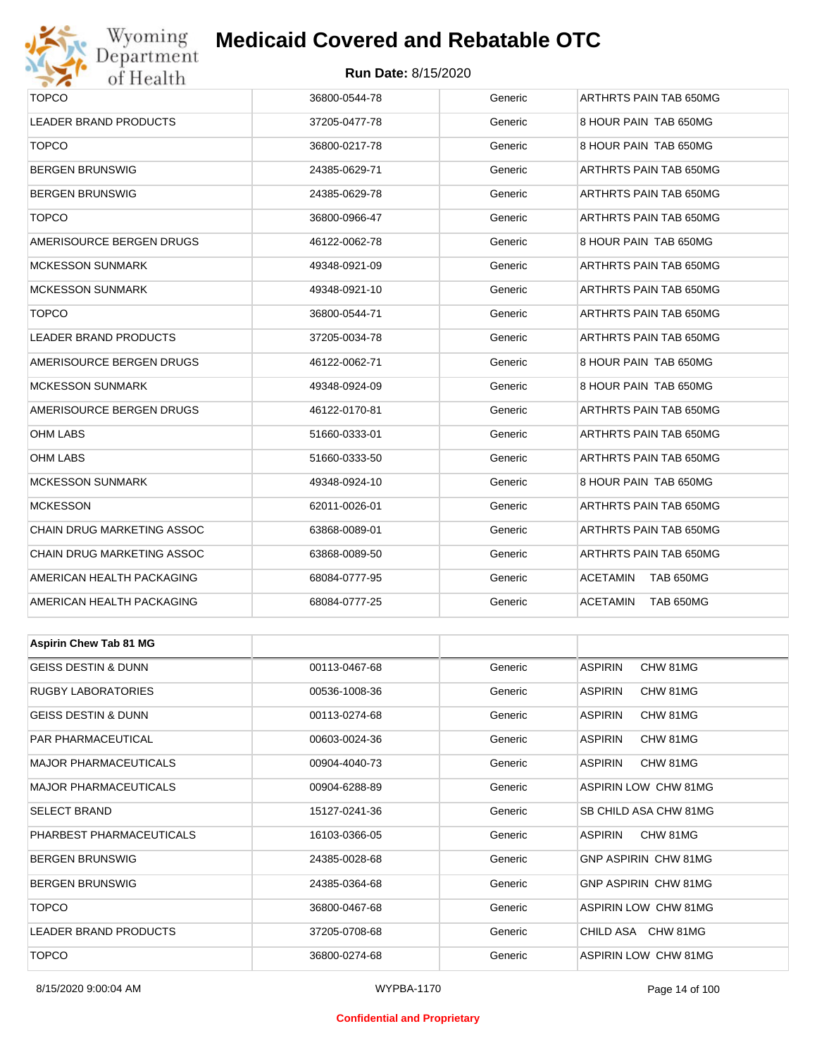| | | | |
|---|---|---|---|
| TOPCO | 36800-0544-78 | Generic | ARTHRTS PAIN TAB 650MG |
| LEADER BRAND PRODUCTS | 37205-0477-78 | Generic | 8 HOUR PAIN TAB 650MG |
| TOPCO | 36800-0217-78 | Generic | 8 HOUR PAIN TAB 650MG |
| BERGEN BRUNSWIG | 24385-0629-71 | Generic | ARTHRTS PAIN TAB 650MG |
| BERGEN BRUNSWIG | 24385-0629-78 | Generic | ARTHRTS PAIN TAB 650MG |
| TOPCO | 36800-0966-47 | Generic | ARTHRTS PAIN TAB 650MG |
| AMERISOURCE BERGEN DRUGS | 46122-0062-78 | Generic | 8 HOUR PAIN TAB 650MG |
| MCKESSON SUNMARK | 49348-0921-09 | Generic | ARTHRTS PAIN TAB 650MG |
| MCKESSON SUNMARK | 49348-0921-10 | Generic | ARTHRTS PAIN TAB 650MG |
| TOPCO | 36800-0544-71 | Generic | ARTHRTS PAIN TAB 650MG |
| LEADER BRAND PRODUCTS | 37205-0034-78 | Generic | ARTHRTS PAIN TAB 650MG |
| AMERISOURCE BERGEN DRUGS | 46122-0062-71 | Generic | 8 HOUR PAIN TAB 650MG |
| MCKESSON SUNMARK | 49348-0924-09 | Generic | 8 HOUR PAIN TAB 650MG |
| AMERISOURCE BERGEN DRUGS | 46122-0170-81 | Generic | ARTHRTS PAIN TAB 650MG |
| OHM LABS | 51660-0333-01 | Generic | ARTHRTS PAIN TAB 650MG |
| OHM LABS | 51660-0333-50 | Generic | ARTHRTS PAIN TAB 650MG |
| MCKESSON SUNMARK | 49348-0924-10 | Generic | 8 HOUR PAIN TAB 650MG |
| MCKESSON | 62011-0026-01 | Generic | ARTHRTS PAIN TAB 650MG |
| CHAIN DRUG MARKETING ASSOC | 63868-0089-01 | Generic | ARTHRTS PAIN TAB 650MG |
| CHAIN DRUG MARKETING ASSOC | 63868-0089-50 | Generic | ARTHRTS PAIN TAB 650MG |
| AMERICAN HEALTH PACKAGING | 68084-0777-95 | Generic | ACETAMIN TAB 650MG |
| AMERICAN HEALTH PACKAGING | 68084-0777-25 | Generic | ACETAMIN TAB 650MG |

| **Aspirin Chew Tab 81 MG** | | | |
|---|---|---|---|
| GEISS DESTIN & DUNN | 00113-0467-68 | Generic | ASPIRIN CHW 81MG |
| RUGBY LABORATORIES | 00536-1008-36 | Generic | ASPIRIN CHW 81MG |
| GEISS DESTIN & DUNN | 00113-0274-68 | Generic | ASPIRIN CHW 81MG |
| PAR PHARMACEUTICAL | 00603-0024-36 | Generic | ASPIRIN CHW 81MG |
| MAJOR PHARMACEUTICALS | 00904-4040-73 | Generic | ASPIRIN CHW 81MG |
| MAJOR PHARMACEUTICALS | 00904-6288-89 | Generic | ASPIRIN LOW CHW 81MG |
| SELECT BRAND | 15127-0241-36 | Generic | SB CHILD ASA CHW 81MG |
| PHARBEST PHARMACEUTICALS | 16103-0366-05 | Generic | ASPIRIN CHW 81MG |
| BERGEN BRUNSWIG | 24385-0028-68 | Generic | GNP ASPIRIN CHW 81MG |
| BERGEN BRUNSWIG | 24385-0364-68 | Generic | GNP ASPIRIN CHW 81MG |
| TOPCO | 36800-0467-68 | Generic | ASPIRIN LOW CHW 81MG |
| LEADER BRAND PRODUCTS | 37205-0708-68 | Generic | CHILD ASA CHW 81MG |
| TOPCO | 36800-0274-68 | Generic | ASPIRIN LOW CHW 81MG |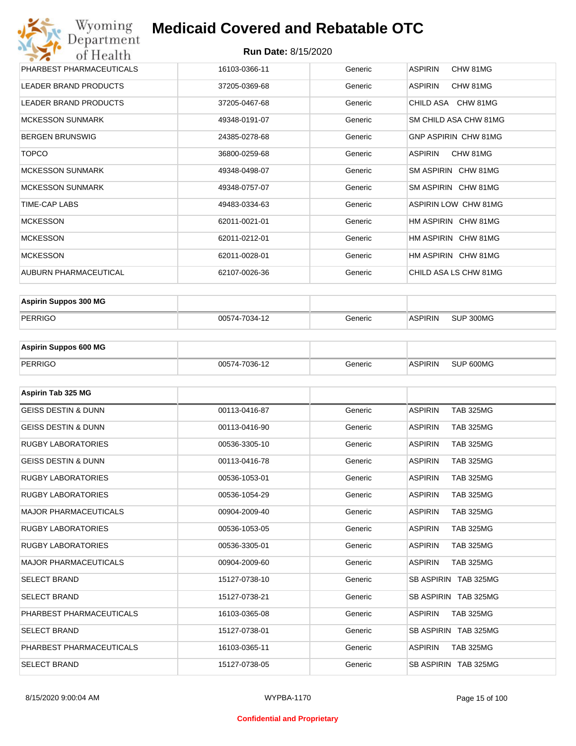# Medicaid Covered and Rebatable OTC

**Run Date:** 8/15/2020

| | | | |
|---|---|---|---|
| PHARBEST PHARMACEUTICALS | 16103-0366-11 | Generic | ASPIRIN CHW 81MG |
| LEADER BRAND PRODUCTS | 37205-0369-68 | Generic | ASPIRIN CHW 81MG |
| LEADER BRAND PRODUCTS | 37205-0467-68 | Generic | CHILD ASA CHW 81MG |
| MCKESSON SUNMARK | 49348-0191-07 | Generic | SM CHILD ASA CHW 81MG |
| BERGEN BRUNSWIG | 24385-0278-68 | Generic | GNP ASPIRIN CHW 81MG |
| TOPCO | 36800-0259-68 | Generic | ASPIRIN CHW 81MG |
| MCKESSON SUNMARK | 49348-0498-07 | Generic | SM ASPIRIN CHW 81MG |
| MCKESSON SUNMARK | 49348-0757-07 | Generic | SM ASPIRIN CHW 81MG |
| TIME-CAP LABS | 49483-0334-63 | Generic | ASPIRIN LOW CHW 81MG |
| MCKESSON | 62011-0021-01 | Generic | HM ASPIRIN CHW 81MG |
| MCKESSON | 62011-0212-01 | Generic | HM ASPIRIN CHW 81MG |
| MCKESSON | 62011-0028-01 | Generic | HM ASPIRIN CHW 81MG |
| AUBURN PHARMACEUTICAL | 62107-0026-36 | Generic | CHILD ASA LS CHW 81MG |

| **Aspirin Suppos 300 MG** | | | |
|---|---|---|---|
| PERRIGO | 00574-7034-12 | Generic | ASPIRIN SUP 300MG |

| **Aspirin Suppos 600 MG** | | | |
|---|---|---|---|
| PERRIGO | 00574-7036-12 | Generic | ASPIRIN SUP 600MG |

| **Aspirin Tab 325 MG** | | | |
|---|---|---|---|
| GEISS DESTIN & DUNN | 00113-0416-87 | Generic | ASPIRIN TAB 325MG |
| GEISS DESTIN & DUNN | 00113-0416-90 | Generic | ASPIRIN TAB 325MG |
| RUGBY LABORATORIES | 00536-3305-10 | Generic | ASPIRIN TAB 325MG |
| GEISS DESTIN & DUNN | 00113-0416-78 | Generic | ASPIRIN TAB 325MG |
| RUGBY LABORATORIES | 00536-1053-01 | Generic | ASPIRIN TAB 325MG |
| RUGBY LABORATORIES | 00536-1054-29 | Generic | ASPIRIN TAB 325MG |
| MAJOR PHARMACEUTICALS | 00904-2009-40 | Generic | ASPIRIN TAB 325MG |
| RUGBY LABORATORIES | 00536-1053-05 | Generic | ASPIRIN TAB 325MG |
| RUGBY LABORATORIES | 00536-3305-01 | Generic | ASPIRIN TAB 325MG |
| MAJOR PHARMACEUTICALS | 00904-2009-60 | Generic | ASPIRIN TAB 325MG |
| SELECT BRAND | 15127-0738-10 | Generic | SB ASPIRIN TAB 325MG |
| SELECT BRAND | 15127-0738-21 | Generic | SB ASPIRIN TAB 325MG |
| PHARBEST PHARMACEUTICALS | 16103-0365-08 | Generic | ASPIRIN TAB 325MG |
| SELECT BRAND | 15127-0738-01 | Generic | SB ASPIRIN TAB 325MG |
| PHARBEST PHARMACEUTICALS | 16103-0365-11 | Generic | ASPIRIN TAB 325MG |
| SELECT BRAND | 15127-0738-05 | Generic | SB ASPIRIN TAB 325MG |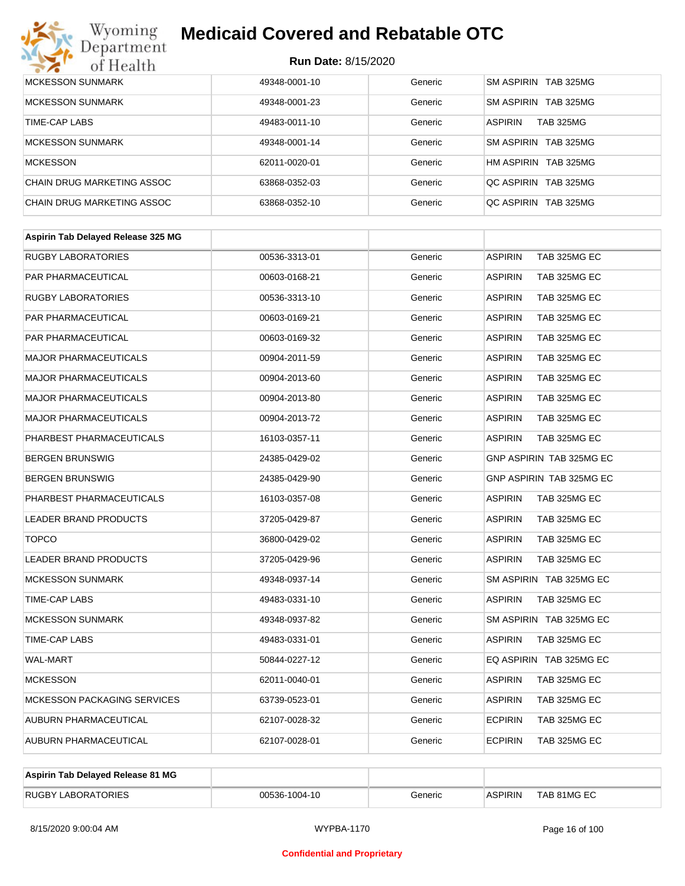| MCKESSON SUNMARK | 49348-0001-10 | Generic | SM ASPIRIN TAB 325MG |
|---|---|---|---|
| MCKESSON SUNMARK | 49348-0001-23 | Generic | SM ASPIRIN TAB 325MG |
| TIME-CAP LABS | 49483-0011-10 | Generic | ASPIRIN TAB 325MG |
| MCKESSON SUNMARK | 49348-0001-14 | Generic | SM ASPIRIN TAB 325MG |
| MCKESSON | 62011-0020-01 | Generic | HM ASPIRIN TAB 325MG |
| CHAIN DRUG MARKETING ASSOC | 63868-0352-03 | Generic | QC ASPIRIN TAB 325MG |
| CHAIN DRUG MARKETING ASSOC | 63868-0352-10 | Generic | QC ASPIRIN TAB 325MG |

| **Aspirin Tab Delayed Release 325 MG** | | | |
|---|---|---|---|
| RUGBY LABORATORIES | 00536-3313-01 | Generic | ASPIRIN TAB 325MG EC |
| PAR PHARMACEUTICAL | 00603-0168-21 | Generic | ASPIRIN TAB 325MG EC |
| RUGBY LABORATORIES | 00536-3313-10 | Generic | ASPIRIN TAB 325MG EC |
| PAR PHARMACEUTICAL | 00603-0169-21 | Generic | ASPIRIN TAB 325MG EC |
| PAR PHARMACEUTICAL | 00603-0169-32 | Generic | ASPIRIN TAB 325MG EC |
| MAJOR PHARMACEUTICALS | 00904-2011-59 | Generic | ASPIRIN TAB 325MG EC |
| MAJOR PHARMACEUTICALS | 00904-2013-60 | Generic | ASPIRIN TAB 325MG EC |
| MAJOR PHARMACEUTICALS | 00904-2013-80 | Generic | ASPIRIN TAB 325MG EC |
| MAJOR PHARMACEUTICALS | 00904-2013-72 | Generic | ASPIRIN TAB 325MG EC |
| PHARBEST PHARMACEUTICALS | 16103-0357-11 | Generic | ASPIRIN TAB 325MG EC |
| BERGEN BRUNSWIG | 24385-0429-02 | Generic | GNP ASPIRIN TAB 325MG EC |
| BERGEN BRUNSWIG | 24385-0429-90 | Generic | GNP ASPIRIN TAB 325MG EC |
| PHARBEST PHARMACEUTICALS | 16103-0357-08 | Generic | ASPIRIN TAB 325MG EC |
| LEADER BRAND PRODUCTS | 37205-0429-87 | Generic | ASPIRIN TAB 325MG EC |
| TOPCO | 36800-0429-02 | Generic | ASPIRIN TAB 325MG EC |
| LEADER BRAND PRODUCTS | 37205-0429-96 | Generic | ASPIRIN TAB 325MG EC |
| MCKESSON SUNMARK | 49348-0937-14 | Generic | SM ASPIRIN TAB 325MG EC |
| TIME-CAP LABS | 49483-0331-10 | Generic | ASPIRIN TAB 325MG EC |
| MCKESSON SUNMARK | 49348-0937-82 | Generic | SM ASPIRIN TAB 325MG EC |
| TIME-CAP LABS | 49483-0331-01 | Generic | ASPIRIN TAB 325MG EC |
| WAL-MART | 50844-0227-12 | Generic | EQ ASPIRIN TAB 325MG EC |
| MCKESSON | 62011-0040-01 | Generic | ASPIRIN TAB 325MG EC |
| MCKESSON PACKAGING SERVICES | 63739-0523-01 | Generic | ASPIRIN TAB 325MG EC |
| AUBURN PHARMACEUTICAL | 62107-0028-32 | Generic | ECPIRIN TAB 325MG EC |
| AUBURN PHARMACEUTICAL | 62107-0028-01 | Generic | ECPIRIN TAB 325MG EC |

| **Aspirin Tab Delayed Release 81 MG** | | | |
|---|---|---|---|
| RUGBY LABORATORIES | 00536-1004-10 | Generic | ASPIRIN TAB 81MG EC |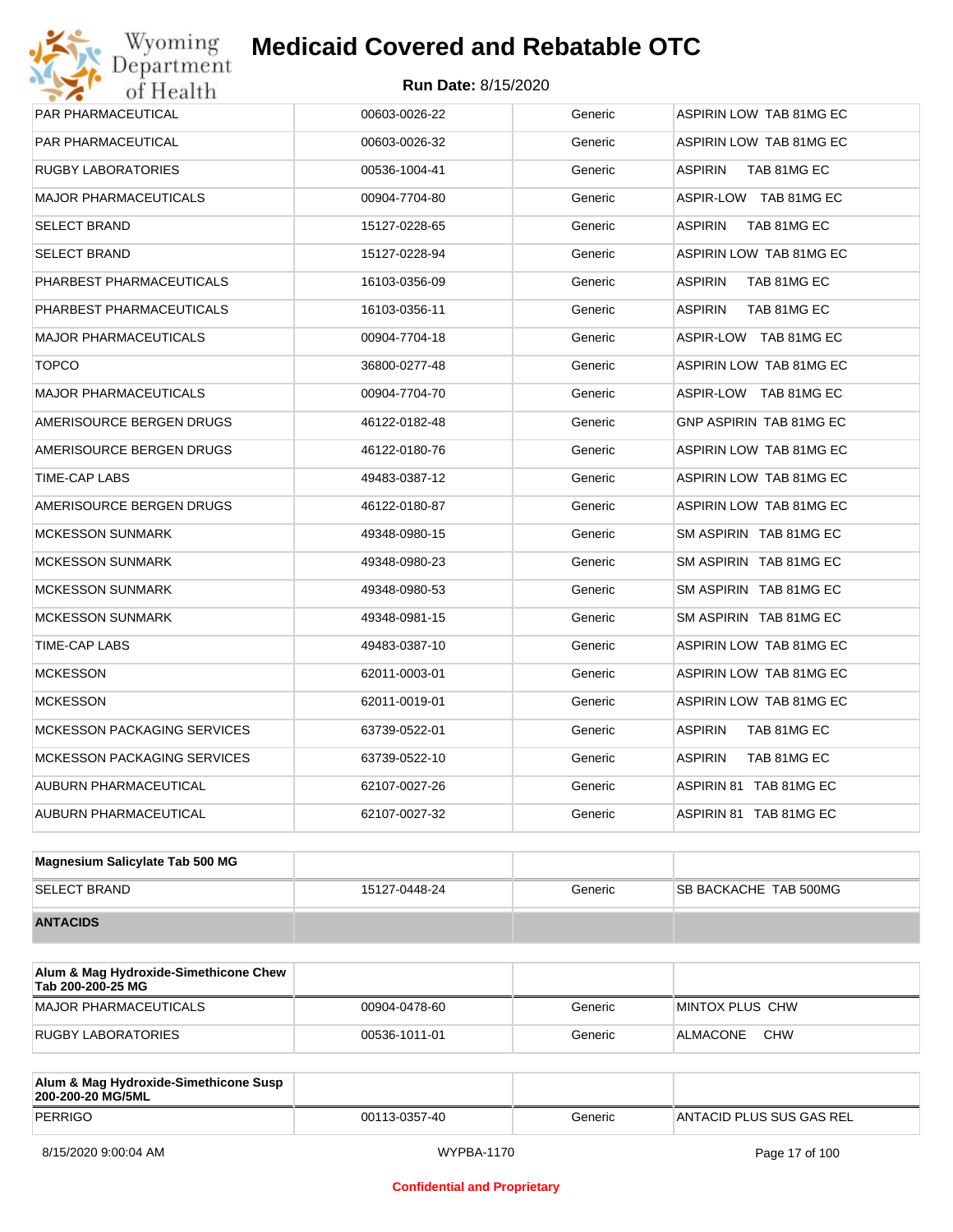# Medicaid Covered and Rebatable OTC

**Run Date:** 8/15/2020

| | | | |
|---|---|---|---|
| PAR PHARMACEUTICAL | 00603-0026-22 | Generic | ASPIRIN LOW TAB 81MG EC |
| PAR PHARMACEUTICAL | 00603-0026-32 | Generic | ASPIRIN LOW TAB 81MG EC |
| RUGBY LABORATORIES | 00536-1004-41 | Generic | ASPIRIN TAB 81MG EC |
| MAJOR PHARMACEUTICALS | 00904-7704-80 | Generic | ASPIR-LOW TAB 81MG EC |
| SELECT BRAND | 15127-0228-65 | Generic | ASPIRIN TAB 81MG EC |
| SELECT BRAND | 15127-0228-94 | Generic | ASPIRIN LOW TAB 81MG EC |
| PHARBEST PHARMACEUTICALS | 16103-0356-09 | Generic | ASPIRIN TAB 81MG EC |
| PHARBEST PHARMACEUTICALS | 16103-0356-11 | Generic | ASPIRIN TAB 81MG EC |
| MAJOR PHARMACEUTICALS | 00904-7704-18 | Generic | ASPIR-LOW TAB 81MG EC |
| TOPCO | 36800-0277-48 | Generic | ASPIRIN LOW TAB 81MG EC |
| MAJOR PHARMACEUTICALS | 00904-7704-70 | Generic | ASPIR-LOW TAB 81MG EC |
| AMERISOURCE BERGEN DRUGS | 46122-0182-48 | Generic | GNP ASPIRIN TAB 81MG EC |
| AMERISOURCE BERGEN DRUGS | 46122-0180-76 | Generic | ASPIRIN LOW TAB 81MG EC |
| TIME-CAP LABS | 49483-0387-12 | Generic | ASPIRIN LOW TAB 81MG EC |
| AMERISOURCE BERGEN DRUGS | 46122-0180-87 | Generic | ASPIRIN LOW TAB 81MG EC |
| MCKESSON SUNMARK | 49348-0980-15 | Generic | SM ASPIRIN TAB 81MG EC |
| MCKESSON SUNMARK | 49348-0980-23 | Generic | SM ASPIRIN TAB 81MG EC |
| MCKESSON SUNMARK | 49348-0980-53 | Generic | SM ASPIRIN TAB 81MG EC |
| MCKESSON SUNMARK | 49348-0981-15 | Generic | SM ASPIRIN TAB 81MG EC |
| TIME-CAP LABS | 49483-0387-10 | Generic | ASPIRIN LOW TAB 81MG EC |
| MCKESSON | 62011-0003-01 | Generic | ASPIRIN LOW TAB 81MG EC |
| MCKESSON | 62011-0019-01 | Generic | ASPIRIN LOW TAB 81MG EC |
| MCKESSON PACKAGING SERVICES | 63739-0522-01 | Generic | ASPIRIN TAB 81MG EC |
| MCKESSON PACKAGING SERVICES | 63739-0522-10 | Generic | ASPIRIN TAB 81MG EC |
| AUBURN PHARMACEUTICAL | 62107-0027-26 | Generic | ASPIRIN 81 TAB 81MG EC |
| AUBURN PHARMACEUTICAL | 62107-0027-32 | Generic | ASPIRIN 81 TAB 81MG EC |

| **Magnesium Salicylate Tab 500 MG** | | | |
|---|---|---|---|
| SELECT BRAND | 15127-0448-24 | Generic | SB BACKACHE TAB 500MG |

## ANTACIDS

| **Alum & Mag Hydroxide-Simethicone Chew Tab 200-200-25 MG** | | | |
|---|---|---|---|
| MAJOR PHARMACEUTICALS | 00904-0478-60 | Generic | MINTOX PLUS CHW |
| RUGBY LABORATORIES | 00536-1011-01 | Generic | ALMACONE CHW |

| **Alum & Mag Hydroxide-Simethicone Susp 200-200-20 MG/5ML** | | | |
|---|---|---|---|
| PERRIGO | 00113-0357-40 | Generic | ANTACID PLUS SUS GAS REL |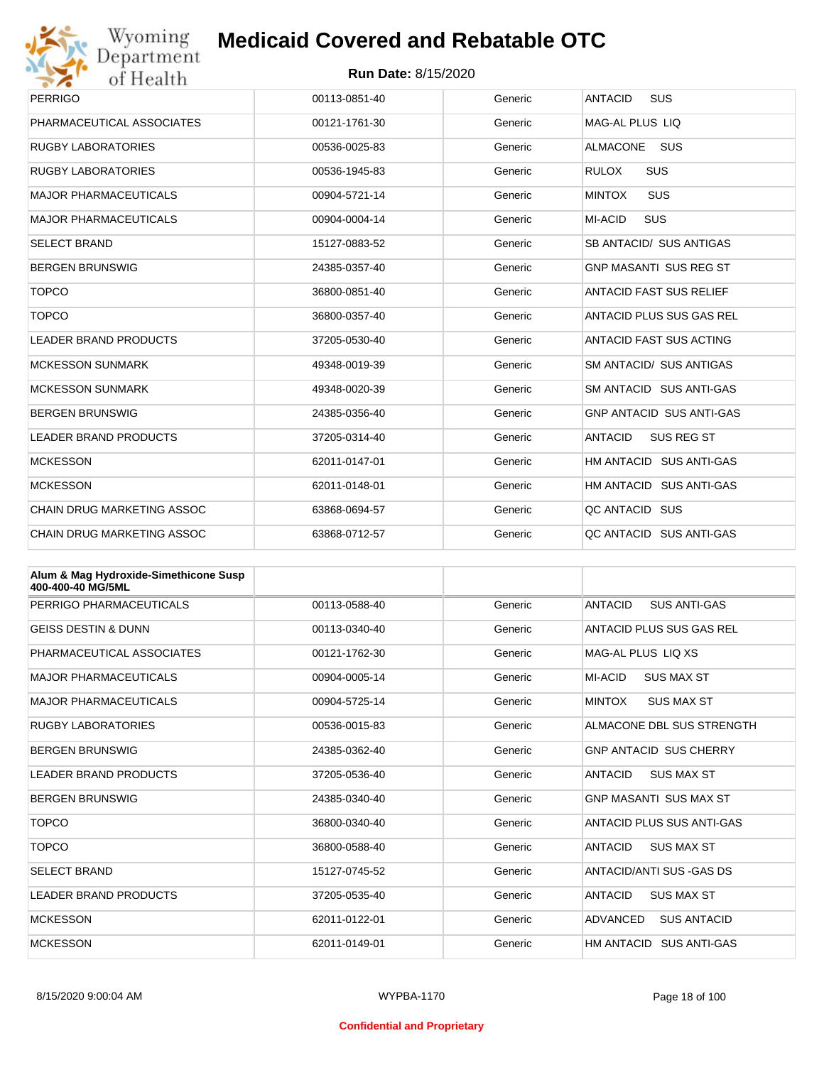| | | | |
|---|---|---|---|
| PERRIGO | 00113-0851-40 | Generic | ANTACID SUS |
| PHARMACEUTICAL ASSOCIATES | 00121-1761-30 | Generic | MAG-AL PLUS LIQ |
| RUGBY LABORATORIES | 00536-0025-83 | Generic | ALMACONE SUS |
| RUGBY LABORATORIES | 00536-1945-83 | Generic | RULOX SUS |
| MAJOR PHARMACEUTICALS | 00904-5721-14 | Generic | MINTOX SUS |
| MAJOR PHARMACEUTICALS | 00904-0004-14 | Generic | MI-ACID SUS |
| SELECT BRAND | 15127-0883-52 | Generic | SB ANTACID/ SUS ANTIGAS |
| BERGEN BRUNSWIG | 24385-0357-40 | Generic | GNP MASANTI SUS REG ST |
| TOPCO | 36800-0851-40 | Generic | ANTACID FAST SUS RELIEF |
| TOPCO | 36800-0357-40 | Generic | ANTACID PLUS SUS GAS REL |
| LEADER BRAND PRODUCTS | 37205-0530-40 | Generic | ANTACID FAST SUS ACTING |
| MCKESSON SUNMARK | 49348-0019-39 | Generic | SM ANTACID/ SUS ANTIGAS |
| MCKESSON SUNMARK | 49348-0020-39 | Generic | SM ANTACID SUS ANTI-GAS |
| BERGEN BRUNSWIG | 24385-0356-40 | Generic | GNP ANTACID SUS ANTI-GAS |
| LEADER BRAND PRODUCTS | 37205-0314-40 | Generic | ANTACID SUS REG ST |
| MCKESSON | 62011-0147-01 | Generic | HM ANTACID SUS ANTI-GAS |
| MCKESSON | 62011-0148-01 | Generic | HM ANTACID SUS ANTI-GAS |
| CHAIN DRUG MARKETING ASSOC | 63868-0694-57 | Generic | QC ANTACID SUS |
| CHAIN DRUG MARKETING ASSOC | 63868-0712-57 | Generic | QC ANTACID SUS ANTI-GAS |

| **Alum & Mag Hydroxide-Simethicone Susp 400-400-40 MG/5ML** | | | |
|---|---|---|---|
| PERRIGO PHARMACEUTICALS | 00113-0588-40 | Generic | ANTACID SUS ANTI-GAS |
| GEISS DESTIN & DUNN | 00113-0340-40 | Generic | ANTACID PLUS SUS GAS REL |
| PHARMACEUTICAL ASSOCIATES | 00121-1762-30 | Generic | MAG-AL PLUS LIQ XS |
| MAJOR PHARMACEUTICALS | 00904-0005-14 | Generic | MI-ACID SUS MAX ST |
| MAJOR PHARMACEUTICALS | 00904-5725-14 | Generic | MINTOX SUS MAX ST |
| RUGBY LABORATORIES | 00536-0015-83 | Generic | ALMACONE DBL SUS STRENGTH |
| BERGEN BRUNSWIG | 24385-0362-40 | Generic | GNP ANTACID SUS CHERRY |
| LEADER BRAND PRODUCTS | 37205-0536-40 | Generic | ANTACID SUS MAX ST |
| BERGEN BRUNSWIG | 24385-0340-40 | Generic | GNP MASANTI SUS MAX ST |
| TOPCO | 36800-0340-40 | Generic | ANTACID PLUS SUS ANTI-GAS |
| TOPCO | 36800-0588-40 | Generic | ANTACID SUS MAX ST |
| SELECT BRAND | 15127-0745-52 | Generic | ANTACID/ANTI SUS -GAS DS |
| LEADER BRAND PRODUCTS | 37205-0535-40 | Generic | ANTACID SUS MAX ST |
| MCKESSON | 62011-0122-01 | Generic | ADVANCED SUS ANTACID |
| MCKESSON | 62011-0149-01 | Generic | HM ANTACID SUS ANTI-GAS |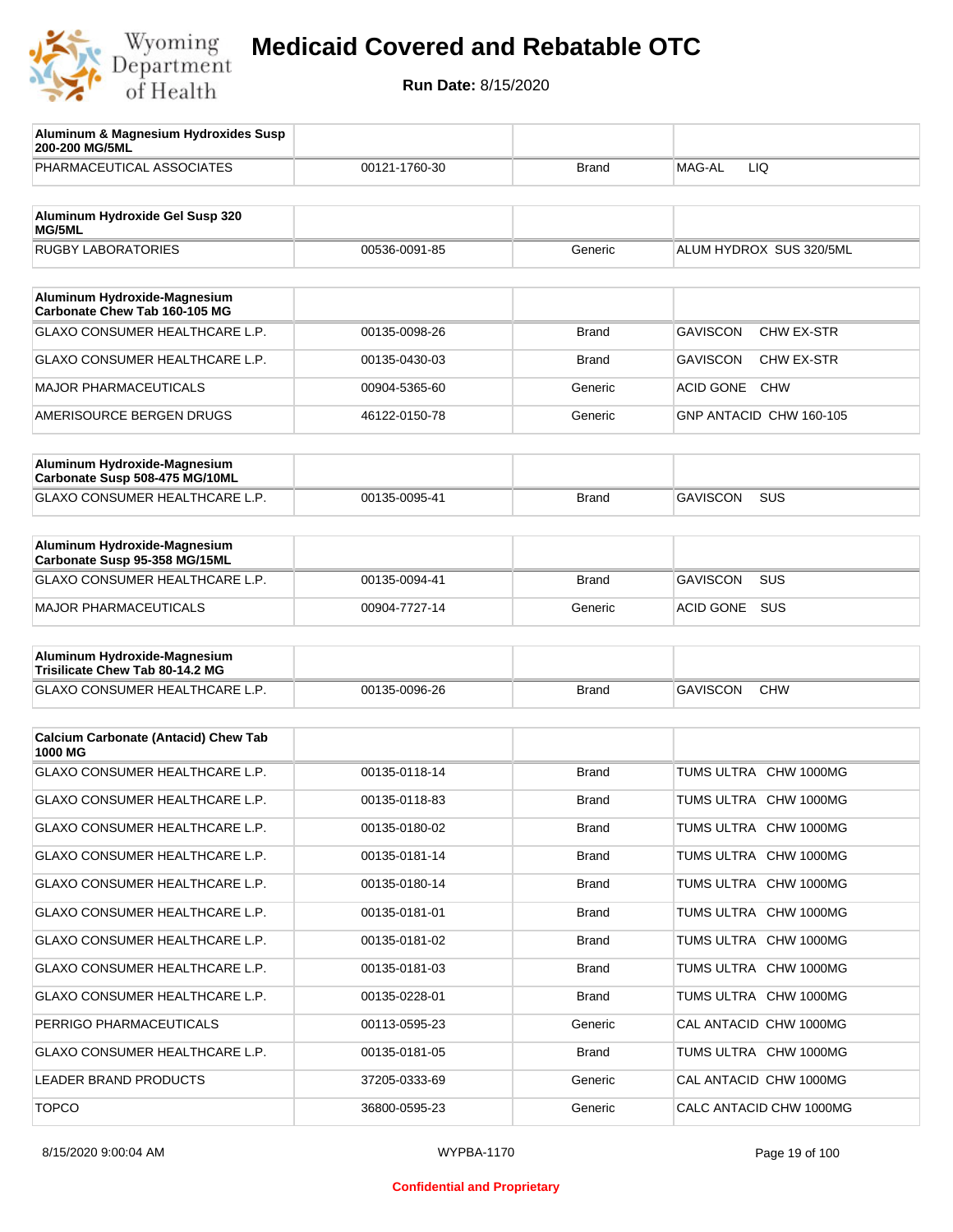# Medicaid Covered and Rebatable OTC

**Run Date:** 8/15/2020

| Aluminum & Magnesium Hydroxides Susp 200-200 MG/5ML | | | |
|---|---|---|---|
| PHARMACEUTICAL ASSOCIATES | 00121-1760-30 | Brand | MAG-AL LIQ |

| Aluminum Hydroxide Gel Susp 320 MG/5ML | | | |
|---|---|---|---|
| RUGBY LABORATORIES | 00536-0091-85 | Generic | ALUM HYDROX SUS 320/5ML |

| Aluminum Hydroxide-Magnesium Carbonate Chew Tab 160-105 MG | | | |
|---|---|---|---|
| GLAXO CONSUMER HEALTHCARE L.P. | 00135-0098-26 | Brand | GAVISCON CHW EX-STR |
| GLAXO CONSUMER HEALTHCARE L.P. | 00135-0430-03 | Brand | GAVISCON CHW EX-STR |
| MAJOR PHARMACEUTICALS | 00904-5365-60 | Generic | ACID GONE CHW |
| AMERISOURCE BERGEN DRUGS | 46122-0150-78 | Generic | GNP ANTACID CHW 160-105 |

| Aluminum Hydroxide-Magnesium Carbonate Susp 508-475 MG/10ML | | | |
|---|---|---|---|
| GLAXO CONSUMER HEALTHCARE L.P. | 00135-0095-41 | Brand | GAVISCON SUS |

| Aluminum Hydroxide-Magnesium Carbonate Susp 95-358 MG/15ML | | | |
|---|---|---|---|
| GLAXO CONSUMER HEALTHCARE L.P. | 00135-0094-41 | Brand | GAVISCON SUS |
| MAJOR PHARMACEUTICALS | 00904-7727-14 | Generic | ACID GONE SUS |

| Aluminum Hydroxide-Magnesium Trisilicate Chew Tab 80-14.2 MG | | | |
|---|---|---|---|
| GLAXO CONSUMER HEALTHCARE L.P. | 00135-0096-26 | Brand | GAVISCON CHW |

| Calcium Carbonate (Antacid) Chew Tab 1000 MG | | | |
|---|---|---|---|
| GLAXO CONSUMER HEALTHCARE L.P. | 00135-0118-14 | Brand | TUMS ULTRA CHW 1000MG |
| GLAXO CONSUMER HEALTHCARE L.P. | 00135-0118-83 | Brand | TUMS ULTRA CHW 1000MG |
| GLAXO CONSUMER HEALTHCARE L.P. | 00135-0180-02 | Brand | TUMS ULTRA CHW 1000MG |
| GLAXO CONSUMER HEALTHCARE L.P. | 00135-0181-14 | Brand | TUMS ULTRA CHW 1000MG |
| GLAXO CONSUMER HEALTHCARE L.P. | 00135-0180-14 | Brand | TUMS ULTRA CHW 1000MG |
| GLAXO CONSUMER HEALTHCARE L.P. | 00135-0181-01 | Brand | TUMS ULTRA CHW 1000MG |
| GLAXO CONSUMER HEALTHCARE L.P. | 00135-0181-02 | Brand | TUMS ULTRA CHW 1000MG |
| GLAXO CONSUMER HEALTHCARE L.P. | 00135-0181-03 | Brand | TUMS ULTRA CHW 1000MG |
| GLAXO CONSUMER HEALTHCARE L.P. | 00135-0228-01 | Brand | TUMS ULTRA CHW 1000MG |
| PERRIGO PHARMACEUTICALS | 00113-0595-23 | Generic | CAL ANTACID CHW 1000MG |
| GLAXO CONSUMER HEALTHCARE L.P. | 00135-0181-05 | Brand | TUMS ULTRA CHW 1000MG |
| LEADER BRAND PRODUCTS | 37205-0333-69 | Generic | CAL ANTACID CHW 1000MG |
| TOPCO | 36800-0595-23 | Generic | CALC ANTACID CHW 1000MG |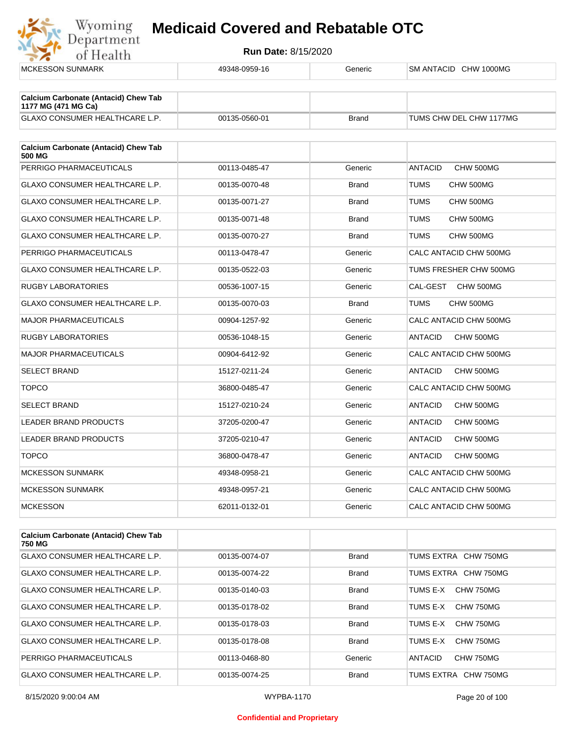| MCKESSON SUNMARK | 49348-0959-16 | Generic | SM ANTACID CHW 1000MG |
|---|---|---|---|

| **Calcium Carbonate (Antacid) Chew Tab 1177 MG (471 MG Ca)** | | | |
|---|---|---|---|
| GLAXO CONSUMER HEALTHCARE L.P. | 00135-0560-01 | Brand | TUMS CHW DEL CHW 1177MG |

| **Calcium Carbonate (Antacid) Chew Tab 500 MG** | | | |
|---|---|---|---|
| PERRIGO PHARMACEUTICALS | 00113-0485-47 | Generic | ANTACID CHW 500MG |
| GLAXO CONSUMER HEALTHCARE L.P. | 00135-0070-48 | Brand | TUMS CHW 500MG |
| GLAXO CONSUMER HEALTHCARE L.P. | 00135-0071-27 | Brand | TUMS CHW 500MG |
| GLAXO CONSUMER HEALTHCARE L.P. | 00135-0071-48 | Brand | TUMS CHW 500MG |
| GLAXO CONSUMER HEALTHCARE L.P. | 00135-0070-27 | Brand | TUMS CHW 500MG |
| PERRIGO PHARMACEUTICALS | 00113-0478-47 | Generic | CALC ANTACID CHW 500MG |
| GLAXO CONSUMER HEALTHCARE L.P. | 00135-0522-03 | Generic | TUMS FRESHER CHW 500MG |
| RUGBY LABORATORIES | 00536-1007-15 | Generic | CAL-GEST CHW 500MG |
| GLAXO CONSUMER HEALTHCARE L.P. | 00135-0070-03 | Brand | TUMS CHW 500MG |
| MAJOR PHARMACEUTICALS | 00904-1257-92 | Generic | CALC ANTACID CHW 500MG |
| RUGBY LABORATORIES | 00536-1048-15 | Generic | ANTACID CHW 500MG |
| MAJOR PHARMACEUTICALS | 00904-6412-92 | Generic | CALC ANTACID CHW 500MG |
| SELECT BRAND | 15127-0211-24 | Generic | ANTACID CHW 500MG |
| TOPCO | 36800-0485-47 | Generic | CALC ANTACID CHW 500MG |
| SELECT BRAND | 15127-0210-24 | Generic | ANTACID CHW 500MG |
| LEADER BRAND PRODUCTS | 37205-0200-47 | Generic | ANTACID CHW 500MG |
| LEADER BRAND PRODUCTS | 37205-0210-47 | Generic | ANTACID CHW 500MG |
| TOPCO | 36800-0478-47 | Generic | ANTACID CHW 500MG |
| MCKESSON SUNMARK | 49348-0958-21 | Generic | CALC ANTACID CHW 500MG |
| MCKESSON SUNMARK | 49348-0957-21 | Generic | CALC ANTACID CHW 500MG |
| MCKESSON | 62011-0132-01 | Generic | CALC ANTACID CHW 500MG |

| **Calcium Carbonate (Antacid) Chew Tab 750 MG** | | | |
|---|---|---|---|
| GLAXO CONSUMER HEALTHCARE L.P. | 00135-0074-07 | Brand | TUMS EXTRA CHW 750MG |
| GLAXO CONSUMER HEALTHCARE L.P. | 00135-0074-22 | Brand | TUMS EXTRA CHW 750MG |
| GLAXO CONSUMER HEALTHCARE L.P. | 00135-0140-03 | Brand | TUMS E-X CHW 750MG |
| GLAXO CONSUMER HEALTHCARE L.P. | 00135-0178-02 | Brand | TUMS E-X CHW 750MG |
| GLAXO CONSUMER HEALTHCARE L.P. | 00135-0178-03 | Brand | TUMS E-X CHW 750MG |
| GLAXO CONSUMER HEALTHCARE L.P. | 00135-0178-08 | Brand | TUMS E-X CHW 750MG |
| PERRIGO PHARMACEUTICALS | 00113-0468-80 | Generic | ANTACID CHW 750MG |
| GLAXO CONSUMER HEALTHCARE L.P. | 00135-0074-25 | Brand | TUMS EXTRA CHW 750MG |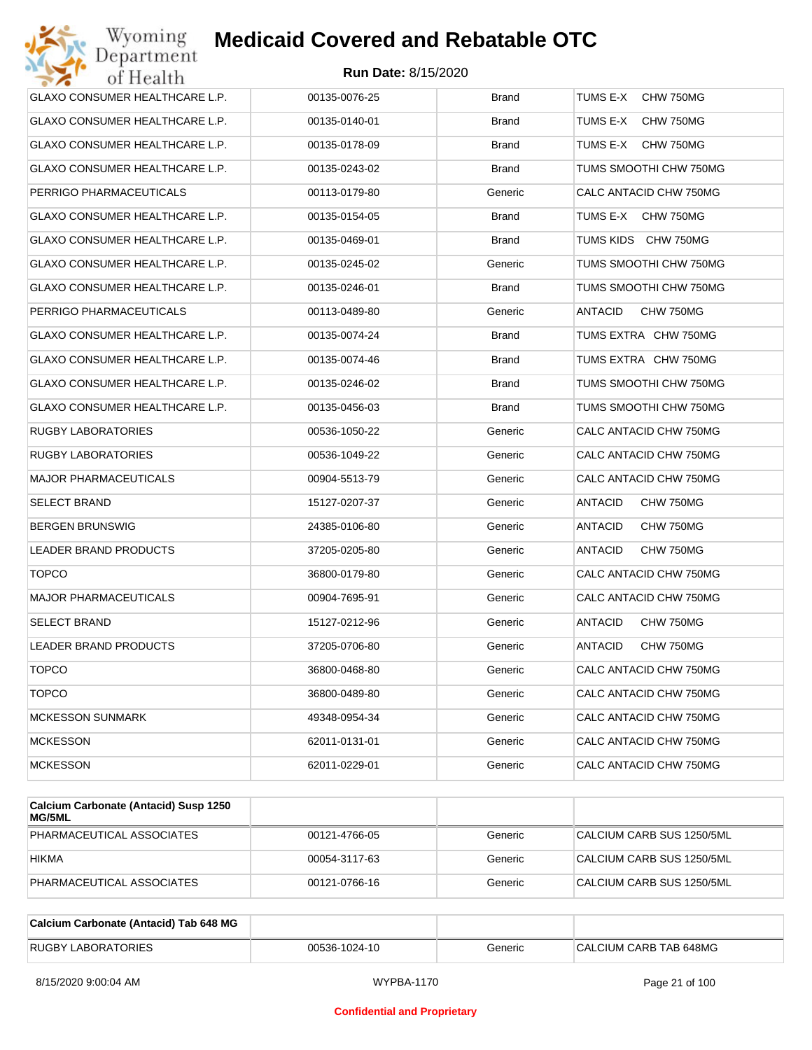| | | | |
|---|---|---|---|
| GLAXO CONSUMER HEALTHCARE L.P. | 00135-0076-25 | Brand | TUMS E-X CHW 750MG |
| GLAXO CONSUMER HEALTHCARE L.P. | 00135-0140-01 | Brand | TUMS E-X CHW 750MG |
| GLAXO CONSUMER HEALTHCARE L.P. | 00135-0178-09 | Brand | TUMS E-X CHW 750MG |
| GLAXO CONSUMER HEALTHCARE L.P. | 00135-0243-02 | Brand | TUMS SMOOTHI CHW 750MG |
| PERRIGO PHARMACEUTICALS | 00113-0179-80 | Generic | CALC ANTACID CHW 750MG |
| GLAXO CONSUMER HEALTHCARE L.P. | 00135-0154-05 | Brand | TUMS E-X CHW 750MG |
| GLAXO CONSUMER HEALTHCARE L.P. | 00135-0469-01 | Brand | TUMS KIDS CHW 750MG |
| GLAXO CONSUMER HEALTHCARE L.P. | 00135-0245-02 | Generic | TUMS SMOOTHI CHW 750MG |
| GLAXO CONSUMER HEALTHCARE L.P. | 00135-0246-01 | Brand | TUMS SMOOTHI CHW 750MG |
| PERRIGO PHARMACEUTICALS | 00113-0489-80 | Generic | ANTACID CHW 750MG |
| GLAXO CONSUMER HEALTHCARE L.P. | 00135-0074-24 | Brand | TUMS EXTRA CHW 750MG |
| GLAXO CONSUMER HEALTHCARE L.P. | 00135-0074-46 | Brand | TUMS EXTRA CHW 750MG |
| GLAXO CONSUMER HEALTHCARE L.P. | 00135-0246-02 | Brand | TUMS SMOOTHI CHW 750MG |
| GLAXO CONSUMER HEALTHCARE L.P. | 00135-0456-03 | Brand | TUMS SMOOTHI CHW 750MG |
| RUGBY LABORATORIES | 00536-1050-22 | Generic | CALC ANTACID CHW 750MG |
| RUGBY LABORATORIES | 00536-1049-22 | Generic | CALC ANTACID CHW 750MG |
| MAJOR PHARMACEUTICALS | 00904-5513-79 | Generic | CALC ANTACID CHW 750MG |
| SELECT BRAND | 15127-0207-37 | Generic | ANTACID CHW 750MG |
| BERGEN BRUNSWIG | 24385-0106-80 | Generic | ANTACID CHW 750MG |
| LEADER BRAND PRODUCTS | 37205-0205-80 | Generic | ANTACID CHW 750MG |
| TOPCO | 36800-0179-80 | Generic | CALC ANTACID CHW 750MG |
| MAJOR PHARMACEUTICALS | 00904-7695-91 | Generic | CALC ANTACID CHW 750MG |
| SELECT BRAND | 15127-0212-96 | Generic | ANTACID CHW 750MG |
| LEADER BRAND PRODUCTS | 37205-0706-80 | Generic | ANTACID CHW 750MG |
| TOPCO | 36800-0468-80 | Generic | CALC ANTACID CHW 750MG |
| TOPCO | 36800-0489-80 | Generic | CALC ANTACID CHW 750MG |
| MCKESSON SUNMARK | 49348-0954-34 | Generic | CALC ANTACID CHW 750MG |
| MCKESSON | 62011-0131-01 | Generic | CALC ANTACID CHW 750MG |
| MCKESSON | 62011-0229-01 | Generic | CALC ANTACID CHW 750MG |

| Calcium Carbonate (Antacid) Susp 1250 MG/5ML | | | |
|---|---|---|---|
| PHARMACEUTICAL ASSOCIATES | 00121-4766-05 | Generic | CALCIUM CARB SUS 1250/5ML |
| HIKMA | 00054-3117-63 | Generic | CALCIUM CARB SUS 1250/5ML |
| PHARMACEUTICAL ASSOCIATES | 00121-0766-16 | Generic | CALCIUM CARB SUS 1250/5ML |

| Calcium Carbonate (Antacid) Tab 648 MG | | | |
|---|---|---|---|
| RUGBY LABORATORIES | 00536-1024-10 | Generic | CALCIUM CARB TAB 648MG |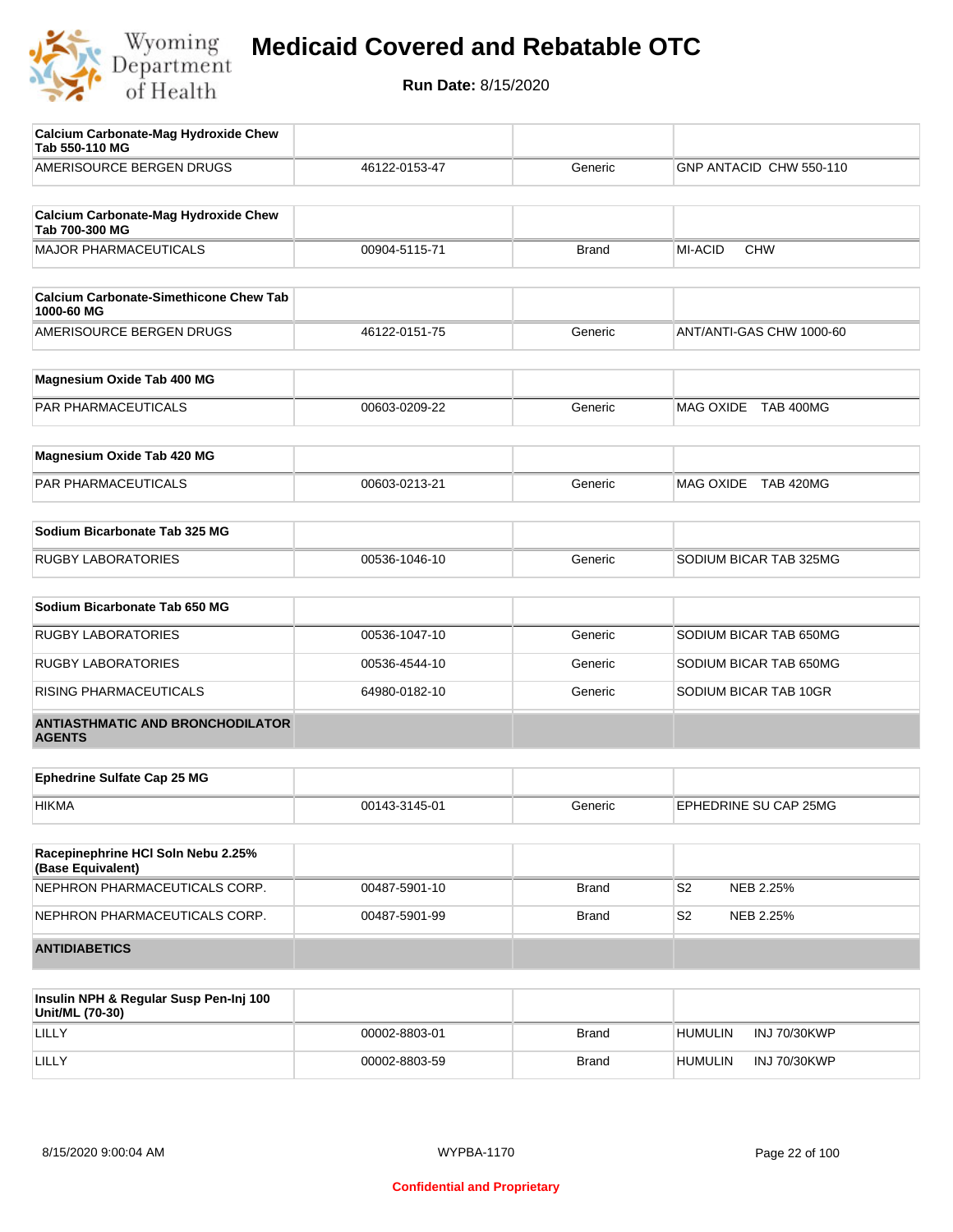# Medicaid Covered and Rebatable OTC

**Run Date:** 8/15/2020

| Calcium Carbonate-Mag Hydroxide Chew Tab 550-110 MG | | | |
|---|---|---|---|
| AMERISOURCE BERGEN DRUGS | 46122-0153-47 | Generic | GNP ANTACID CHW 550-110 |

| Calcium Carbonate-Mag Hydroxide Chew Tab 700-300 MG | | | |
|---|---|---|---|
| MAJOR PHARMACEUTICALS | 00904-5115-71 | Brand | MI-ACID CHW |

| Calcium Carbonate-Simethicone Chew Tab 1000-60 MG | | | |
|---|---|---|---|
| AMERISOURCE BERGEN DRUGS | 46122-0151-75 | Generic | ANT/ANTI-GAS CHW 1000-60 |

| Magnesium Oxide Tab 400 MG | | | |
|---|---|---|---|
| PAR PHARMACEUTICALS | 00603-0209-22 | Generic | MAG OXIDE TAB 400MG |

| Magnesium Oxide Tab 420 MG | | | |
|---|---|---|---|
| PAR PHARMACEUTICALS | 00603-0213-21 | Generic | MAG OXIDE TAB 420MG |

| Sodium Bicarbonate Tab 325 MG | | | |
|---|---|---|---|
| RUGBY LABORATORIES | 00536-1046-10 | Generic | SODIUM BICAR TAB 325MG |

| Sodium Bicarbonate Tab 650 MG | | | |
|---|---|---|---|
| RUGBY LABORATORIES | 00536-1047-10 | Generic | SODIUM BICAR TAB 650MG |
| RUGBY LABORATORIES | 00536-4544-10 | Generic | SODIUM BICAR TAB 650MG |
| RISING PHARMACEUTICALS | 64980-0182-10 | Generic | SODIUM BICAR TAB 10GR |

## ANTIASTHMATIC AND BRONCHODILATOR AGENTS

| Ephedrine Sulfate Cap 25 MG | | | |
|---|---|---|---|
| HIKMA | 00143-3145-01 | Generic | EPHEDRINE SU CAP 25MG |

| Racepinephrine HCl Soln Nebu 2.25% (Base Equivalent) | | | |
|---|---|---|---|
| NEPHRON PHARMACEUTICALS CORP. | 00487-5901-10 | Brand | S2 NEB 2.25% |
| NEPHRON PHARMACEUTICALS CORP. | 00487-5901-99 | Brand | S2 NEB 2.25% |

## ANTIDIABETICS

| Insulin NPH & Regular Susp Pen-Inj 100 Unit/ML (70-30) | | | |
|---|---|---|---|
| LILLY | 00002-8803-01 | Brand | HUMULIN INJ 70/30KWP |
| LILLY | 00002-8803-59 | Brand | HUMULIN INJ 70/30KWP |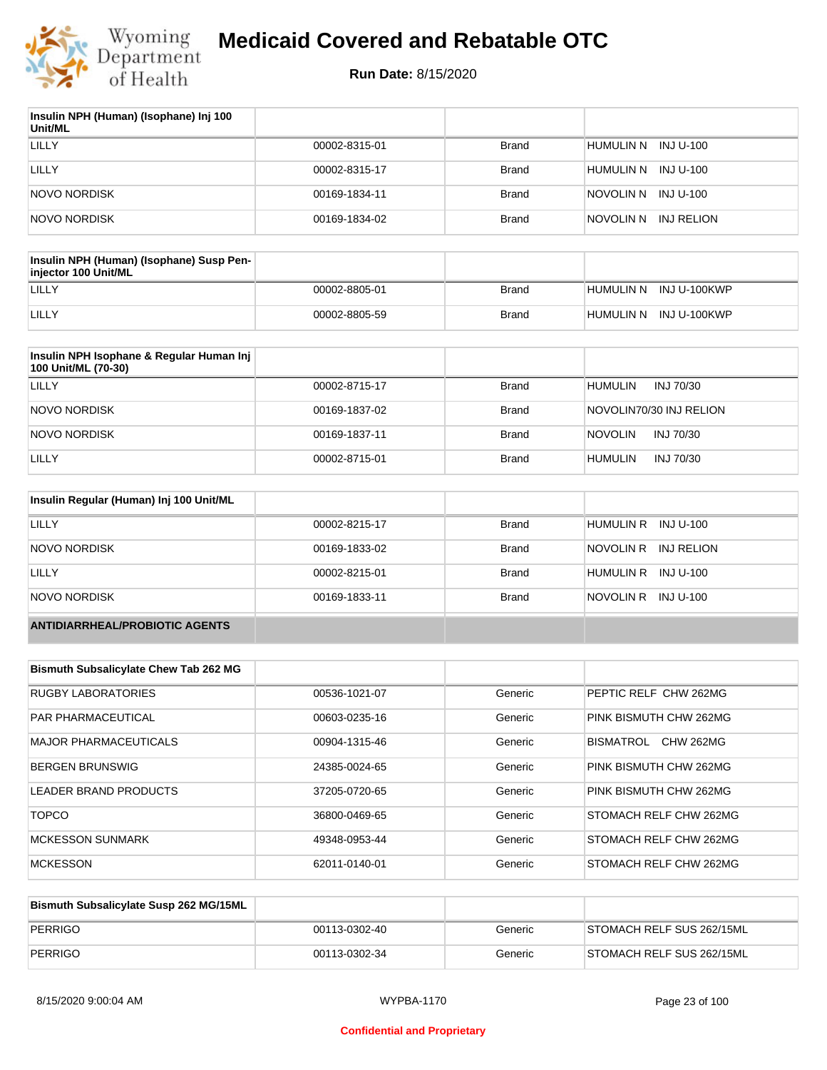# Medicaid Covered and Rebatable OTC

**Run Date:** 8/15/2020

| Insulin NPH (Human) (Isophane) Inj 100 Unit/ML | | | |
|---|---|---|---|
| LILLY | 00002-8315-01 | Brand | HUMULIN N INJ U-100 |
| LILLY | 00002-8315-17 | Brand | HUMULIN N INJ U-100 |
| NOVO NORDISK | 00169-1834-11 | Brand | NOVOLIN N INJ U-100 |
| NOVO NORDISK | 00169-1834-02 | Brand | NOVOLIN N INJ RELION |

| Insulin NPH (Human) (Isophane) Susp Pen-injector 100 Unit/ML | | | |
|---|---|---|---|
| LILLY | 00002-8805-01 | Brand | HUMULIN N INJ U-100KWP |
| LILLY | 00002-8805-59 | Brand | HUMULIN N INJ U-100KWP |

| Insulin NPH Isophane & Regular Human Inj 100 Unit/ML (70-30) | | | |
|---|---|---|---|
| LILLY | 00002-8715-17 | Brand | HUMULIN INJ 70/30 |
| NOVO NORDISK | 00169-1837-02 | Brand | NOVOLIN70/30 INJ RELION |
| NOVO NORDISK | 00169-1837-11 | Brand | NOVOLIN INJ 70/30 |
| LILLY | 00002-8715-01 | Brand | HUMULIN INJ 70/30 |

| Insulin Regular (Human) Inj 100 Unit/ML | | | |
|---|---|---|---|
| LILLY | 00002-8215-17 | Brand | HUMULIN R INJ U-100 |
| NOVO NORDISK | 00169-1833-02 | Brand | NOVOLIN R INJ RELION |
| LILLY | 00002-8215-01 | Brand | HUMULIN R INJ U-100 |
| NOVO NORDISK | 00169-1833-11 | Brand | NOVOLIN R INJ U-100 |

## ANTIDIARRHEAL/PROBIOTIC AGENTS

| Bismuth Subsalicylate Chew Tab 262 MG | | | |
|---|---|---|---|
| RUGBY LABORATORIES | 00536-1021-07 | Generic | PEPTIC RELF CHW 262MG |
| PAR PHARMACEUTICAL | 00603-0235-16 | Generic | PINK BISMUTH CHW 262MG |
| MAJOR PHARMACEUTICALS | 00904-1315-46 | Generic | BISMATROL CHW 262MG |
| BERGEN BRUNSWIG | 24385-0024-65 | Generic | PINK BISMUTH CHW 262MG |
| LEADER BRAND PRODUCTS | 37205-0720-65 | Generic | PINK BISMUTH CHW 262MG |
| TOPCO | 36800-0469-65 | Generic | STOMACH RELF CHW 262MG |
| MCKESSON SUNMARK | 49348-0953-44 | Generic | STOMACH RELF CHW 262MG |
| MCKESSON | 62011-0140-01 | Generic | STOMACH RELF CHW 262MG |

| Bismuth Subsalicylate Susp 262 MG/15ML | | | |
|---|---|---|---|
| PERRIGO | 00113-0302-40 | Generic | STOMACH RELF SUS 262/15ML |
| PERRIGO | 00113-0302-34 | Generic | STOMACH RELF SUS 262/15ML |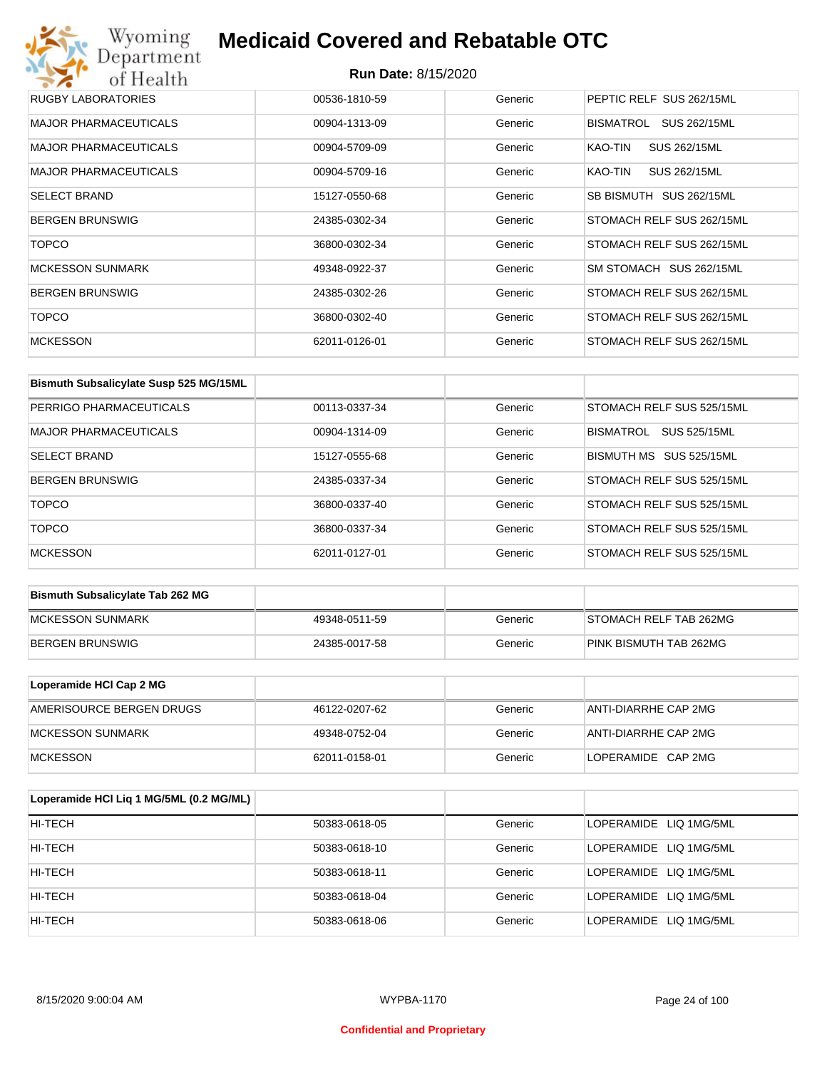| | | | |
|---|---|---|---|
| RUGBY LABORATORIES | 00536-1810-59 | Generic | PEPTIC RELF SUS 262/15ML |
| MAJOR PHARMACEUTICALS | 00904-1313-09 | Generic | BISMATROL SUS 262/15ML |
| MAJOR PHARMACEUTICALS | 00904-5709-09 | Generic | KAO-TIN SUS 262/15ML |
| MAJOR PHARMACEUTICALS | 00904-5709-16 | Generic | KAO-TIN SUS 262/15ML |
| SELECT BRAND | 15127-0550-68 | Generic | SB BISMUTH SUS 262/15ML |
| BERGEN BRUNSWIG | 24385-0302-34 | Generic | STOMACH RELF SUS 262/15ML |
| TOPCO | 36800-0302-34 | Generic | STOMACH RELF SUS 262/15ML |
| MCKESSON SUNMARK | 49348-0922-37 | Generic | SM STOMACH SUS 262/15ML |
| BERGEN BRUNSWIG | 24385-0302-26 | Generic | STOMACH RELF SUS 262/15ML |
| TOPCO | 36800-0302-40 | Generic | STOMACH RELF SUS 262/15ML |
| MCKESSON | 62011-0126-01 | Generic | STOMACH RELF SUS 262/15ML |

| Bismuth Subsalicylate Susp 525 MG/15ML | | | |
|---|---|---|---|
| PERRIGO PHARMACEUTICALS | 00113-0337-34 | Generic | STOMACH RELF SUS 525/15ML |
| MAJOR PHARMACEUTICALS | 00904-1314-09 | Generic | BISMATROL SUS 525/15ML |
| SELECT BRAND | 15127-0555-68 | Generic | BISMUTH MS SUS 525/15ML |
| BERGEN BRUNSWIG | 24385-0337-34 | Generic | STOMACH RELF SUS 525/15ML |
| TOPCO | 36800-0337-40 | Generic | STOMACH RELF SUS 525/15ML |
| TOPCO | 36800-0337-34 | Generic | STOMACH RELF SUS 525/15ML |
| MCKESSON | 62011-0127-01 | Generic | STOMACH RELF SUS 525/15ML |

| Bismuth Subsalicylate Tab 262 MG | | | |
|---|---|---|---|
| MCKESSON SUNMARK | 49348-0511-59 | Generic | STOMACH RELF TAB 262MG |
| BERGEN BRUNSWIG | 24385-0017-58 | Generic | PINK BISMUTH TAB 262MG |

| Loperamide HCl Cap 2 MG | | | |
|---|---|---|---|
| AMERISOURCE BERGEN DRUGS | 46122-0207-62 | Generic | ANTI-DIARRHE CAP 2MG |
| MCKESSON SUNMARK | 49348-0752-04 | Generic | ANTI-DIARRHE CAP 2MG |
| MCKESSON | 62011-0158-01 | Generic | LOPERAMIDE CAP 2MG |

| Loperamide HCl Liq 1 MG/5ML (0.2 MG/ML) | | | |
|---|---|---|---|
| HI-TECH | 50383-0618-05 | Generic | LOPERAMIDE LIQ 1MG/5ML |
| HI-TECH | 50383-0618-10 | Generic | LOPERAMIDE LIQ 1MG/5ML |
| HI-TECH | 50383-0618-11 | Generic | LOPERAMIDE LIQ 1MG/5ML |
| HI-TECH | 50383-0618-04 | Generic | LOPERAMIDE LIQ 1MG/5ML |
| HI-TECH | 50383-0618-06 | Generic | LOPERAMIDE LIQ 1MG/5ML |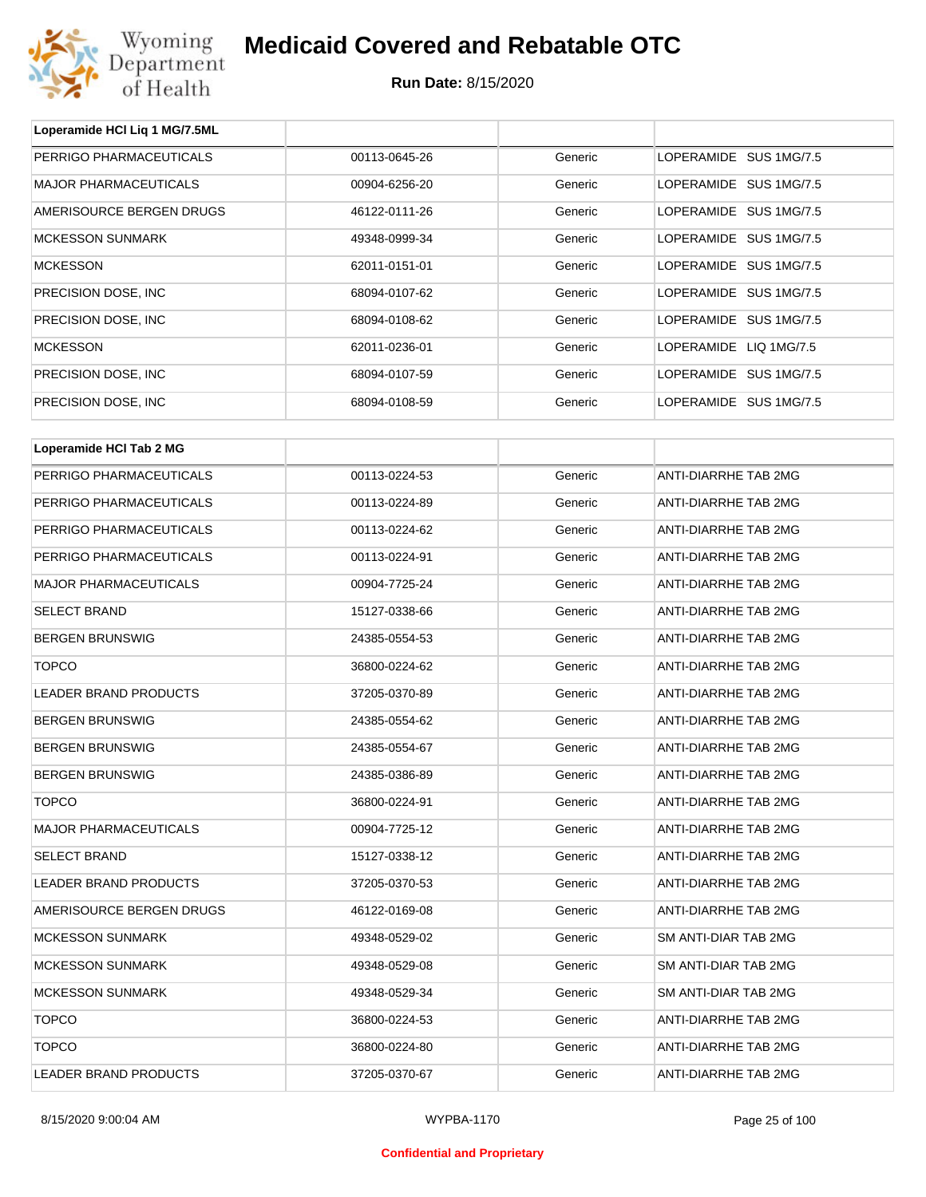| Loperamide HCl Liq 1 MG/7.5ML | | | |
|---|---|---|---|
| PERRIGO PHARMACEUTICALS | 00113-0645-26 | Generic | LOPERAMIDE SUS 1MG/7.5 |
| MAJOR PHARMACEUTICALS | 00904-6256-20 | Generic | LOPERAMIDE SUS 1MG/7.5 |
| AMERISOURCE BERGEN DRUGS | 46122-0111-26 | Generic | LOPERAMIDE SUS 1MG/7.5 |
| MCKESSON SUNMARK | 49348-0999-34 | Generic | LOPERAMIDE SUS 1MG/7.5 |
| MCKESSON | 62011-0151-01 | Generic | LOPERAMIDE SUS 1MG/7.5 |
| PRECISION DOSE, INC | 68094-0107-62 | Generic | LOPERAMIDE SUS 1MG/7.5 |
| PRECISION DOSE, INC | 68094-0108-62 | Generic | LOPERAMIDE SUS 1MG/7.5 |
| MCKESSON | 62011-0236-01 | Generic | LOPERAMIDE LIQ 1MG/7.5 |
| PRECISION DOSE, INC | 68094-0107-59 | Generic | LOPERAMIDE SUS 1MG/7.5 |
| PRECISION DOSE, INC | 68094-0108-59 | Generic | LOPERAMIDE SUS 1MG/7.5 |

| Loperamide HCl Tab 2 MG | | | |
|---|---|---|---|
| PERRIGO PHARMACEUTICALS | 00113-0224-53 | Generic | ANTI-DIARRHE TAB 2MG |
| PERRIGO PHARMACEUTICALS | 00113-0224-89 | Generic | ANTI-DIARRHE TAB 2MG |
| PERRIGO PHARMACEUTICALS | 00113-0224-62 | Generic | ANTI-DIARRHE TAB 2MG |
| PERRIGO PHARMACEUTICALS | 00113-0224-91 | Generic | ANTI-DIARRHE TAB 2MG |
| MAJOR PHARMACEUTICALS | 00904-7725-24 | Generic | ANTI-DIARRHE TAB 2MG |
| SELECT BRAND | 15127-0338-66 | Generic | ANTI-DIARRHE TAB 2MG |
| BERGEN BRUNSWIG | 24385-0554-53 | Generic | ANTI-DIARRHE TAB 2MG |
| TOPCO | 36800-0224-62 | Generic | ANTI-DIARRHE TAB 2MG |
| LEADER BRAND PRODUCTS | 37205-0370-89 | Generic | ANTI-DIARRHE TAB 2MG |
| BERGEN BRUNSWIG | 24385-0554-62 | Generic | ANTI-DIARRHE TAB 2MG |
| BERGEN BRUNSWIG | 24385-0554-67 | Generic | ANTI-DIARRHE TAB 2MG |
| BERGEN BRUNSWIG | 24385-0386-89 | Generic | ANTI-DIARRHE TAB 2MG |
| TOPCO | 36800-0224-91 | Generic | ANTI-DIARRHE TAB 2MG |
| MAJOR PHARMACEUTICALS | 00904-7725-12 | Generic | ANTI-DIARRHE TAB 2MG |
| SELECT BRAND | 15127-0338-12 | Generic | ANTI-DIARRHE TAB 2MG |
| LEADER BRAND PRODUCTS | 37205-0370-53 | Generic | ANTI-DIARRHE TAB 2MG |
| AMERISOURCE BERGEN DRUGS | 46122-0169-08 | Generic | ANTI-DIARRHE TAB 2MG |
| MCKESSON SUNMARK | 49348-0529-02 | Generic | SM ANTI-DIAR TAB 2MG |
| MCKESSON SUNMARK | 49348-0529-08 | Generic | SM ANTI-DIAR TAB 2MG |
| MCKESSON SUNMARK | 49348-0529-34 | Generic | SM ANTI-DIAR TAB 2MG |
| TOPCO | 36800-0224-53 | Generic | ANTI-DIARRHE TAB 2MG |
| TOPCO | 36800-0224-80 | Generic | ANTI-DIARRHE TAB 2MG |
| LEADER BRAND PRODUCTS | 37205-0370-67 | Generic | ANTI-DIARRHE TAB 2MG |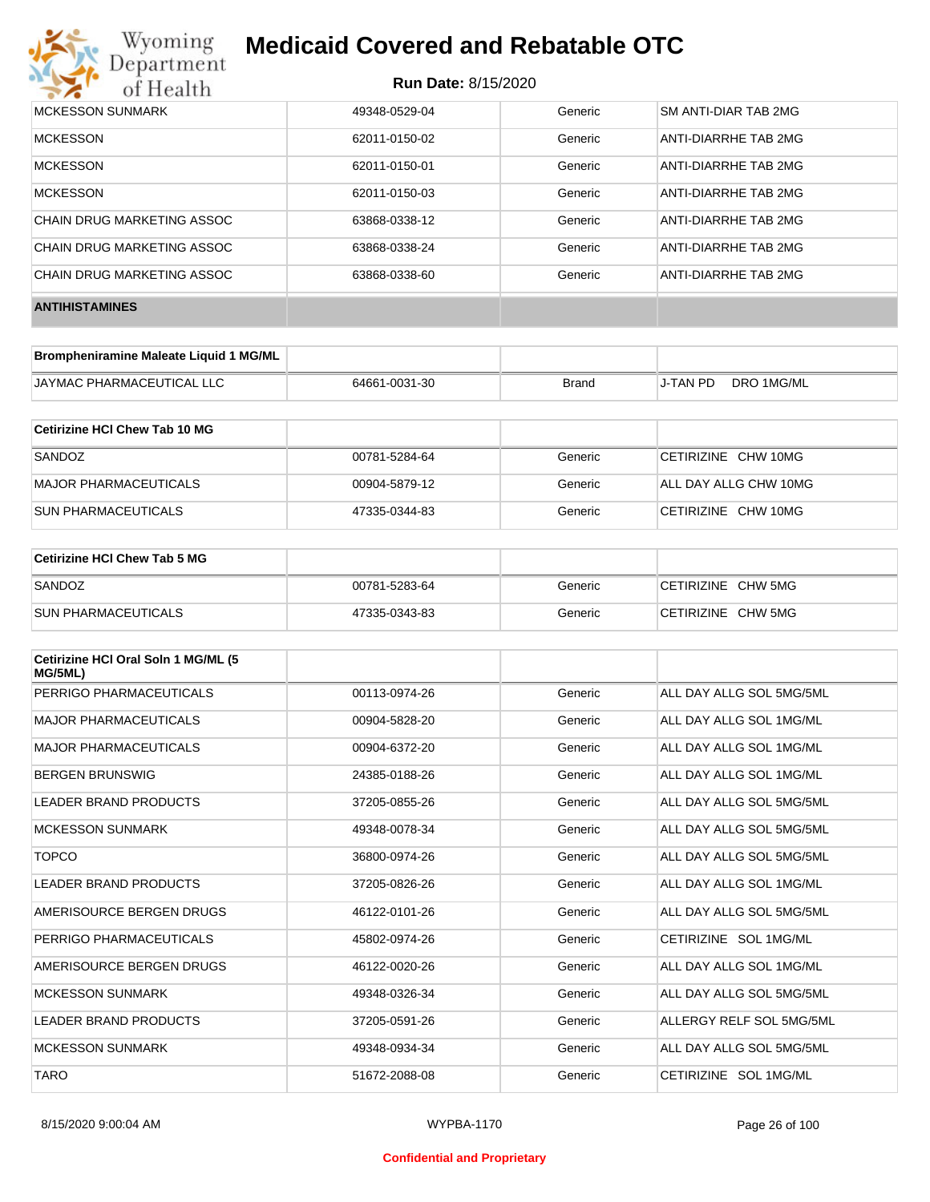| | | | |
|---|---|---|---|
| MCKESSON SUNMARK | 49348-0529-04 | Generic | SM ANTI-DIAR TAB 2MG |
| MCKESSON | 62011-0150-02 | Generic | ANTI-DIARRHE TAB 2MG |
| MCKESSON | 62011-0150-01 | Generic | ANTI-DIARRHE TAB 2MG |
| MCKESSON | 62011-0150-03 | Generic | ANTI-DIARRHE TAB 2MG |
| CHAIN DRUG MARKETING ASSOC | 63868-0338-12 | Generic | ANTI-DIARRHE TAB 2MG |
| CHAIN DRUG MARKETING ASSOC | 63868-0338-24 | Generic | ANTI-DIARRHE TAB 2MG |
| CHAIN DRUG MARKETING ASSOC | 63868-0338-60 | Generic | ANTI-DIARRHE TAB 2MG |

**ANTIHISTAMINES**

| Brompheniramine Maleate Liquid 1 MG/ML | | | |
|---|---|---|---|
| JAYMAC PHARMACEUTICAL LLC | 64661-0031-30 | Brand | J-TAN PD DRO 1MG/ML |

| Cetirizine HCl Chew Tab 10 MG | | | |
|---|---|---|---|
| SANDOZ | 00781-5284-64 | Generic | CETIRIZINE CHW 10MG |
| MAJOR PHARMACEUTICALS | 00904-5879-12 | Generic | ALL DAY ALLG CHW 10MG |
| SUN PHARMACEUTICALS | 47335-0344-83 | Generic | CETIRIZINE CHW 10MG |

| Cetirizine HCl Chew Tab 5 MG | | | |
|---|---|---|---|
| SANDOZ | 00781-5283-64 | Generic | CETIRIZINE CHW 5MG |
| SUN PHARMACEUTICALS | 47335-0343-83 | Generic | CETIRIZINE CHW 5MG |

| Cetirizine HCl Oral Soln 1 MG/ML (5 MG/5ML) | | | |
|---|---|---|---|
| PERRIGO PHARMACEUTICALS | 00113-0974-26 | Generic | ALL DAY ALLG SOL 5MG/5ML |
| MAJOR PHARMACEUTICALS | 00904-5828-20 | Generic | ALL DAY ALLG SOL 1MG/ML |
| MAJOR PHARMACEUTICALS | 00904-6372-20 | Generic | ALL DAY ALLG SOL 1MG/ML |
| BERGEN BRUNSWIG | 24385-0188-26 | Generic | ALL DAY ALLG SOL 1MG/ML |
| LEADER BRAND PRODUCTS | 37205-0855-26 | Generic | ALL DAY ALLG SOL 5MG/5ML |
| MCKESSON SUNMARK | 49348-0078-34 | Generic | ALL DAY ALLG SOL 5MG/5ML |
| TOPCO | 36800-0974-26 | Generic | ALL DAY ALLG SOL 5MG/5ML |
| LEADER BRAND PRODUCTS | 37205-0826-26 | Generic | ALL DAY ALLG SOL 1MG/ML |
| AMERISOURCE BERGEN DRUGS | 46122-0101-26 | Generic | ALL DAY ALLG SOL 5MG/5ML |
| PERRIGO PHARMACEUTICALS | 45802-0974-26 | Generic | CETIRIZINE SOL 1MG/ML |
| AMERISOURCE BERGEN DRUGS | 46122-0020-26 | Generic | ALL DAY ALLG SOL 1MG/ML |
| MCKESSON SUNMARK | 49348-0326-34 | Generic | ALL DAY ALLG SOL 5MG/5ML |
| LEADER BRAND PRODUCTS | 37205-0591-26 | Generic | ALLERGY RELF SOL 5MG/5ML |
| MCKESSON SUNMARK | 49348-0934-34 | Generic | ALL DAY ALLG SOL 5MG/5ML |
| TARO | 51672-2088-08 | Generic | CETIRIZINE SOL 1MG/ML |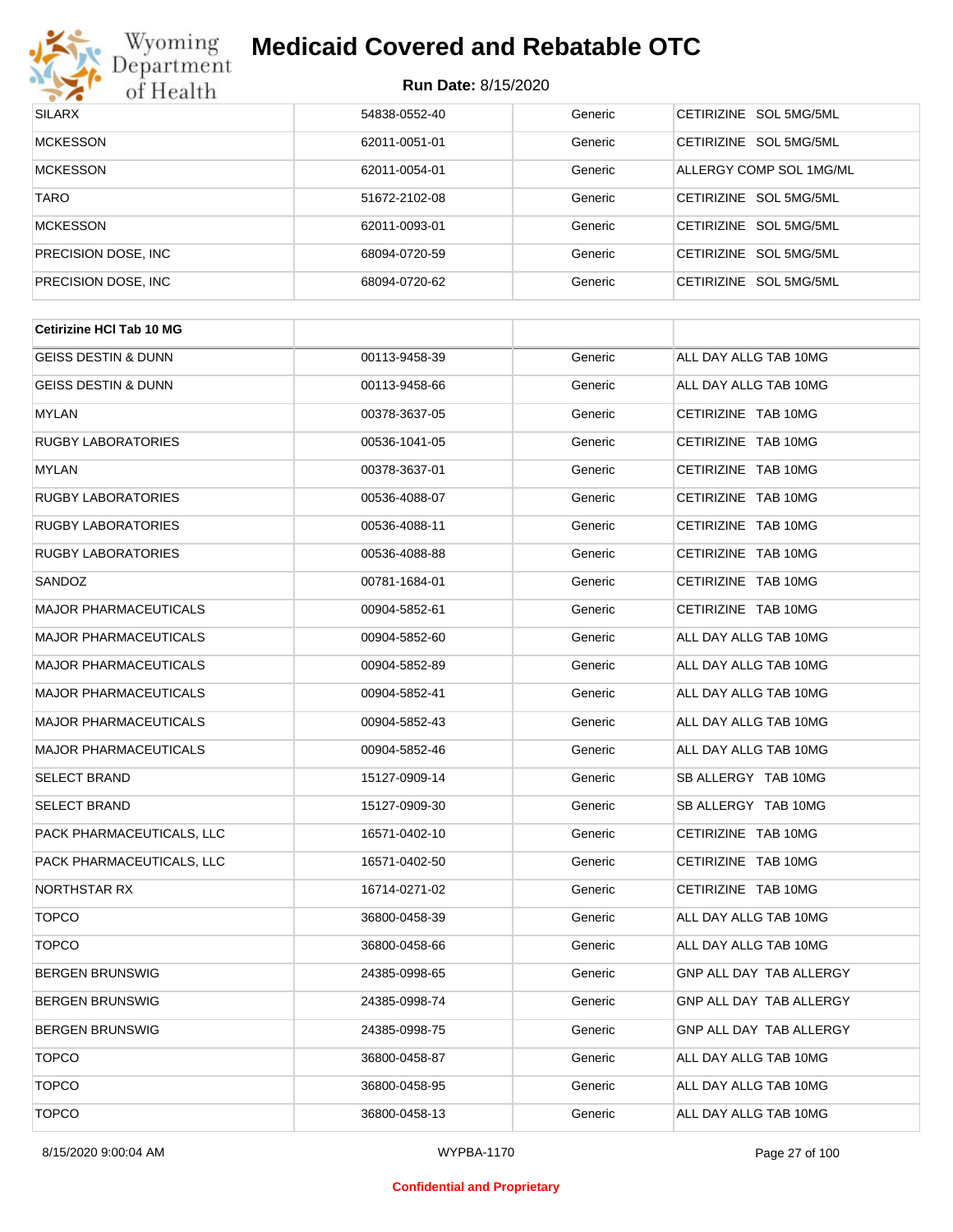| | | | |
|---|---|---|---|
| SILARX | 54838-0552-40 | Generic | CETIRIZINE SOL 5MG/5ML |
| MCKESSON | 62011-0051-01 | Generic | CETIRIZINE SOL 5MG/5ML |
| MCKESSON | 62011-0054-01 | Generic | ALLERGY COMP SOL 1MG/ML |
| TARO | 51672-2102-08 | Generic | CETIRIZINE SOL 5MG/5ML |
| MCKESSON | 62011-0093-01 | Generic | CETIRIZINE SOL 5MG/5ML |
| PRECISION DOSE, INC | 68094-0720-59 | Generic | CETIRIZINE SOL 5MG/5ML |
| PRECISION DOSE, INC | 68094-0720-62 | Generic | CETIRIZINE SOL 5MG/5ML |

| **Cetirizine HCl Tab 10 MG** | | | |
|---|---|---|---|
| GEISS DESTIN & DUNN | 00113-9458-39 | Generic | ALL DAY ALLG TAB 10MG |
| GEISS DESTIN & DUNN | 00113-9458-66 | Generic | ALL DAY ALLG TAB 10MG |
| MYLAN | 00378-3637-05 | Generic | CETIRIZINE TAB 10MG |
| RUGBY LABORATORIES | 00536-1041-05 | Generic | CETIRIZINE TAB 10MG |
| MYLAN | 00378-3637-01 | Generic | CETIRIZINE TAB 10MG |
| RUGBY LABORATORIES | 00536-4088-07 | Generic | CETIRIZINE TAB 10MG |
| RUGBY LABORATORIES | 00536-4088-11 | Generic | CETIRIZINE TAB 10MG |
| RUGBY LABORATORIES | 00536-4088-88 | Generic | CETIRIZINE TAB 10MG |
| SANDOZ | 00781-1684-01 | Generic | CETIRIZINE TAB 10MG |
| MAJOR PHARMACEUTICALS | 00904-5852-61 | Generic | CETIRIZINE TAB 10MG |
| MAJOR PHARMACEUTICALS | 00904-5852-60 | Generic | ALL DAY ALLG TAB 10MG |
| MAJOR PHARMACEUTICALS | 00904-5852-89 | Generic | ALL DAY ALLG TAB 10MG |
| MAJOR PHARMACEUTICALS | 00904-5852-41 | Generic | ALL DAY ALLG TAB 10MG |
| MAJOR PHARMACEUTICALS | 00904-5852-43 | Generic | ALL DAY ALLG TAB 10MG |
| MAJOR PHARMACEUTICALS | 00904-5852-46 | Generic | ALL DAY ALLG TAB 10MG |
| SELECT BRAND | 15127-0909-14 | Generic | SB ALLERGY TAB 10MG |
| SELECT BRAND | 15127-0909-30 | Generic | SB ALLERGY TAB 10MG |
| PACK PHARMACEUTICALS, LLC | 16571-0402-10 | Generic | CETIRIZINE TAB 10MG |
| PACK PHARMACEUTICALS, LLC | 16571-0402-50 | Generic | CETIRIZINE TAB 10MG |
| NORTHSTAR RX | 16714-0271-02 | Generic | CETIRIZINE TAB 10MG |
| TOPCO | 36800-0458-39 | Generic | ALL DAY ALLG TAB 10MG |
| TOPCO | 36800-0458-66 | Generic | ALL DAY ALLG TAB 10MG |
| BERGEN BRUNSWIG | 24385-0998-65 | Generic | GNP ALL DAY TAB ALLERGY |
| BERGEN BRUNSWIG | 24385-0998-74 | Generic | GNP ALL DAY TAB ALLERGY |
| BERGEN BRUNSWIG | 24385-0998-75 | Generic | GNP ALL DAY TAB ALLERGY |
| TOPCO | 36800-0458-87 | Generic | ALL DAY ALLG TAB 10MG |
| TOPCO | 36800-0458-95 | Generic | ALL DAY ALLG TAB 10MG |
| TOPCO | 36800-0458-13 | Generic | ALL DAY ALLG TAB 10MG |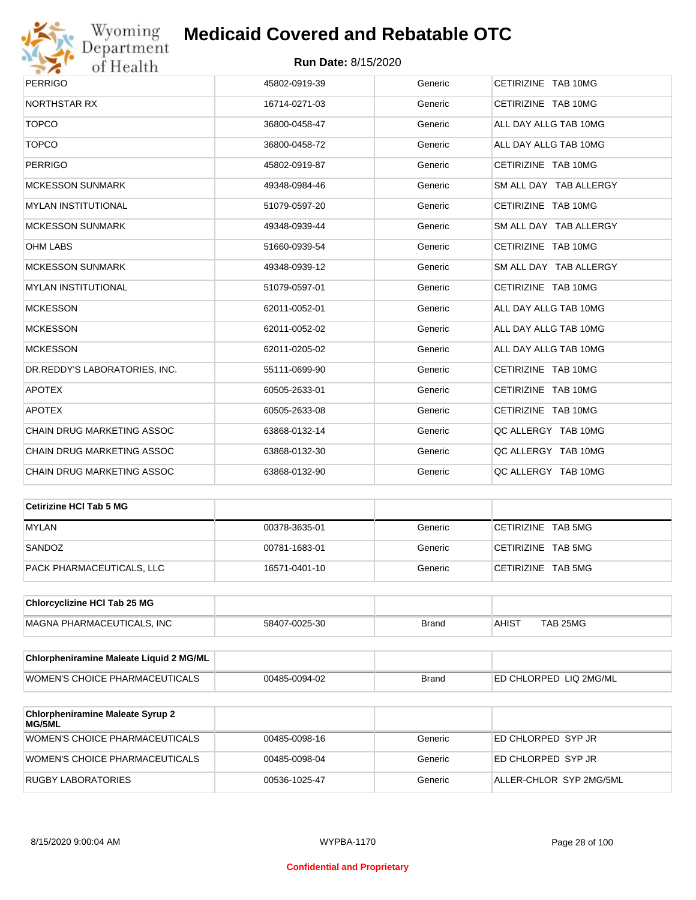| | | | |
|---|---|---|---|
| PERRIGO | 45802-0919-39 | Generic | CETIRIZINE TAB 10MG |
| NORTHSTAR RX | 16714-0271-03 | Generic | CETIRIZINE TAB 10MG |
| TOPCO | 36800-0458-47 | Generic | ALL DAY ALLG TAB 10MG |
| TOPCO | 36800-0458-72 | Generic | ALL DAY ALLG TAB 10MG |
| PERRIGO | 45802-0919-87 | Generic | CETIRIZINE TAB 10MG |
| MCKESSON SUNMARK | 49348-0984-46 | Generic | SM ALL DAY TAB ALLERGY |
| MYLAN INSTITUTIONAL | 51079-0597-20 | Generic | CETIRIZINE TAB 10MG |
| MCKESSON SUNMARK | 49348-0939-44 | Generic | SM ALL DAY TAB ALLERGY |
| OHM LABS | 51660-0939-54 | Generic | CETIRIZINE TAB 10MG |
| MCKESSON SUNMARK | 49348-0939-12 | Generic | SM ALL DAY TAB ALLERGY |
| MYLAN INSTITUTIONAL | 51079-0597-01 | Generic | CETIRIZINE TAB 10MG |
| MCKESSON | 62011-0052-01 | Generic | ALL DAY ALLG TAB 10MG |
| MCKESSON | 62011-0052-02 | Generic | ALL DAY ALLG TAB 10MG |
| MCKESSON | 62011-0205-02 | Generic | ALL DAY ALLG TAB 10MG |
| DR.REDDY'S LABORATORIES, INC. | 55111-0699-90 | Generic | CETIRIZINE TAB 10MG |
| APOTEX | 60505-2633-01 | Generic | CETIRIZINE TAB 10MG |
| APOTEX | 60505-2633-08 | Generic | CETIRIZINE TAB 10MG |
| CHAIN DRUG MARKETING ASSOC | 63868-0132-14 | Generic | QC ALLERGY TAB 10MG |
| CHAIN DRUG MARKETING ASSOC | 63868-0132-30 | Generic | QC ALLERGY TAB 10MG |
| CHAIN DRUG MARKETING ASSOC | 63868-0132-90 | Generic | QC ALLERGY TAB 10MG |

| **Cetirizine HCl Tab 5 MG** | | | |
|---|---|---|---|
| MYLAN | 00378-3635-01 | Generic | CETIRIZINE TAB 5MG |
| SANDOZ | 00781-1683-01 | Generic | CETIRIZINE TAB 5MG |
| PACK PHARMACEUTICALS, LLC | 16571-0401-10 | Generic | CETIRIZINE TAB 5MG |

| **Chlorcyclizine HCl Tab 25 MG** | | | |
|---|---|---|---|
| MAGNA PHARMACEUTICALS, INC | 58407-0025-30 | Brand | AHIST TAB 25MG |

| **Chlorpheniramine Maleate Liquid 2 MG/ML** | | | |
|---|---|---|---|
| WOMEN'S CHOICE PHARMACEUTICALS | 00485-0094-02 | Brand | ED CHLORPED LIQ 2MG/ML |

| **Chlorpheniramine Maleate Syrup 2 MG/5ML** | | | |
|---|---|---|---|
| WOMEN'S CHOICE PHARMACEUTICALS | 00485-0098-16 | Generic | ED CHLORPED SYP JR |
| WOMEN'S CHOICE PHARMACEUTICALS | 00485-0098-04 | Generic | ED CHLORPED SYP JR |
| RUGBY LABORATORIES | 00536-1025-47 | Generic | ALLER-CHLOR SYP 2MG/5ML |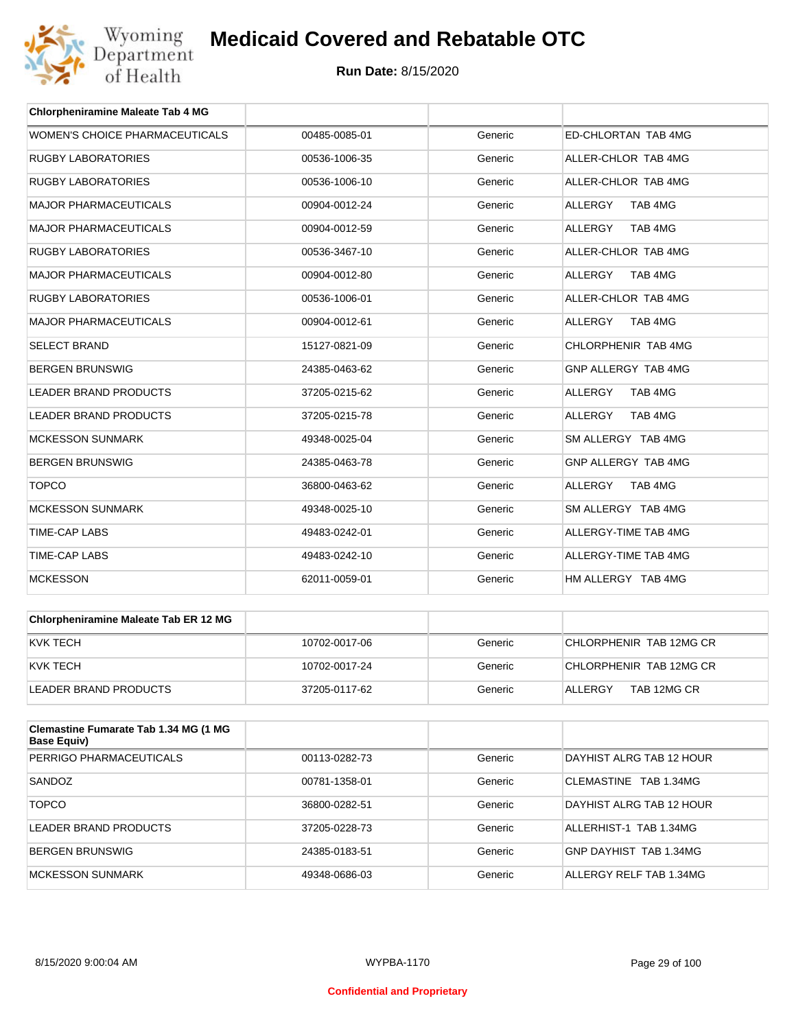# Medicaid Covered and Rebatable OTC

**Run Date:** 8/15/2020

| Chlorpheniramine Maleate Tab 4 MG | | | |
|---|---|---|---|
| WOMEN'S CHOICE PHARMACEUTICALS | 00485-0085-01 | Generic | ED-CHLORTAN TAB 4MG |
| RUGBY LABORATORIES | 00536-1006-35 | Generic | ALLER-CHLOR TAB 4MG |
| RUGBY LABORATORIES | 00536-1006-10 | Generic | ALLER-CHLOR TAB 4MG |
| MAJOR PHARMACEUTICALS | 00904-0012-24 | Generic | ALLERGY TAB 4MG |
| MAJOR PHARMACEUTICALS | 00904-0012-59 | Generic | ALLERGY TAB 4MG |
| RUGBY LABORATORIES | 00536-3467-10 | Generic | ALLER-CHLOR TAB 4MG |
| MAJOR PHARMACEUTICALS | 00904-0012-80 | Generic | ALLERGY TAB 4MG |
| RUGBY LABORATORIES | 00536-1006-01 | Generic | ALLER-CHLOR TAB 4MG |
| MAJOR PHARMACEUTICALS | 00904-0012-61 | Generic | ALLERGY TAB 4MG |
| SELECT BRAND | 15127-0821-09 | Generic | CHLORPHENIR TAB 4MG |
| BERGEN BRUNSWIG | 24385-0463-62 | Generic | GNP ALLERGY TAB 4MG |
| LEADER BRAND PRODUCTS | 37205-0215-62 | Generic | ALLERGY TAB 4MG |
| LEADER BRAND PRODUCTS | 37205-0215-78 | Generic | ALLERGY TAB 4MG |
| MCKESSON SUNMARK | 49348-0025-04 | Generic | SM ALLERGY TAB 4MG |
| BERGEN BRUNSWIG | 24385-0463-78 | Generic | GNP ALLERGY TAB 4MG |
| TOPCO | 36800-0463-62 | Generic | ALLERGY TAB 4MG |
| MCKESSON SUNMARK | 49348-0025-10 | Generic | SM ALLERGY TAB 4MG |
| TIME-CAP LABS | 49483-0242-01 | Generic | ALLERGY-TIME TAB 4MG |
| TIME-CAP LABS | 49483-0242-10 | Generic | ALLERGY-TIME TAB 4MG |
| MCKESSON | 62011-0059-01 | Generic | HM ALLERGY TAB 4MG |

| Chlorpheniramine Maleate Tab ER 12 MG | | | |
|---|---|---|---|
| KVK TECH | 10702-0017-06 | Generic | CHLORPHENIR TAB 12MG CR |
| KVK TECH | 10702-0017-24 | Generic | CHLORPHENIR TAB 12MG CR |
| LEADER BRAND PRODUCTS | 37205-0117-62 | Generic | ALLERGY TAB 12MG CR |

| Clemastine Fumarate Tab 1.34 MG (1 MG Base Equiv) | | | |
|---|---|---|---|
| PERRIGO PHARMACEUTICALS | 00113-0282-73 | Generic | DAYHIST ALRG TAB 12 HOUR |
| SANDOZ | 00781-1358-01 | Generic | CLEMASTINE TAB 1.34MG |
| TOPCO | 36800-0282-51 | Generic | DAYHIST ALRG TAB 12 HOUR |
| LEADER BRAND PRODUCTS | 37205-0228-73 | Generic | ALLERHIST-1 TAB 1.34MG |
| BERGEN BRUNSWIG | 24385-0183-51 | Generic | GNP DAYHIST TAB 1.34MG |
| MCKESSON SUNMARK | 49348-0686-03 | Generic | ALLERGY RELF TAB 1.34MG |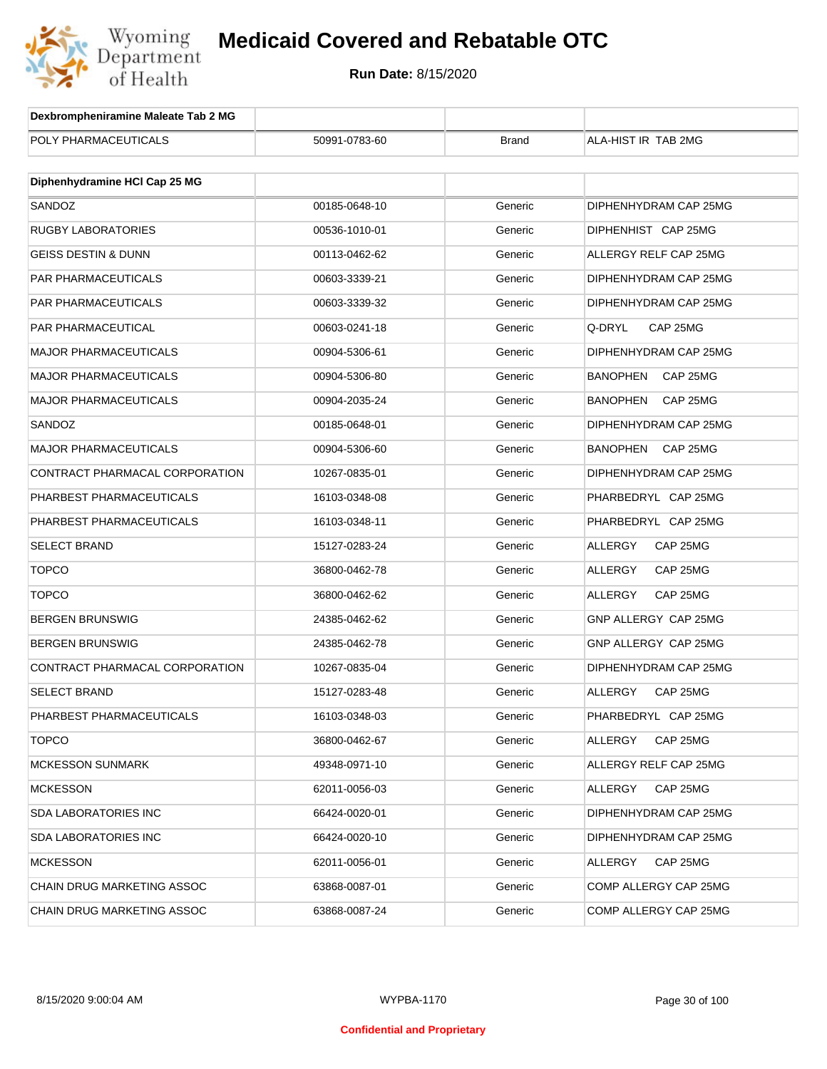# Medicaid Covered and Rebatable OTC

**Run Date:** 8/15/2020

| Dexbrompheniramine Maleate Tab 2 MG | | | |
|---|---|---|---|
| POLY PHARMACEUTICALS | 50991-0783-60 | Brand | ALA-HIST IR TAB 2MG |

| Diphenhydramine HCl Cap 25 MG | | | |
|---|---|---|---|
| SANDOZ | 00185-0648-10 | Generic | DIPHENHYDRAM CAP 25MG |
| RUGBY LABORATORIES | 00536-1010-01 | Generic | DIPHENHIST CAP 25MG |
| GEISS DESTIN & DUNN | 00113-0462-62 | Generic | ALLERGY RELF CAP 25MG |
| PAR PHARMACEUTICALS | 00603-3339-21 | Generic | DIPHENHYDRAM CAP 25MG |
| PAR PHARMACEUTICALS | 00603-3339-32 | Generic | DIPHENHYDRAM CAP 25MG |
| PAR PHARMACEUTICAL | 00603-0241-18 | Generic | Q-DRYL CAP 25MG |
| MAJOR PHARMACEUTICALS | 00904-5306-61 | Generic | DIPHENHYDRAM CAP 25MG |
| MAJOR PHARMACEUTICALS | 00904-5306-80 | Generic | BANOPHEN CAP 25MG |
| MAJOR PHARMACEUTICALS | 00904-2035-24 | Generic | BANOPHEN CAP 25MG |
| SANDOZ | 00185-0648-01 | Generic | DIPHENHYDRAM CAP 25MG |
| MAJOR PHARMACEUTICALS | 00904-5306-60 | Generic | BANOPHEN CAP 25MG |
| CONTRACT PHARMACAL CORPORATION | 10267-0835-01 | Generic | DIPHENHYDRAM CAP 25MG |
| PHARBEST PHARMACEUTICALS | 16103-0348-08 | Generic | PHARBEDRYL CAP 25MG |
| PHARBEST PHARMACEUTICALS | 16103-0348-11 | Generic | PHARBEDRYL CAP 25MG |
| SELECT BRAND | 15127-0283-24 | Generic | ALLERGY CAP 25MG |
| TOPCO | 36800-0462-78 | Generic | ALLERGY CAP 25MG |
| TOPCO | 36800-0462-62 | Generic | ALLERGY CAP 25MG |
| BERGEN BRUNSWIG | 24385-0462-62 | Generic | GNP ALLERGY CAP 25MG |
| BERGEN BRUNSWIG | 24385-0462-78 | Generic | GNP ALLERGY CAP 25MG |
| CONTRACT PHARMACAL CORPORATION | 10267-0835-04 | Generic | DIPHENHYDRAM CAP 25MG |
| SELECT BRAND | 15127-0283-48 | Generic | ALLERGY CAP 25MG |
| PHARBEST PHARMACEUTICALS | 16103-0348-03 | Generic | PHARBEDRYL CAP 25MG |
| TOPCO | 36800-0462-67 | Generic | ALLERGY CAP 25MG |
| MCKESSON SUNMARK | 49348-0971-10 | Generic | ALLERGY RELF CAP 25MG |
| MCKESSON | 62011-0056-03 | Generic | ALLERGY CAP 25MG |
| SDA LABORATORIES INC | 66424-0020-01 | Generic | DIPHENHYDRAM CAP 25MG |
| SDA LABORATORIES INC | 66424-0020-10 | Generic | DIPHENHYDRAM CAP 25MG |
| MCKESSON | 62011-0056-01 | Generic | ALLERGY CAP 25MG |
| CHAIN DRUG MARKETING ASSOC | 63868-0087-01 | Generic | COMP ALLERGY CAP 25MG |
| CHAIN DRUG MARKETING ASSOC | 63868-0087-24 | Generic | COMP ALLERGY CAP 25MG |

Confidential and Proprietary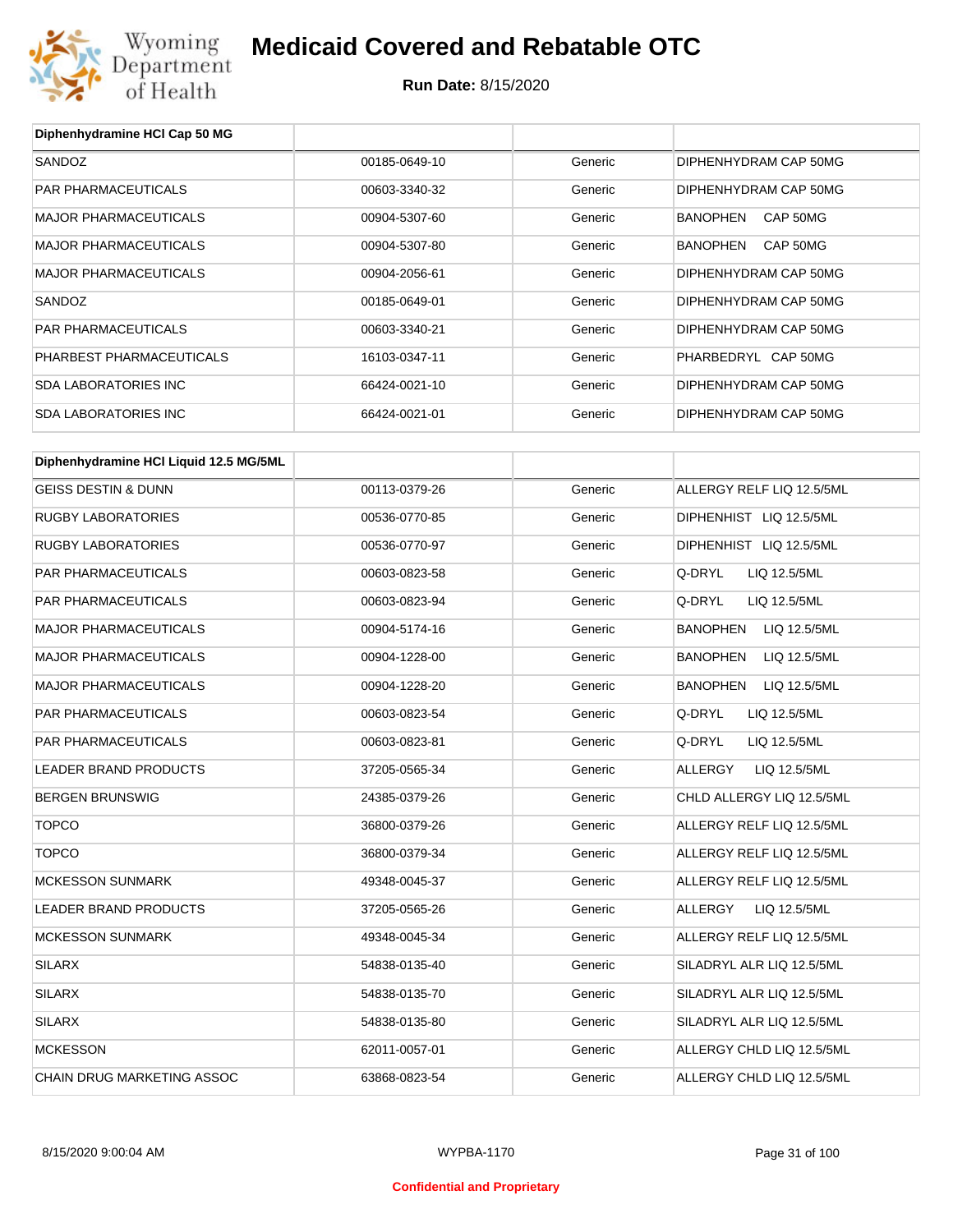# Medicaid Covered and Rebatable OTC

**Run Date:** 8/15/2020

| Diphenhydramine HCl Cap 50 MG | | | |
|---|---|---|---|
| SANDOZ | 00185-0649-10 | Generic | DIPHENHYDRAM CAP 50MG |
| PAR PHARMACEUTICALS | 00603-3340-32 | Generic | DIPHENHYDRAM CAP 50MG |
| MAJOR PHARMACEUTICALS | 00904-5307-60 | Generic | BANOPHEN CAP 50MG |
| MAJOR PHARMACEUTICALS | 00904-5307-80 | Generic | BANOPHEN CAP 50MG |
| MAJOR PHARMACEUTICALS | 00904-2056-61 | Generic | DIPHENHYDRAM CAP 50MG |
| SANDOZ | 00185-0649-01 | Generic | DIPHENHYDRAM CAP 50MG |
| PAR PHARMACEUTICALS | 00603-3340-21 | Generic | DIPHENHYDRAM CAP 50MG |
| PHARBEST PHARMACEUTICALS | 16103-0347-11 | Generic | PHARBEDRYL CAP 50MG |
| SDA LABORATORIES INC | 66424-0021-10 | Generic | DIPHENHYDRAM CAP 50MG |
| SDA LABORATORIES INC | 66424-0021-01 | Generic | DIPHENHYDRAM CAP 50MG |

| Diphenhydramine HCl Liquid 12.5 MG/5ML | | | |
|---|---|---|---|
| GEISS DESTIN & DUNN | 00113-0379-26 | Generic | ALLERGY RELF LIQ 12.5/5ML |
| RUGBY LABORATORIES | 00536-0770-85 | Generic | DIPHENHIST LIQ 12.5/5ML |
| RUGBY LABORATORIES | 00536-0770-97 | Generic | DIPHENHIST LIQ 12.5/5ML |
| PAR PHARMACEUTICALS | 00603-0823-58 | Generic | Q-DRYL LIQ 12.5/5ML |
| PAR PHARMACEUTICALS | 00603-0823-94 | Generic | Q-DRYL LIQ 12.5/5ML |
| MAJOR PHARMACEUTICALS | 00904-5174-16 | Generic | BANOPHEN LIQ 12.5/5ML |
| MAJOR PHARMACEUTICALS | 00904-1228-00 | Generic | BANOPHEN LIQ 12.5/5ML |
| MAJOR PHARMACEUTICALS | 00904-1228-20 | Generic | BANOPHEN LIQ 12.5/5ML |
| PAR PHARMACEUTICALS | 00603-0823-54 | Generic | Q-DRYL LIQ 12.5/5ML |
| PAR PHARMACEUTICALS | 00603-0823-81 | Generic | Q-DRYL LIQ 12.5/5ML |
| LEADER BRAND PRODUCTS | 37205-0565-34 | Generic | ALLERGY LIQ 12.5/5ML |
| BERGEN BRUNSWIG | 24385-0379-26 | Generic | CHLD ALLERGY LIQ 12.5/5ML |
| TOPCO | 36800-0379-26 | Generic | ALLERGY RELF LIQ 12.5/5ML |
| TOPCO | 36800-0379-34 | Generic | ALLERGY RELF LIQ 12.5/5ML |
| MCKESSON SUNMARK | 49348-0045-37 | Generic | ALLERGY RELF LIQ 12.5/5ML |
| LEADER BRAND PRODUCTS | 37205-0565-26 | Generic | ALLERGY LIQ 12.5/5ML |
| MCKESSON SUNMARK | 49348-0045-34 | Generic | ALLERGY RELF LIQ 12.5/5ML |
| SILARX | 54838-0135-40 | Generic | SILADRYL ALR LIQ 12.5/5ML |
| SILARX | 54838-0135-70 | Generic | SILADRYL ALR LIQ 12.5/5ML |
| SILARX | 54838-0135-80 | Generic | SILADRYL ALR LIQ 12.5/5ML |
| MCKESSON | 62011-0057-01 | Generic | ALLERGY CHLD LIQ 12.5/5ML |
| CHAIN DRUG MARKETING ASSOC | 63868-0823-54 | Generic | ALLERGY CHLD LIQ 12.5/5ML |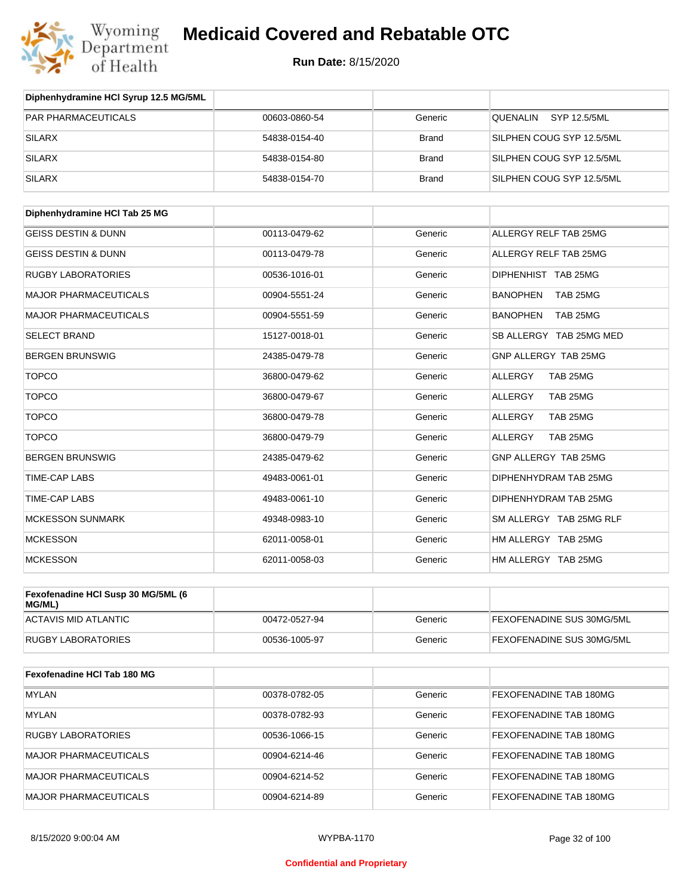| Diphenhydramine HCl Syrup 12.5 MG/5ML | | | |
|---|---|---|---|
| PAR PHARMACEUTICALS | 00603-0860-54 | Generic | QUENALIN SYP 12.5/5ML |
| SILARX | 54838-0154-40 | Brand | SILPHEN COUG SYP 12.5/5ML |
| SILARX | 54838-0154-80 | Brand | SILPHEN COUG SYP 12.5/5ML |
| SILARX | 54838-0154-70 | Brand | SILPHEN COUG SYP 12.5/5ML |

| Diphenhydramine HCl Tab 25 MG | | | |
|---|---|---|---|
| GEISS DESTIN & DUNN | 00113-0479-62 | Generic | ALLERGY RELF TAB 25MG |
| GEISS DESTIN & DUNN | 00113-0479-78 | Generic | ALLERGY RELF TAB 25MG |
| RUGBY LABORATORIES | 00536-1016-01 | Generic | DIPHENHIST TAB 25MG |
| MAJOR PHARMACEUTICALS | 00904-5551-24 | Generic | BANOPHEN TAB 25MG |
| MAJOR PHARMACEUTICALS | 00904-5551-59 | Generic | BANOPHEN TAB 25MG |
| SELECT BRAND | 15127-0018-01 | Generic | SB ALLERGY TAB 25MG MED |
| BERGEN BRUNSWIG | 24385-0479-78 | Generic | GNP ALLERGY TAB 25MG |
| TOPCO | 36800-0479-62 | Generic | ALLERGY TAB 25MG |
| TOPCO | 36800-0479-67 | Generic | ALLERGY TAB 25MG |
| TOPCO | 36800-0479-78 | Generic | ALLERGY TAB 25MG |
| TOPCO | 36800-0479-79 | Generic | ALLERGY TAB 25MG |
| BERGEN BRUNSWIG | 24385-0479-62 | Generic | GNP ALLERGY TAB 25MG |
| TIME-CAP LABS | 49483-0061-01 | Generic | DIPHENHYDRAM TAB 25MG |
| TIME-CAP LABS | 49483-0061-10 | Generic | DIPHENHYDRAM TAB 25MG |
| MCKESSON SUNMARK | 49348-0983-10 | Generic | SM ALLERGY TAB 25MG RLF |
| MCKESSON | 62011-0058-01 | Generic | HM ALLERGY TAB 25MG |
| MCKESSON | 62011-0058-03 | Generic | HM ALLERGY TAB 25MG |

| Fexofenadine HCl Susp 30 MG/5ML (6 MG/ML) | | | |
|---|---|---|---|
| ACTAVIS MID ATLANTIC | 00472-0527-94 | Generic | FEXOFENADINE SUS 30MG/5ML |
| RUGBY LABORATORIES | 00536-1005-97 | Generic | FEXOFENADINE SUS 30MG/5ML |

| Fexofenadine HCl Tab 180 MG | | | |
|---|---|---|---|
| MYLAN | 00378-0782-05 | Generic | FEXOFENADINE TAB 180MG |
| MYLAN | 00378-0782-93 | Generic | FEXOFENADINE TAB 180MG |
| RUGBY LABORATORIES | 00536-1066-15 | Generic | FEXOFENADINE TAB 180MG |
| MAJOR PHARMACEUTICALS | 00904-6214-46 | Generic | FEXOFENADINE TAB 180MG |
| MAJOR PHARMACEUTICALS | 00904-6214-52 | Generic | FEXOFENADINE TAB 180MG |
| MAJOR PHARMACEUTICALS | 00904-6214-89 | Generic | FEXOFENADINE TAB 180MG |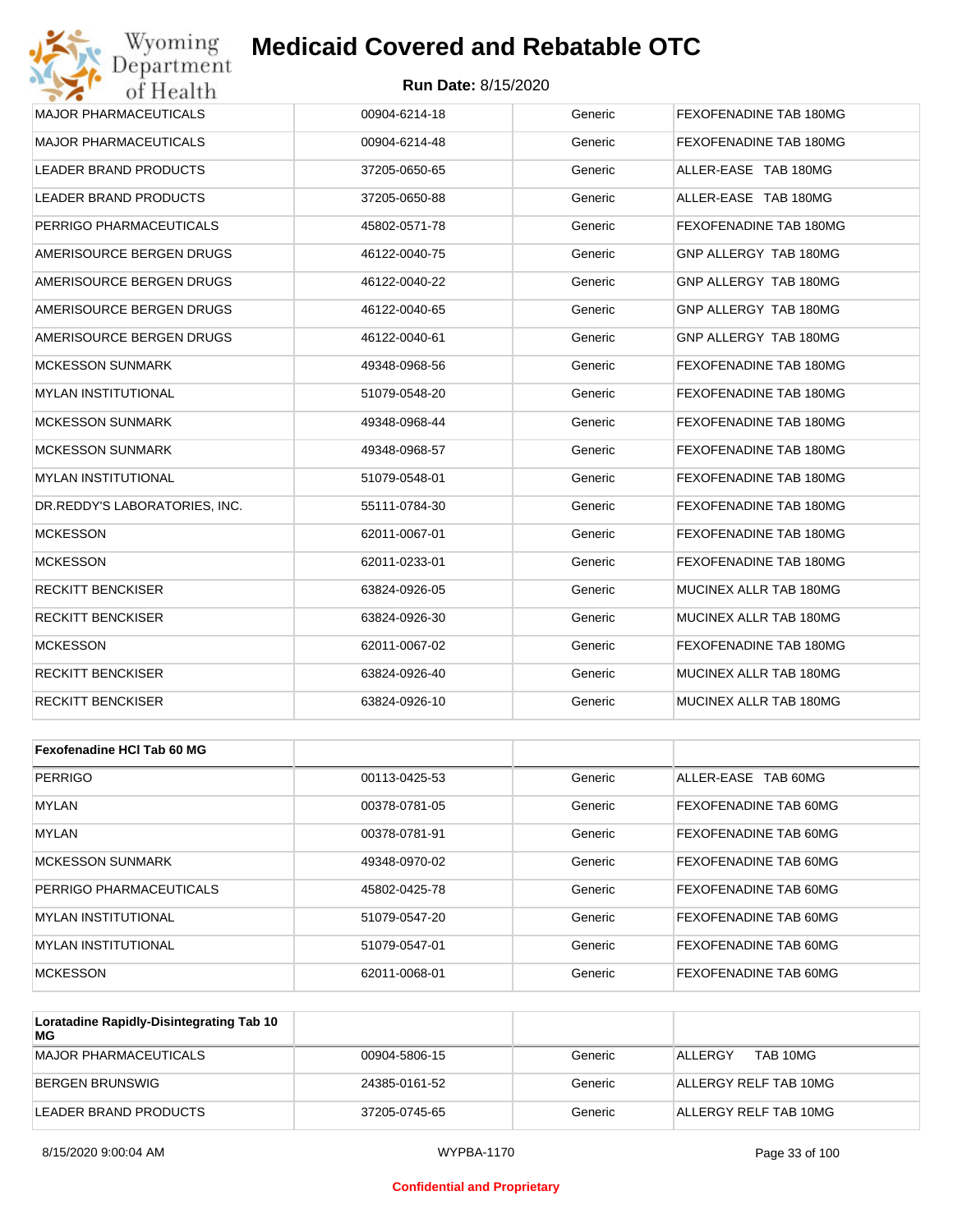| | | | |
|---|---|---|---|
| MAJOR PHARMACEUTICALS | 00904-6214-18 | Generic | FEXOFENADINE TAB 180MG |
| MAJOR PHARMACEUTICALS | 00904-6214-48 | Generic | FEXOFENADINE TAB 180MG |
| LEADER BRAND PRODUCTS | 37205-0650-65 | Generic | ALLER-EASE TAB 180MG |
| LEADER BRAND PRODUCTS | 37205-0650-88 | Generic | ALLER-EASE TAB 180MG |
| PERRIGO PHARMACEUTICALS | 45802-0571-78 | Generic | FEXOFENADINE TAB 180MG |
| AMERISOURCE BERGEN DRUGS | 46122-0040-75 | Generic | GNP ALLERGY TAB 180MG |
| AMERISOURCE BERGEN DRUGS | 46122-0040-22 | Generic | GNP ALLERGY TAB 180MG |
| AMERISOURCE BERGEN DRUGS | 46122-0040-65 | Generic | GNP ALLERGY TAB 180MG |
| AMERISOURCE BERGEN DRUGS | 46122-0040-61 | Generic | GNP ALLERGY TAB 180MG |
| MCKESSON SUNMARK | 49348-0968-56 | Generic | FEXOFENADINE TAB 180MG |
| MYLAN INSTITUTIONAL | 51079-0548-20 | Generic | FEXOFENADINE TAB 180MG |
| MCKESSON SUNMARK | 49348-0968-44 | Generic | FEXOFENADINE TAB 180MG |
| MCKESSON SUNMARK | 49348-0968-57 | Generic | FEXOFENADINE TAB 180MG |
| MYLAN INSTITUTIONAL | 51079-0548-01 | Generic | FEXOFENADINE TAB 180MG |
| DR.REDDY'S LABORATORIES, INC. | 55111-0784-30 | Generic | FEXOFENADINE TAB 180MG |
| MCKESSON | 62011-0067-01 | Generic | FEXOFENADINE TAB 180MG |
| MCKESSON | 62011-0233-01 | Generic | FEXOFENADINE TAB 180MG |
| RECKITT BENCKISER | 63824-0926-05 | Generic | MUCINEX ALLR TAB 180MG |
| RECKITT BENCKISER | 63824-0926-30 | Generic | MUCINEX ALLR TAB 180MG |
| MCKESSON | 62011-0067-02 | Generic | FEXOFENADINE TAB 180MG |
| RECKITT BENCKISER | 63824-0926-40 | Generic | MUCINEX ALLR TAB 180MG |
| RECKITT BENCKISER | 63824-0926-10 | Generic | MUCINEX ALLR TAB 180MG |

| **Fexofenadine HCl Tab 60 MG** | | | |
|---|---|---|---|
| PERRIGO | 00113-0425-53 | Generic | ALLER-EASE TAB 60MG |
| MYLAN | 00378-0781-05 | Generic | FEXOFENADINE TAB 60MG |
| MYLAN | 00378-0781-91 | Generic | FEXOFENADINE TAB 60MG |
| MCKESSON SUNMARK | 49348-0970-02 | Generic | FEXOFENADINE TAB 60MG |
| PERRIGO PHARMACEUTICALS | 45802-0425-78 | Generic | FEXOFENADINE TAB 60MG |
| MYLAN INSTITUTIONAL | 51079-0547-20 | Generic | FEXOFENADINE TAB 60MG |
| MYLAN INSTITUTIONAL | 51079-0547-01 | Generic | FEXOFENADINE TAB 60MG |
| MCKESSON | 62011-0068-01 | Generic | FEXOFENADINE TAB 60MG |

| **Loratadine Rapidly-Disintegrating Tab 10 MG** | | | |
|---|---|---|---|
| MAJOR PHARMACEUTICALS | 00904-5806-15 | Generic | ALLERGY TAB 10MG |
| BERGEN BRUNSWIG | 24385-0161-52 | Generic | ALLERGY RELF TAB 10MG |
| LEADER BRAND PRODUCTS | 37205-0745-65 | Generic | ALLERGY RELF TAB 10MG |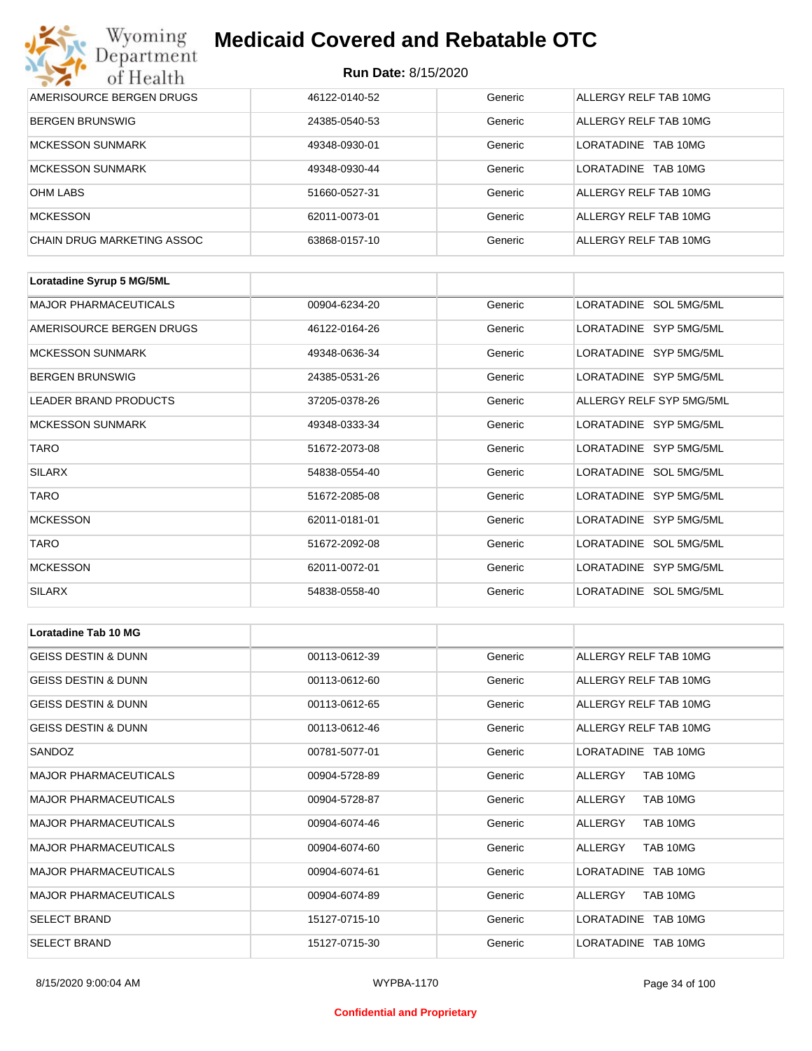| | | | |
|---|---|---|---|
| AMERISOURCE BERGEN DRUGS | 46122-0140-52 | Generic | ALLERGY RELF TAB 10MG |
| BERGEN BRUNSWIG | 24385-0540-53 | Generic | ALLERGY RELF TAB 10MG |
| MCKESSON SUNMARK | 49348-0930-01 | Generic | LORATADINE TAB 10MG |
| MCKESSON SUNMARK | 49348-0930-44 | Generic | LORATADINE TAB 10MG |
| OHM LABS | 51660-0527-31 | Generic | ALLERGY RELF TAB 10MG |
| MCKESSON | 62011-0073-01 | Generic | ALLERGY RELF TAB 10MG |
| CHAIN DRUG MARKETING ASSOC | 63868-0157-10 | Generic | ALLERGY RELF TAB 10MG |

| **Loratadine Syrup 5 MG/5ML** | | | |
|---|---|---|---|
| MAJOR PHARMACEUTICALS | 00904-6234-20 | Generic | LORATADINE SOL 5MG/5ML |
| AMERISOURCE BERGEN DRUGS | 46122-0164-26 | Generic | LORATADINE SYP 5MG/5ML |
| MCKESSON SUNMARK | 49348-0636-34 | Generic | LORATADINE SYP 5MG/5ML |
| BERGEN BRUNSWIG | 24385-0531-26 | Generic | LORATADINE SYP 5MG/5ML |
| LEADER BRAND PRODUCTS | 37205-0378-26 | Generic | ALLERGY RELF SYP 5MG/5ML |
| MCKESSON SUNMARK | 49348-0333-34 | Generic | LORATADINE SYP 5MG/5ML |
| TARO | 51672-2073-08 | Generic | LORATADINE SYP 5MG/5ML |
| SILARX | 54838-0554-40 | Generic | LORATADINE SOL 5MG/5ML |
| TARO | 51672-2085-08 | Generic | LORATADINE SYP 5MG/5ML |
| MCKESSON | 62011-0181-01 | Generic | LORATADINE SYP 5MG/5ML |
| TARO | 51672-2092-08 | Generic | LORATADINE SOL 5MG/5ML |
| MCKESSON | 62011-0072-01 | Generic | LORATADINE SYP 5MG/5ML |
| SILARX | 54838-0558-40 | Generic | LORATADINE SOL 5MG/5ML |

| **Loratadine Tab 10 MG** | | | |
|---|---|---|---|
| GEISS DESTIN & DUNN | 00113-0612-39 | Generic | ALLERGY RELF TAB 10MG |
| GEISS DESTIN & DUNN | 00113-0612-60 | Generic | ALLERGY RELF TAB 10MG |
| GEISS DESTIN & DUNN | 00113-0612-65 | Generic | ALLERGY RELF TAB 10MG |
| GEISS DESTIN & DUNN | 00113-0612-46 | Generic | ALLERGY RELF TAB 10MG |
| SANDOZ | 00781-5077-01 | Generic | LORATADINE TAB 10MG |
| MAJOR PHARMACEUTICALS | 00904-5728-89 | Generic | ALLERGY TAB 10MG |
| MAJOR PHARMACEUTICALS | 00904-5728-87 | Generic | ALLERGY TAB 10MG |
| MAJOR PHARMACEUTICALS | 00904-6074-46 | Generic | ALLERGY TAB 10MG |
| MAJOR PHARMACEUTICALS | 00904-6074-60 | Generic | ALLERGY TAB 10MG |
| MAJOR PHARMACEUTICALS | 00904-6074-61 | Generic | LORATADINE TAB 10MG |
| MAJOR PHARMACEUTICALS | 00904-6074-89 | Generic | ALLERGY TAB 10MG |
| SELECT BRAND | 15127-0715-10 | Generic | LORATADINE TAB 10MG |
| SELECT BRAND | 15127-0715-30 | Generic | LORATADINE TAB 10MG |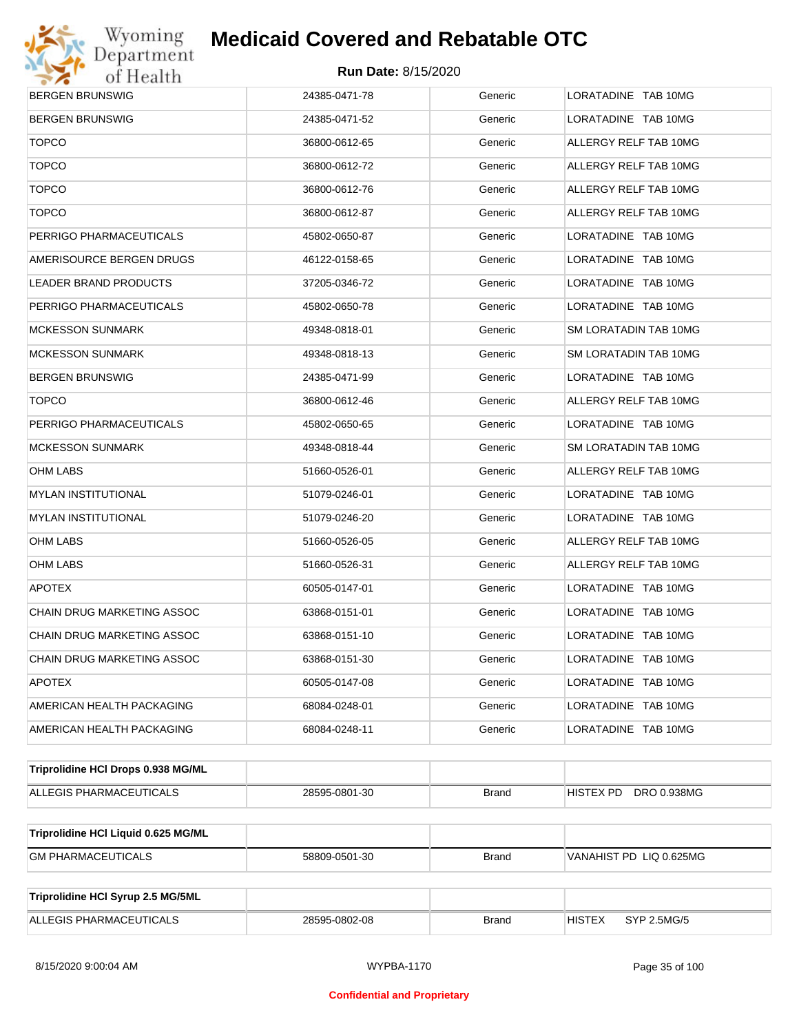| | | | |
|---|---|---|---|
| BERGEN BRUNSWIG | 24385-0471-78 | Generic | LORATADINE TAB 10MG |
| BERGEN BRUNSWIG | 24385-0471-52 | Generic | LORATADINE TAB 10MG |
| TOPCO | 36800-0612-65 | Generic | ALLERGY RELF TAB 10MG |
| TOPCO | 36800-0612-72 | Generic | ALLERGY RELF TAB 10MG |
| TOPCO | 36800-0612-76 | Generic | ALLERGY RELF TAB 10MG |
| TOPCO | 36800-0612-87 | Generic | ALLERGY RELF TAB 10MG |
| PERRIGO PHARMACEUTICALS | 45802-0650-87 | Generic | LORATADINE TAB 10MG |
| AMERISOURCE BERGEN DRUGS | 46122-0158-65 | Generic | LORATADINE TAB 10MG |
| LEADER BRAND PRODUCTS | 37205-0346-72 | Generic | LORATADINE TAB 10MG |
| PERRIGO PHARMACEUTICALS | 45802-0650-78 | Generic | LORATADINE TAB 10MG |
| MCKESSON SUNMARK | 49348-0818-01 | Generic | SM LORATADIN TAB 10MG |
| MCKESSON SUNMARK | 49348-0818-13 | Generic | SM LORATADIN TAB 10MG |
| BERGEN BRUNSWIG | 24385-0471-99 | Generic | LORATADINE TAB 10MG |
| TOPCO | 36800-0612-46 | Generic | ALLERGY RELF TAB 10MG |
| PERRIGO PHARMACEUTICALS | 45802-0650-65 | Generic | LORATADINE TAB 10MG |
| MCKESSON SUNMARK | 49348-0818-44 | Generic | SM LORATADIN TAB 10MG |
| OHM LABS | 51660-0526-01 | Generic | ALLERGY RELF TAB 10MG |
| MYLAN INSTITUTIONAL | 51079-0246-01 | Generic | LORATADINE TAB 10MG |
| MYLAN INSTITUTIONAL | 51079-0246-20 | Generic | LORATADINE TAB 10MG |
| OHM LABS | 51660-0526-05 | Generic | ALLERGY RELF TAB 10MG |
| OHM LABS | 51660-0526-31 | Generic | ALLERGY RELF TAB 10MG |
| APOTEX | 60505-0147-01 | Generic | LORATADINE TAB 10MG |
| CHAIN DRUG MARKETING ASSOC | 63868-0151-01 | Generic | LORATADINE TAB 10MG |
| CHAIN DRUG MARKETING ASSOC | 63868-0151-10 | Generic | LORATADINE TAB 10MG |
| CHAIN DRUG MARKETING ASSOC | 63868-0151-30 | Generic | LORATADINE TAB 10MG |
| APOTEX | 60505-0147-08 | Generic | LORATADINE TAB 10MG |
| AMERICAN HEALTH PACKAGING | 68084-0248-01 | Generic | LORATADINE TAB 10MG |
| AMERICAN HEALTH PACKAGING | 68084-0248-11 | Generic | LORATADINE TAB 10MG |

| **Triprolidine HCl Drops 0.938 MG/ML** | | | |
|---|---|---|---|
| ALLEGIS PHARMACEUTICALS | 28595-0801-30 | Brand | HISTEX PD DRO 0.938MG |

| **Triprolidine HCl Liquid 0.625 MG/ML** | | | |
|---|---|---|---|
| GM PHARMACEUTICALS | 58809-0501-30 | Brand | VANAHIST PD LIQ 0.625MG |

| **Triprolidine HCl Syrup 2.5 MG/5ML** | | | |
|---|---|---|---|
| ALLEGIS PHARMACEUTICALS | 28595-0802-08 | Brand | HISTEX SYP 2.5MG/5 |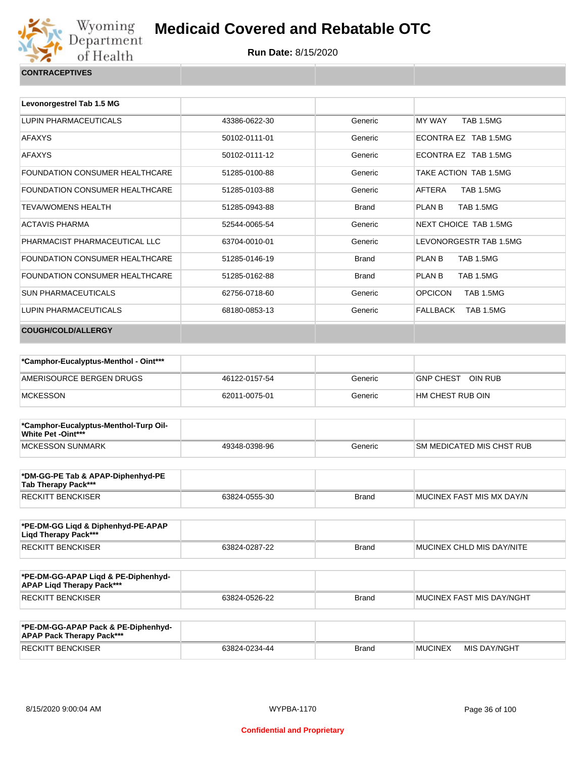# Medicaid Covered and Rebatable OTC

**Run Date:** 8/15/2020

| CONTRACEPTIVES | | | |
|---|---|---|---|

| Levonorgestrel Tab 1.5 MG | | | |
|---|---|---|---|
| LUPIN PHARMACEUTICALS | 43386-0622-30 | Generic | MY WAY TAB 1.5MG |
| AFAXYS | 50102-0111-01 | Generic | ECONTRA EZ TAB 1.5MG |
| AFAXYS | 50102-0111-12 | Generic | ECONTRA EZ TAB 1.5MG |
| FOUNDATION CONSUMER HEALTHCARE | 51285-0100-88 | Generic | TAKE ACTION TAB 1.5MG |
| FOUNDATION CONSUMER HEALTHCARE | 51285-0103-88 | Generic | AFTERA TAB 1.5MG |
| TEVA/WOMENS HEALTH | 51285-0943-88 | Brand | PLAN B TAB 1.5MG |
| ACTAVIS PHARMA | 52544-0065-54 | Generic | NEXT CHOICE TAB 1.5MG |
| PHARMACIST PHARMACEUTICAL LLC | 63704-0010-01 | Generic | LEVONORGESTR TAB 1.5MG |
| FOUNDATION CONSUMER HEALTHCARE | 51285-0146-19 | Brand | PLAN B TAB 1.5MG |
| FOUNDATION CONSUMER HEALTHCARE | 51285-0162-88 | Brand | PLAN B TAB 1.5MG |
| SUN PHARMACEUTICALS | 62756-0718-60 | Generic | OPCICON TAB 1.5MG |
| LUPIN PHARMACEUTICALS | 68180-0853-13 | Generic | FALLBACK TAB 1.5MG |

| COUGH/COLD/ALLERGY | | | |
|---|---|---|---|

| *Camphor-Eucalyptus-Menthol - Oint*** | | | |
|---|---|---|---|
| AMERISOURCE BERGEN DRUGS | 46122-0157-54 | Generic | GNP CHEST OIN RUB |
| MCKESSON | 62011-0075-01 | Generic | HM CHEST RUB OIN |

| *Camphor-Eucalyptus-Menthol-Turp Oil-White Pet -Oint*** | | | |
|---|---|---|---|
| MCKESSON SUNMARK | 49348-0398-96 | Generic | SM MEDICATED MIS CHST RUB |

| *DM-GG-PE Tab & APAP-Diphenhyd-PE Tab Therapy Pack*** | | | |
|---|---|---|---|
| RECKITT BENCKISER | 63824-0555-30 | Brand | MUCINEX FAST MIS MX DAY/N |

| *PE-DM-GG Liqd & Diphenhyd-PE-APAP Liqd Therapy Pack*** | | | |
|---|---|---|---|
| RECKITT BENCKISER | 63824-0287-22 | Brand | MUCINEX CHLD MIS DAY/NITE |

| *PE-DM-GG-APAP Liqd & PE-Diphenhyd-APAP Liqd Therapy Pack*** | | | |
|---|---|---|---|
| RECKITT BENCKISER | 63824-0526-22 | Brand | MUCINEX FAST MIS DAY/NGHT |

| *PE-DM-GG-APAP Pack & PE-Diphenhyd-APAP Pack Therapy Pack*** | | | |
|---|---|---|---|
| RECKITT BENCKISER | 63824-0234-44 | Brand | MUCINEX MIS DAY/NGHT |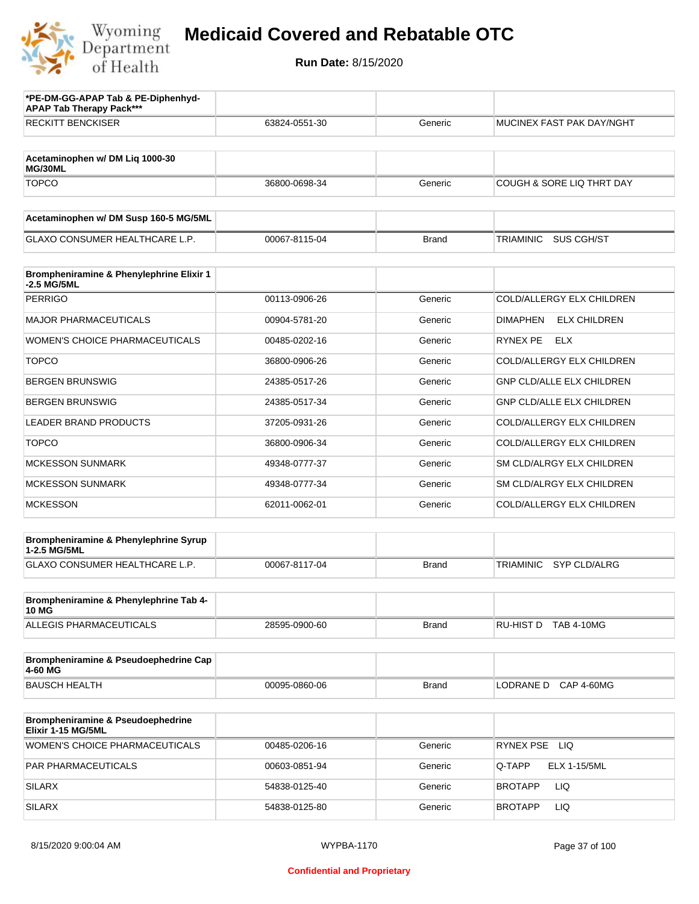# Medicaid Covered and Rebatable OTC

**Run Date:** 8/15/2020

| *PE-DM-GG-APAP Tab & PE-Diphenhyd-APAP Tab Therapy Pack*** | | | |
|---|---|---|---|
| RECKITT BENCKISER | 63824-0551-30 | Generic | MUCINEX FAST PAK DAY/NGHT |

| Acetaminophen w/ DM Liq 1000-30 MG/30ML | | | |
|---|---|---|---|
| TOPCO | 36800-0698-34 | Generic | COUGH & SORE LIQ THRT DAY |

| Acetaminophen w/ DM Susp 160-5 MG/5ML | | | |
|---|---|---|---|
| GLAXO CONSUMER HEALTHCARE L.P. | 00067-8115-04 | Brand | TRIAMINIC SUS CGH/ST |

| Brompheniramine & Phenylephrine Elixir 1-2.5 MG/5ML | | | |
|---|---|---|---|
| PERRIGO | 00113-0906-26 | Generic | COLD/ALLERGY ELX CHILDREN |
| MAJOR PHARMACEUTICALS | 00904-5781-20 | Generic | DIMAPHEN ELX CHILDREN |
| WOMEN'S CHOICE PHARMACEUTICALS | 00485-0202-16 | Generic | RYNEX PE ELX |
| TOPCO | 36800-0906-26 | Generic | COLD/ALLERGY ELX CHILDREN |
| BERGEN BRUNSWIG | 24385-0517-26 | Generic | GNP CLD/ALLE ELX CHILDREN |
| BERGEN BRUNSWIG | 24385-0517-34 | Generic | GNP CLD/ALLE ELX CHILDREN |
| LEADER BRAND PRODUCTS | 37205-0931-26 | Generic | COLD/ALLERGY ELX CHILDREN |
| TOPCO | 36800-0906-34 | Generic | COLD/ALLERGY ELX CHILDREN |
| MCKESSON SUNMARK | 49348-0777-37 | Generic | SM CLD/ALRGY ELX CHILDREN |
| MCKESSON SUNMARK | 49348-0777-34 | Generic | SM CLD/ALRGY ELX CHILDREN |
| MCKESSON | 62011-0062-01 | Generic | COLD/ALLERGY ELX CHILDREN |

| Brompheniramine & Phenylephrine Syrup 1-2.5 MG/5ML | | | |
|---|---|---|---|
| GLAXO CONSUMER HEALTHCARE L.P. | 00067-8117-04 | Brand | TRIAMINIC SYP CLD/ALRG |

| Brompheniramine & Phenylephrine Tab 4-10 MG | | | |
|---|---|---|---|
| ALLEGIS PHARMACEUTICALS | 28595-0900-60 | Brand | RU-HIST D TAB 4-10MG |

| Brompheniramine & Pseudoephedrine Cap 4-60 MG | | | |
|---|---|---|---|
| BAUSCH HEALTH | 00095-0860-06 | Brand | LODRANE D CAP 4-60MG |

| Brompheniramine & Pseudoephedrine Elixir 1-15 MG/5ML | | | |
|---|---|---|---|
| WOMEN'S CHOICE PHARMACEUTICALS | 00485-0206-16 | Generic | RYNEX PSE LIQ |
| PAR PHARMACEUTICALS | 00603-0851-94 | Generic | Q-TAPP ELX 1-15/5ML |
| SILARX | 54838-0125-40 | Generic | BROTAPP LIQ |
| SILARX | 54838-0125-80 | Generic | BROTAPP LIQ |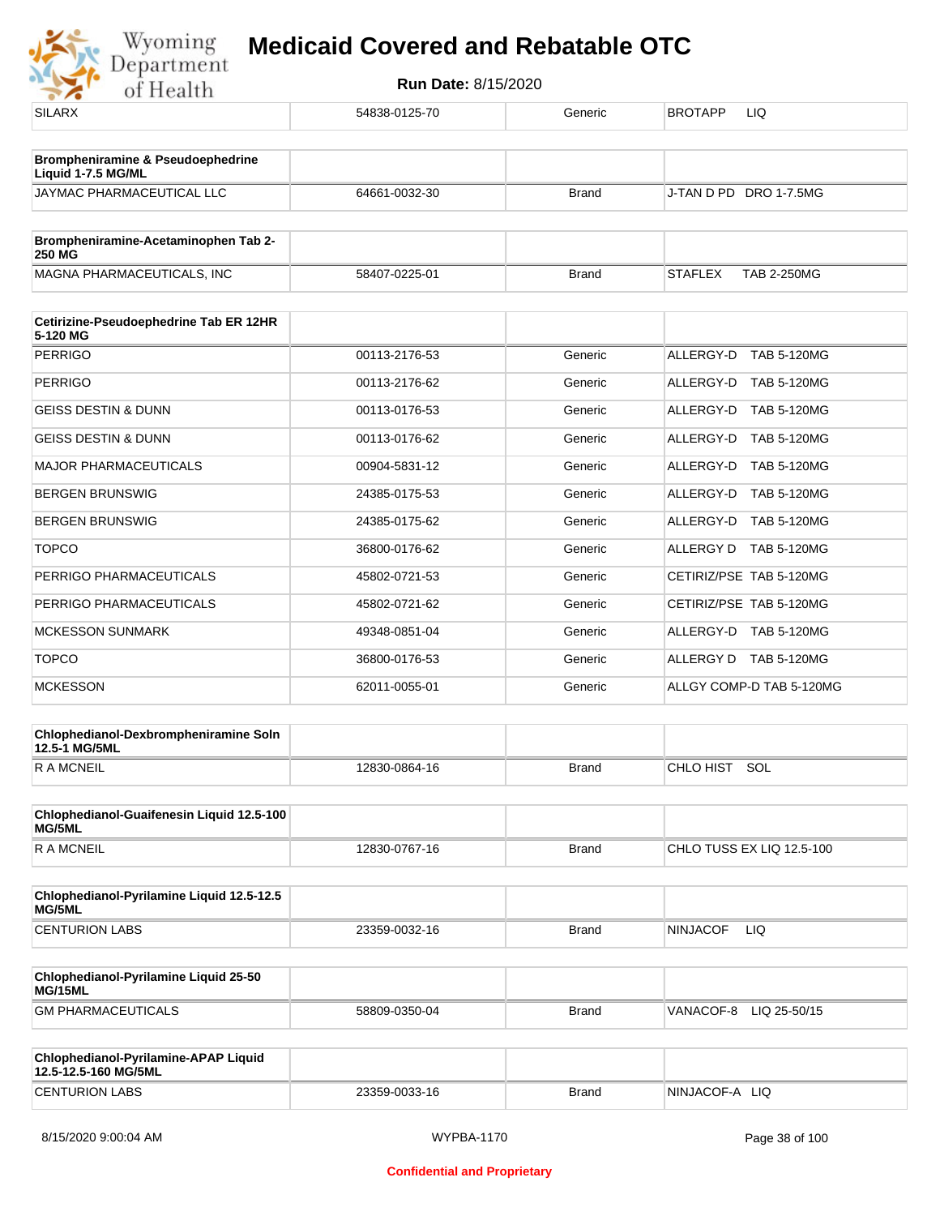| SILARX | 54838-0125-70 | Generic | BROTAPP LIQ |
|---|---|---|---|

| **Brompheniramine & Pseudoephedrine Liquid 1-7.5 MG/ML** | | | |
|---|---|---|---|
| JAYMAC PHARMACEUTICAL LLC | 64661-0032-30 | Brand | J-TAN D PD DRO 1-7.5MG |

| **Brompheniramine-Acetaminophen Tab 2-250 MG** | | | |
|---|---|---|---|
| MAGNA PHARMACEUTICALS, INC | 58407-0225-01 | Brand | STAFLEX TAB 2-250MG |

| **Cetirizine-Pseudoephedrine Tab ER 12HR 5-120 MG** | | | |
|---|---|---|---|
| PERRIGO | 00113-2176-53 | Generic | ALLERGY-D TAB 5-120MG |
| PERRIGO | 00113-2176-62 | Generic | ALLERGY-D TAB 5-120MG |
| GEISS DESTIN & DUNN | 00113-0176-53 | Generic | ALLERGY-D TAB 5-120MG |
| GEISS DESTIN & DUNN | 00113-0176-62 | Generic | ALLERGY-D TAB 5-120MG |
| MAJOR PHARMACEUTICALS | 00904-5831-12 | Generic | ALLERGY-D TAB 5-120MG |
| BERGEN BRUNSWIG | 24385-0175-53 | Generic | ALLERGY-D TAB 5-120MG |
| BERGEN BRUNSWIG | 24385-0175-62 | Generic | ALLERGY-D TAB 5-120MG |
| TOPCO | 36800-0176-62 | Generic | ALLERGY D TAB 5-120MG |
| PERRIGO PHARMACEUTICALS | 45802-0721-53 | Generic | CETIRIZ/PSE TAB 5-120MG |
| PERRIGO PHARMACEUTICALS | 45802-0721-62 | Generic | CETIRIZ/PSE TAB 5-120MG |
| MCKESSON SUNMARK | 49348-0851-04 | Generic | ALLERGY-D TAB 5-120MG |
| TOPCO | 36800-0176-53 | Generic | ALLERGY D TAB 5-120MG |
| MCKESSON | 62011-0055-01 | Generic | ALLGY COMP-D TAB 5-120MG |

| **Chlophedianol-Dexbrompheniramine Soln 12.5-1 MG/5ML** | | | |
|---|---|---|---|
| R A MCNEIL | 12830-0864-16 | Brand | CHLO HIST SOL |

| **Chlophedianol-Guaifenesin Liquid 12.5-100 MG/5ML** | | | |
|---|---|---|---|
| R A MCNEIL | 12830-0767-16 | Brand | CHLO TUSS EX LIQ 12.5-100 |

| **Chlophedianol-Pyrilamine Liquid 12.5-12.5 MG/5ML** | | | |
|---|---|---|---|
| CENTURION LABS | 23359-0032-16 | Brand | NINJACOF LIQ |

| **Chlophedianol-Pyrilamine Liquid 25-50 MG/15ML** | | | |
|---|---|---|---|
| GM PHARMACEUTICALS | 58809-0350-04 | Brand | VANACOF-8 LIQ 25-50/15 |

| **Chlophedianol-Pyrilamine-APAP Liquid 12.5-12.5-160 MG/5ML** | | | |
|---|---|---|---|
| CENTURION LABS | 23359-0033-16 | Brand | NINJACOF-A LIQ |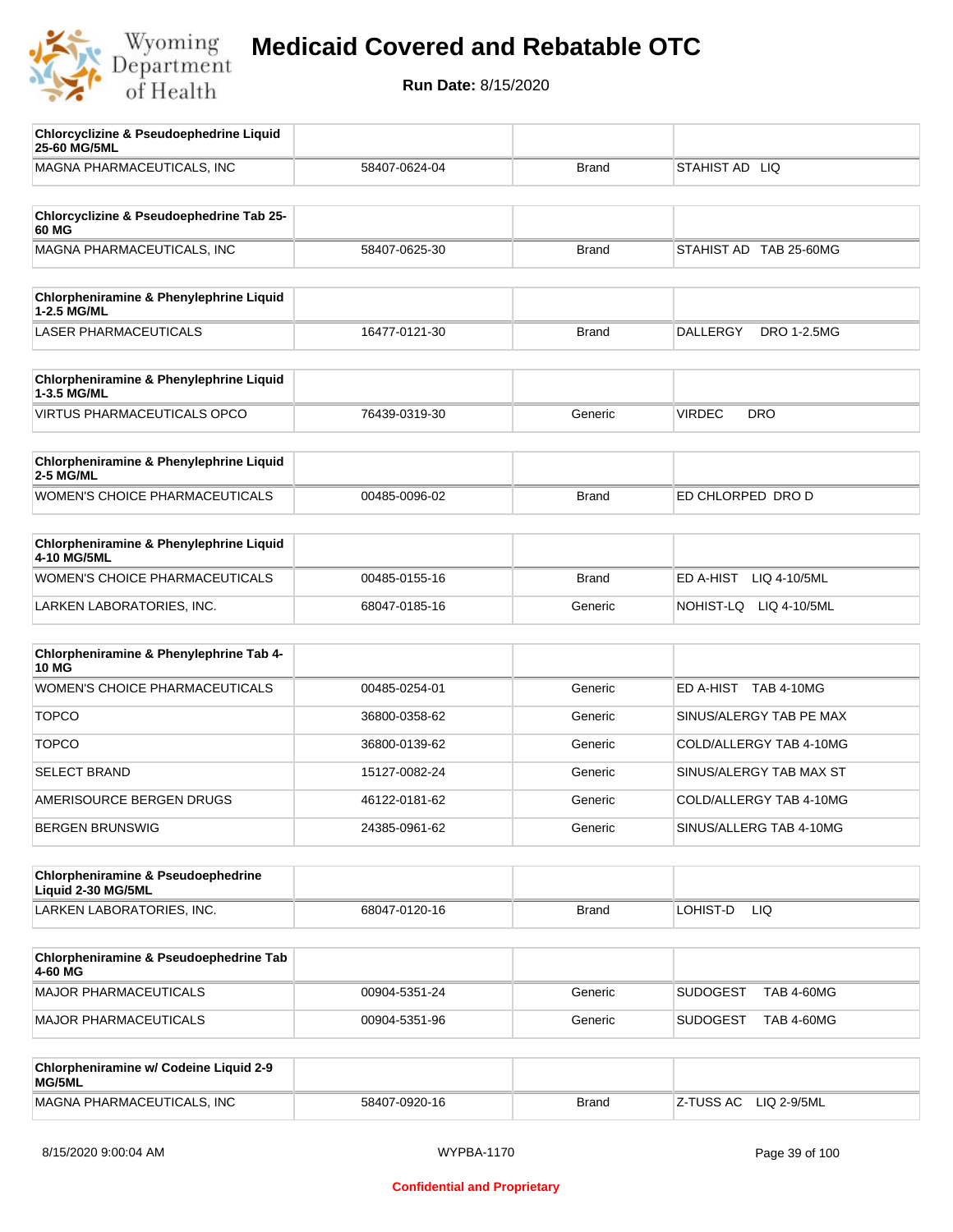# Medicaid Covered and Rebatable OTC

**Run Date:** 8/15/2020

| Chlorcyclizine & Pseudoephedrine Liquid 25-60 MG/5ML | | | |
|---|---|---|---|
| MAGNA PHARMACEUTICALS, INC | 58407-0624-04 | Brand | STAHIST AD LIQ |

| Chlorcyclizine & Pseudoephedrine Tab 25-60 MG | | | |
|---|---|---|---|
| MAGNA PHARMACEUTICALS, INC | 58407-0625-30 | Brand | STAHIST AD TAB 25-60MG |

| Chlorpheniramine & Phenylephrine Liquid 1-2.5 MG/ML | | | |
|---|---|---|---|
| LASER PHARMACEUTICALS | 16477-0121-30 | Brand | DALLERGY DRO 1-2.5MG |

| Chlorpheniramine & Phenylephrine Liquid 1-3.5 MG/ML | | | |
|---|---|---|---|
| VIRTUS PHARMACEUTICALS OPCO | 76439-0319-30 | Generic | VIRDEC DRO |

| Chlorpheniramine & Phenylephrine Liquid 2-5 MG/ML | | | |
|---|---|---|---|
| WOMEN'S CHOICE PHARMACEUTICALS | 00485-0096-02 | Brand | ED CHLORPED DRO D |

| Chlorpheniramine & Phenylephrine Liquid 4-10 MG/5ML | | | |
|---|---|---|---|
| WOMEN'S CHOICE PHARMACEUTICALS | 00485-0155-16 | Brand | ED A-HIST LIQ 4-10/5ML |
| LARKEN LABORATORIES, INC. | 68047-0185-16 | Generic | NOHIST-LQ LIQ 4-10/5ML |

| Chlorpheniramine & Phenylephrine Tab 4-10 MG | | | |
|---|---|---|---|
| WOMEN'S CHOICE PHARMACEUTICALS | 00485-0254-01 | Generic | ED A-HIST TAB 4-10MG |
| TOPCO | 36800-0358-62 | Generic | SINUS/ALERGY TAB PE MAX |
| TOPCO | 36800-0139-62 | Generic | COLD/ALLERGY TAB 4-10MG |
| SELECT BRAND | 15127-0082-24 | Generic | SINUS/ALERGY TAB MAX ST |
| AMERISOURCE BERGEN DRUGS | 46122-0181-62 | Generic | COLD/ALLERGY TAB 4-10MG |
| BERGEN BRUNSWIG | 24385-0961-62 | Generic | SINUS/ALLERG TAB 4-10MG |

| Chlorpheniramine & Pseudoephedrine Liquid 2-30 MG/5ML | | | |
|---|---|---|---|
| LARKEN LABORATORIES, INC. | 68047-0120-16 | Brand | LOHIST-D LIQ |

| Chlorpheniramine & Pseudoephedrine Tab 4-60 MG | | | |
|---|---|---|---|
| MAJOR PHARMACEUTICALS | 00904-5351-24 | Generic | SUDOGEST TAB 4-60MG |
| MAJOR PHARMACEUTICALS | 00904-5351-96 | Generic | SUDOGEST TAB 4-60MG |

| Chlorpheniramine w/ Codeine Liquid 2-9 MG/5ML | | | |
|---|---|---|---|
| MAGNA PHARMACEUTICALS, INC | 58407-0920-16 | Brand | Z-TUSS AC LIQ 2-9/5ML |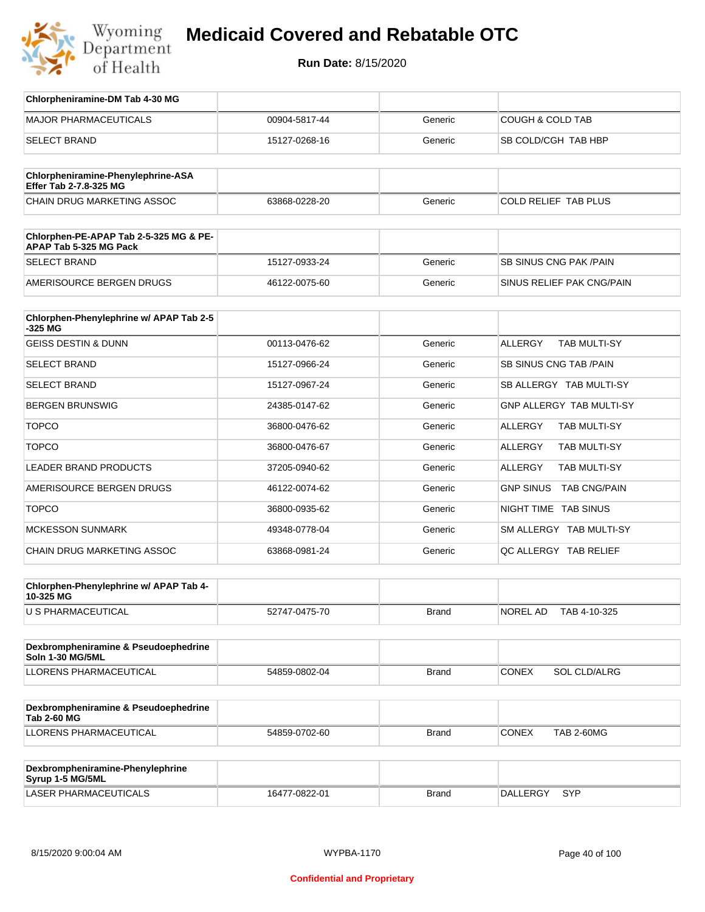# Medicaid Covered and Rebatable OTC

**Run Date:** 8/15/2020

| Chlorpheniramine-DM Tab 4-30 MG | | | |
|---|---|---|---|
| MAJOR PHARMACEUTICALS | 00904-5817-44 | Generic | COUGH & COLD TAB |
| SELECT BRAND | 15127-0268-16 | Generic | SB COLD/CGH TAB HBP |

| Chlorpheniramine-Phenylephrine-ASA Effer Tab 2-7.8-325 MG | | | |
|---|---|---|---|
| CHAIN DRUG MARKETING ASSOC | 63868-0228-20 | Generic | COLD RELIEF TAB PLUS |

| Chlorphen-PE-APAP Tab 2-5-325 MG & PE-APAP Tab 5-325 MG Pack | | | |
|---|---|---|---|
| SELECT BRAND | 15127-0933-24 | Generic | SB SINUS CNG PAK /PAIN |
| AMERISOURCE BERGEN DRUGS | 46122-0075-60 | Generic | SINUS RELIEF PAK CNG/PAIN |

| Chlorphen-Phenylephrine w/ APAP Tab 2-5-325 MG | | | |
|---|---|---|---|
| GEISS DESTIN & DUNN | 00113-0476-62 | Generic | ALLERGY TAB MULTI-SY |
| SELECT BRAND | 15127-0966-24 | Generic | SB SINUS CNG TAB /PAIN |
| SELECT BRAND | 15127-0967-24 | Generic | SB ALLERGY TAB MULTI-SY |
| BERGEN BRUNSWIG | 24385-0147-62 | Generic | GNP ALLERGY TAB MULTI-SY |
| TOPCO | 36800-0476-62 | Generic | ALLERGY TAB MULTI-SY |
| TOPCO | 36800-0476-67 | Generic | ALLERGY TAB MULTI-SY |
| LEADER BRAND PRODUCTS | 37205-0940-62 | Generic | ALLERGY TAB MULTI-SY |
| AMERISOURCE BERGEN DRUGS | 46122-0074-62 | Generic | GNP SINUS TAB CNG/PAIN |
| TOPCO | 36800-0935-62 | Generic | NIGHT TIME TAB SINUS |
| MCKESSON SUNMARK | 49348-0778-04 | Generic | SM ALLERGY TAB MULTI-SY |
| CHAIN DRUG MARKETING ASSOC | 63868-0981-24 | Generic | QC ALLERGY TAB RELIEF |

| Chlorphen-Phenylephrine w/ APAP Tab 4-10-325 MG | | | |
|---|---|---|---|
| U S PHARMACEUTICAL | 52747-0475-70 | Brand | NOREL AD TAB 4-10-325 |

| Dexbrompheniramine & Pseudoephedrine Soln 1-30 MG/5ML | | | |
|---|---|---|---|
| LLORENS PHARMACEUTICAL | 54859-0802-04 | Brand | CONEX SOL CLD/ALRG |

| Dexbrompheniramine & Pseudoephedrine Tab 2-60 MG | | | |
|---|---|---|---|
| LLORENS PHARMACEUTICAL | 54859-0702-60 | Brand | CONEX TAB 2-60MG |

| Dexbrompheniramine-Phenylephrine Syrup 1-5 MG/5ML | | | |
|---|---|---|---|
| LASER PHARMACEUTICALS | 16477-0822-01 | Brand | DALLERGY SYP |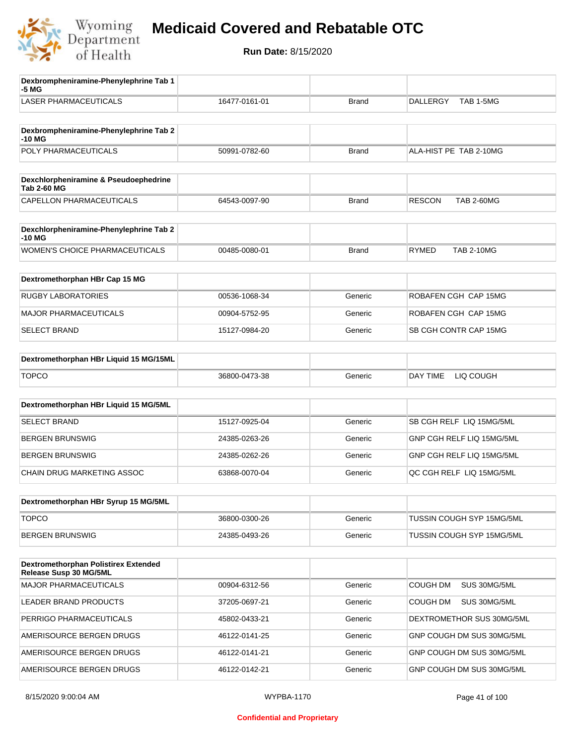# Medicaid Covered and Rebatable OTC

**Run Date:** 8/15/2020

| Dexbrompheniramine-Phenylephrine Tab 1-5 MG | | | |
|---|---|---|---|
| LASER PHARMACEUTICALS | 16477-0161-01 | Brand | DALLERGY TAB 1-5MG |

| Dexbrompheniramine-Phenylephrine Tab 2-10 MG | | | |
|---|---|---|---|
| POLY PHARMACEUTICALS | 50991-0782-60 | Brand | ALA-HIST PE TAB 2-10MG |

| Dexchlorpheniramine & Pseudoephedrine Tab 2-60 MG | | | |
|---|---|---|---|
| CAPELLON PHARMACEUTICALS | 64543-0097-90 | Brand | RESCON TAB 2-60MG |

| Dexchlorpheniramine-Phenylephrine Tab 2-10 MG | | | |
|---|---|---|---|
| WOMEN'S CHOICE PHARMACEUTICALS | 00485-0080-01 | Brand | RYMED TAB 2-10MG |

| Dextromethorphan HBr Cap 15 MG | | | |
|---|---|---|---|
| RUGBY LABORATORIES | 00536-1068-34 | Generic | ROBAFEN CGH CAP 15MG |
| MAJOR PHARMACEUTICALS | 00904-5752-95 | Generic | ROBAFEN CGH CAP 15MG |
| SELECT BRAND | 15127-0984-20 | Generic | SB CGH CONTR CAP 15MG |

| Dextromethorphan HBr Liquid 15 MG/15ML | | | |
|---|---|---|---|
| TOPCO | 36800-0473-38 | Generic | DAY TIME LIQ COUGH |

| Dextromethorphan HBr Liquid 15 MG/5ML | | | |
|---|---|---|---|
| SELECT BRAND | 15127-0925-04 | Generic | SB CGH RELF LIQ 15MG/5ML |
| BERGEN BRUNSWIG | 24385-0263-26 | Generic | GNP CGH RELF LIQ 15MG/5ML |
| BERGEN BRUNSWIG | 24385-0262-26 | Generic | GNP CGH RELF LIQ 15MG/5ML |
| CHAIN DRUG MARKETING ASSOC | 63868-0070-04 | Generic | QC CGH RELF LIQ 15MG/5ML |

| Dextromethorphan HBr Syrup 15 MG/5ML | | | |
|---|---|---|---|
| TOPCO | 36800-0300-26 | Generic | TUSSIN COUGH SYP 15MG/5ML |
| BERGEN BRUNSWIG | 24385-0493-26 | Generic | TUSSIN COUGH SYP 15MG/5ML |

| Dextromethorphan Polistirex Extended Release Susp 30 MG/5ML | | | |
|---|---|---|---|
| MAJOR PHARMACEUTICALS | 00904-6312-56 | Generic | COUGH DM SUS 30MG/5ML |
| LEADER BRAND PRODUCTS | 37205-0697-21 | Generic | COUGH DM SUS 30MG/5ML |
| PERRIGO PHARMACEUTICALS | 45802-0433-21 | Generic | DEXTROMETHOR SUS 30MG/5ML |
| AMERISOURCE BERGEN DRUGS | 46122-0141-25 | Generic | GNP COUGH DM SUS 30MG/5ML |
| AMERISOURCE BERGEN DRUGS | 46122-0141-21 | Generic | GNP COUGH DM SUS 30MG/5ML |
| AMERISOURCE BERGEN DRUGS | 46122-0142-21 | Generic | GNP COUGH DM SUS 30MG/5ML |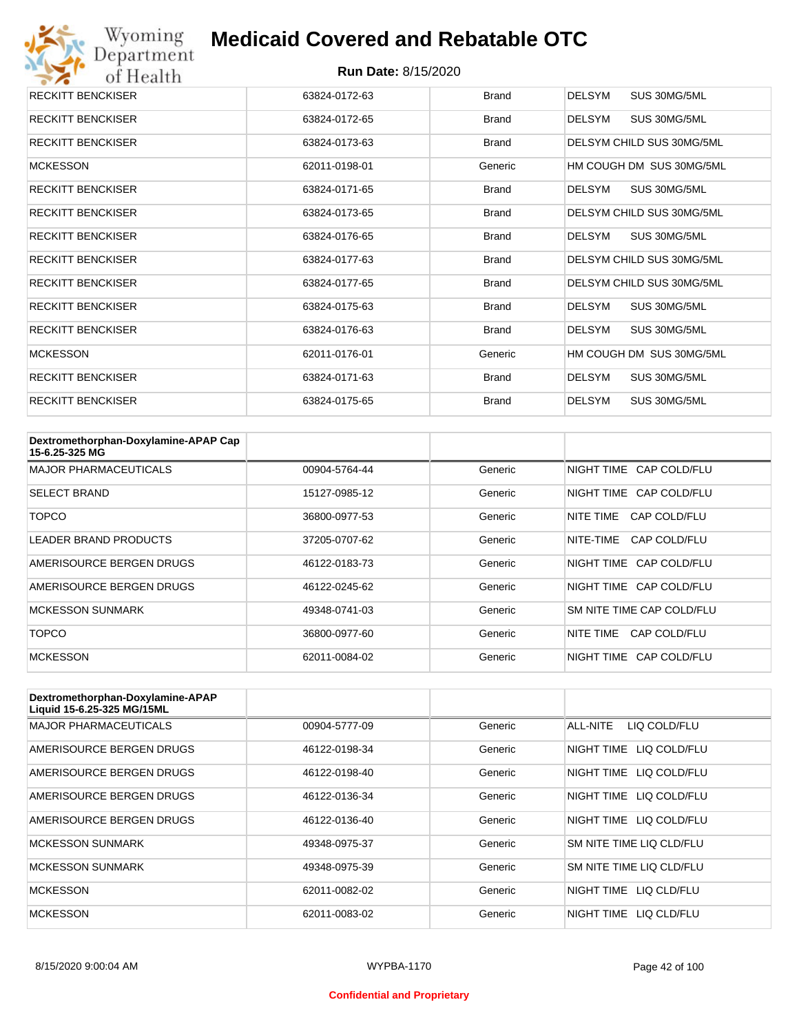| | | | |
|---|---|---|---|
| RECKITT BENCKISER | 63824-0172-63 | Brand | DELSYM SUS 30MG/5ML |
| RECKITT BENCKISER | 63824-0172-65 | Brand | DELSYM SUS 30MG/5ML |
| RECKITT BENCKISER | 63824-0173-63 | Brand | DELSYM CHILD SUS 30MG/5ML |
| MCKESSON | 62011-0198-01 | Generic | HM COUGH DM SUS 30MG/5ML |
| RECKITT BENCKISER | 63824-0171-65 | Brand | DELSYM SUS 30MG/5ML |
| RECKITT BENCKISER | 63824-0173-65 | Brand | DELSYM CHILD SUS 30MG/5ML |
| RECKITT BENCKISER | 63824-0176-65 | Brand | DELSYM SUS 30MG/5ML |
| RECKITT BENCKISER | 63824-0177-63 | Brand | DELSYM CHILD SUS 30MG/5ML |
| RECKITT BENCKISER | 63824-0177-65 | Brand | DELSYM CHILD SUS 30MG/5ML |
| RECKITT BENCKISER | 63824-0175-63 | Brand | DELSYM SUS 30MG/5ML |
| RECKITT BENCKISER | 63824-0176-63 | Brand | DELSYM SUS 30MG/5ML |
| MCKESSON | 62011-0176-01 | Generic | HM COUGH DM SUS 30MG/5ML |
| RECKITT BENCKISER | 63824-0171-63 | Brand | DELSYM SUS 30MG/5ML |
| RECKITT BENCKISER | 63824-0175-65 | Brand | DELSYM SUS 30MG/5ML |

| Dextromethorphan-Doxylamine-APAP Cap 15-6.25-325 MG | | | |
|---|---|---|---|
| MAJOR PHARMACEUTICALS | 00904-5764-44 | Generic | NIGHT TIME CAP COLD/FLU |
| SELECT BRAND | 15127-0985-12 | Generic | NIGHT TIME CAP COLD/FLU |
| TOPCO | 36800-0977-53 | Generic | NITE TIME CAP COLD/FLU |
| LEADER BRAND PRODUCTS | 37205-0707-62 | Generic | NITE-TIME CAP COLD/FLU |
| AMERISOURCE BERGEN DRUGS | 46122-0183-73 | Generic | NIGHT TIME CAP COLD/FLU |
| AMERISOURCE BERGEN DRUGS | 46122-0245-62 | Generic | NIGHT TIME CAP COLD/FLU |
| MCKESSON SUNMARK | 49348-0741-03 | Generic | SM NITE TIME CAP COLD/FLU |
| TOPCO | 36800-0977-60 | Generic | NITE TIME CAP COLD/FLU |
| MCKESSON | 62011-0084-02 | Generic | NIGHT TIME CAP COLD/FLU |

| Dextromethorphan-Doxylamine-APAP Liquid 15-6.25-325 MG/15ML | | | |
|---|---|---|---|
| MAJOR PHARMACEUTICALS | 00904-5777-09 | Generic | ALL-NITE LIQ COLD/FLU |
| AMERISOURCE BERGEN DRUGS | 46122-0198-34 | Generic | NIGHT TIME LIQ COLD/FLU |
| AMERISOURCE BERGEN DRUGS | 46122-0198-40 | Generic | NIGHT TIME LIQ COLD/FLU |
| AMERISOURCE BERGEN DRUGS | 46122-0136-34 | Generic | NIGHT TIME LIQ COLD/FLU |
| AMERISOURCE BERGEN DRUGS | 46122-0136-40 | Generic | NIGHT TIME LIQ COLD/FLU |
| MCKESSON SUNMARK | 49348-0975-37 | Generic | SM NITE TIME LIQ CLD/FLU |
| MCKESSON SUNMARK | 49348-0975-39 | Generic | SM NITE TIME LIQ CLD/FLU |
| MCKESSON | 62011-0082-02 | Generic | NIGHT TIME LIQ CLD/FLU |
| MCKESSON | 62011-0083-02 | Generic | NIGHT TIME LIQ CLD/FLU |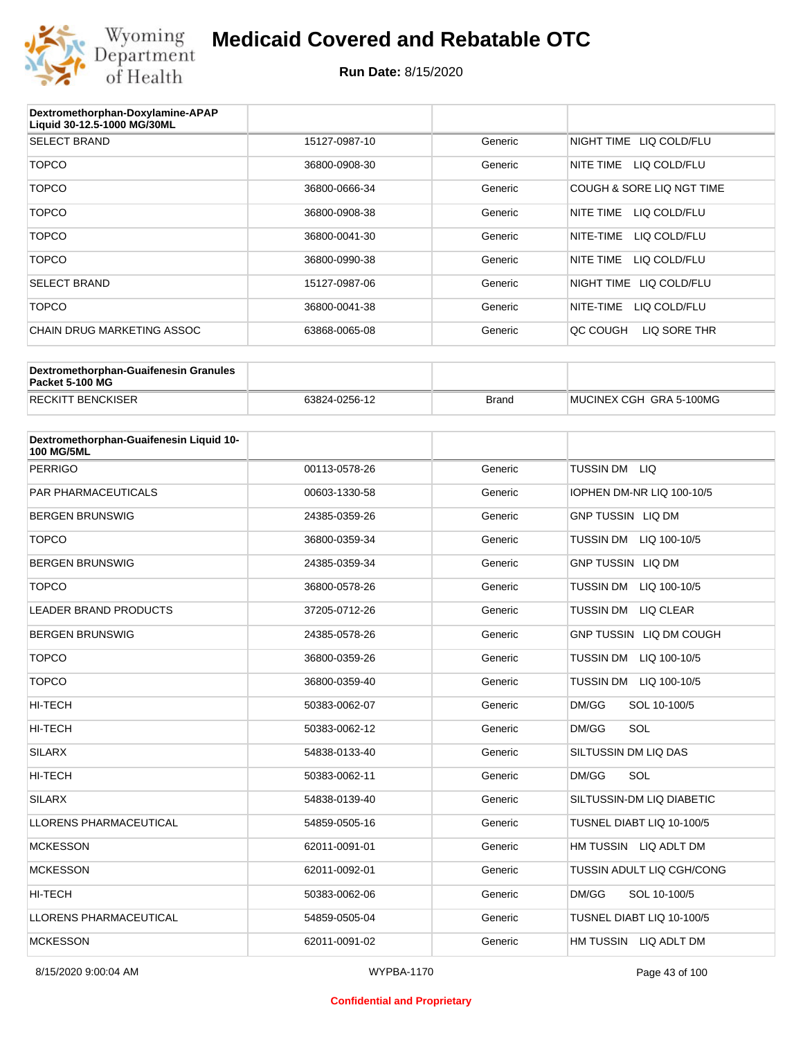| Dextromethorphan-Doxylamine-APAP Liquid 30-12.5-1000 MG/30ML | | | |
|---|---|---|---|
| SELECT BRAND | 15127-0987-10 | Generic | NIGHT TIME LIQ COLD/FLU |
| TOPCO | 36800-0908-30 | Generic | NITE TIME LIQ COLD/FLU |
| TOPCO | 36800-0666-34 | Generic | COUGH & SORE LIQ NGT TIME |
| TOPCO | 36800-0908-38 | Generic | NITE TIME LIQ COLD/FLU |
| TOPCO | 36800-0041-30 | Generic | NITE-TIME LIQ COLD/FLU |
| TOPCO | 36800-0990-38 | Generic | NITE TIME LIQ COLD/FLU |
| SELECT BRAND | 15127-0987-06 | Generic | NIGHT TIME LIQ COLD/FLU |
| TOPCO | 36800-0041-38 | Generic | NITE-TIME LIQ COLD/FLU |
| CHAIN DRUG MARKETING ASSOC | 63868-0065-08 | Generic | QC COUGH LIQ SORE THR |

| Dextromethorphan-Guaifenesin Granules Packet 5-100 MG | | | |
|---|---|---|---|
| RECKITT BENCKISER | 63824-0256-12 | Brand | MUCINEX CGH GRA 5-100MG |

| Dextromethorphan-Guaifenesin Liquid 10-100 MG/5ML | | | |
|---|---|---|---|
| PERRIGO | 00113-0578-26 | Generic | TUSSIN DM LIQ |
| PAR PHARMACEUTICALS | 00603-1330-58 | Generic | IOPHEN DM-NR LIQ 100-10/5 |
| BERGEN BRUNSWIG | 24385-0359-26 | Generic | GNP TUSSIN LIQ DM |
| TOPCO | 36800-0359-34 | Generic | TUSSIN DM LIQ 100-10/5 |
| BERGEN BRUNSWIG | 24385-0359-34 | Generic | GNP TUSSIN LIQ DM |
| TOPCO | 36800-0578-26 | Generic | TUSSIN DM LIQ 100-10/5 |
| LEADER BRAND PRODUCTS | 37205-0712-26 | Generic | TUSSIN DM LIQ CLEAR |
| BERGEN BRUNSWIG | 24385-0578-26 | Generic | GNP TUSSIN LIQ DM COUGH |
| TOPCO | 36800-0359-26 | Generic | TUSSIN DM LIQ 100-10/5 |
| TOPCO | 36800-0359-40 | Generic | TUSSIN DM LIQ 100-10/5 |
| HI-TECH | 50383-0062-07 | Generic | DM/GG SOL 10-100/5 |
| HI-TECH | 50383-0062-12 | Generic | DM/GG SOL |
| SILARX | 54838-0133-40 | Generic | SILTUSSIN DM LIQ DAS |
| HI-TECH | 50383-0062-11 | Generic | DM/GG SOL |
| SILARX | 54838-0139-40 | Generic | SILTUSSIN-DM LIQ DIABETIC |
| LLORENS PHARMACEUTICAL | 54859-0505-16 | Generic | TUSNEL DIABT LIQ 10-100/5 |
| MCKESSON | 62011-0091-01 | Generic | HM TUSSIN LIQ ADLT DM |
| MCKESSON | 62011-0092-01 | Generic | TUSSIN ADULT LIQ CGH/CONG |
| HI-TECH | 50383-0062-06 | Generic | DM/GG SOL 10-100/5 |
| LLORENS PHARMACEUTICAL | 54859-0505-04 | Generic | TUSNEL DIABT LIQ 10-100/5 |
| MCKESSON | 62011-0091-02 | Generic | HM TUSSIN LIQ ADLT DM |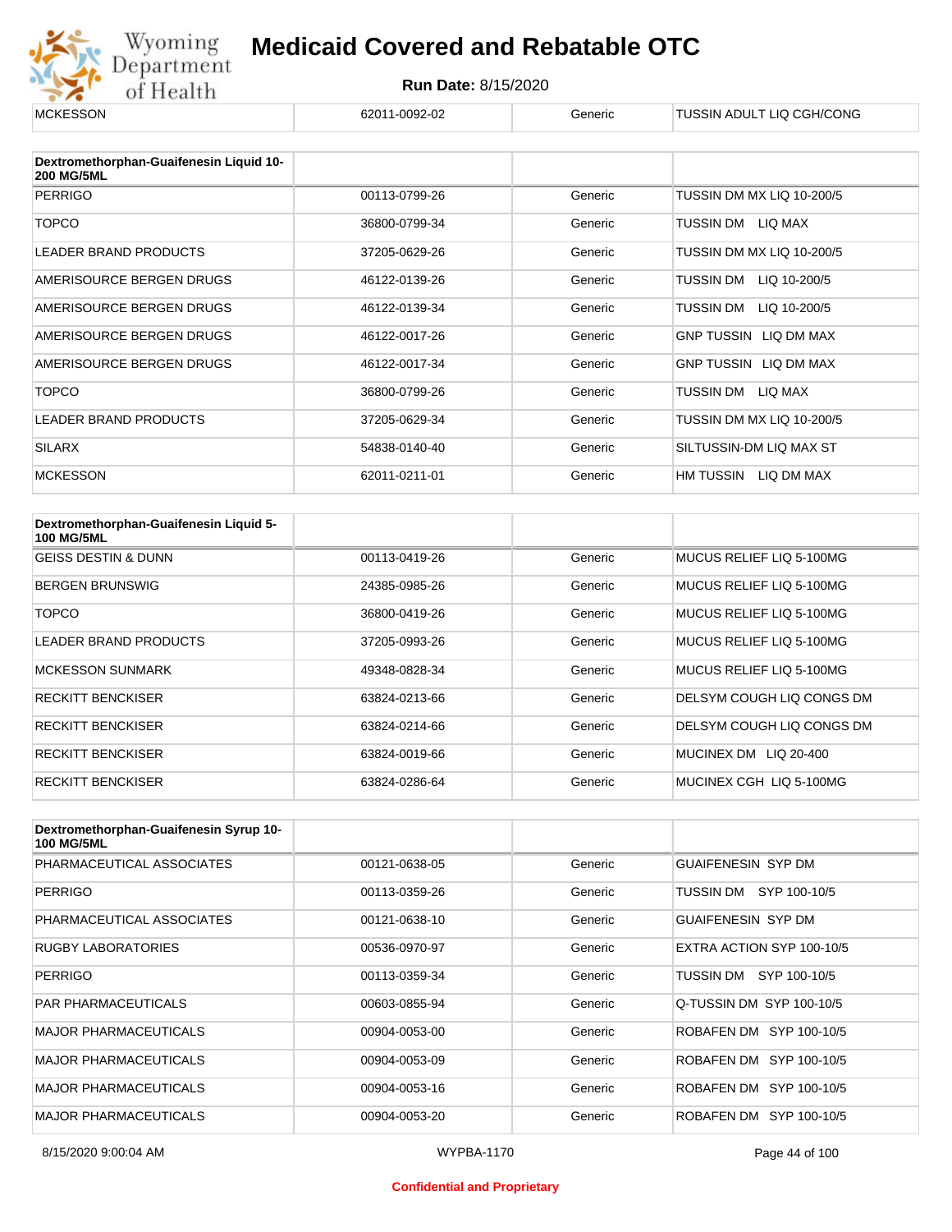| MCKESSON | 62011-0092-02 | Generic | TUSSIN ADULT LIQ CGH/CONG |
|---|---|---|---|

| Dextromethorphan-Guaifenesin Liquid 10-200 MG/5ML | | | |
|---|---|---|---|
| PERRIGO | 00113-0799-26 | Generic | TUSSIN DM MX LIQ 10-200/5 |
| TOPCO | 36800-0799-34 | Generic | TUSSIN DM LIQ MAX |
| LEADER BRAND PRODUCTS | 37205-0629-26 | Generic | TUSSIN DM MX LIQ 10-200/5 |
| AMERISOURCE BERGEN DRUGS | 46122-0139-26 | Generic | TUSSIN DM LIQ 10-200/5 |
| AMERISOURCE BERGEN DRUGS | 46122-0139-34 | Generic | TUSSIN DM LIQ 10-200/5 |
| AMERISOURCE BERGEN DRUGS | 46122-0017-26 | Generic | GNP TUSSIN LIQ DM MAX |
| AMERISOURCE BERGEN DRUGS | 46122-0017-34 | Generic | GNP TUSSIN LIQ DM MAX |
| TOPCO | 36800-0799-26 | Generic | TUSSIN DM LIQ MAX |
| LEADER BRAND PRODUCTS | 37205-0629-34 | Generic | TUSSIN DM MX LIQ 10-200/5 |
| SILARX | 54838-0140-40 | Generic | SILTUSSIN-DM LIQ MAX ST |
| MCKESSON | 62011-0211-01 | Generic | HM TUSSIN LIQ DM MAX |

| Dextromethorphan-Guaifenesin Liquid 5-100 MG/5ML | | | |
|---|---|---|---|
| GEISS DESTIN & DUNN | 00113-0419-26 | Generic | MUCUS RELIEF LIQ 5-100MG |
| BERGEN BRUNSWIG | 24385-0985-26 | Generic | MUCUS RELIEF LIQ 5-100MG |
| TOPCO | 36800-0419-26 | Generic | MUCUS RELIEF LIQ 5-100MG |
| LEADER BRAND PRODUCTS | 37205-0993-26 | Generic | MUCUS RELIEF LIQ 5-100MG |
| MCKESSON SUNMARK | 49348-0828-34 | Generic | MUCUS RELIEF LIQ 5-100MG |
| RECKITT BENCKISER | 63824-0213-66 | Generic | DELSYM COUGH LIQ CONGS DM |
| RECKITT BENCKISER | 63824-0214-66 | Generic | DELSYM COUGH LIQ CONGS DM |
| RECKITT BENCKISER | 63824-0019-66 | Generic | MUCINEX DM LIQ 20-400 |
| RECKITT BENCKISER | 63824-0286-64 | Generic | MUCINEX CGH LIQ 5-100MG |

| Dextromethorphan-Guaifenesin Syrup 10-100 MG/5ML | | | |
|---|---|---|---|
| PHARMACEUTICAL ASSOCIATES | 00121-0638-05 | Generic | GUAIFENESIN SYP DM |
| PERRIGO | 00113-0359-26 | Generic | TUSSIN DM SYP 100-10/5 |
| PHARMACEUTICAL ASSOCIATES | 00121-0638-10 | Generic | GUAIFENESIN SYP DM |
| RUGBY LABORATORIES | 00536-0970-97 | Generic | EXTRA ACTION SYP 100-10/5 |
| PERRIGO | 00113-0359-34 | Generic | TUSSIN DM SYP 100-10/5 |
| PAR PHARMACEUTICALS | 00603-0855-94 | Generic | Q-TUSSIN DM SYP 100-10/5 |
| MAJOR PHARMACEUTICALS | 00904-0053-00 | Generic | ROBAFEN DM SYP 100-10/5 |
| MAJOR PHARMACEUTICALS | 00904-0053-09 | Generic | ROBAFEN DM SYP 100-10/5 |
| MAJOR PHARMACEUTICALS | 00904-0053-16 | Generic | ROBAFEN DM SYP 100-10/5 |
| MAJOR PHARMACEUTICALS | 00904-0053-20 | Generic | ROBAFEN DM SYP 100-10/5 |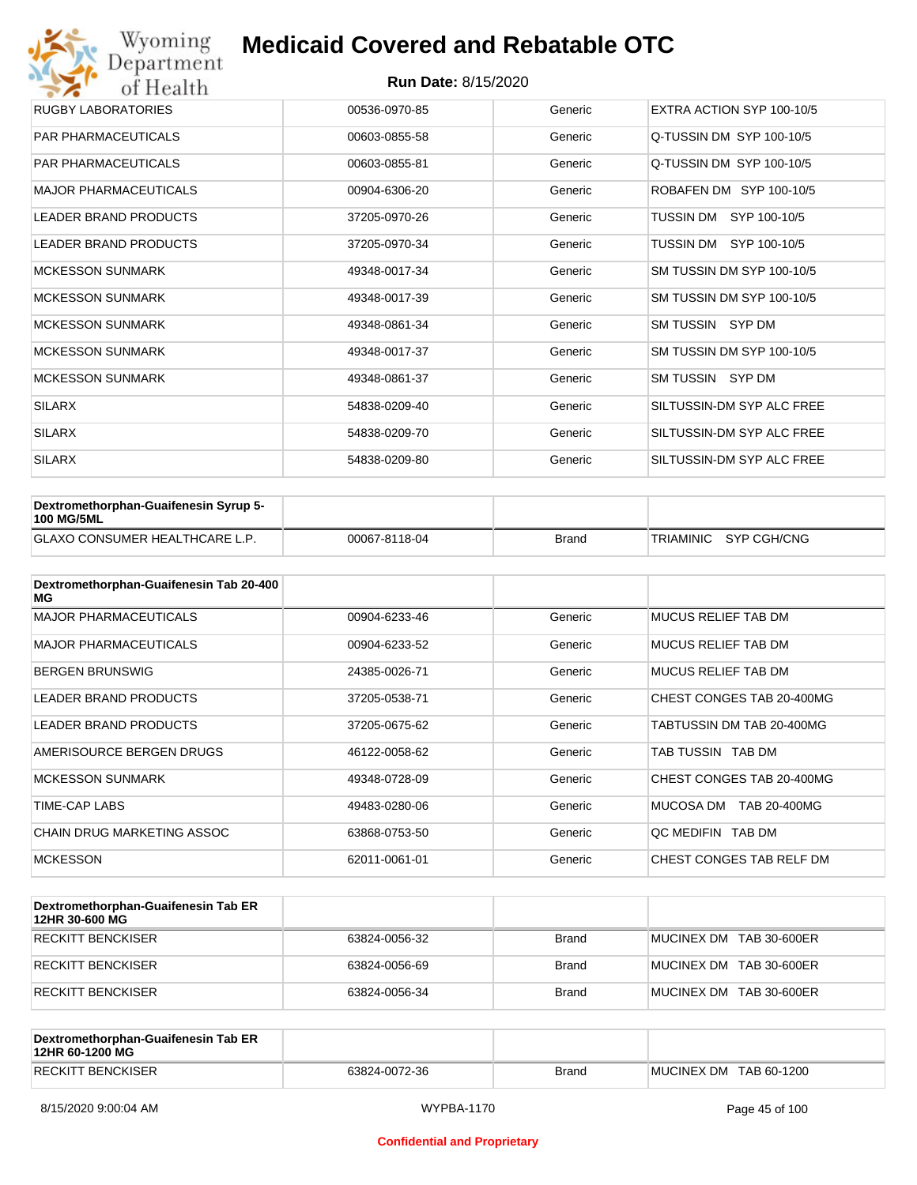| | | | |
|---|---|---|---|
| RUGBY LABORATORIES | 00536-0970-85 | Generic | EXTRA ACTION SYP 100-10/5 |
| PAR PHARMACEUTICALS | 00603-0855-58 | Generic | Q-TUSSIN DM SYP 100-10/5 |
| PAR PHARMACEUTICALS | 00603-0855-81 | Generic | Q-TUSSIN DM SYP 100-10/5 |
| MAJOR PHARMACEUTICALS | 00904-6306-20 | Generic | ROBAFEN DM SYP 100-10/5 |
| LEADER BRAND PRODUCTS | 37205-0970-26 | Generic | TUSSIN DM SYP 100-10/5 |
| LEADER BRAND PRODUCTS | 37205-0970-34 | Generic | TUSSIN DM SYP 100-10/5 |
| MCKESSON SUNMARK | 49348-0017-34 | Generic | SM TUSSIN DM SYP 100-10/5 |
| MCKESSON SUNMARK | 49348-0017-39 | Generic | SM TUSSIN DM SYP 100-10/5 |
| MCKESSON SUNMARK | 49348-0861-34 | Generic | SM TUSSIN SYP DM |
| MCKESSON SUNMARK | 49348-0017-37 | Generic | SM TUSSIN DM SYP 100-10/5 |
| MCKESSON SUNMARK | 49348-0861-37 | Generic | SM TUSSIN SYP DM |
| SILARX | 54838-0209-40 | Generic | SILTUSSIN-DM SYP ALC FREE |
| SILARX | 54838-0209-70 | Generic | SILTUSSIN-DM SYP ALC FREE |
| SILARX | 54838-0209-80 | Generic | SILTUSSIN-DM SYP ALC FREE |

| Dextromethorphan-Guaifenesin Syrup 5-100 MG/5ML | | | |
|---|---|---|---|
| GLAXO CONSUMER HEALTHCARE L.P. | 00067-8118-04 | Brand | TRIAMINIC SYP CGH/CNG |

| Dextromethorphan-Guaifenesin Tab 20-400 MG | | | |
|---|---|---|---|
| MAJOR PHARMACEUTICALS | 00904-6233-46 | Generic | MUCUS RELIEF TAB DM |
| MAJOR PHARMACEUTICALS | 00904-6233-52 | Generic | MUCUS RELIEF TAB DM |
| BERGEN BRUNSWIG | 24385-0026-71 | Generic | MUCUS RELIEF TAB DM |
| LEADER BRAND PRODUCTS | 37205-0538-71 | Generic | CHEST CONGES TAB 20-400MG |
| LEADER BRAND PRODUCTS | 37205-0675-62 | Generic | TABTUSSIN DM TAB 20-400MG |
| AMERISOURCE BERGEN DRUGS | 46122-0058-62 | Generic | TAB TUSSIN TAB DM |
| MCKESSON SUNMARK | 49348-0728-09 | Generic | CHEST CONGES TAB 20-400MG |
| TIME-CAP LABS | 49483-0280-06 | Generic | MUCOSA DM TAB 20-400MG |
| CHAIN DRUG MARKETING ASSOC | 63868-0753-50 | Generic | QC MEDIFIN TAB DM |
| MCKESSON | 62011-0061-01 | Generic | CHEST CONGES TAB RELF DM |

| Dextromethorphan-Guaifenesin Tab ER 12HR 30-600 MG | | | |
|---|---|---|---|
| RECKITT BENCKISER | 63824-0056-32 | Brand | MUCINEX DM TAB 30-600ER |
| RECKITT BENCKISER | 63824-0056-69 | Brand | MUCINEX DM TAB 30-600ER |
| RECKITT BENCKISER | 63824-0056-34 | Brand | MUCINEX DM TAB 30-600ER |

| Dextromethorphan-Guaifenesin Tab ER 12HR 60-1200 MG | | | |
|---|---|---|---|
| RECKITT BENCKISER | 63824-0072-36 | Brand | MUCINEX DM TAB 60-1200 |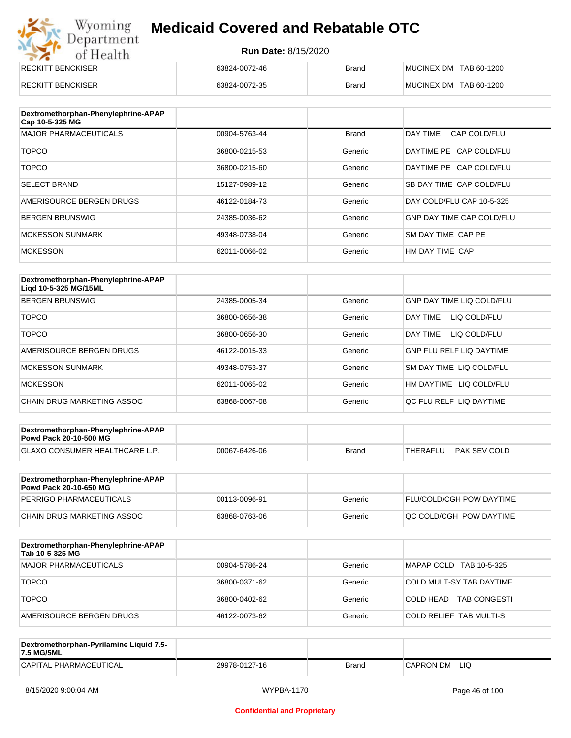| RECKITT BENCKISER | 63824-0072-46 | Brand | MUCINEX DM TAB 60-1200 |
|---|---|---|---|
| RECKITT BENCKISER | 63824-0072-35 | Brand | MUCINEX DM TAB 60-1200 |

| Dextromethorphan-Phenylephrine-APAP Cap 10-5-325 MG | | | |
|---|---|---|---|
| MAJOR PHARMACEUTICALS | 00904-5763-44 | Brand | DAY TIME CAP COLD/FLU |
| TOPCO | 36800-0215-53 | Generic | DAYTIME PE CAP COLD/FLU |
| TOPCO | 36800-0215-60 | Generic | DAYTIME PE CAP COLD/FLU |
| SELECT BRAND | 15127-0989-12 | Generic | SB DAY TIME CAP COLD/FLU |
| AMERISOURCE BERGEN DRUGS | 46122-0184-73 | Generic | DAY COLD/FLU CAP 10-5-325 |
| BERGEN BRUNSWIG | 24385-0036-62 | Generic | GNP DAY TIME CAP COLD/FLU |
| MCKESSON SUNMARK | 49348-0738-04 | Generic | SM DAY TIME CAP PE |
| MCKESSON | 62011-0066-02 | Generic | HM DAY TIME CAP |

| Dextromethorphan-Phenylephrine-APAP Liqd 10-5-325 MG/15ML | | | |
|---|---|---|---|
| BERGEN BRUNSWIG | 24385-0005-34 | Generic | GNP DAY TIME LIQ COLD/FLU |
| TOPCO | 36800-0656-38 | Generic | DAY TIME LIQ COLD/FLU |
| TOPCO | 36800-0656-30 | Generic | DAY TIME LIQ COLD/FLU |
| AMERISOURCE BERGEN DRUGS | 46122-0015-33 | Generic | GNP FLU RELF LIQ DAYTIME |
| MCKESSON SUNMARK | 49348-0753-37 | Generic | SM DAY TIME LIQ COLD/FLU |
| MCKESSON | 62011-0065-02 | Generic | HM DAYTIME LIQ COLD/FLU |
| CHAIN DRUG MARKETING ASSOC | 63868-0067-08 | Generic | QC FLU RELF LIQ DAYTIME |

| Dextromethorphan-Phenylephrine-APAP Powd Pack 20-10-500 MG | | | |
|---|---|---|---|
| GLAXO CONSUMER HEALTHCARE L.P. | 00067-6426-06 | Brand | THERAFLU PAK SEV COLD |

| Dextromethorphan-Phenylephrine-APAP Powd Pack 20-10-650 MG | | | |
|---|---|---|---|
| PERRIGO PHARMACEUTICALS | 00113-0096-91 | Generic | FLU/COLD/CGH POW DAYTIME |
| CHAIN DRUG MARKETING ASSOC | 63868-0763-06 | Generic | QC COLD/CGH POW DAYTIME |

| Dextromethorphan-Phenylephrine-APAP Tab 10-5-325 MG | | | |
|---|---|---|---|
| MAJOR PHARMACEUTICALS | 00904-5786-24 | Generic | MAPAP COLD TAB 10-5-325 |
| TOPCO | 36800-0371-62 | Generic | COLD MULT-SY TAB DAYTIME |
| TOPCO | 36800-0402-62 | Generic | COLD HEAD TAB CONGESTI |
| AMERISOURCE BERGEN DRUGS | 46122-0073-62 | Generic | COLD RELIEF TAB MULTI-S |

| Dextromethorphan-Pyrilamine Liquid 7.5-7.5 MG/5ML | | | |
|---|---|---|---|
| CAPITAL PHARMACEUTICAL | 29978-0127-16 | Brand | CAPRON DM LIQ |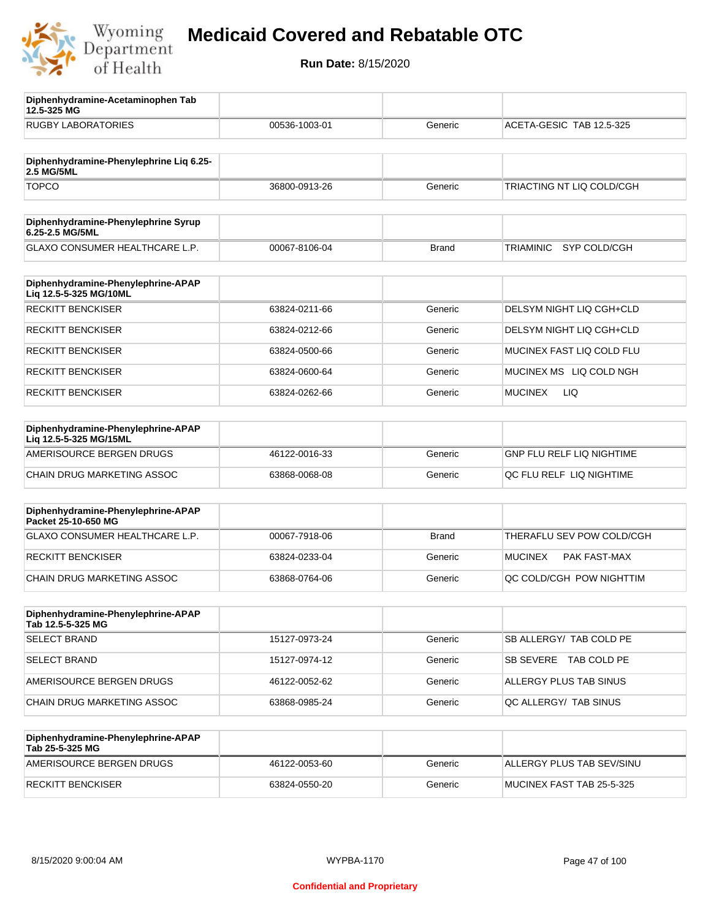# Medicaid Covered and Rebatable OTC

**Run Date:** 8/15/2020

| Diphenhydramine-Acetaminophen Tab 12.5-325 MG | | | |
|---|---|---|---|
| RUGBY LABORATORIES | 00536-1003-01 | Generic | ACETA-GESIC TAB 12.5-325 |

| Diphenhydramine-Phenylephrine Liq 6.25-2.5 MG/5ML | | | |
|---|---|---|---|
| TOPCO | 36800-0913-26 | Generic | TRIACTING NT LIQ COLD/CGH |

| Diphenhydramine-Phenylephrine Syrup 6.25-2.5 MG/5ML | | | |
|---|---|---|---|
| GLAXO CONSUMER HEALTHCARE L.P. | 00067-8106-04 | Brand | TRIAMINIC SYP COLD/CGH |

| Diphenhydramine-Phenylephrine-APAP Liq 12.5-5-325 MG/10ML | | | |
|---|---|---|---|
| RECKITT BENCKISER | 63824-0211-66 | Generic | DELSYM NIGHT LIQ CGH+CLD |
| RECKITT BENCKISER | 63824-0212-66 | Generic | DELSYM NIGHT LIQ CGH+CLD |
| RECKITT BENCKISER | 63824-0500-66 | Generic | MUCINEX FAST LIQ COLD FLU |
| RECKITT BENCKISER | 63824-0600-64 | Generic | MUCINEX MS LIQ COLD NGH |
| RECKITT BENCKISER | 63824-0262-66 | Generic | MUCINEX LIQ |

| Diphenhydramine-Phenylephrine-APAP Liq 12.5-5-325 MG/15ML | | | |
|---|---|---|---|
| AMERISOURCE BERGEN DRUGS | 46122-0016-33 | Generic | GNP FLU RELF LIQ NIGHTIME |
| CHAIN DRUG MARKETING ASSOC | 63868-0068-08 | Generic | QC FLU RELF LIQ NIGHTIME |

| Diphenhydramine-Phenylephrine-APAP Packet 25-10-650 MG | | | |
|---|---|---|---|
| GLAXO CONSUMER HEALTHCARE L.P. | 00067-7918-06 | Brand | THERAFLU SEV POW COLD/CGH |
| RECKITT BENCKISER | 63824-0233-04 | Generic | MUCINEX PAK FAST-MAX |
| CHAIN DRUG MARKETING ASSOC | 63868-0764-06 | Generic | QC COLD/CGH POW NIGHTTIM |

| Diphenhydramine-Phenylephrine-APAP Tab 12.5-5-325 MG | | | |
|---|---|---|---|
| SELECT BRAND | 15127-0973-24 | Generic | SB ALLERGY/ TAB COLD PE |
| SELECT BRAND | 15127-0974-12 | Generic | SB SEVERE TAB COLD PE |
| AMERISOURCE BERGEN DRUGS | 46122-0052-62 | Generic | ALLERGY PLUS TAB SINUS |
| CHAIN DRUG MARKETING ASSOC | 63868-0985-24 | Generic | QC ALLERGY/ TAB SINUS |

| Diphenhydramine-Phenylephrine-APAP Tab 25-5-325 MG | | | |
|---|---|---|---|
| AMERISOURCE BERGEN DRUGS | 46122-0053-60 | Generic | ALLERGY PLUS TAB SEV/SINU |
| RECKITT BENCKISER | 63824-0550-20 | Generic | MUCINEX FAST TAB 25-5-325 |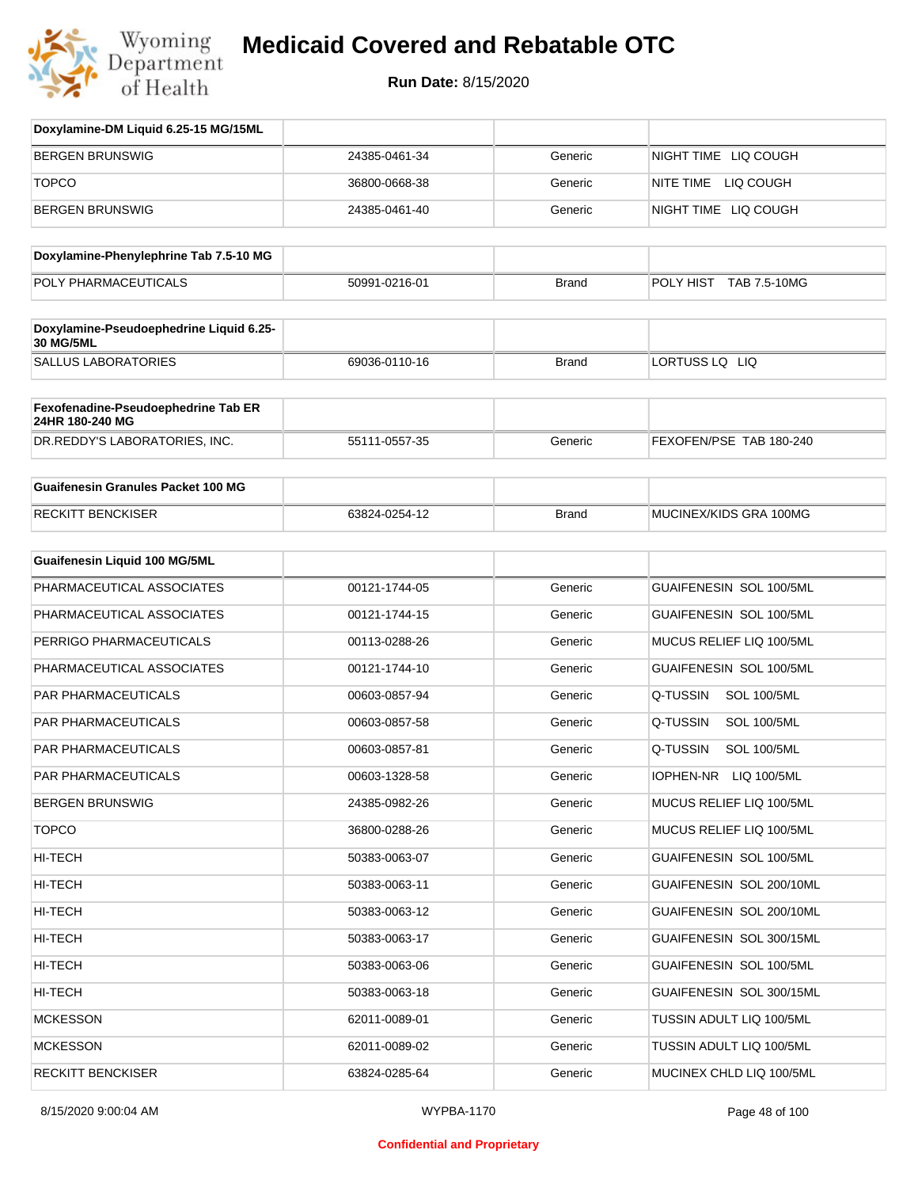# Medicaid Covered and Rebatable OTC

**Run Date:** 8/15/2020

| Doxylamine-DM Liquid 6.25-15 MG/15ML | | | |
|---|---|---|---|
| BERGEN BRUNSWIG | 24385-0461-34 | Generic | NIGHT TIME LIQ COUGH |
| TOPCO | 36800-0668-38 | Generic | NITE TIME LIQ COUGH |
| BERGEN BRUNSWIG | 24385-0461-40 | Generic | NIGHT TIME LIQ COUGH |

| Doxylamine-Phenylephrine Tab 7.5-10 MG | | | |
|---|---|---|---|
| POLY PHARMACEUTICALS | 50991-0216-01 | Brand | POLY HIST TAB 7.5-10MG |

| Doxylamine-Pseudoephedrine Liquid 6.25-30 MG/5ML | | | |
|---|---|---|---|
| SALLUS LABORATORIES | 69036-0110-16 | Brand | LORTUSS LQ LIQ |

| Fexofenadine-Pseudoephedrine Tab ER 24HR 180-240 MG | | | |
|---|---|---|---|
| DR.REDDY'S LABORATORIES, INC. | 55111-0557-35 | Generic | FEXOFEN/PSE TAB 180-240 |

| Guaifenesin Granules Packet 100 MG | | | |
|---|---|---|---|
| RECKITT BENCKISER | 63824-0254-12 | Brand | MUCINEX/KIDS GRA 100MG |

| Guaifenesin Liquid 100 MG/5ML | | | |
|---|---|---|---|
| PHARMACEUTICAL ASSOCIATES | 00121-1744-05 | Generic | GUAIFENESIN SOL 100/5ML |
| PHARMACEUTICAL ASSOCIATES | 00121-1744-15 | Generic | GUAIFENESIN SOL 100/5ML |
| PERRIGO PHARMACEUTICALS | 00113-0288-26 | Generic | MUCUS RELIEF LIQ 100/5ML |
| PHARMACEUTICAL ASSOCIATES | 00121-1744-10 | Generic | GUAIFENESIN SOL 100/5ML |
| PAR PHARMACEUTICALS | 00603-0857-94 | Generic | Q-TUSSIN SOL 100/5ML |
| PAR PHARMACEUTICALS | 00603-0857-58 | Generic | Q-TUSSIN SOL 100/5ML |
| PAR PHARMACEUTICALS | 00603-0857-81 | Generic | Q-TUSSIN SOL 100/5ML |
| PAR PHARMACEUTICALS | 00603-1328-58 | Generic | IOPHEN-NR LIQ 100/5ML |
| BERGEN BRUNSWIG | 24385-0982-26 | Generic | MUCUS RELIEF LIQ 100/5ML |
| TOPCO | 36800-0288-26 | Generic | MUCUS RELIEF LIQ 100/5ML |
| HI-TECH | 50383-0063-07 | Generic | GUAIFENESIN SOL 100/5ML |
| HI-TECH | 50383-0063-11 | Generic | GUAIFENESIN SOL 200/10ML |
| HI-TECH | 50383-0063-12 | Generic | GUAIFENESIN SOL 200/10ML |
| HI-TECH | 50383-0063-17 | Generic | GUAIFENESIN SOL 300/15ML |
| HI-TECH | 50383-0063-06 | Generic | GUAIFENESIN SOL 100/5ML |
| HI-TECH | 50383-0063-18 | Generic | GUAIFENESIN SOL 300/15ML |
| MCKESSON | 62011-0089-01 | Generic | TUSSIN ADULT LIQ 100/5ML |
| MCKESSON | 62011-0089-02 | Generic | TUSSIN ADULT LIQ 100/5ML |
| RECKITT BENCKISER | 63824-0285-64 | Generic | MUCINEX CHLD LIQ 100/5ML |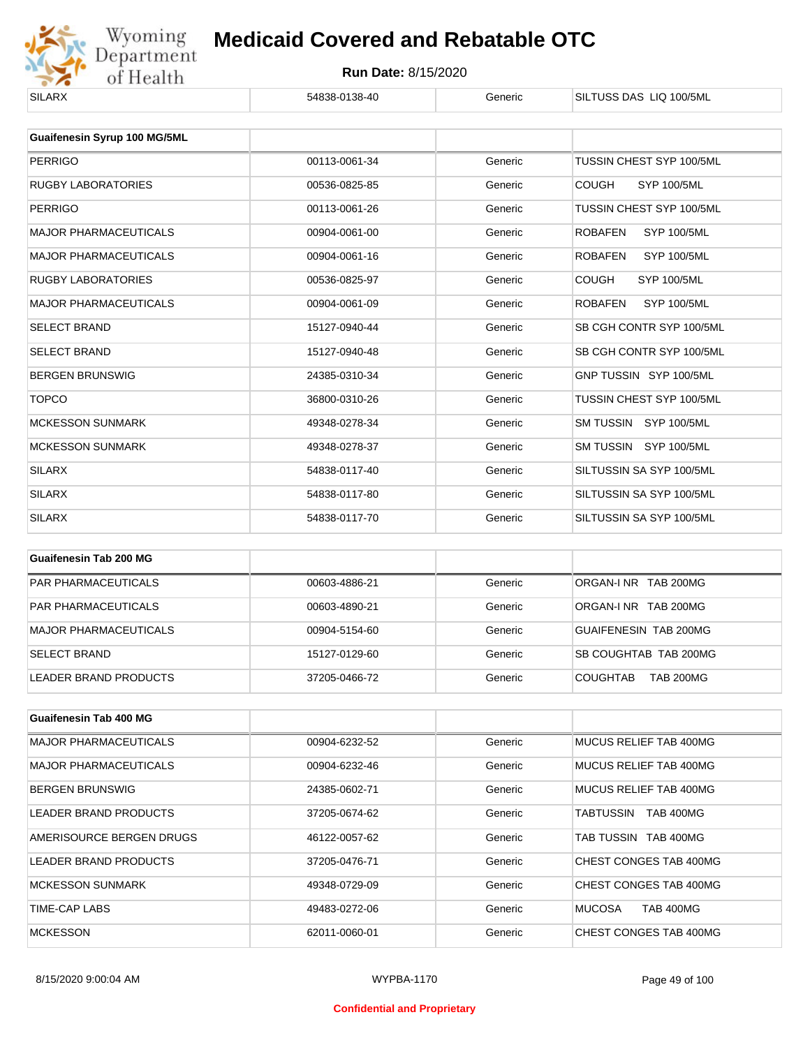| | | | |
|---|---|---|---|
| SILARX | 54838-0138-40 | Generic | SILTUSS DAS LIQ 100/5ML |

| Guaifenesin Syrup 100 MG/5ML | | | |
|---|---|---|---|
| PERRIGO | 00113-0061-34 | Generic | TUSSIN CHEST SYP 100/5ML |
| RUGBY LABORATORIES | 00536-0825-85 | Generic | COUGH SYP 100/5ML |
| PERRIGO | 00113-0061-26 | Generic | TUSSIN CHEST SYP 100/5ML |
| MAJOR PHARMACEUTICALS | 00904-0061-00 | Generic | ROBAFEN SYP 100/5ML |
| MAJOR PHARMACEUTICALS | 00904-0061-16 | Generic | ROBAFEN SYP 100/5ML |
| RUGBY LABORATORIES | 00536-0825-97 | Generic | COUGH SYP 100/5ML |
| MAJOR PHARMACEUTICALS | 00904-0061-09 | Generic | ROBAFEN SYP 100/5ML |
| SELECT BRAND | 15127-0940-44 | Generic | SB CGH CONTR SYP 100/5ML |
| SELECT BRAND | 15127-0940-48 | Generic | SB CGH CONTR SYP 100/5ML |
| BERGEN BRUNSWIG | 24385-0310-34 | Generic | GNP TUSSIN SYP 100/5ML |
| TOPCO | 36800-0310-26 | Generic | TUSSIN CHEST SYP 100/5ML |
| MCKESSON SUNMARK | 49348-0278-34 | Generic | SM TUSSIN SYP 100/5ML |
| MCKESSON SUNMARK | 49348-0278-37 | Generic | SM TUSSIN SYP 100/5ML |
| SILARX | 54838-0117-40 | Generic | SILTUSSIN SA SYP 100/5ML |
| SILARX | 54838-0117-80 | Generic | SILTUSSIN SA SYP 100/5ML |
| SILARX | 54838-0117-70 | Generic | SILTUSSIN SA SYP 100/5ML |

| Guaifenesin Tab 200 MG | | | |
|---|---|---|---|
| PAR PHARMACEUTICALS | 00603-4886-21 | Generic | ORGAN-I NR TAB 200MG |
| PAR PHARMACEUTICALS | 00603-4890-21 | Generic | ORGAN-I NR TAB 200MG |
| MAJOR PHARMACEUTICALS | 00904-5154-60 | Generic | GUAIFENESIN TAB 200MG |
| SELECT BRAND | 15127-0129-60 | Generic | SB COUGHTAB TAB 200MG |
| LEADER BRAND PRODUCTS | 37205-0466-72 | Generic | COUGHTAB TAB 200MG |

| Guaifenesin Tab 400 MG | | | |
|---|---|---|---|
| MAJOR PHARMACEUTICALS | 00904-6232-52 | Generic | MUCUS RELIEF TAB 400MG |
| MAJOR PHARMACEUTICALS | 00904-6232-46 | Generic | MUCUS RELIEF TAB 400MG |
| BERGEN BRUNSWIG | 24385-0602-71 | Generic | MUCUS RELIEF TAB 400MG |
| LEADER BRAND PRODUCTS | 37205-0674-62 | Generic | TABTUSSIN TAB 400MG |
| AMERISOURCE BERGEN DRUGS | 46122-0057-62 | Generic | TAB TUSSIN TAB 400MG |
| LEADER BRAND PRODUCTS | 37205-0476-71 | Generic | CHEST CONGES TAB 400MG |
| MCKESSON SUNMARK | 49348-0729-09 | Generic | CHEST CONGES TAB 400MG |
| TIME-CAP LABS | 49483-0272-06 | Generic | MUCOSA TAB 400MG |
| MCKESSON | 62011-0060-01 | Generic | CHEST CONGES TAB 400MG |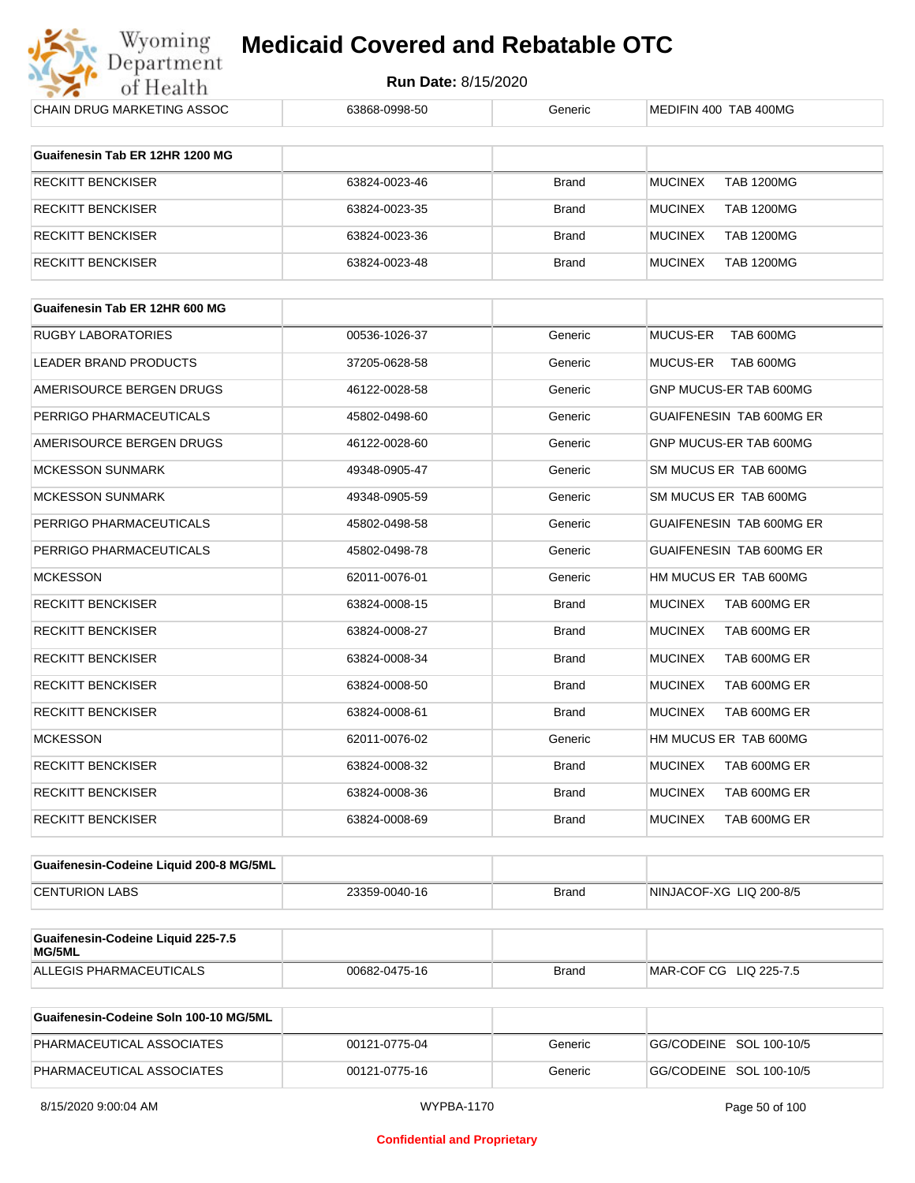| CHAIN DRUG MARKETING ASSOC | 63868-0998-50 | Generic | MEDIFIN 400 TAB 400MG |
|---|---|---|---|

| Guaifenesin Tab ER 12HR 1200 MG | | | |
|---|---|---|---|
| RECKITT BENCKISER | 63824-0023-46 | Brand | MUCINEX TAB 1200MG |
| RECKITT BENCKISER | 63824-0023-35 | Brand | MUCINEX TAB 1200MG |
| RECKITT BENCKISER | 63824-0023-36 | Brand | MUCINEX TAB 1200MG |
| RECKITT BENCKISER | 63824-0023-48 | Brand | MUCINEX TAB 1200MG |

| Guaifenesin Tab ER 12HR 600 MG | | | |
|---|---|---|---|
| RUGBY LABORATORIES | 00536-1026-37 | Generic | MUCUS-ER TAB 600MG |
| LEADER BRAND PRODUCTS | 37205-0628-58 | Generic | MUCUS-ER TAB 600MG |
| AMERISOURCE BERGEN DRUGS | 46122-0028-58 | Generic | GNP MUCUS-ER TAB 600MG |
| PERRIGO PHARMACEUTICALS | 45802-0498-60 | Generic | GUAIFENESIN TAB 600MG ER |
| AMERISOURCE BERGEN DRUGS | 46122-0028-60 | Generic | GNP MUCUS-ER TAB 600MG |
| MCKESSON SUNMARK | 49348-0905-47 | Generic | SM MUCUS ER TAB 600MG |
| MCKESSON SUNMARK | 49348-0905-59 | Generic | SM MUCUS ER TAB 600MG |
| PERRIGO PHARMACEUTICALS | 45802-0498-58 | Generic | GUAIFENESIN TAB 600MG ER |
| PERRIGO PHARMACEUTICALS | 45802-0498-78 | Generic | GUAIFENESIN TAB 600MG ER |
| MCKESSON | 62011-0076-01 | Generic | HM MUCUS ER TAB 600MG |
| RECKITT BENCKISER | 63824-0008-15 | Brand | MUCINEX TAB 600MG ER |
| RECKITT BENCKISER | 63824-0008-27 | Brand | MUCINEX TAB 600MG ER |
| RECKITT BENCKISER | 63824-0008-34 | Brand | MUCINEX TAB 600MG ER |
| RECKITT BENCKISER | 63824-0008-50 | Brand | MUCINEX TAB 600MG ER |
| RECKITT BENCKISER | 63824-0008-61 | Brand | MUCINEX TAB 600MG ER |
| MCKESSON | 62011-0076-02 | Generic | HM MUCUS ER TAB 600MG |
| RECKITT BENCKISER | 63824-0008-32 | Brand | MUCINEX TAB 600MG ER |
| RECKITT BENCKISER | 63824-0008-36 | Brand | MUCINEX TAB 600MG ER |
| RECKITT BENCKISER | 63824-0008-69 | Brand | MUCINEX TAB 600MG ER |

| Guaifenesin-Codeine Liquid 200-8 MG/5ML | | | |
|---|---|---|---|
| CENTURION LABS | 23359-0040-16 | Brand | NINJACOF-XG LIQ 200-8/5 |

| Guaifenesin-Codeine Liquid 225-7.5 MG/5ML | | | |
|---|---|---|---|
| ALLEGIS PHARMACEUTICALS | 00682-0475-16 | Brand | MAR-COF CG LIQ 225-7.5 |

| Guaifenesin-Codeine Soln 100-10 MG/5ML | | | |
|---|---|---|---|
| PHARMACEUTICAL ASSOCIATES | 00121-0775-04 | Generic | GG/CODEINE SOL 100-10/5 |
| PHARMACEUTICAL ASSOCIATES | 00121-0775-16 | Generic | GG/CODEINE SOL 100-10/5 |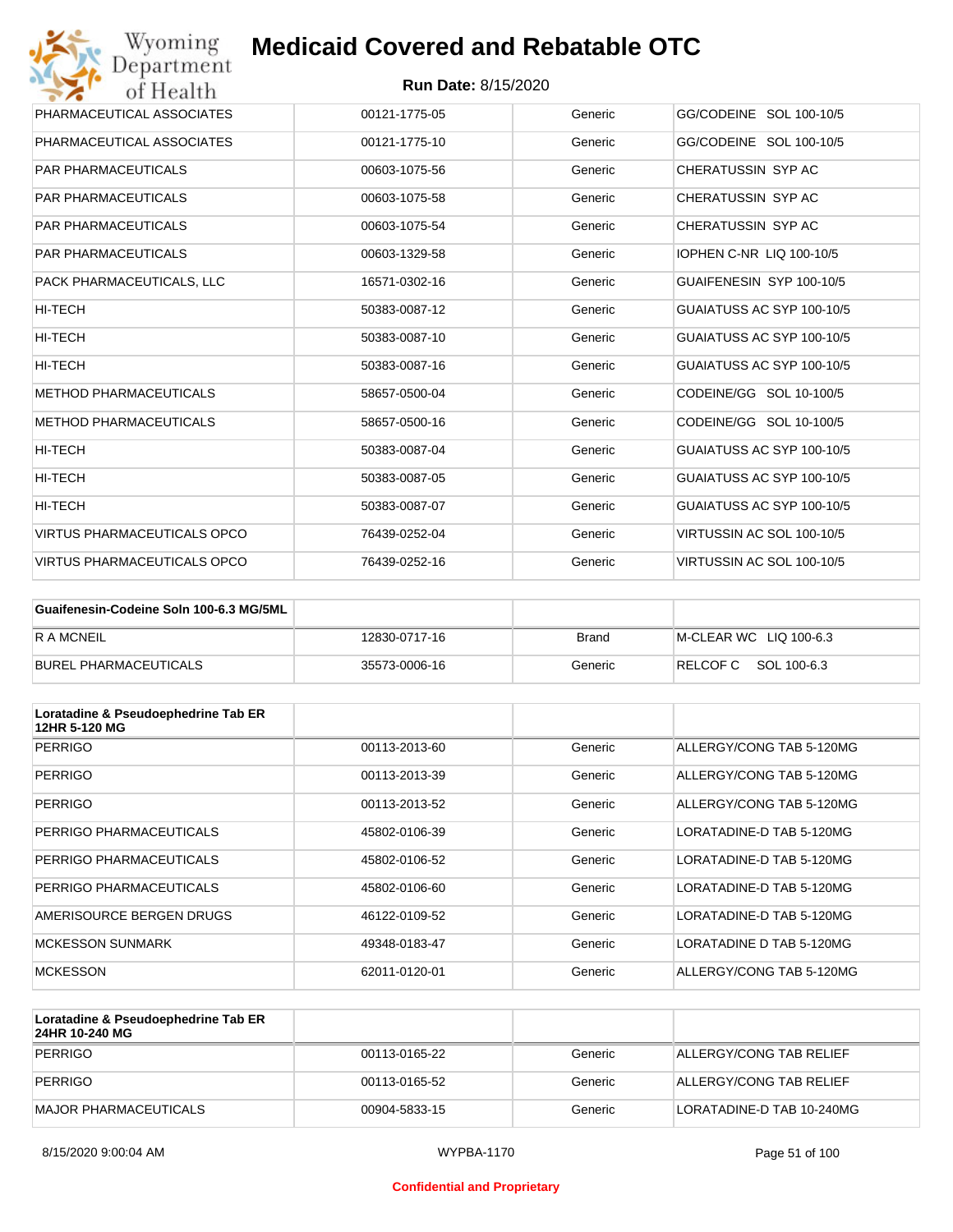| | | | |
|---|---|---|---|
| PHARMACEUTICAL ASSOCIATES | 00121-1775-05 | Generic | GG/CODEINE SOL 100-10/5 |
| PHARMACEUTICAL ASSOCIATES | 00121-1775-10 | Generic | GG/CODEINE SOL 100-10/5 |
| PAR PHARMACEUTICALS | 00603-1075-56 | Generic | CHERATUSSIN SYP AC |
| PAR PHARMACEUTICALS | 00603-1075-58 | Generic | CHERATUSSIN SYP AC |
| PAR PHARMACEUTICALS | 00603-1075-54 | Generic | CHERATUSSIN SYP AC |
| PAR PHARMACEUTICALS | 00603-1329-58 | Generic | IOPHEN C-NR LIQ 100-10/5 |
| PACK PHARMACEUTICALS, LLC | 16571-0302-16 | Generic | GUAIFENESIN SYP 100-10/5 |
| HI-TECH | 50383-0087-12 | Generic | GUAIATUSS AC SYP 100-10/5 |
| HI-TECH | 50383-0087-10 | Generic | GUAIATUSS AC SYP 100-10/5 |
| HI-TECH | 50383-0087-16 | Generic | GUAIATUSS AC SYP 100-10/5 |
| METHOD PHARMACEUTICALS | 58657-0500-04 | Generic | CODEINE/GG SOL 10-100/5 |
| METHOD PHARMACEUTICALS | 58657-0500-16 | Generic | CODEINE/GG SOL 10-100/5 |
| HI-TECH | 50383-0087-04 | Generic | GUAIATUSS AC SYP 100-10/5 |
| HI-TECH | 50383-0087-05 | Generic | GUAIATUSS AC SYP 100-10/5 |
| HI-TECH | 50383-0087-07 | Generic | GUAIATUSS AC SYP 100-10/5 |
| VIRTUS PHARMACEUTICALS OPCO | 76439-0252-04 | Generic | VIRTUSSIN AC SOL 100-10/5 |
| VIRTUS PHARMACEUTICALS OPCO | 76439-0252-16 | Generic | VIRTUSSIN AC SOL 100-10/5 |

| Guaifenesin-Codeine Soln 100-6.3 MG/5ML | | | |
|---|---|---|---|
| R A MCNEIL | 12830-0717-16 | Brand | M-CLEAR WC LIQ 100-6.3 |
| BUREL PHARMACEUTICALS | 35573-0006-16 | Generic | RELCOF C SOL 100-6.3 |

| Loratadine & Pseudoephedrine Tab ER 12HR 5-120 MG | | | |
|---|---|---|---|
| PERRIGO | 00113-2013-60 | Generic | ALLERGY/CONG TAB 5-120MG |
| PERRIGO | 00113-2013-39 | Generic | ALLERGY/CONG TAB 5-120MG |
| PERRIGO | 00113-2013-52 | Generic | ALLERGY/CONG TAB 5-120MG |
| PERRIGO PHARMACEUTICALS | 45802-0106-39 | Generic | LORATADINE-D TAB 5-120MG |
| PERRIGO PHARMACEUTICALS | 45802-0106-52 | Generic | LORATADINE-D TAB 5-120MG |
| PERRIGO PHARMACEUTICALS | 45802-0106-60 | Generic | LORATADINE-D TAB 5-120MG |
| AMERISOURCE BERGEN DRUGS | 46122-0109-52 | Generic | LORATADINE-D TAB 5-120MG |
| MCKESSON SUNMARK | 49348-0183-47 | Generic | LORATADINE D TAB 5-120MG |
| MCKESSON | 62011-0120-01 | Generic | ALLERGY/CONG TAB 5-120MG |

| Loratadine & Pseudoephedrine Tab ER 24HR 10-240 MG | | | |
|---|---|---|---|
| PERRIGO | 00113-0165-22 | Generic | ALLERGY/CONG TAB RELIEF |
| PERRIGO | 00113-0165-52 | Generic | ALLERGY/CONG TAB RELIEF |
| MAJOR PHARMACEUTICALS | 00904-5833-15 | Generic | LORATADINE-D TAB 10-240MG |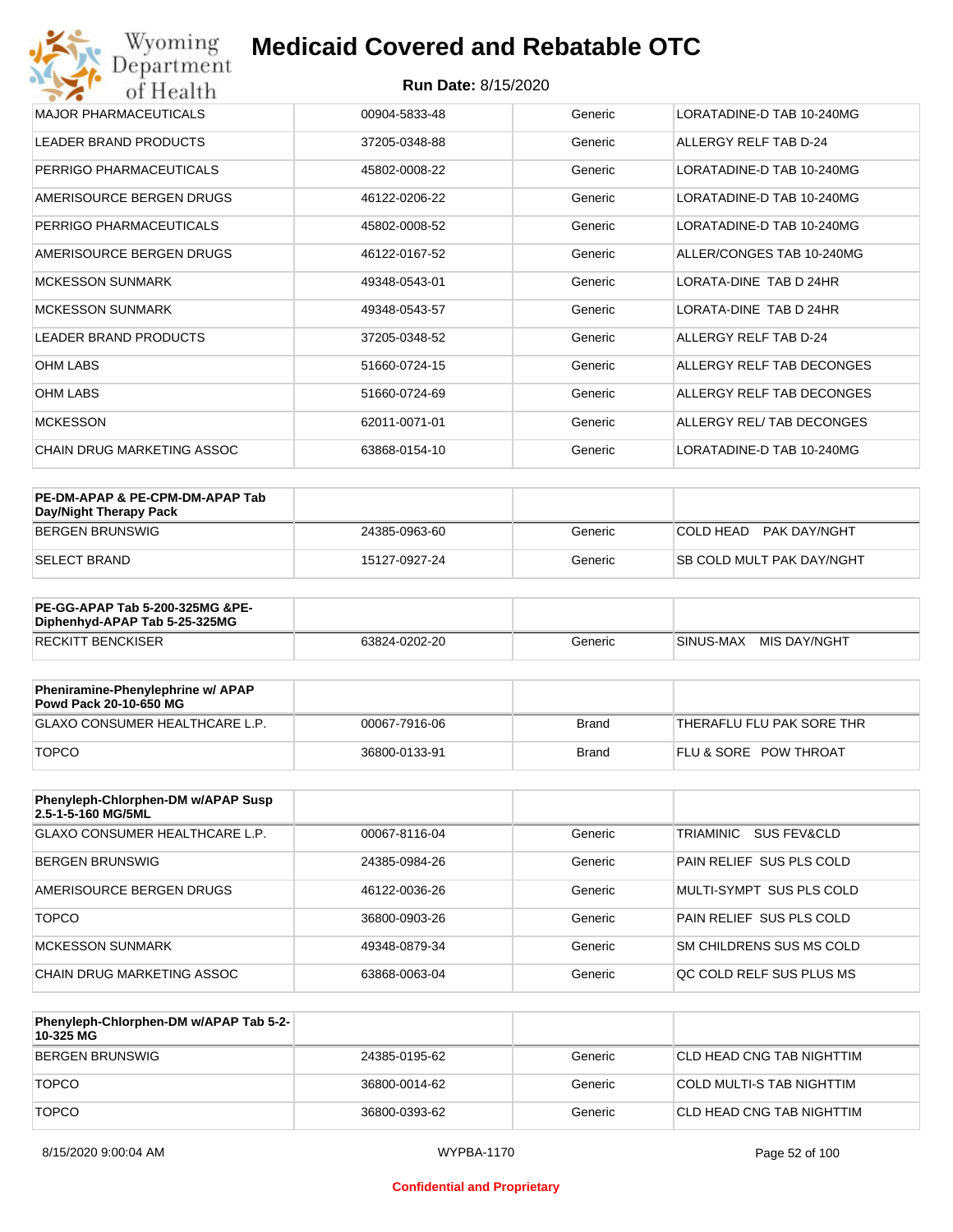| | | | |
|---|---|---|---|
| MAJOR PHARMACEUTICALS | 00904-5833-48 | Generic | LORATADINE-D TAB 10-240MG |
| LEADER BRAND PRODUCTS | 37205-0348-88 | Generic | ALLERGY RELF TAB D-24 |
| PERRIGO PHARMACEUTICALS | 45802-0008-22 | Generic | LORATADINE-D TAB 10-240MG |
| AMERISOURCE BERGEN DRUGS | 46122-0206-22 | Generic | LORATADINE-D TAB 10-240MG |
| PERRIGO PHARMACEUTICALS | 45802-0008-52 | Generic | LORATADINE-D TAB 10-240MG |
| AMERISOURCE BERGEN DRUGS | 46122-0167-52 | Generic | ALLER/CONGES TAB 10-240MG |
| MCKESSON SUNMARK | 49348-0543-01 | Generic | LORATA-DINE TAB D 24HR |
| MCKESSON SUNMARK | 49348-0543-57 | Generic | LORATA-DINE TAB D 24HR |
| LEADER BRAND PRODUCTS | 37205-0348-52 | Generic | ALLERGY RELF TAB D-24 |
| OHM LABS | 51660-0724-15 | Generic | ALLERGY RELF TAB DECONGES |
| OHM LABS | 51660-0724-69 | Generic | ALLERGY RELF TAB DECONGES |
| MCKESSON | 62011-0071-01 | Generic | ALLERGY REL/ TAB DECONGES |
| CHAIN DRUG MARKETING ASSOC | 63868-0154-10 | Generic | LORATADINE-D TAB 10-240MG |

| **PE-DM-APAP & PE-CPM-DM-APAP Tab Day/Night Therapy Pack** | | | |
|---|---|---|---|
| BERGEN BRUNSWIG | 24385-0963-60 | Generic | COLD HEAD PAK DAY/NGHT |
| SELECT BRAND | 15127-0927-24 | Generic | SB COLD MULT PAK DAY/NGHT |

| **PE-GG-APAP Tab 5-200-325MG &PE-Diphenhyd-APAP Tab 5-25-325MG** | | | |
|---|---|---|---|
| RECKITT BENCKISER | 63824-0202-20 | Generic | SINUS-MAX MIS DAY/NGHT |

| **Pheniramine-Phenylephrine w/ APAP Powd Pack 20-10-650 MG** | | | |
|---|---|---|---|
| GLAXO CONSUMER HEALTHCARE L.P. | 00067-7916-06 | Brand | THERAFLU FLU PAK SORE THR |
| TOPCO | 36800-0133-91 | Brand | FLU & SORE POW THROAT |

| **Phenyleph-Chlorphen-DM w/APAP Susp 2.5-1-5-160 MG/5ML** | | | |
|---|---|---|---|
| GLAXO CONSUMER HEALTHCARE L.P. | 00067-8116-04 | Generic | TRIAMINIC SUS FEV&CLD |
| BERGEN BRUNSWIG | 24385-0984-26 | Generic | PAIN RELIEF SUS PLS COLD |
| AMERISOURCE BERGEN DRUGS | 46122-0036-26 | Generic | MULTI-SYMPT SUS PLS COLD |
| TOPCO | 36800-0903-26 | Generic | PAIN RELIEF SUS PLS COLD |
| MCKESSON SUNMARK | 49348-0879-34 | Generic | SM CHILDRENS SUS MS COLD |
| CHAIN DRUG MARKETING ASSOC | 63868-0063-04 | Generic | QC COLD RELF SUS PLUS MS |

| **Phenyleph-Chlorphen-DM w/APAP Tab 5-2-10-325 MG** | | | |
|---|---|---|---|
| BERGEN BRUNSWIG | 24385-0195-62 | Generic | CLD HEAD CNG TAB NIGHTTIM |
| TOPCO | 36800-0014-62 | Generic | COLD MULTI-S TAB NIGHTTIM |
| TOPCO | 36800-0393-62 | Generic | CLD HEAD CNG TAB NIGHTTIM |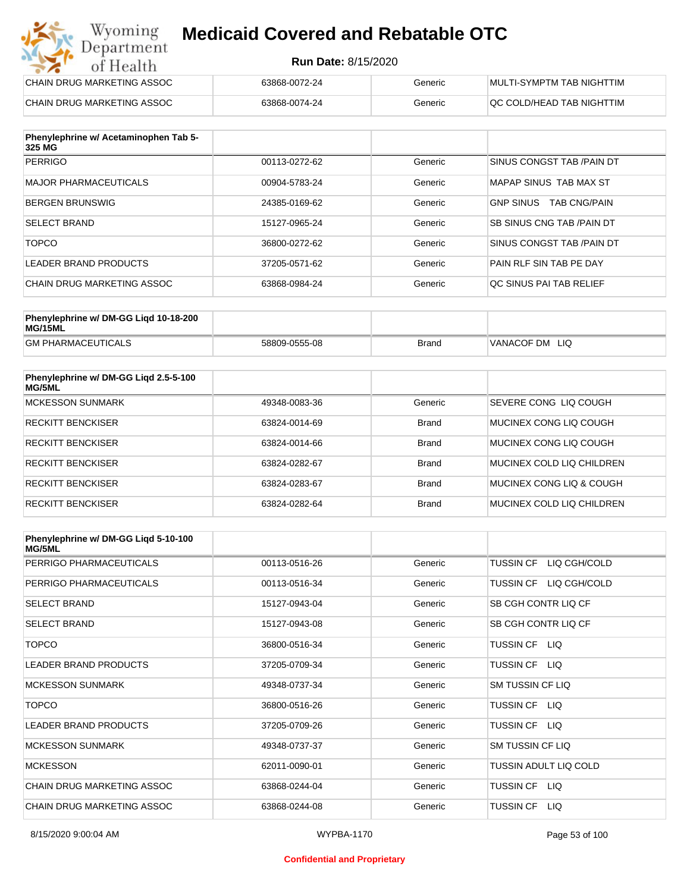| | | | |
|---|---|---|---|
| CHAIN DRUG MARKETING ASSOC | 63868-0072-24 | Generic | MULTI-SYMPTM TAB NIGHTTIM |
| CHAIN DRUG MARKETING ASSOC | 63868-0074-24 | Generic | QC COLD/HEAD TAB NIGHTTIM |

| Phenylephrine w/ Acetaminophen Tab 5-325 MG | | | |
|---|---|---|---|
| PERRIGO | 00113-0272-62 | Generic | SINUS CONGST TAB /PAIN DT |
| MAJOR PHARMACEUTICALS | 00904-5783-24 | Generic | MAPAP SINUS TAB MAX ST |
| BERGEN BRUNSWIG | 24385-0169-62 | Generic | GNP SINUS TAB CNG/PAIN |
| SELECT BRAND | 15127-0965-24 | Generic | SB SINUS CNG TAB /PAIN DT |
| TOPCO | 36800-0272-62 | Generic | SINUS CONGST TAB /PAIN DT |
| LEADER BRAND PRODUCTS | 37205-0571-62 | Generic | PAIN RLF SIN TAB PE DAY |
| CHAIN DRUG MARKETING ASSOC | 63868-0984-24 | Generic | QC SINUS PAI TAB RELIEF |

| Phenylephrine w/ DM-GG Liqd 10-18-200 MG/15ML | | | |
|---|---|---|---|
| GM PHARMACEUTICALS | 58809-0555-08 | Brand | VANACOF DM LIQ |

| Phenylephrine w/ DM-GG Liqd 2.5-5-100 MG/5ML | | | |
|---|---|---|---|
| MCKESSON SUNMARK | 49348-0083-36 | Generic | SEVERE CONG LIQ COUGH |
| RECKITT BENCKISER | 63824-0014-69 | Brand | MUCINEX CONG LIQ COUGH |
| RECKITT BENCKISER | 63824-0014-66 | Brand | MUCINEX CONG LIQ COUGH |
| RECKITT BENCKISER | 63824-0282-67 | Brand | MUCINEX COLD LIQ CHILDREN |
| RECKITT BENCKISER | 63824-0283-67 | Brand | MUCINEX CONG LIQ & COUGH |
| RECKITT BENCKISER | 63824-0282-64 | Brand | MUCINEX COLD LIQ CHILDREN |

| Phenylephrine w/ DM-GG Liqd 5-10-100 MG/5ML | | | |
|---|---|---|---|
| PERRIGO PHARMACEUTICALS | 00113-0516-26 | Generic | TUSSIN CF LIQ CGH/COLD |
| PERRIGO PHARMACEUTICALS | 00113-0516-34 | Generic | TUSSIN CF LIQ CGH/COLD |
| SELECT BRAND | 15127-0943-04 | Generic | SB CGH CONTR LIQ CF |
| SELECT BRAND | 15127-0943-08 | Generic | SB CGH CONTR LIQ CF |
| TOPCO | 36800-0516-34 | Generic | TUSSIN CF LIQ |
| LEADER BRAND PRODUCTS | 37205-0709-34 | Generic | TUSSIN CF LIQ |
| MCKESSON SUNMARK | 49348-0737-34 | Generic | SM TUSSIN CF LIQ |
| TOPCO | 36800-0516-26 | Generic | TUSSIN CF LIQ |
| LEADER BRAND PRODUCTS | 37205-0709-26 | Generic | TUSSIN CF LIQ |
| MCKESSON SUNMARK | 49348-0737-37 | Generic | SM TUSSIN CF LIQ |
| MCKESSON | 62011-0090-01 | Generic | TUSSIN ADULT LIQ COLD |
| CHAIN DRUG MARKETING ASSOC | 63868-0244-04 | Generic | TUSSIN CF LIQ |
| CHAIN DRUG MARKETING ASSOC | 63868-0244-08 | Generic | TUSSIN CF LIQ |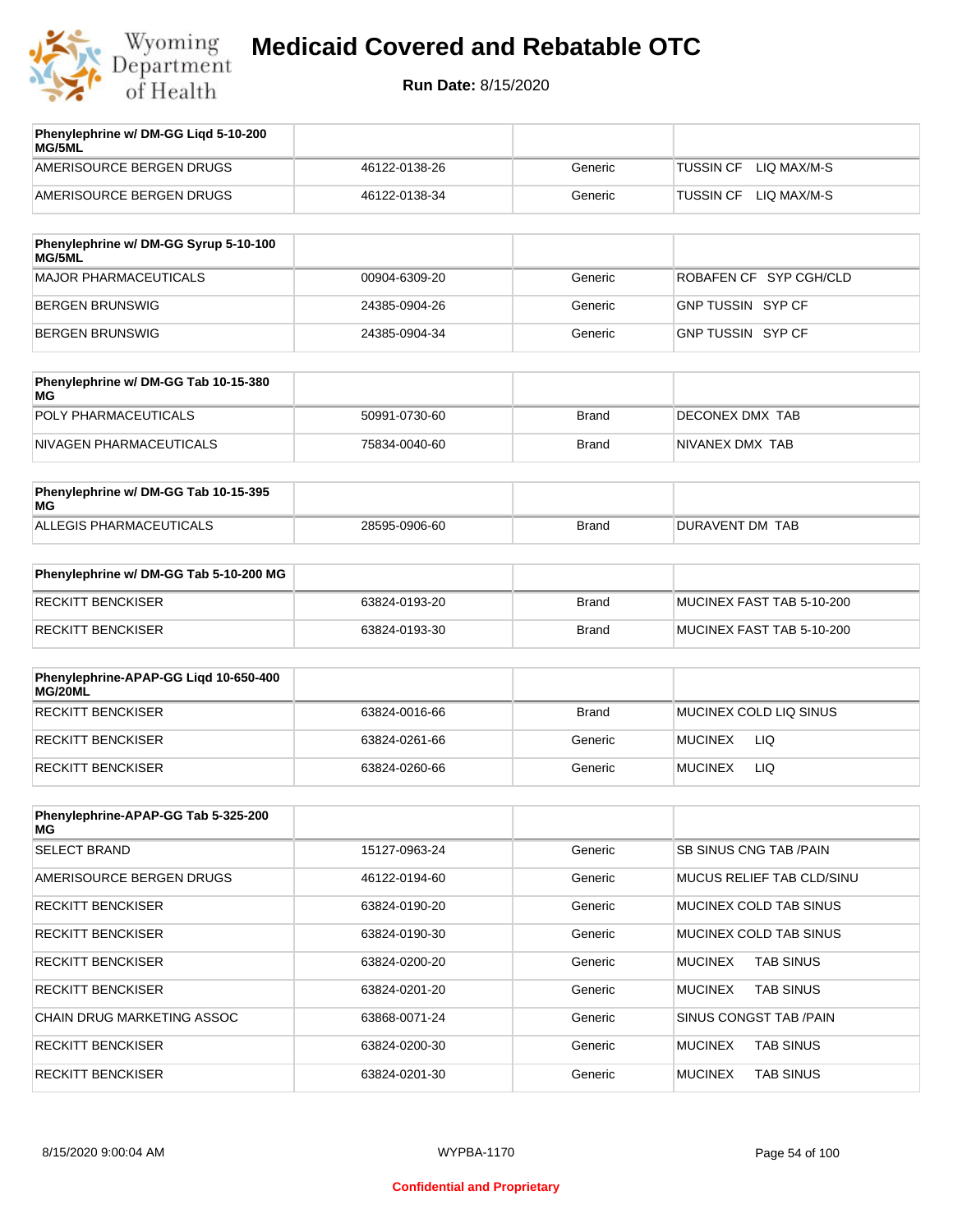# Medicaid Covered and Rebatable OTC

**Run Date:** 8/15/2020

| Phenylephrine w/ DM-GG Liqd 5-10-200 MG/5ML | | | |
|---|---|---|---|
| AMERISOURCE BERGEN DRUGS | 46122-0138-26 | Generic | TUSSIN CF LIQ MAX/M-S |
| AMERISOURCE BERGEN DRUGS | 46122-0138-34 | Generic | TUSSIN CF LIQ MAX/M-S |

| Phenylephrine w/ DM-GG Syrup 5-10-100 MG/5ML | | | |
|---|---|---|---|
| MAJOR PHARMACEUTICALS | 00904-6309-20 | Generic | ROBAFEN CF SYP CGH/CLD |
| BERGEN BRUNSWIG | 24385-0904-26 | Generic | GNP TUSSIN SYP CF |
| BERGEN BRUNSWIG | 24385-0904-34 | Generic | GNP TUSSIN SYP CF |

| Phenylephrine w/ DM-GG Tab 10-15-380 MG | | | |
|---|---|---|---|
| POLY PHARMACEUTICALS | 50991-0730-60 | Brand | DECONEX DMX TAB |
| NIVAGEN PHARMACEUTICALS | 75834-0040-60 | Brand | NIVANEX DMX TAB |

| Phenylephrine w/ DM-GG Tab 10-15-395 MG | | | |
|---|---|---|---|
| ALLEGIS PHARMACEUTICALS | 28595-0906-60 | Brand | DURAVENT DM TAB |

| Phenylephrine w/ DM-GG Tab 5-10-200 MG | | | |
|---|---|---|---|
| RECKITT BENCKISER | 63824-0193-20 | Brand | MUCINEX FAST TAB 5-10-200 |
| RECKITT BENCKISER | 63824-0193-30 | Brand | MUCINEX FAST TAB 5-10-200 |

| Phenylephrine-APAP-GG Liqd 10-650-400 MG/20ML | | | |
|---|---|---|---|
| RECKITT BENCKISER | 63824-0016-66 | Brand | MUCINEX COLD LIQ SINUS |
| RECKITT BENCKISER | 63824-0261-66 | Generic | MUCINEX LIQ |
| RECKITT BENCKISER | 63824-0260-66 | Generic | MUCINEX LIQ |

| Phenylephrine-APAP-GG Tab 5-325-200 MG | | | |
|---|---|---|---|
| SELECT BRAND | 15127-0963-24 | Generic | SB SINUS CNG TAB /PAIN |
| AMERISOURCE BERGEN DRUGS | 46122-0194-60 | Generic | MUCUS RELIEF TAB CLD/SINU |
| RECKITT BENCKISER | 63824-0190-20 | Generic | MUCINEX COLD TAB SINUS |
| RECKITT BENCKISER | 63824-0190-30 | Generic | MUCINEX COLD TAB SINUS |
| RECKITT BENCKISER | 63824-0200-20 | Generic | MUCINEX TAB SINUS |
| RECKITT BENCKISER | 63824-0201-20 | Generic | MUCINEX TAB SINUS |
| CHAIN DRUG MARKETING ASSOC | 63868-0071-24 | Generic | SINUS CONGST TAB /PAIN |
| RECKITT BENCKISER | 63824-0200-30 | Generic | MUCINEX TAB SINUS |
| RECKITT BENCKISER | 63824-0201-30 | Generic | MUCINEX TAB SINUS |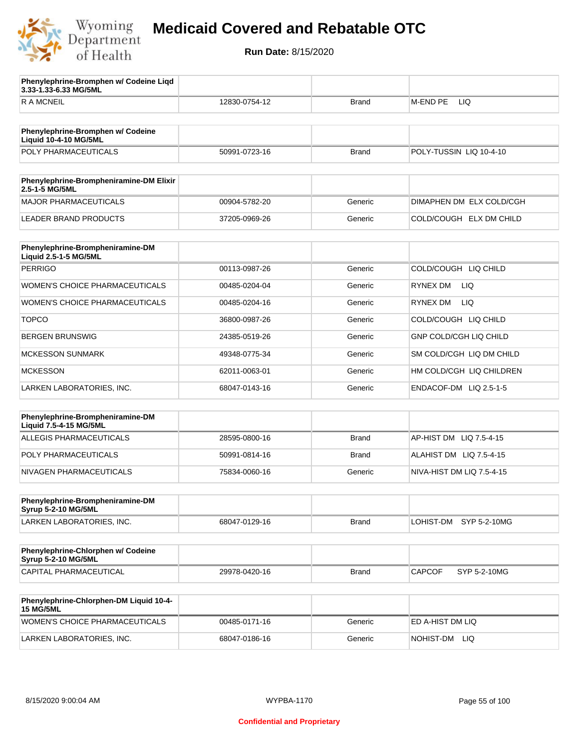# Medicaid Covered and Rebatable OTC

**Run Date:** 8/15/2020

| Phenylephrine-Bromphen w/ Codeine Liqd 3.33-1.33-6.33 MG/5ML | | | |
|---|---|---|---|
| R A MCNEIL | 12830-0754-12 | Brand | M-END PE LIQ |

| Phenylephrine-Bromphen w/ Codeine Liquid 10-4-10 MG/5ML | | | |
|---|---|---|---|
| POLY PHARMACEUTICALS | 50991-0723-16 | Brand | POLY-TUSSIN LIQ 10-4-10 |

| Phenylephrine-Brompheniramine-DM Elixir 2.5-1-5 MG/5ML | | | |
|---|---|---|---|
| MAJOR PHARMACEUTICALS | 00904-5782-20 | Generic | DIMAPHEN DM ELX COLD/CGH |
| LEADER BRAND PRODUCTS | 37205-0969-26 | Generic | COLD/COUGH ELX DM CHILD |

| Phenylephrine-Brompheniramine-DM Liquid 2.5-1-5 MG/5ML | | | |
|---|---|---|---|
| PERRIGO | 00113-0987-26 | Generic | COLD/COUGH LIQ CHILD |
| WOMEN'S CHOICE PHARMACEUTICALS | 00485-0204-04 | Generic | RYNEX DM LIQ |
| WOMEN'S CHOICE PHARMACEUTICALS | 00485-0204-16 | Generic | RYNEX DM LIQ |
| TOPCO | 36800-0987-26 | Generic | COLD/COUGH LIQ CHILD |
| BERGEN BRUNSWIG | 24385-0519-26 | Generic | GNP COLD/CGH LIQ CHILD |
| MCKESSON SUNMARK | 49348-0775-34 | Generic | SM COLD/CGH LIQ DM CHILD |
| MCKESSON | 62011-0063-01 | Generic | HM COLD/CGH LIQ CHILDREN |
| LARKEN LABORATORIES, INC. | 68047-0143-16 | Generic | ENDACOF-DM LIQ 2.5-1-5 |

| Phenylephrine-Brompheniramine-DM Liquid 7.5-4-15 MG/5ML | | | |
|---|---|---|---|
| ALLEGIS PHARMACEUTICALS | 28595-0800-16 | Brand | AP-HIST DM LIQ 7.5-4-15 |
| POLY PHARMACEUTICALS | 50991-0814-16 | Brand | ALAHIST DM LIQ 7.5-4-15 |
| NIVAGEN PHARMACEUTICALS | 75834-0060-16 | Generic | NIVA-HIST DM LIQ 7.5-4-15 |

| Phenylephrine-Brompheniramine-DM Syrup 5-2-10 MG/5ML | | | |
|---|---|---|---|
| LARKEN LABORATORIES, INC. | 68047-0129-16 | Brand | LOHIST-DM SYP 5-2-10MG |

| Phenylephrine-Chlorphen w/ Codeine Syrup 5-2-10 MG/5ML | | | |
|---|---|---|---|
| CAPITAL PHARMACEUTICAL | 29978-0420-16 | Brand | CAPCOF SYP 5-2-10MG |

| Phenylephrine-Chlorphen-DM Liquid 10-4-15 MG/5ML | | | |
|---|---|---|---|
| WOMEN'S CHOICE PHARMACEUTICALS | 00485-0171-16 | Generic | ED A-HIST DM LIQ |
| LARKEN LABORATORIES, INC. | 68047-0186-16 | Generic | NOHIST-DM LIQ |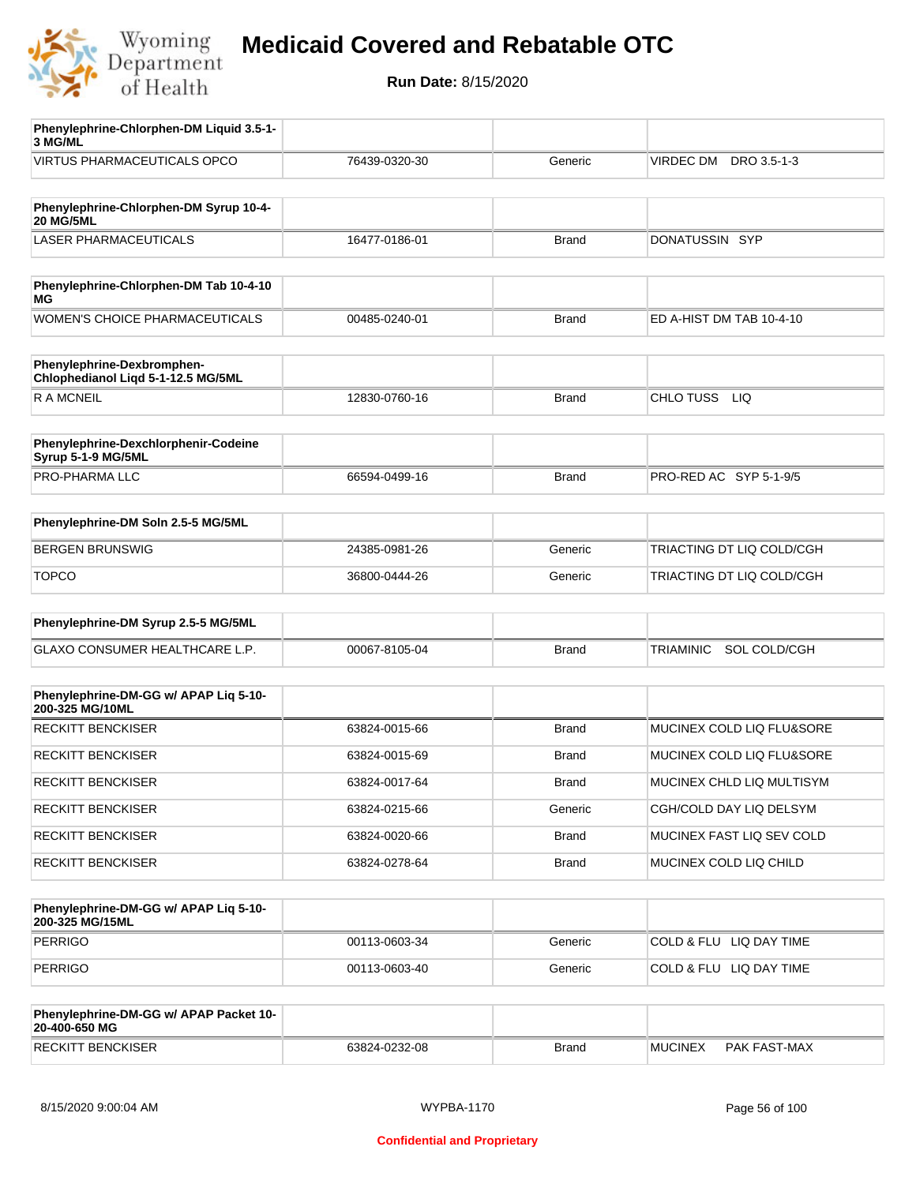# Medicaid Covered and Rebatable OTC

**Run Date:** 8/15/2020

| Phenylephrine-Chlorphen-DM Liquid 3.5-1-3 MG/ML | | | |
|---|---|---|---|
| VIRTUS PHARMACEUTICALS OPCO | 76439-0320-30 | Generic | VIRDEC DM DRO 3.5-1-3 |

| Phenylephrine-Chlorphen-DM Syrup 10-4-20 MG/5ML | | | |
|---|---|---|---|
| LASER PHARMACEUTICALS | 16477-0186-01 | Brand | DONATUSSIN SYP |

| Phenylephrine-Chlorphen-DM Tab 10-4-10 MG | | | |
|---|---|---|---|
| WOMEN'S CHOICE PHARMACEUTICALS | 00485-0240-01 | Brand | ED A-HIST DM TAB 10-4-10 |

| Phenylephrine-Dexbromphen-Chlophedianol Liqd 5-1-12.5 MG/5ML | | | |
|---|---|---|---|
| R A MCNEIL | 12830-0760-16 | Brand | CHLO TUSS LIQ |

| Phenylephrine-Dexchlorphenir-Codeine Syrup 5-1-9 MG/5ML | | | |
|---|---|---|---|
| PRO-PHARMA LLC | 66594-0499-16 | Brand | PRO-RED AC SYP 5-1-9/5 |

| Phenylephrine-DM Soln 2.5-5 MG/5ML | | | |
|---|---|---|---|
| BERGEN BRUNSWIG | 24385-0981-26 | Generic | TRIACTING DT LIQ COLD/CGH |
| TOPCO | 36800-0444-26 | Generic | TRIACTING DT LIQ COLD/CGH |

| Phenylephrine-DM Syrup 2.5-5 MG/5ML | | | |
|---|---|---|---|
| GLAXO CONSUMER HEALTHCARE L.P. | 00067-8105-04 | Brand | TRIAMINIC SOL COLD/CGH |

| Phenylephrine-DM-GG w/ APAP Liq 5-10-200-325 MG/10ML | | | |
|---|---|---|---|
| RECKITT BENCKISER | 63824-0015-66 | Brand | MUCINEX COLD LIQ FLU&SORE |
| RECKITT BENCKISER | 63824-0015-69 | Brand | MUCINEX COLD LIQ FLU&SORE |
| RECKITT BENCKISER | 63824-0017-64 | Brand | MUCINEX CHLD LIQ MULTISYM |
| RECKITT BENCKISER | 63824-0215-66 | Generic | CGH/COLD DAY LIQ DELSYM |
| RECKITT BENCKISER | 63824-0020-66 | Brand | MUCINEX FAST LIQ SEV COLD |
| RECKITT BENCKISER | 63824-0278-64 | Brand | MUCINEX COLD LIQ CHILD |

| Phenylephrine-DM-GG w/ APAP Liq 5-10-200-325 MG/15ML | | | |
|---|---|---|---|
| PERRIGO | 00113-0603-34 | Generic | COLD & FLU LIQ DAY TIME |
| PERRIGO | 00113-0603-40 | Generic | COLD & FLU LIQ DAY TIME |

| Phenylephrine-DM-GG w/ APAP Packet 10-20-400-650 MG | | | |
|---|---|---|---|
| RECKITT BENCKISER | 63824-0232-08 | Brand | MUCINEX PAK FAST-MAX |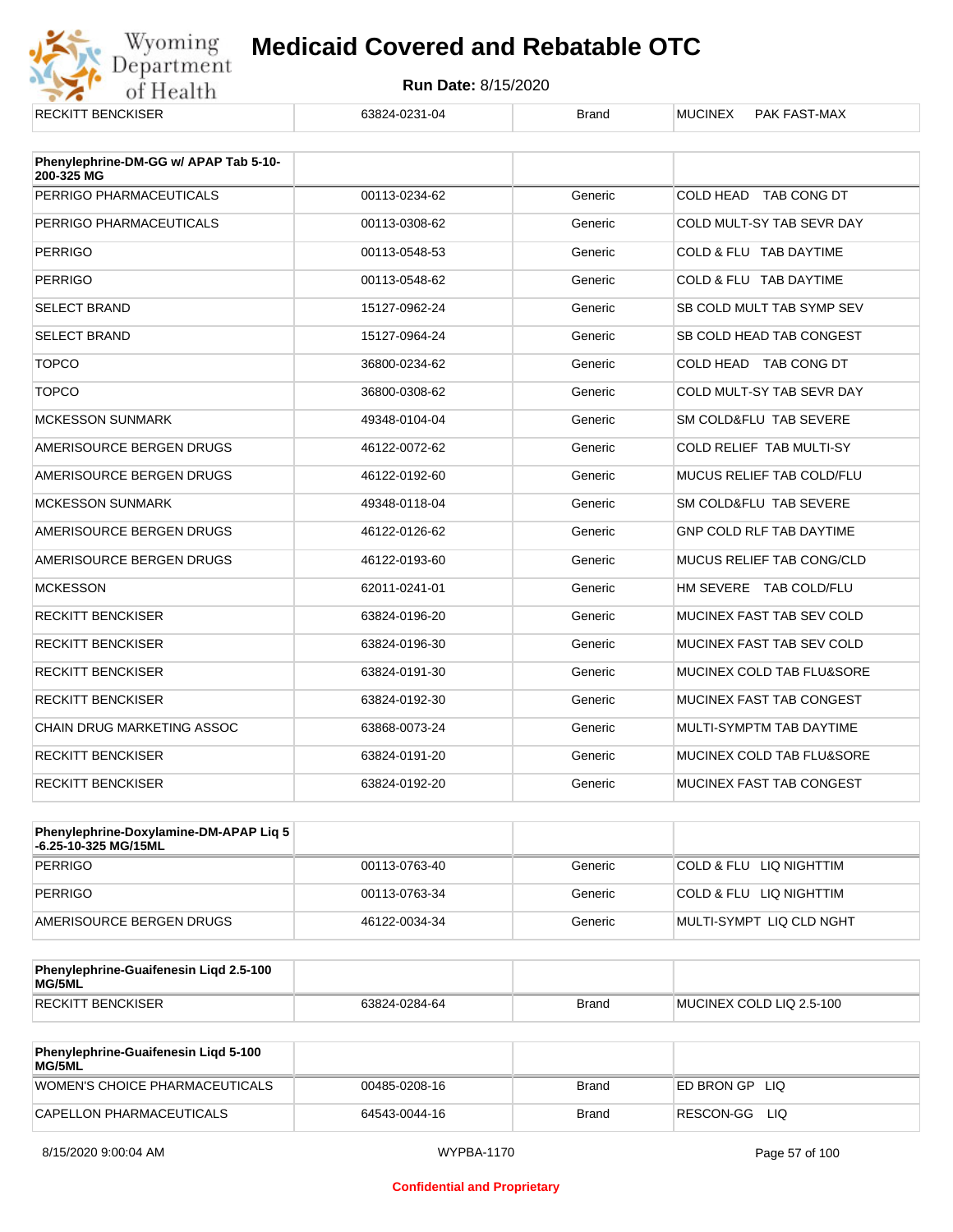| RECKITT BENCKISER | 63824-0231-04 | Brand | MUCINEX PAK FAST-MAX |
|---|---|---|---|

| Phenylephrine-DM-GG w/ APAP Tab 5-10-200-325 MG | | | |
|---|---|---|---|
| PERRIGO PHARMACEUTICALS | 00113-0234-62 | Generic | COLD HEAD TAB CONG DT |
| PERRIGO PHARMACEUTICALS | 00113-0308-62 | Generic | COLD MULT-SY TAB SEVR DAY |
| PERRIGO | 00113-0548-53 | Generic | COLD & FLU TAB DAYTIME |
| PERRIGO | 00113-0548-62 | Generic | COLD & FLU TAB DAYTIME |
| SELECT BRAND | 15127-0962-24 | Generic | SB COLD MULT TAB SYMP SEV |
| SELECT BRAND | 15127-0964-24 | Generic | SB COLD HEAD TAB CONGEST |
| TOPCO | 36800-0234-62 | Generic | COLD HEAD TAB CONG DT |
| TOPCO | 36800-0308-62 | Generic | COLD MULT-SY TAB SEVR DAY |
| MCKESSON SUNMARK | 49348-0104-04 | Generic | SM COLD&FLU TAB SEVERE |
| AMERISOURCE BERGEN DRUGS | 46122-0072-62 | Generic | COLD RELIEF TAB MULTI-SY |
| AMERISOURCE BERGEN DRUGS | 46122-0192-60 | Generic | MUCUS RELIEF TAB COLD/FLU |
| MCKESSON SUNMARK | 49348-0118-04 | Generic | SM COLD&FLU TAB SEVERE |
| AMERISOURCE BERGEN DRUGS | 46122-0126-62 | Generic | GNP COLD RLF TAB DAYTIME |
| AMERISOURCE BERGEN DRUGS | 46122-0193-60 | Generic | MUCUS RELIEF TAB CONG/CLD |
| MCKESSON | 62011-0241-01 | Generic | HM SEVERE TAB COLD/FLU |
| RECKITT BENCKISER | 63824-0196-20 | Generic | MUCINEX FAST TAB SEV COLD |
| RECKITT BENCKISER | 63824-0196-30 | Generic | MUCINEX FAST TAB SEV COLD |
| RECKITT BENCKISER | 63824-0191-30 | Generic | MUCINEX COLD TAB FLU&SORE |
| RECKITT BENCKISER | 63824-0192-30 | Generic | MUCINEX FAST TAB CONGEST |
| CHAIN DRUG MARKETING ASSOC | 63868-0073-24 | Generic | MULTI-SYMPTM TAB DAYTIME |
| RECKITT BENCKISER | 63824-0191-20 | Generic | MUCINEX COLD TAB FLU&SORE |
| RECKITT BENCKISER | 63824-0192-20 | Generic | MUCINEX FAST TAB CONGEST |

| Phenylephrine-Doxylamine-DM-APAP Liq 5-6.25-10-325 MG/15ML | | | |
|---|---|---|---|
| PERRIGO | 00113-0763-40 | Generic | COLD & FLU LIQ NIGHTTIM |
| PERRIGO | 00113-0763-34 | Generic | COLD & FLU LIQ NIGHTTIM |
| AMERISOURCE BERGEN DRUGS | 46122-0034-34 | Generic | MULTI-SYMPT LIQ CLD NGHT |

| Phenylephrine-Guaifenesin Liqd 2.5-100 MG/5ML | | | |
|---|---|---|---|
| RECKITT BENCKISER | 63824-0284-64 | Brand | MUCINEX COLD LIQ 2.5-100 |

| Phenylephrine-Guaifenesin Liqd 5-100 MG/5ML | | | |
|---|---|---|---|
| WOMEN'S CHOICE PHARMACEUTICALS | 00485-0208-16 | Brand | ED BRON GP LIQ |
| CAPELLON PHARMACEUTICALS | 64543-0044-16 | Brand | RESCON-GG LIQ |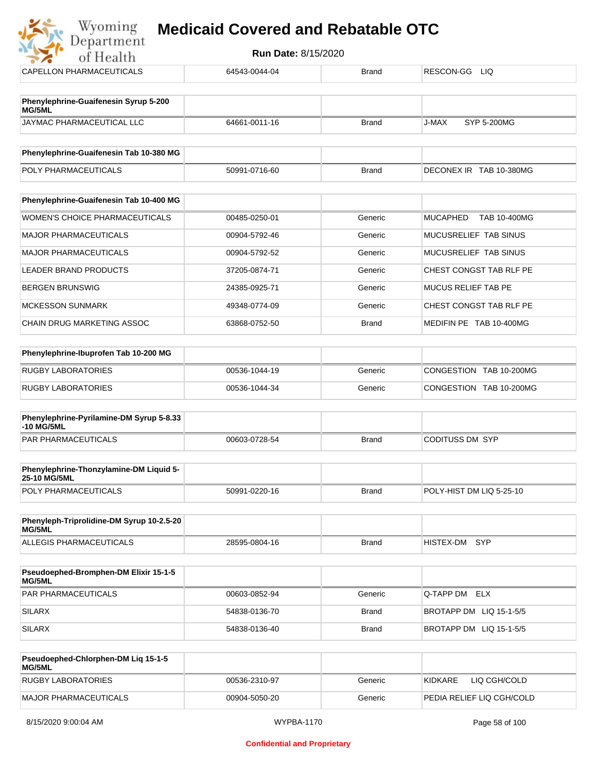| CAPELLON PHARMACEUTICALS | 64543-0044-04 | Brand | RESCON-GG LIQ |
|---|---|---|---|

| Phenylephrine-Guaifenesin Syrup 5-200 MG/5ML | | | |
|---|---|---|---|
| JAYMAC PHARMACEUTICAL LLC | 64661-0011-16 | Brand | J-MAX SYP 5-200MG |

| Phenylephrine-Guaifenesin Tab 10-380 MG | | | |
|---|---|---|---|
| POLY PHARMACEUTICALS | 50991-0716-60 | Brand | DECONEX IR TAB 10-380MG |

| Phenylephrine-Guaifenesin Tab 10-400 MG | | | |
|---|---|---|---|
| WOMEN'S CHOICE PHARMACEUTICALS | 00485-0250-01 | Generic | MUCAPHED TAB 10-400MG |
| MAJOR PHARMACEUTICALS | 00904-5792-46 | Generic | MUCUSRELIEF TAB SINUS |
| MAJOR PHARMACEUTICALS | 00904-5792-52 | Generic | MUCUSRELIEF TAB SINUS |
| LEADER BRAND PRODUCTS | 37205-0874-71 | Generic | CHEST CONGST TAB RLF PE |
| BERGEN BRUNSWIG | 24385-0925-71 | Generic | MUCUS RELIEF TAB PE |
| MCKESSON SUNMARK | 49348-0774-09 | Generic | CHEST CONGST TAB RLF PE |
| CHAIN DRUG MARKETING ASSOC | 63868-0752-50 | Brand | MEDIFIN PE TAB 10-400MG |

| Phenylephrine-Ibuprofen Tab 10-200 MG | | | |
|---|---|---|---|
| RUGBY LABORATORIES | 00536-1044-19 | Generic | CONGESTION TAB 10-200MG |
| RUGBY LABORATORIES | 00536-1044-34 | Generic | CONGESTION TAB 10-200MG |

| Phenylephrine-Pyrilamine-DM Syrup 5-8.33 -10 MG/5ML | | | |
|---|---|---|---|
| PAR PHARMACEUTICALS | 00603-0728-54 | Brand | CODITUSS DM SYP |

| Phenylephrine-Thonzylamine-DM Liquid 5-25-10 MG/5ML | | | |
|---|---|---|---|
| POLY PHARMACEUTICALS | 50991-0220-16 | Brand | POLY-HIST DM LIQ 5-25-10 |

| Phenyleph-Triprolidine-DM Syrup 10-2.5-20 MG/5ML | | | |
|---|---|---|---|
| ALLEGIS PHARMACEUTICALS | 28595-0804-16 | Brand | HISTEX-DM SYP |

| Pseudoephed-Bromphen-DM Elixir 15-1-5 MG/5ML | | | |
|---|---|---|---|
| PAR PHARMACEUTICALS | 00603-0852-94 | Generic | Q-TAPP DM ELX |
| SILARX | 54838-0136-70 | Brand | BROTAPP DM LIQ 15-1-5/5 |
| SILARX | 54838-0136-40 | Brand | BROTAPP DM LIQ 15-1-5/5 |

| Pseudoephed-Chlorphen-DM Liq 15-1-5 MG/5ML | | | |
|---|---|---|---|
| RUGBY LABORATORIES | 00536-2310-97 | Generic | KIDKARE LIQ CGH/COLD |
| MAJOR PHARMACEUTICALS | 00904-5050-20 | Generic | PEDIA RELIEF LIQ CGH/COLD |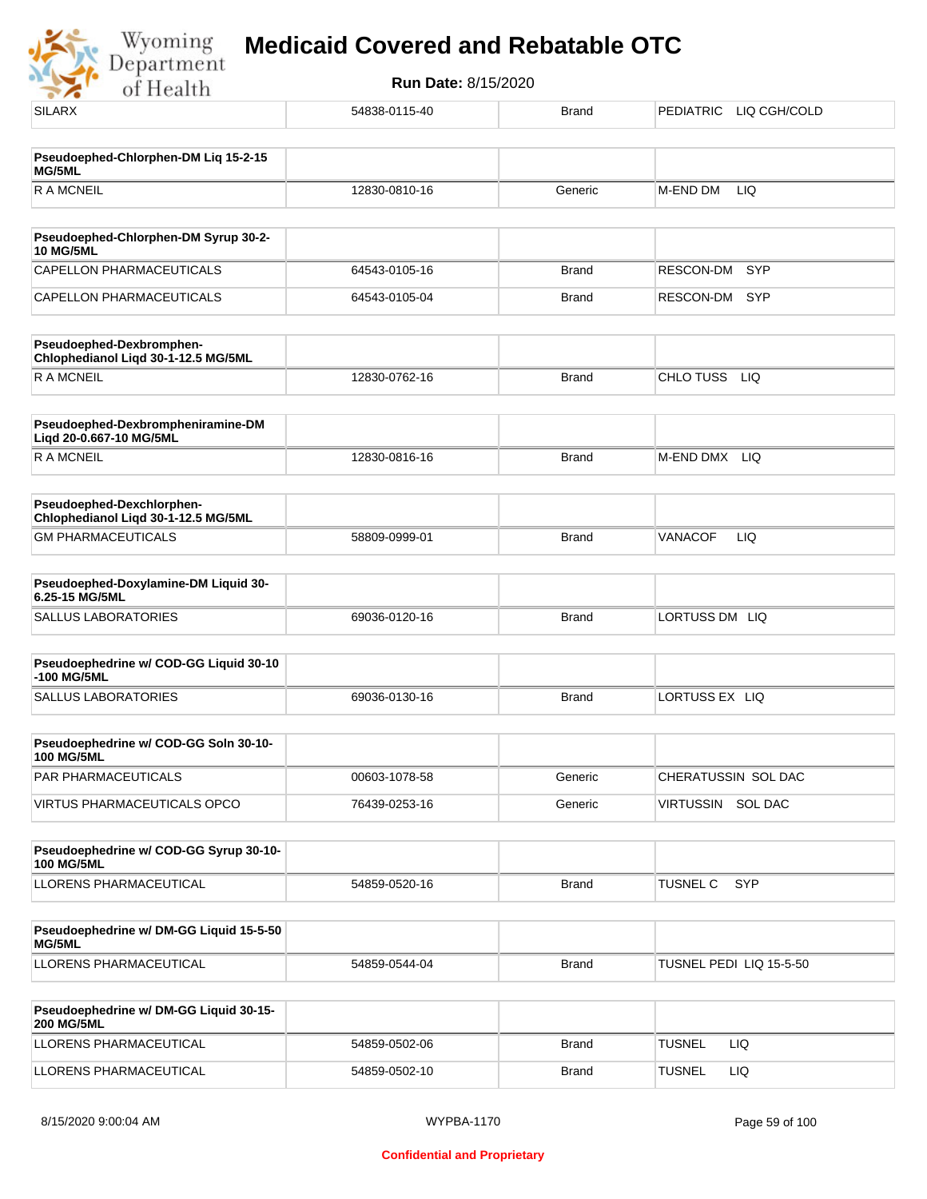| SILARX | 54838-0115-40 | Brand | PEDIATRIC LIQ CGH/COLD |
|---|---|---|---|

| **Pseudoephed-Chlorphen-DM Liq 15-2-15 MG/5ML** | | | |
|---|---|---|---|
| R A MCNEIL | 12830-0810-16 | Generic | M-END DM LIQ |

| **Pseudoephed-Chlorphen-DM Syrup 30-2-10 MG/5ML** | | | |
|---|---|---|---|
| CAPELLON PHARMACEUTICALS | 64543-0105-16 | Brand | RESCON-DM SYP |
| CAPELLON PHARMACEUTICALS | 64543-0105-04 | Brand | RESCON-DM SYP |

| **Pseudoephed-Dexbromphen-Chlophedianol Liqd 30-1-12.5 MG/5ML** | | | |
|---|---|---|---|
| R A MCNEIL | 12830-0762-16 | Brand | CHLO TUSS LIQ |

| **Pseudoephed-Dexbrompheniramine-DM Liqd 20-0.667-10 MG/5ML** | | | |
|---|---|---|---|
| R A MCNEIL | 12830-0816-16 | Brand | M-END DMX LIQ |

| **Pseudoephed-Dexchlorphen-Chlophedianol Liqd 30-1-12.5 MG/5ML** | | | |
|---|---|---|---|
| GM PHARMACEUTICALS | 58809-0999-01 | Brand | VANACOF LIQ |

| **Pseudoephed-Doxylamine-DM Liquid 30-6.25-15 MG/5ML** | | | |
|---|---|---|---|
| SALLUS LABORATORIES | 69036-0120-16 | Brand | LORTUSS DM LIQ |

| **Pseudoephedrine w/ COD-GG Liquid 30-10-100 MG/5ML** | | | |
|---|---|---|---|
| SALLUS LABORATORIES | 69036-0130-16 | Brand | LORTUSS EX LIQ |

| **Pseudoephedrine w/ COD-GG Soln 30-10-100 MG/5ML** | | | |
|---|---|---|---|
| PAR PHARMACEUTICALS | 00603-1078-58 | Generic | CHERATUSSIN SOL DAC |
| VIRTUS PHARMACEUTICALS OPCO | 76439-0253-16 | Generic | VIRTUSSIN SOL DAC |

| **Pseudoephedrine w/ COD-GG Syrup 30-10-100 MG/5ML** | | | |
|---|---|---|---|
| LLORENS PHARMACEUTICAL | 54859-0520-16 | Brand | TUSNEL C SYP |

| **Pseudoephedrine w/ DM-GG Liquid 15-5-50 MG/5ML** | | | |
|---|---|---|---|
| LLORENS PHARMACEUTICAL | 54859-0544-04 | Brand | TUSNEL PEDI LIQ 15-5-50 |

| **Pseudoephedrine w/ DM-GG Liquid 30-15-200 MG/5ML** | | | |
|---|---|---|---|
| LLORENS PHARMACEUTICAL | 54859-0502-06 | Brand | TUSNEL LIQ |
| LLORENS PHARMACEUTICAL | 54859-0502-10 | Brand | TUSNEL LIQ |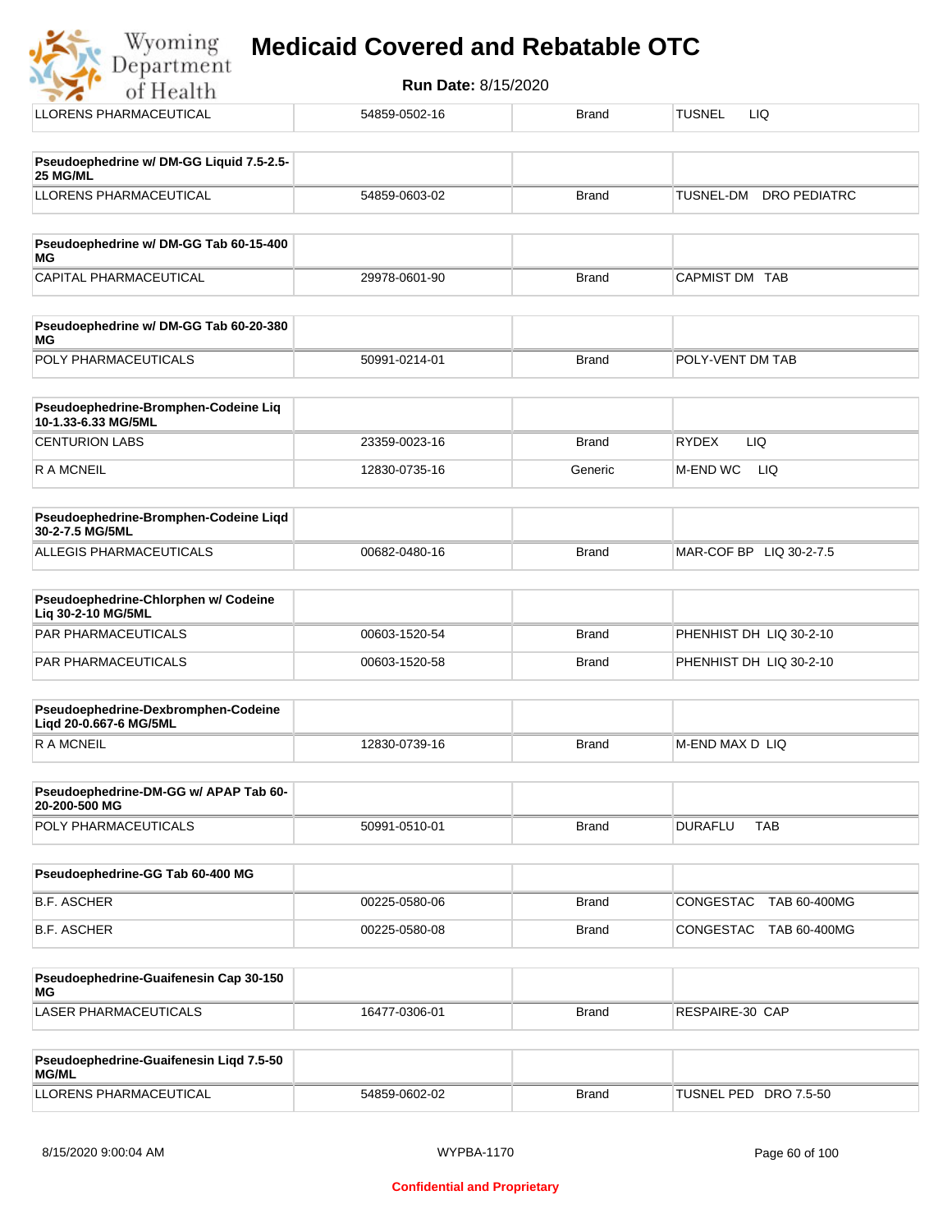| LLORENS PHARMACEUTICAL | 54859-0502-16 | Brand | TUSNEL LIQ |
|---|---|---|---|

| Pseudoephedrine w/ DM-GG Liquid 7.5-2.5-25 MG/ML | | | |
|---|---|---|---|
| LLORENS PHARMACEUTICAL | 54859-0603-02 | Brand | TUSNEL-DM DRO PEDIATRC |

| Pseudoephedrine w/ DM-GG Tab 60-15-400 MG | | | |
|---|---|---|---|
| CAPITAL PHARMACEUTICAL | 29978-0601-90 | Brand | CAPMIST DM TAB |

| Pseudoephedrine w/ DM-GG Tab 60-20-380 MG | | | |
|---|---|---|---|
| POLY PHARMACEUTICALS | 50991-0214-01 | Brand | POLY-VENT DM TAB |

| Pseudoephedrine-Bromphen-Codeine Liq 10-1.33-6.33 MG/5ML | | | |
|---|---|---|---|
| CENTURION LABS | 23359-0023-16 | Brand | RYDEX LIQ |
| R A MCNEIL | 12830-0735-16 | Generic | M-END WC LIQ |

| Pseudoephedrine-Bromphen-Codeine Liqd 30-2-7.5 MG/5ML | | | |
|---|---|---|---|
| ALLEGIS PHARMACEUTICALS | 00682-0480-16 | Brand | MAR-COF BP LIQ 30-2-7.5 |

| Pseudoephedrine-Chlorphen w/ Codeine Liq 30-2-10 MG/5ML | | | |
|---|---|---|---|
| PAR PHARMACEUTICALS | 00603-1520-54 | Brand | PHENHIST DH LIQ 30-2-10 |
| PAR PHARMACEUTICALS | 00603-1520-58 | Brand | PHENHIST DH LIQ 30-2-10 |

| Pseudoephedrine-Dexbromphen-Codeine Liqd 20-0.667-6 MG/5ML | | | |
|---|---|---|---|
| R A MCNEIL | 12830-0739-16 | Brand | M-END MAX D LIQ |

| Pseudoephedrine-DM-GG w/ APAP Tab 60-20-200-500 MG | | | |
|---|---|---|---|
| POLY PHARMACEUTICALS | 50991-0510-01 | Brand | DURAFLU TAB |

| Pseudoephedrine-GG Tab 60-400 MG | | | |
|---|---|---|---|
| B.F. ASCHER | 00225-0580-06 | Brand | CONGESTAC TAB 60-400MG |
| B.F. ASCHER | 00225-0580-08 | Brand | CONGESTAC TAB 60-400MG |

| Pseudoephedrine-Guaifenesin Cap 30-150 MG | | | |
|---|---|---|---|
| LASER PHARMACEUTICALS | 16477-0306-01 | Brand | RESPAIRE-30 CAP |

| Pseudoephedrine-Guaifenesin Liqd 7.5-50 MG/ML | | | |
|---|---|---|---|
| LLORENS PHARMACEUTICAL | 54859-0602-02 | Brand | TUSNEL PED DRO 7.5-50 |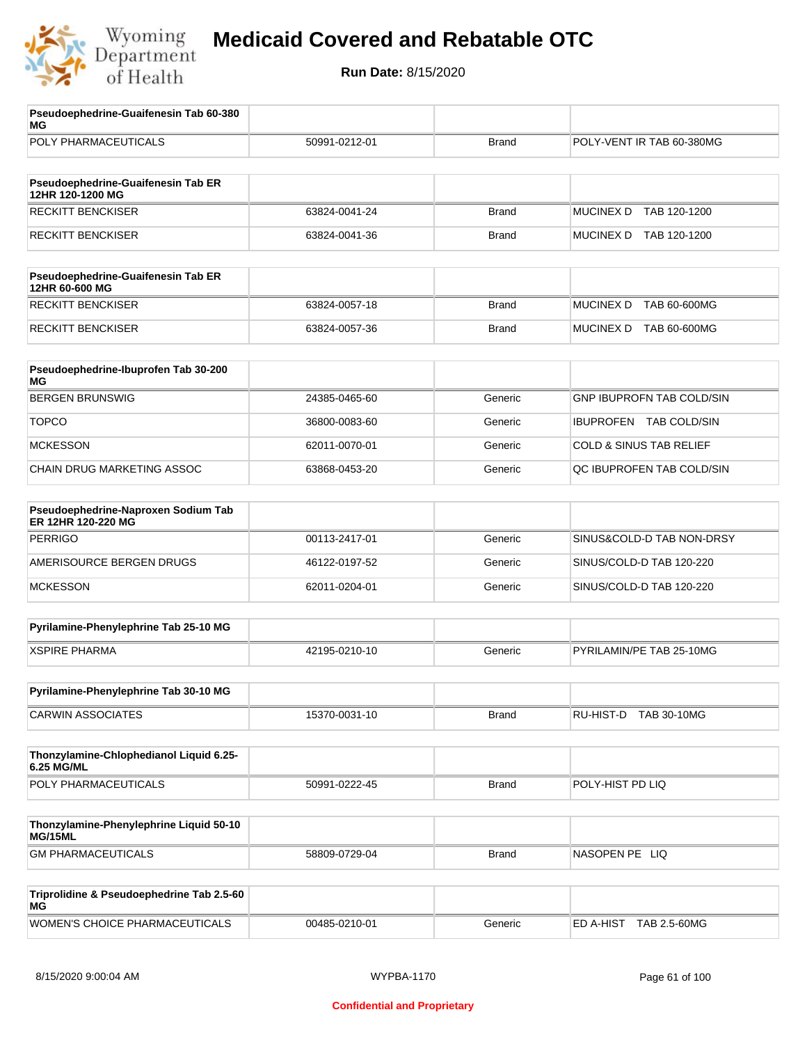# Medicaid Covered and Rebatable OTC

**Run Date:** 8/15/2020

| Pseudoephedrine-Guaifenesin Tab 60-380 MG | | | |
|---|---|---|---|
| POLY PHARMACEUTICALS | 50991-0212-01 | Brand | POLY-VENT IR TAB 60-380MG |

| Pseudoephedrine-Guaifenesin Tab ER 12HR 120-1200 MG | | | |
|---|---|---|---|
| RECKITT BENCKISER | 63824-0041-24 | Brand | MUCINEX D TAB 120-1200 |
| RECKITT BENCKISER | 63824-0041-36 | Brand | MUCINEX D TAB 120-1200 |

| Pseudoephedrine-Guaifenesin Tab ER 12HR 60-600 MG | | | |
|---|---|---|---|
| RECKITT BENCKISER | 63824-0057-18 | Brand | MUCINEX D TAB 60-600MG |
| RECKITT BENCKISER | 63824-0057-36 | Brand | MUCINEX D TAB 60-600MG |

| Pseudoephedrine-Ibuprofen Tab 30-200 MG | | | |
|---|---|---|---|
| BERGEN BRUNSWIG | 24385-0465-60 | Generic | GNP IBUPROFN TAB COLD/SIN |
| TOPCO | 36800-0083-60 | Generic | IBUPROFEN TAB COLD/SIN |
| MCKESSON | 62011-0070-01 | Generic | COLD & SINUS TAB RELIEF |
| CHAIN DRUG MARKETING ASSOC | 63868-0453-20 | Generic | QC IBUPROFEN TAB COLD/SIN |

| Pseudoephedrine-Naproxen Sodium Tab ER 12HR 120-220 MG | | | |
|---|---|---|---|
| PERRIGO | 00113-2417-01 | Generic | SINUS&COLD-D TAB NON-DRSY |
| AMERISOURCE BERGEN DRUGS | 46122-0197-52 | Generic | SINUS/COLD-D TAB 120-220 |
| MCKESSON | 62011-0204-01 | Generic | SINUS/COLD-D TAB 120-220 |

| Pyrilamine-Phenylephrine Tab 25-10 MG | | | |
|---|---|---|---|
| XSPIRE PHARMA | 42195-0210-10 | Generic | PYRILAMIN/PE TAB 25-10MG |

| Pyrilamine-Phenylephrine Tab 30-10 MG | | | |
|---|---|---|---|
| CARWIN ASSOCIATES | 15370-0031-10 | Brand | RU-HIST-D TAB 30-10MG |

| Thonzylamine-Chlophedianol Liquid 6.25-6.25 MG/ML | | | |
|---|---|---|---|
| POLY PHARMACEUTICALS | 50991-0222-45 | Brand | POLY-HIST PD LIQ |

| Thonzylamine-Phenylephrine Liquid 50-10 MG/15ML | | | |
|---|---|---|---|
| GM PHARMACEUTICALS | 58809-0729-04 | Brand | NASOPEN PE LIQ |

| Triprolidine & Pseudoephedrine Tab 2.5-60 MG | | | |
|---|---|---|---|
| WOMEN'S CHOICE PHARMACEUTICALS | 00485-0210-01 | Generic | ED A-HIST TAB 2.5-60MG |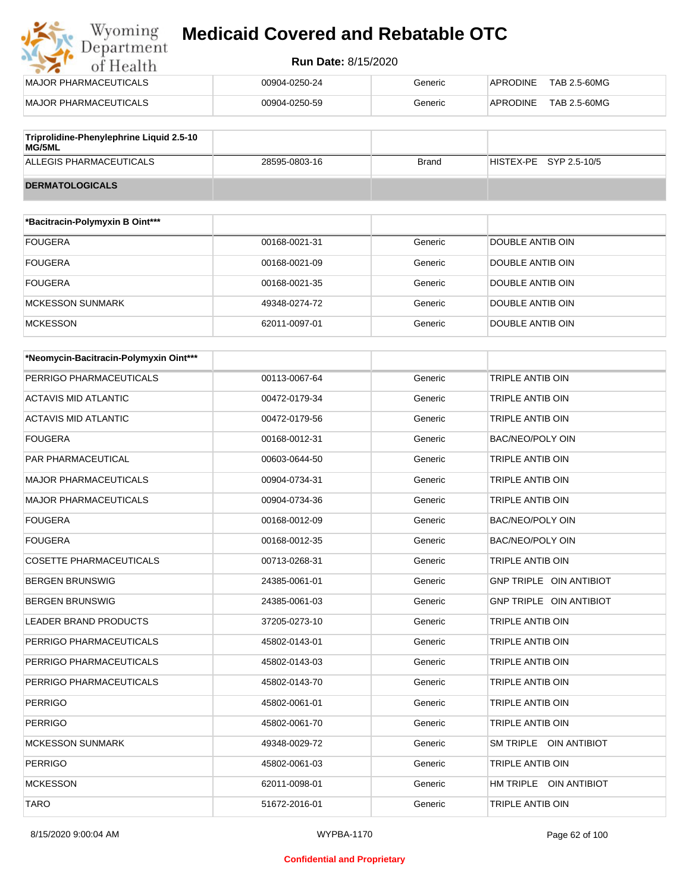# Medicaid Covered and Rebatable OTC

**Run Date:** 8/15/2020

| | | | |
|---|---|---|---|
| MAJOR PHARMACEUTICALS | 00904-0250-24 | Generic | APRODINE TAB 2.5-60MG |
| MAJOR PHARMACEUTICALS | 00904-0250-59 | Generic | APRODINE TAB 2.5-60MG |

| Triprolidine-Phenylephrine Liquid 2.5-10 MG/5ML | | | |
|---|---|---|---|
| ALLEGIS PHARMACEUTICALS | 28595-0803-16 | Brand | HISTEX-PE SYP 2.5-10/5 |
| **DERMATOLOGICALS** | | | |

| *Bacitracin-Polymyxin B Oint*** | | | |
|---|---|---|---|
| FOUGERA | 00168-0021-31 | Generic | DOUBLE ANTIB OIN |
| FOUGERA | 00168-0021-09 | Generic | DOUBLE ANTIB OIN |
| FOUGERA | 00168-0021-35 | Generic | DOUBLE ANTIB OIN |
| MCKESSON SUNMARK | 49348-0274-72 | Generic | DOUBLE ANTIB OIN |
| MCKESSON | 62011-0097-01 | Generic | DOUBLE ANTIB OIN |

| *Neomycin-Bacitracin-Polymyxin Oint*** | | | |
|---|---|---|---|
| PERRIGO PHARMACEUTICALS | 00113-0067-64 | Generic | TRIPLE ANTIB OIN |
| ACTAVIS MID ATLANTIC | 00472-0179-34 | Generic | TRIPLE ANTIB OIN |
| ACTAVIS MID ATLANTIC | 00472-0179-56 | Generic | TRIPLE ANTIB OIN |
| FOUGERA | 00168-0012-31 | Generic | BAC/NEO/POLY OIN |
| PAR PHARMACEUTICAL | 00603-0644-50 | Generic | TRIPLE ANTIB OIN |
| MAJOR PHARMACEUTICALS | 00904-0734-31 | Generic | TRIPLE ANTIB OIN |
| MAJOR PHARMACEUTICALS | 00904-0734-36 | Generic | TRIPLE ANTIB OIN |
| FOUGERA | 00168-0012-09 | Generic | BAC/NEO/POLY OIN |
| FOUGERA | 00168-0012-35 | Generic | BAC/NEO/POLY OIN |
| COSETTE PHARMACEUTICALS | 00713-0268-31 | Generic | TRIPLE ANTIB OIN |
| BERGEN BRUNSWIG | 24385-0061-01 | Generic | GNP TRIPLE OIN ANTIBIOT |
| BERGEN BRUNSWIG | 24385-0061-03 | Generic | GNP TRIPLE OIN ANTIBIOT |
| LEADER BRAND PRODUCTS | 37205-0273-10 | Generic | TRIPLE ANTIB OIN |
| PERRIGO PHARMACEUTICALS | 45802-0143-01 | Generic | TRIPLE ANTIB OIN |
| PERRIGO PHARMACEUTICALS | 45802-0143-03 | Generic | TRIPLE ANTIB OIN |
| PERRIGO PHARMACEUTICALS | 45802-0143-70 | Generic | TRIPLE ANTIB OIN |
| PERRIGO | 45802-0061-01 | Generic | TRIPLE ANTIB OIN |
| PERRIGO | 45802-0061-70 | Generic | TRIPLE ANTIB OIN |
| MCKESSON SUNMARK | 49348-0029-72 | Generic | SM TRIPLE OIN ANTIBIOT |
| PERRIGO | 45802-0061-03 | Generic | TRIPLE ANTIB OIN |
| MCKESSON | 62011-0098-01 | Generic | HM TRIPLE OIN ANTIBIOT |
| TARO | 51672-2016-01 | Generic | TRIPLE ANTIB OIN |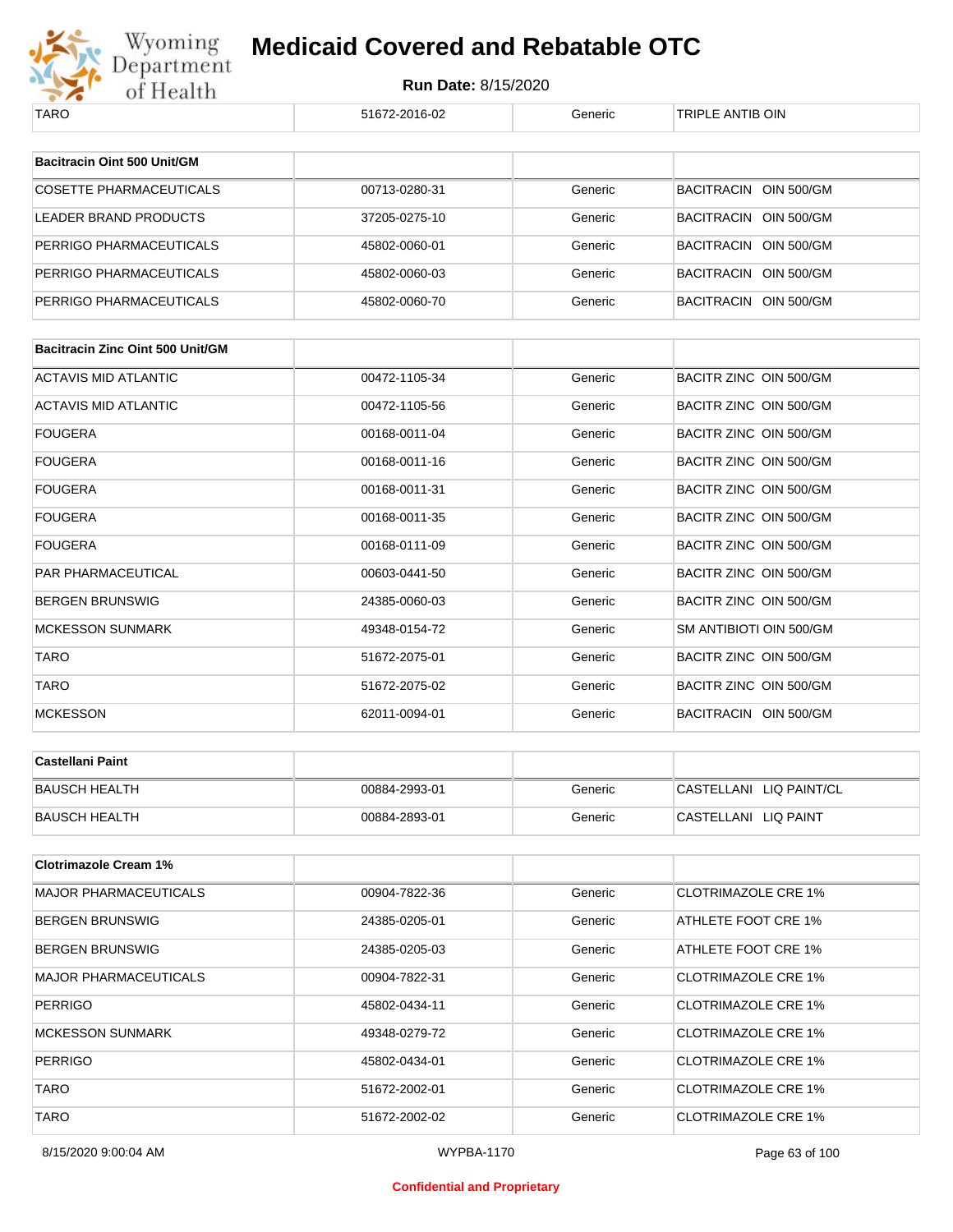| TARO | 51672-2016-02 | Generic | TRIPLE ANTIB OIN |
|---|---|---|---|

| Bacitracin Oint 500 Unit/GM | | | |
|---|---|---|---|
| COSETTE PHARMACEUTICALS | 00713-0280-31 | Generic | BACITRACIN OIN 500/GM |
| LEADER BRAND PRODUCTS | 37205-0275-10 | Generic | BACITRACIN OIN 500/GM |
| PERRIGO PHARMACEUTICALS | 45802-0060-01 | Generic | BACITRACIN OIN 500/GM |
| PERRIGO PHARMACEUTICALS | 45802-0060-03 | Generic | BACITRACIN OIN 500/GM |
| PERRIGO PHARMACEUTICALS | 45802-0060-70 | Generic | BACITRACIN OIN 500/GM |

| Bacitracin Zinc Oint 500 Unit/GM | | | |
|---|---|---|---|
| ACTAVIS MID ATLANTIC | 00472-1105-34 | Generic | BACITR ZINC OIN 500/GM |
| ACTAVIS MID ATLANTIC | 00472-1105-56 | Generic | BACITR ZINC OIN 500/GM |
| FOUGERA | 00168-0011-04 | Generic | BACITR ZINC OIN 500/GM |
| FOUGERA | 00168-0011-16 | Generic | BACITR ZINC OIN 500/GM |
| FOUGERA | 00168-0011-31 | Generic | BACITR ZINC OIN 500/GM |
| FOUGERA | 00168-0011-35 | Generic | BACITR ZINC OIN 500/GM |
| FOUGERA | 00168-0111-09 | Generic | BACITR ZINC OIN 500/GM |
| PAR PHARMACEUTICAL | 00603-0441-50 | Generic | BACITR ZINC OIN 500/GM |
| BERGEN BRUNSWIG | 24385-0060-03 | Generic | BACITR ZINC OIN 500/GM |
| MCKESSON SUNMARK | 49348-0154-72 | Generic | SM ANTIBIOTI OIN 500/GM |
| TARO | 51672-2075-01 | Generic | BACITR ZINC OIN 500/GM |
| TARO | 51672-2075-02 | Generic | BACITR ZINC OIN 500/GM |
| MCKESSON | 62011-0094-01 | Generic | BACITRACIN OIN 500/GM |

| Castellani Paint | | | |
|---|---|---|---|
| BAUSCH HEALTH | 00884-2993-01 | Generic | CASTELLANI LIQ PAINT/CL |
| BAUSCH HEALTH | 00884-2893-01 | Generic | CASTELLANI LIQ PAINT |

| Clotrimazole Cream 1% | | | |
|---|---|---|---|
| MAJOR PHARMACEUTICALS | 00904-7822-36 | Generic | CLOTRIMAZOLE CRE 1% |
| BERGEN BRUNSWIG | 24385-0205-01 | Generic | ATHLETE FOOT CRE 1% |
| BERGEN BRUNSWIG | 24385-0205-03 | Generic | ATHLETE FOOT CRE 1% |
| MAJOR PHARMACEUTICALS | 00904-7822-31 | Generic | CLOTRIMAZOLE CRE 1% |
| PERRIGO | 45802-0434-11 | Generic | CLOTRIMAZOLE CRE 1% |
| MCKESSON SUNMARK | 49348-0279-72 | Generic | CLOTRIMAZOLE CRE 1% |
| PERRIGO | 45802-0434-01 | Generic | CLOTRIMAZOLE CRE 1% |
| TARO | 51672-2002-01 | Generic | CLOTRIMAZOLE CRE 1% |
| TARO | 51672-2002-02 | Generic | CLOTRIMAZOLE CRE 1% |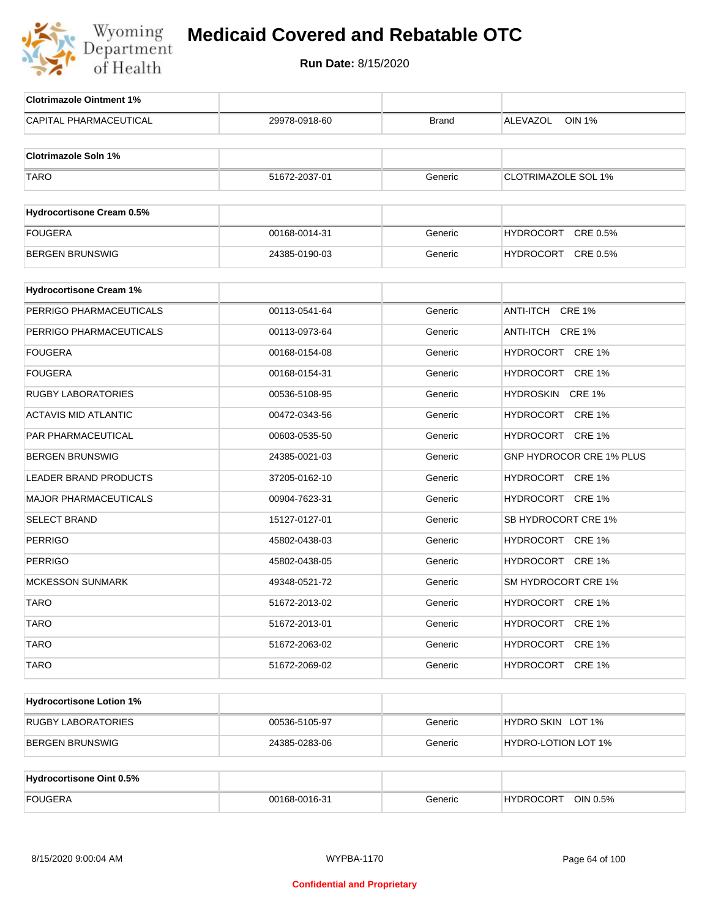# Medicaid Covered and Rebatable OTC

**Run Date:** 8/15/2020

| Clotrimazole Ointment 1% | | | |
|---|---|---|---|
| CAPITAL PHARMACEUTICAL | 29978-0918-60 | Brand | ALEVAZOL OIN 1% |

| Clotrimazole Soln 1% | | | |
|---|---|---|---|
| TARO | 51672-2037-01 | Generic | CLOTRIMAZOLE SOL 1% |

| Hydrocortisone Cream 0.5% | | | |
|---|---|---|---|
| FOUGERA | 00168-0014-31 | Generic | HYDROCORT CRE 0.5% |
| BERGEN BRUNSWIG | 24385-0190-03 | Generic | HYDROCORT CRE 0.5% |

| Hydrocortisone Cream 1% | | | |
|---|---|---|---|
| PERRIGO PHARMACEUTICALS | 00113-0541-64 | Generic | ANTI-ITCH CRE 1% |
| PERRIGO PHARMACEUTICALS | 00113-0973-64 | Generic | ANTI-ITCH CRE 1% |
| FOUGERA | 00168-0154-08 | Generic | HYDROCORT CRE 1% |
| FOUGERA | 00168-0154-31 | Generic | HYDROCORT CRE 1% |
| RUGBY LABORATORIES | 00536-5108-95 | Generic | HYDROSKIN CRE 1% |
| ACTAVIS MID ATLANTIC | 00472-0343-56 | Generic | HYDROCORT CRE 1% |
| PAR PHARMACEUTICAL | 00603-0535-50 | Generic | HYDROCORT CRE 1% |
| BERGEN BRUNSWIG | 24385-0021-03 | Generic | GNP HYDROCOR CRE 1% PLUS |
| LEADER BRAND PRODUCTS | 37205-0162-10 | Generic | HYDROCORT CRE 1% |
| MAJOR PHARMACEUTICALS | 00904-7623-31 | Generic | HYDROCORT CRE 1% |
| SELECT BRAND | 15127-0127-01 | Generic | SB HYDROCORT CRE 1% |
| PERRIGO | 45802-0438-03 | Generic | HYDROCORT CRE 1% |
| PERRIGO | 45802-0438-05 | Generic | HYDROCORT CRE 1% |
| MCKESSON SUNMARK | 49348-0521-72 | Generic | SM HYDROCORT CRE 1% |
| TARO | 51672-2013-02 | Generic | HYDROCORT CRE 1% |
| TARO | 51672-2013-01 | Generic | HYDROCORT CRE 1% |
| TARO | 51672-2063-02 | Generic | HYDROCORT CRE 1% |
| TARO | 51672-2069-02 | Generic | HYDROCORT CRE 1% |

| Hydrocortisone Lotion 1% | | | |
|---|---|---|---|
| RUGBY LABORATORIES | 00536-5105-97 | Generic | HYDRO SKIN LOT 1% |
| BERGEN BRUNSWIG | 24385-0283-06 | Generic | HYDRO-LOTION LOT 1% |

| Hydrocortisone Oint 0.5% | | | |
|---|---|---|---|
| FOUGERA | 00168-0016-31 | Generic | HYDROCORT OIN 0.5% |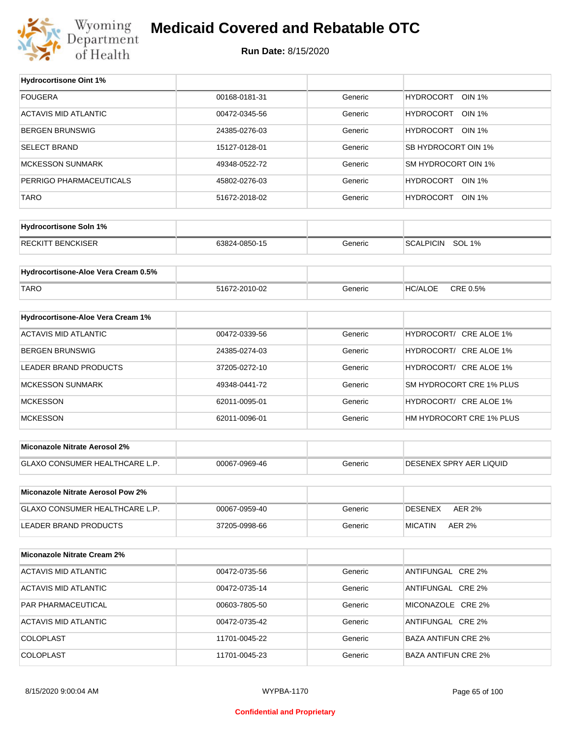# Medicaid Covered and Rebatable OTC

**Run Date:** 8/15/2020

| Hydrocortisone Oint 1% | | | |
|---|---|---|---|
| FOUGERA | 00168-0181-31 | Generic | HYDROCORT OIN 1% |
| ACTAVIS MID ATLANTIC | 00472-0345-56 | Generic | HYDROCORT OIN 1% |
| BERGEN BRUNSWIG | 24385-0276-03 | Generic | HYDROCORT OIN 1% |
| SELECT BRAND | 15127-0128-01 | Generic | SB HYDROCORT OIN 1% |
| MCKESSON SUNMARK | 49348-0522-72 | Generic | SM HYDROCORT OIN 1% |
| PERRIGO PHARMACEUTICALS | 45802-0276-03 | Generic | HYDROCORT OIN 1% |
| TARO | 51672-2018-02 | Generic | HYDROCORT OIN 1% |

| Hydrocortisone Soln 1% | | | |
|---|---|---|---|
| RECKITT BENCKISER | 63824-0850-15 | Generic | SCALPICIN SOL 1% |

| Hydrocortisone-Aloe Vera Cream 0.5% | | | |
|---|---|---|---|
| TARO | 51672-2010-02 | Generic | HC/ALOE CRE 0.5% |

| Hydrocortisone-Aloe Vera Cream 1% | | | |
|---|---|---|---|
| ACTAVIS MID ATLANTIC | 00472-0339-56 | Generic | HYDROCORT/ CRE ALOE 1% |
| BERGEN BRUNSWIG | 24385-0274-03 | Generic | HYDROCORT/ CRE ALOE 1% |
| LEADER BRAND PRODUCTS | 37205-0272-10 | Generic | HYDROCORT/ CRE ALOE 1% |
| MCKESSON SUNMARK | 49348-0441-72 | Generic | SM HYDROCORT CRE 1% PLUS |
| MCKESSON | 62011-0095-01 | Generic | HYDROCORT/ CRE ALOE 1% |
| MCKESSON | 62011-0096-01 | Generic | HM HYDROCORT CRE 1% PLUS |

| Miconazole Nitrate Aerosol 2% | | | |
|---|---|---|---|
| GLAXO CONSUMER HEALTHCARE L.P. | 00067-0969-46 | Generic | DESENEX SPRY AER LIQUID |

| Miconazole Nitrate Aerosol Pow 2% | | | |
|---|---|---|---|
| GLAXO CONSUMER HEALTHCARE L.P. | 00067-0959-40 | Generic | DESENEX AER 2% |
| LEADER BRAND PRODUCTS | 37205-0998-66 | Generic | MICATIN AER 2% |

| Miconazole Nitrate Cream 2% | | | |
|---|---|---|---|
| ACTAVIS MID ATLANTIC | 00472-0735-56 | Generic | ANTIFUNGAL CRE 2% |
| ACTAVIS MID ATLANTIC | 00472-0735-14 | Generic | ANTIFUNGAL CRE 2% |
| PAR PHARMACEUTICAL | 00603-7805-50 | Generic | MICONAZOLE CRE 2% |
| ACTAVIS MID ATLANTIC | 00472-0735-42 | Generic | ANTIFUNGAL CRE 2% |
| COLOPLAST | 11701-0045-22 | Generic | BAZA ANTIFUN CRE 2% |
| COLOPLAST | 11701-0045-23 | Generic | BAZA ANTIFUN CRE 2% |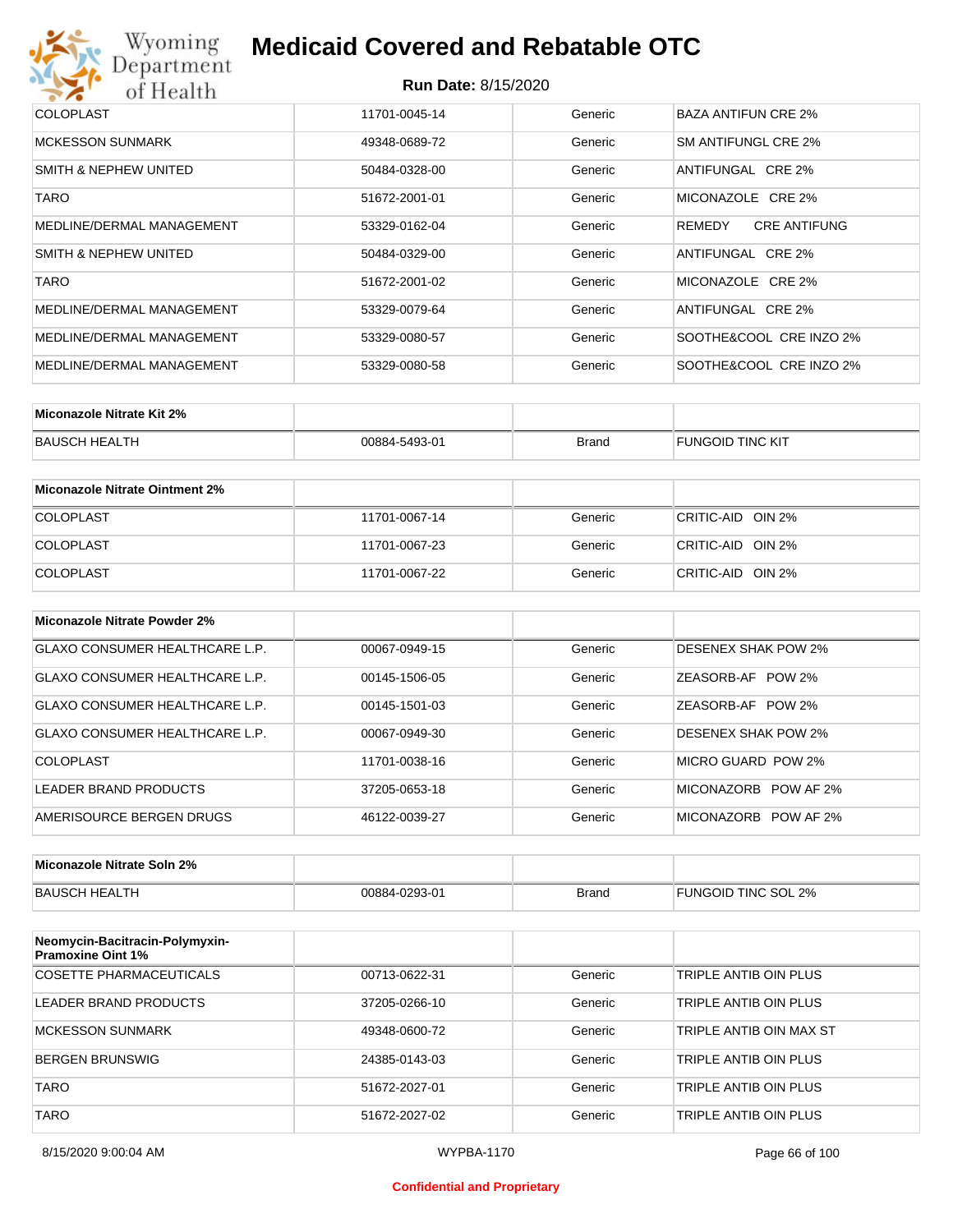| | | | |
|---|---|---|---|
| COLOPLAST | 11701-0045-14 | Generic | BAZA ANTIFUN CRE 2% |
| MCKESSON SUNMARK | 49348-0689-72 | Generic | SM ANTIFUNGL CRE 2% |
| SMITH & NEPHEW UNITED | 50484-0328-00 | Generic | ANTIFUNGAL CRE 2% |
| TARO | 51672-2001-01 | Generic | MICONAZOLE CRE 2% |
| MEDLINE/DERMAL MANAGEMENT | 53329-0162-04 | Generic | REMEDY CRE ANTIFUNG |
| SMITH & NEPHEW UNITED | 50484-0329-00 | Generic | ANTIFUNGAL CRE 2% |
| TARO | 51672-2001-02 | Generic | MICONAZOLE CRE 2% |
| MEDLINE/DERMAL MANAGEMENT | 53329-0079-64 | Generic | ANTIFUNGAL CRE 2% |
| MEDLINE/DERMAL MANAGEMENT | 53329-0080-57 | Generic | SOOTHE&COOL CRE INZO 2% |
| MEDLINE/DERMAL MANAGEMENT | 53329-0080-58 | Generic | SOOTHE&COOL CRE INZO 2% |

| **Miconazole Nitrate Kit 2%** | | | |
|---|---|---|---|
| BAUSCH HEALTH | 00884-5493-01 | Brand | FUNGOID TINC KIT |

| **Miconazole Nitrate Ointment 2%** | | | |
|---|---|---|---|
| COLOPLAST | 11701-0067-14 | Generic | CRITIC-AID OIN 2% |
| COLOPLAST | 11701-0067-23 | Generic | CRITIC-AID OIN 2% |
| COLOPLAST | 11701-0067-22 | Generic | CRITIC-AID OIN 2% |

| **Miconazole Nitrate Powder 2%** | | | |
|---|---|---|---|
| GLAXO CONSUMER HEALTHCARE L.P. | 00067-0949-15 | Generic | DESENEX SHAK POW 2% |
| GLAXO CONSUMER HEALTHCARE L.P. | 00145-1506-05 | Generic | ZEASORB-AF POW 2% |
| GLAXO CONSUMER HEALTHCARE L.P. | 00145-1501-03 | Generic | ZEASORB-AF POW 2% |
| GLAXO CONSUMER HEALTHCARE L.P. | 00067-0949-30 | Generic | DESENEX SHAK POW 2% |
| COLOPLAST | 11701-0038-16 | Generic | MICRO GUARD POW 2% |
| LEADER BRAND PRODUCTS | 37205-0653-18 | Generic | MICONAZORB POW AF 2% |
| AMERISOURCE BERGEN DRUGS | 46122-0039-27 | Generic | MICONAZORB POW AF 2% |

| **Miconazole Nitrate Soln 2%** | | | |
|---|---|---|---|
| BAUSCH HEALTH | 00884-0293-01 | Brand | FUNGOID TINC SOL 2% |

| **Neomycin-Bacitracin-Polymyxin-Pramoxine Oint 1%** | | | |
|---|---|---|---|
| COSETTE PHARMACEUTICALS | 00713-0622-31 | Generic | TRIPLE ANTIB OIN PLUS |
| LEADER BRAND PRODUCTS | 37205-0266-10 | Generic | TRIPLE ANTIB OIN PLUS |
| MCKESSON SUNMARK | 49348-0600-72 | Generic | TRIPLE ANTIB OIN MAX ST |
| BERGEN BRUNSWIG | 24385-0143-03 | Generic | TRIPLE ANTIB OIN PLUS |
| TARO | 51672-2027-01 | Generic | TRIPLE ANTIB OIN PLUS |
| TARO | 51672-2027-02 | Generic | TRIPLE ANTIB OIN PLUS |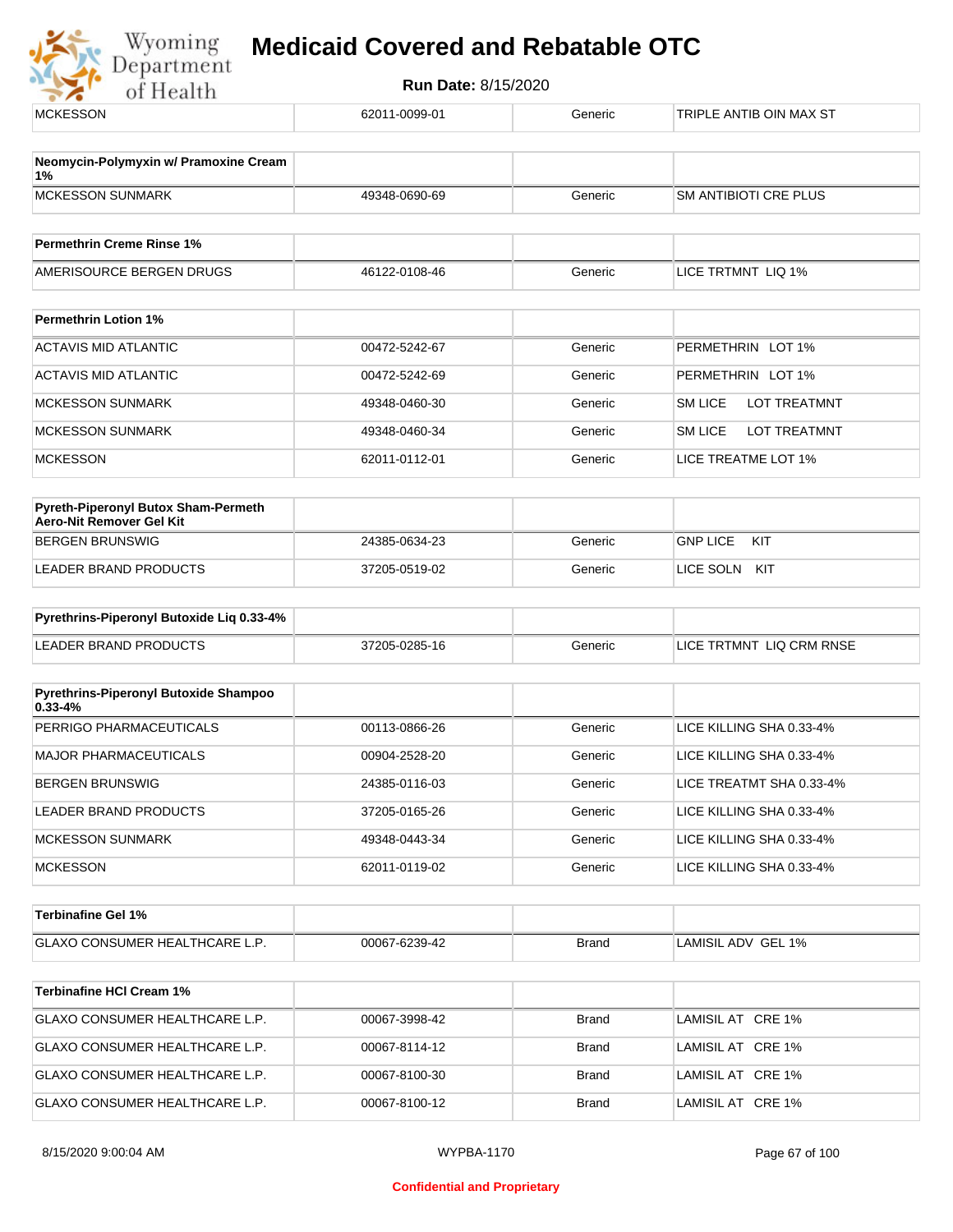| | | | |
|---|---|---|---|
| MCKESSON | 62011-0099-01 | Generic | TRIPLE ANTIB OIN MAX ST |

| **Neomycin-Polymyxin w/ Pramoxine Cream 1%** | | | |
|---|---|---|---|
| MCKESSON SUNMARK | 49348-0690-69 | Generic | SM ANTIBIOTI CRE PLUS |

| **Permethrin Creme Rinse 1%** | | | |
|---|---|---|---|
| AMERISOURCE BERGEN DRUGS | 46122-0108-46 | Generic | LICE TRTMNT LIQ 1% |

| **Permethrin Lotion 1%** | | | |
|---|---|---|---|
| ACTAVIS MID ATLANTIC | 00472-5242-67 | Generic | PERMETHRIN LOT 1% |
| ACTAVIS MID ATLANTIC | 00472-5242-69 | Generic | PERMETHRIN LOT 1% |
| MCKESSON SUNMARK | 49348-0460-30 | Generic | SM LICE LOT TREATMNT |
| MCKESSON SUNMARK | 49348-0460-34 | Generic | SM LICE LOT TREATMNT |
| MCKESSON | 62011-0112-01 | Generic | LICE TREATME LOT 1% |

| **Pyreth-Piperonyl Butox Sham-Permeth Aero-Nit Remover Gel Kit** | | | |
|---|---|---|---|
| BERGEN BRUNSWIG | 24385-0634-23 | Generic | GNP LICE KIT |
| LEADER BRAND PRODUCTS | 37205-0519-02 | Generic | LICE SOLN KIT |

| **Pyrethrins-Piperonyl Butoxide Liq 0.33-4%** | | | |
|---|---|---|---|
| LEADER BRAND PRODUCTS | 37205-0285-16 | Generic | LICE TRTMNT LIQ CRM RNSE |

| **Pyrethrins-Piperonyl Butoxide Shampoo 0.33-4%** | | | |
|---|---|---|---|
| PERRIGO PHARMACEUTICALS | 00113-0866-26 | Generic | LICE KILLING SHA 0.33-4% |
| MAJOR PHARMACEUTICALS | 00904-2528-20 | Generic | LICE KILLING SHA 0.33-4% |
| BERGEN BRUNSWIG | 24385-0116-03 | Generic | LICE TREATMT SHA 0.33-4% |
| LEADER BRAND PRODUCTS | 37205-0165-26 | Generic | LICE KILLING SHA 0.33-4% |
| MCKESSON SUNMARK | 49348-0443-34 | Generic | LICE KILLING SHA 0.33-4% |
| MCKESSON | 62011-0119-02 | Generic | LICE KILLING SHA 0.33-4% |

| **Terbinafine Gel 1%** | | | |
|---|---|---|---|
| GLAXO CONSUMER HEALTHCARE L.P. | 00067-6239-42 | Brand | LAMISIL ADV GEL 1% |

| **Terbinafine HCl Cream 1%** | | | |
|---|---|---|---|
| GLAXO CONSUMER HEALTHCARE L.P. | 00067-3998-42 | Brand | LAMISIL AT CRE 1% |
| GLAXO CONSUMER HEALTHCARE L.P. | 00067-8114-12 | Brand | LAMISIL AT CRE 1% |
| GLAXO CONSUMER HEALTHCARE L.P. | 00067-8100-30 | Brand | LAMISIL AT CRE 1% |
| GLAXO CONSUMER HEALTHCARE L.P. | 00067-8100-12 | Brand | LAMISIL AT CRE 1% |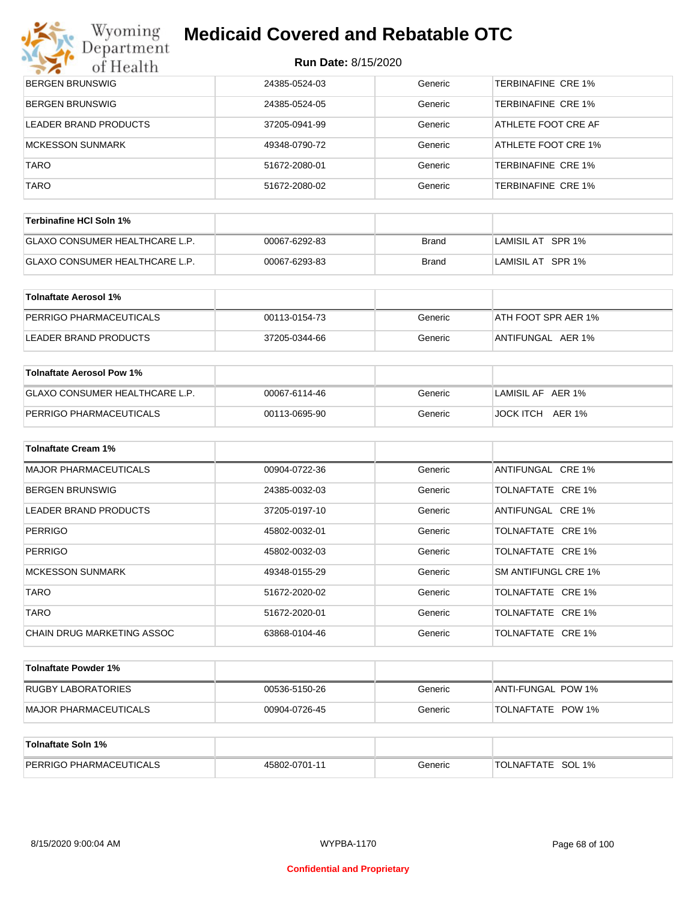| | | | |
|---|---|---|---|
| BERGEN BRUNSWIG | 24385-0524-03 | Generic | TERBINAFINE CRE 1% |
| BERGEN BRUNSWIG | 24385-0524-05 | Generic | TERBINAFINE CRE 1% |
| LEADER BRAND PRODUCTS | 37205-0941-99 | Generic | ATHLETE FOOT CRE AF |
| MCKESSON SUNMARK | 49348-0790-72 | Generic | ATHLETE FOOT CRE 1% |
| TARO | 51672-2080-01 | Generic | TERBINAFINE CRE 1% |
| TARO | 51672-2080-02 | Generic | TERBINAFINE CRE 1% |

| **Terbinafine HCl Soln 1%** | | | |
|---|---|---|---|
| GLAXO CONSUMER HEALTHCARE L.P. | 00067-6292-83 | Brand | LAMISIL AT SPR 1% |
| GLAXO CONSUMER HEALTHCARE L.P. | 00067-6293-83 | Brand | LAMISIL AT SPR 1% |

| **Tolnaftate Aerosol 1%** | | | |
|---|---|---|---|
| PERRIGO PHARMACEUTICALS | 00113-0154-73 | Generic | ATH FOOT SPR AER 1% |
| LEADER BRAND PRODUCTS | 37205-0344-66 | Generic | ANTIFUNGAL AER 1% |

| **Tolnaftate Aerosol Pow 1%** | | | |
|---|---|---|---|
| GLAXO CONSUMER HEALTHCARE L.P. | 00067-6114-46 | Generic | LAMISIL AF AER 1% |
| PERRIGO PHARMACEUTICALS | 00113-0695-90 | Generic | JOCK ITCH AER 1% |

| **Tolnaftate Cream 1%** | | | |
|---|---|---|---|
| MAJOR PHARMACEUTICALS | 00904-0722-36 | Generic | ANTIFUNGAL CRE 1% |
| BERGEN BRUNSWIG | 24385-0032-03 | Generic | TOLNAFTATE CRE 1% |
| LEADER BRAND PRODUCTS | 37205-0197-10 | Generic | ANTIFUNGAL CRE 1% |
| PERRIGO | 45802-0032-01 | Generic | TOLNAFTATE CRE 1% |
| PERRIGO | 45802-0032-03 | Generic | TOLNAFTATE CRE 1% |
| MCKESSON SUNMARK | 49348-0155-29 | Generic | SM ANTIFUNGL CRE 1% |
| TARO | 51672-2020-02 | Generic | TOLNAFTATE CRE 1% |
| TARO | 51672-2020-01 | Generic | TOLNAFTATE CRE 1% |
| CHAIN DRUG MARKETING ASSOC | 63868-0104-46 | Generic | TOLNAFTATE CRE 1% |

| **Tolnaftate Powder 1%** | | | |
|---|---|---|---|
| RUGBY LABORATORIES | 00536-5150-26 | Generic | ANTI-FUNGAL POW 1% |
| MAJOR PHARMACEUTICALS | 00904-0726-45 | Generic | TOLNAFTATE POW 1% |

| **Tolnaftate Soln 1%** | | | |
|---|---|---|---|
| PERRIGO PHARMACEUTICALS | 45802-0701-11 | Generic | TOLNAFTATE SOL 1% |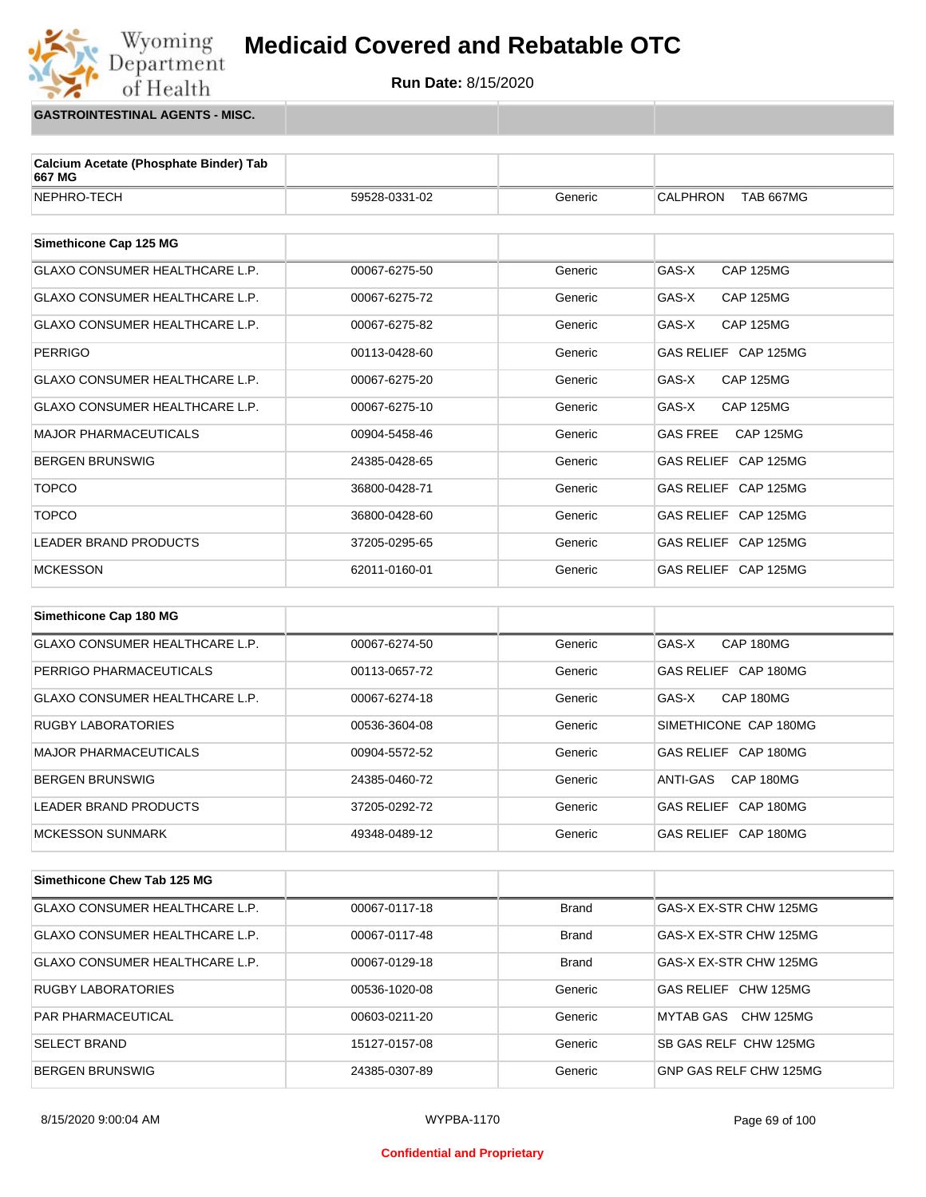# Medicaid Covered and Rebatable OTC

**Run Date:** 8/15/2020

## GASTROINTESTINAL AGENTS - MISC.

| Calcium Acetate (Phosphate Binder) Tab 667 MG | | | |
|---|---|---|---|
| NEPHRO-TECH | 59528-0331-02 | Generic | CALPHRON TAB 667MG |

| Simethicone Cap 125 MG | | | |
|---|---|---|---|
| GLAXO CONSUMER HEALTHCARE L.P. | 00067-6275-50 | Generic | GAS-X CAP 125MG |
| GLAXO CONSUMER HEALTHCARE L.P. | 00067-6275-72 | Generic | GAS-X CAP 125MG |
| GLAXO CONSUMER HEALTHCARE L.P. | 00067-6275-82 | Generic | GAS-X CAP 125MG |
| PERRIGO | 00113-0428-60 | Generic | GAS RELIEF CAP 125MG |
| GLAXO CONSUMER HEALTHCARE L.P. | 00067-6275-20 | Generic | GAS-X CAP 125MG |
| GLAXO CONSUMER HEALTHCARE L.P. | 00067-6275-10 | Generic | GAS-X CAP 125MG |
| MAJOR PHARMACEUTICALS | 00904-5458-46 | Generic | GAS FREE CAP 125MG |
| BERGEN BRUNSWIG | 24385-0428-65 | Generic | GAS RELIEF CAP 125MG |
| TOPCO | 36800-0428-71 | Generic | GAS RELIEF CAP 125MG |
| TOPCO | 36800-0428-60 | Generic | GAS RELIEF CAP 125MG |
| LEADER BRAND PRODUCTS | 37205-0295-65 | Generic | GAS RELIEF CAP 125MG |
| MCKESSON | 62011-0160-01 | Generic | GAS RELIEF CAP 125MG |

| Simethicone Cap 180 MG | | | |
|---|---|---|---|
| GLAXO CONSUMER HEALTHCARE L.P. | 00067-6274-50 | Generic | GAS-X CAP 180MG |
| PERRIGO PHARMACEUTICALS | 00113-0657-72 | Generic | GAS RELIEF CAP 180MG |
| GLAXO CONSUMER HEALTHCARE L.P. | 00067-6274-18 | Generic | GAS-X CAP 180MG |
| RUGBY LABORATORIES | 00536-3604-08 | Generic | SIMETHICONE CAP 180MG |
| MAJOR PHARMACEUTICALS | 00904-5572-52 | Generic | GAS RELIEF CAP 180MG |
| BERGEN BRUNSWIG | 24385-0460-72 | Generic | ANTI-GAS CAP 180MG |
| LEADER BRAND PRODUCTS | 37205-0292-72 | Generic | GAS RELIEF CAP 180MG |
| MCKESSON SUNMARK | 49348-0489-12 | Generic | GAS RELIEF CAP 180MG |

| Simethicone Chew Tab 125 MG | | | |
|---|---|---|---|
| GLAXO CONSUMER HEALTHCARE L.P. | 00067-0117-18 | Brand | GAS-X EX-STR CHW 125MG |
| GLAXO CONSUMER HEALTHCARE L.P. | 00067-0117-48 | Brand | GAS-X EX-STR CHW 125MG |
| GLAXO CONSUMER HEALTHCARE L.P. | 00067-0129-18 | Brand | GAS-X EX-STR CHW 125MG |
| RUGBY LABORATORIES | 00536-1020-08 | Generic | GAS RELIEF CHW 125MG |
| PAR PHARMACEUTICAL | 00603-0211-20 | Generic | MYTAB GAS CHW 125MG |
| SELECT BRAND | 15127-0157-08 | Generic | SB GAS RELF CHW 125MG |
| BERGEN BRUNSWIG | 24385-0307-89 | Generic | GNP GAS RELF CHW 125MG |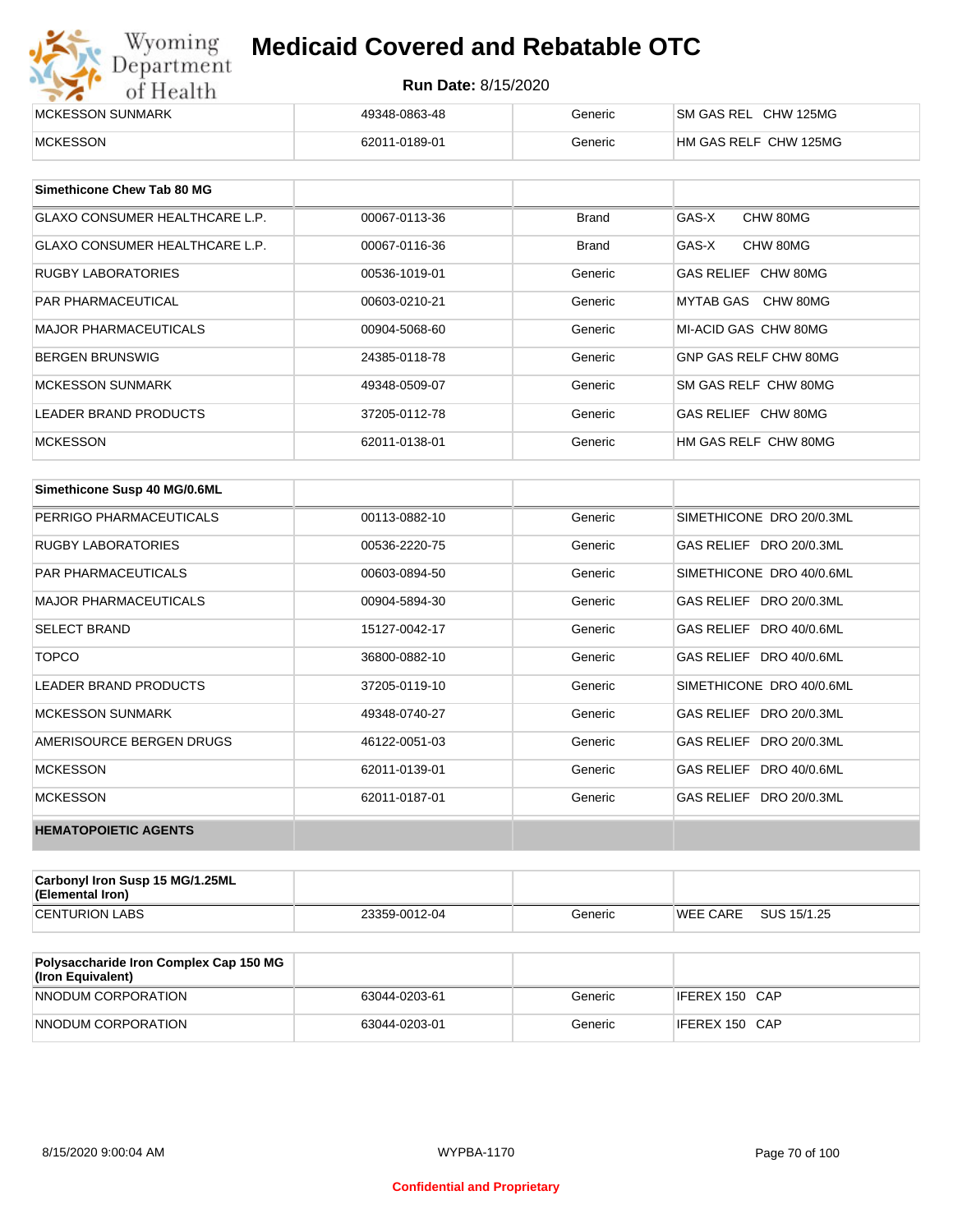| | | | |
|---|---|---|---|
| MCKESSON SUNMARK | 49348-0863-48 | Generic | SM GAS REL CHW 125MG |
| MCKESSON | 62011-0189-01 | Generic | HM GAS RELF CHW 125MG |

| Simethicone Chew Tab 80 MG | | | |
|---|---|---|---|
| GLAXO CONSUMER HEALTHCARE L.P. | 00067-0113-36 | Brand | GAS-X CHW 80MG |
| GLAXO CONSUMER HEALTHCARE L.P. | 00067-0116-36 | Brand | GAS-X CHW 80MG |
| RUGBY LABORATORIES | 00536-1019-01 | Generic | GAS RELIEF CHW 80MG |
| PAR PHARMACEUTICAL | 00603-0210-21 | Generic | MYTAB GAS CHW 80MG |
| MAJOR PHARMACEUTICALS | 00904-5068-60 | Generic | MI-ACID GAS CHW 80MG |
| BERGEN BRUNSWIG | 24385-0118-78 | Generic | GNP GAS RELF CHW 80MG |
| MCKESSON SUNMARK | 49348-0509-07 | Generic | SM GAS RELF CHW 80MG |
| LEADER BRAND PRODUCTS | 37205-0112-78 | Generic | GAS RELIEF CHW 80MG |
| MCKESSON | 62011-0138-01 | Generic | HM GAS RELF CHW 80MG |

| Simethicone Susp 40 MG/0.6ML | | | |
|---|---|---|---|
| PERRIGO PHARMACEUTICALS | 00113-0882-10 | Generic | SIMETHICONE DRO 20/0.3ML |
| RUGBY LABORATORIES | 00536-2220-75 | Generic | GAS RELIEF DRO 20/0.3ML |
| PAR PHARMACEUTICALS | 00603-0894-50 | Generic | SIMETHICONE DRO 40/0.6ML |
| MAJOR PHARMACEUTICALS | 00904-5894-30 | Generic | GAS RELIEF DRO 20/0.3ML |
| SELECT BRAND | 15127-0042-17 | Generic | GAS RELIEF DRO 40/0.6ML |
| TOPCO | 36800-0882-10 | Generic | GAS RELIEF DRO 40/0.6ML |
| LEADER BRAND PRODUCTS | 37205-0119-10 | Generic | SIMETHICONE DRO 40/0.6ML |
| MCKESSON SUNMARK | 49348-0740-27 | Generic | GAS RELIEF DRO 20/0.3ML |
| AMERISOURCE BERGEN DRUGS | 46122-0051-03 | Generic | GAS RELIEF DRO 20/0.3ML |
| MCKESSON | 62011-0139-01 | Generic | GAS RELIEF DRO 40/0.6ML |
| MCKESSON | 62011-0187-01 | Generic | GAS RELIEF DRO 20/0.3ML |
| **HEMATOPOIETIC AGENTS** | | | |

| Carbonyl Iron Susp 15 MG/1.25ML (Elemental Iron) | | | |
|---|---|---|---|
| CENTURION LABS | 23359-0012-04 | Generic | WEE CARE SUS 15/1.25 |

| Polysaccharide Iron Complex Cap 150 MG (Iron Equivalent) | | | |
|---|---|---|---|
| NNODUM CORPORATION | 63044-0203-61 | Generic | IFEREX 150 CAP |
| NNODUM CORPORATION | 63044-0203-01 | Generic | IFEREX 150 CAP |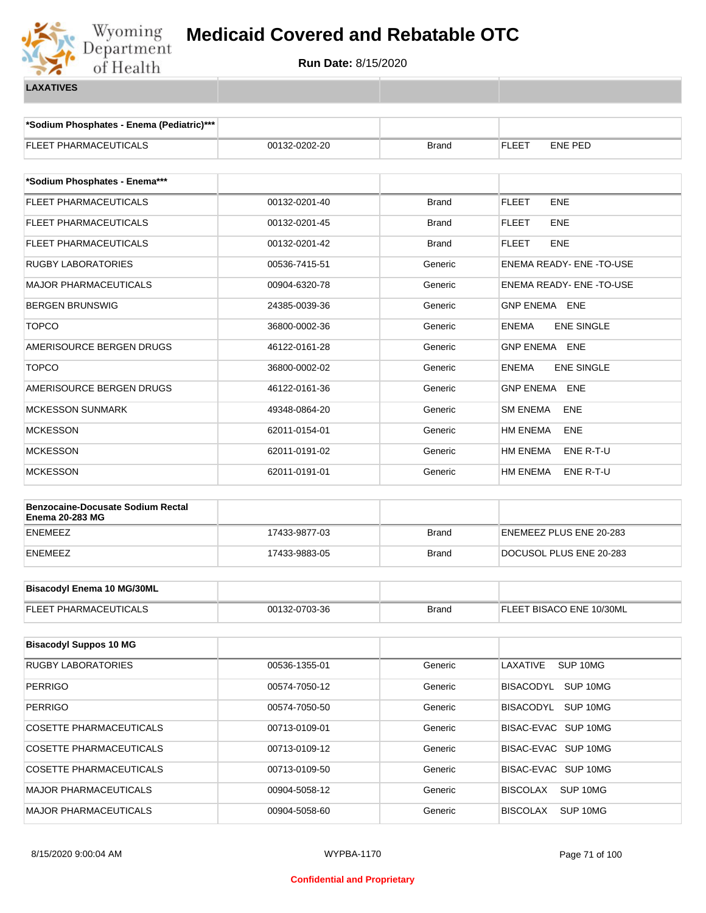# Medicaid Covered and Rebatable OTC

**Run Date:** 8/15/2020

**LAXATIVES**

| *Sodium Phosphates - Enema (Pediatric)*** | | | |
|---|---|---|---|
| FLEET PHARMACEUTICALS | 00132-0202-20 | Brand | FLEET ENE PED |

| *Sodium Phosphates - Enema*** | | | |
|---|---|---|---|
| FLEET PHARMACEUTICALS | 00132-0201-40 | Brand | FLEET ENE |
| FLEET PHARMACEUTICALS | 00132-0201-45 | Brand | FLEET ENE |
| FLEET PHARMACEUTICALS | 00132-0201-42 | Brand | FLEET ENE |
| RUGBY LABORATORIES | 00536-7415-51 | Generic | ENEMA READY- ENE -TO-USE |
| MAJOR PHARMACEUTICALS | 00904-6320-78 | Generic | ENEMA READY- ENE -TO-USE |
| BERGEN BRUNSWIG | 24385-0039-36 | Generic | GNP ENEMA ENE |
| TOPCO | 36800-0002-36 | Generic | ENEMA ENE SINGLE |
| AMERISOURCE BERGEN DRUGS | 46122-0161-28 | Generic | GNP ENEMA ENE |
| TOPCO | 36800-0002-02 | Generic | ENEMA ENE SINGLE |
| AMERISOURCE BERGEN DRUGS | 46122-0161-36 | Generic | GNP ENEMA ENE |
| MCKESSON SUNMARK | 49348-0864-20 | Generic | SM ENEMA ENE |
| MCKESSON | 62011-0154-01 | Generic | HM ENEMA ENE |
| MCKESSON | 62011-0191-02 | Generic | HM ENEMA ENE R-T-U |
| MCKESSON | 62011-0191-01 | Generic | HM ENEMA ENE R-T-U |

| Benzocaine-Docusate Sodium Rectal Enema 20-283 MG | | | |
|---|---|---|---|
| ENEMEEZ | 17433-9877-03 | Brand | ENEMEEZ PLUS ENE 20-283 |
| ENEMEEZ | 17433-9883-05 | Brand | DOCUSOL PLUS ENE 20-283 |

| Bisacodyl Enema 10 MG/30ML | | | |
|---|---|---|---|
| FLEET PHARMACEUTICALS | 00132-0703-36 | Brand | FLEET BISACO ENE 10/30ML |

| Bisacodyl Suppos 10 MG | | | |
|---|---|---|---|
| RUGBY LABORATORIES | 00536-1355-01 | Generic | LAXATIVE SUP 10MG |
| PERRIGO | 00574-7050-12 | Generic | BISACODYL SUP 10MG |
| PERRIGO | 00574-7050-50 | Generic | BISACODYL SUP 10MG |
| COSETTE PHARMACEUTICALS | 00713-0109-01 | Generic | BISAC-EVAC SUP 10MG |
| COSETTE PHARMACEUTICALS | 00713-0109-12 | Generic | BISAC-EVAC SUP 10MG |
| COSETTE PHARMACEUTICALS | 00713-0109-50 | Generic | BISAC-EVAC SUP 10MG |
| MAJOR PHARMACEUTICALS | 00904-5058-12 | Generic | BISCOLAX SUP 10MG |
| MAJOR PHARMACEUTICALS | 00904-5058-60 | Generic | BISCOLAX SUP 10MG |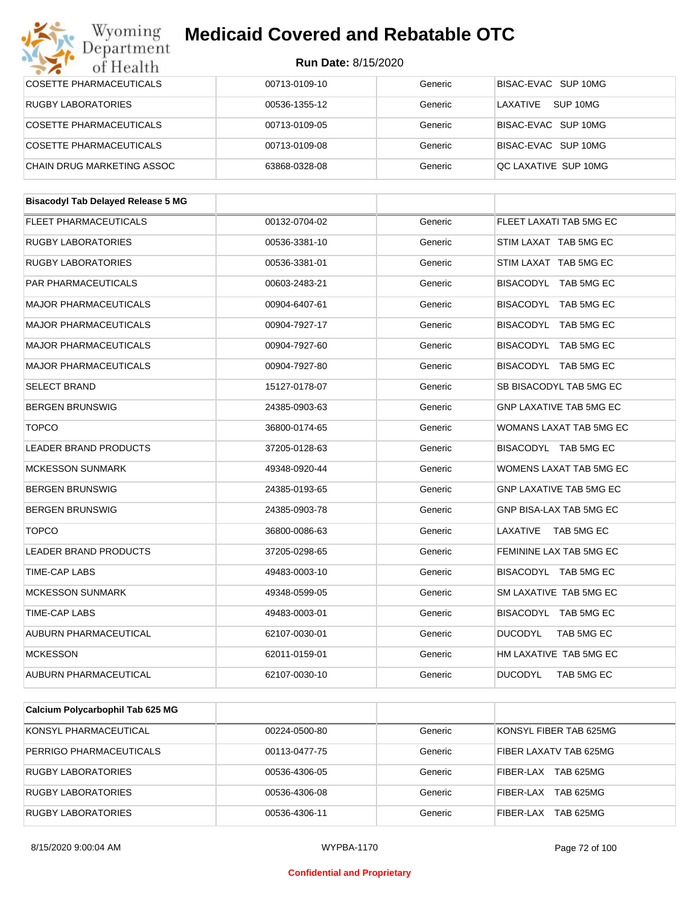| | | | |
|---|---|---|---|
| COSETTE PHARMACEUTICALS | 00713-0109-10 | Generic | BISAC-EVAC SUP 10MG |
| RUGBY LABORATORIES | 00536-1355-12 | Generic | LAXATIVE SUP 10MG |
| COSETTE PHARMACEUTICALS | 00713-0109-05 | Generic | BISAC-EVAC SUP 10MG |
| COSETTE PHARMACEUTICALS | 00713-0109-08 | Generic | BISAC-EVAC SUP 10MG |
| CHAIN DRUG MARKETING ASSOC | 63868-0328-08 | Generic | QC LAXATIVE SUP 10MG |

| Bisacodyl Tab Delayed Release 5 MG | | | |
|---|---|---|---|
| FLEET PHARMACEUTICALS | 00132-0704-02 | Generic | FLEET LAXATI TAB 5MG EC |
| RUGBY LABORATORIES | 00536-3381-10 | Generic | STIM LAXAT TAB 5MG EC |
| RUGBY LABORATORIES | 00536-3381-01 | Generic | STIM LAXAT TAB 5MG EC |
| PAR PHARMACEUTICALS | 00603-2483-21 | Generic | BISACODYL TAB 5MG EC |
| MAJOR PHARMACEUTICALS | 00904-6407-61 | Generic | BISACODYL TAB 5MG EC |
| MAJOR PHARMACEUTICALS | 00904-7927-17 | Generic | BISACODYL TAB 5MG EC |
| MAJOR PHARMACEUTICALS | 00904-7927-60 | Generic | BISACODYL TAB 5MG EC |
| MAJOR PHARMACEUTICALS | 00904-7927-80 | Generic | BISACODYL TAB 5MG EC |
| SELECT BRAND | 15127-0178-07 | Generic | SB BISACODYL TAB 5MG EC |
| BERGEN BRUNSWIG | 24385-0903-63 | Generic | GNP LAXATIVE TAB 5MG EC |
| TOPCO | 36800-0174-65 | Generic | WOMANS LAXAT TAB 5MG EC |
| LEADER BRAND PRODUCTS | 37205-0128-63 | Generic | BISACODYL TAB 5MG EC |
| MCKESSON SUNMARK | 49348-0920-44 | Generic | WOMENS LAXAT TAB 5MG EC |
| BERGEN BRUNSWIG | 24385-0193-65 | Generic | GNP LAXATIVE TAB 5MG EC |
| BERGEN BRUNSWIG | 24385-0903-78 | Generic | GNP BISA-LAX TAB 5MG EC |
| TOPCO | 36800-0086-63 | Generic | LAXATIVE TAB 5MG EC |
| LEADER BRAND PRODUCTS | 37205-0298-65 | Generic | FEMININE LAX TAB 5MG EC |
| TIME-CAP LABS | 49483-0003-10 | Generic | BISACODYL TAB 5MG EC |
| MCKESSON SUNMARK | 49348-0599-05 | Generic | SM LAXATIVE TAB 5MG EC |
| TIME-CAP LABS | 49483-0003-01 | Generic | BISACODYL TAB 5MG EC |
| AUBURN PHARMACEUTICAL | 62107-0030-01 | Generic | DUCODYL TAB 5MG EC |
| MCKESSON | 62011-0159-01 | Generic | HM LAXATIVE TAB 5MG EC |
| AUBURN PHARMACEUTICAL | 62107-0030-10 | Generic | DUCODYL TAB 5MG EC |

| Calcium Polycarbophil Tab 625 MG | | | |
|---|---|---|---|
| KONSYL PHARMACEUTICAL | 00224-0500-80 | Generic | KONSYL FIBER TAB 625MG |
| PERRIGO PHARMACEUTICALS | 00113-0477-75 | Generic | FIBER LAXATV TAB 625MG |
| RUGBY LABORATORIES | 00536-4306-05 | Generic | FIBER-LAX TAB 625MG |
| RUGBY LABORATORIES | 00536-4306-08 | Generic | FIBER-LAX TAB 625MG |
| RUGBY LABORATORIES | 00536-4306-11 | Generic | FIBER-LAX TAB 625MG |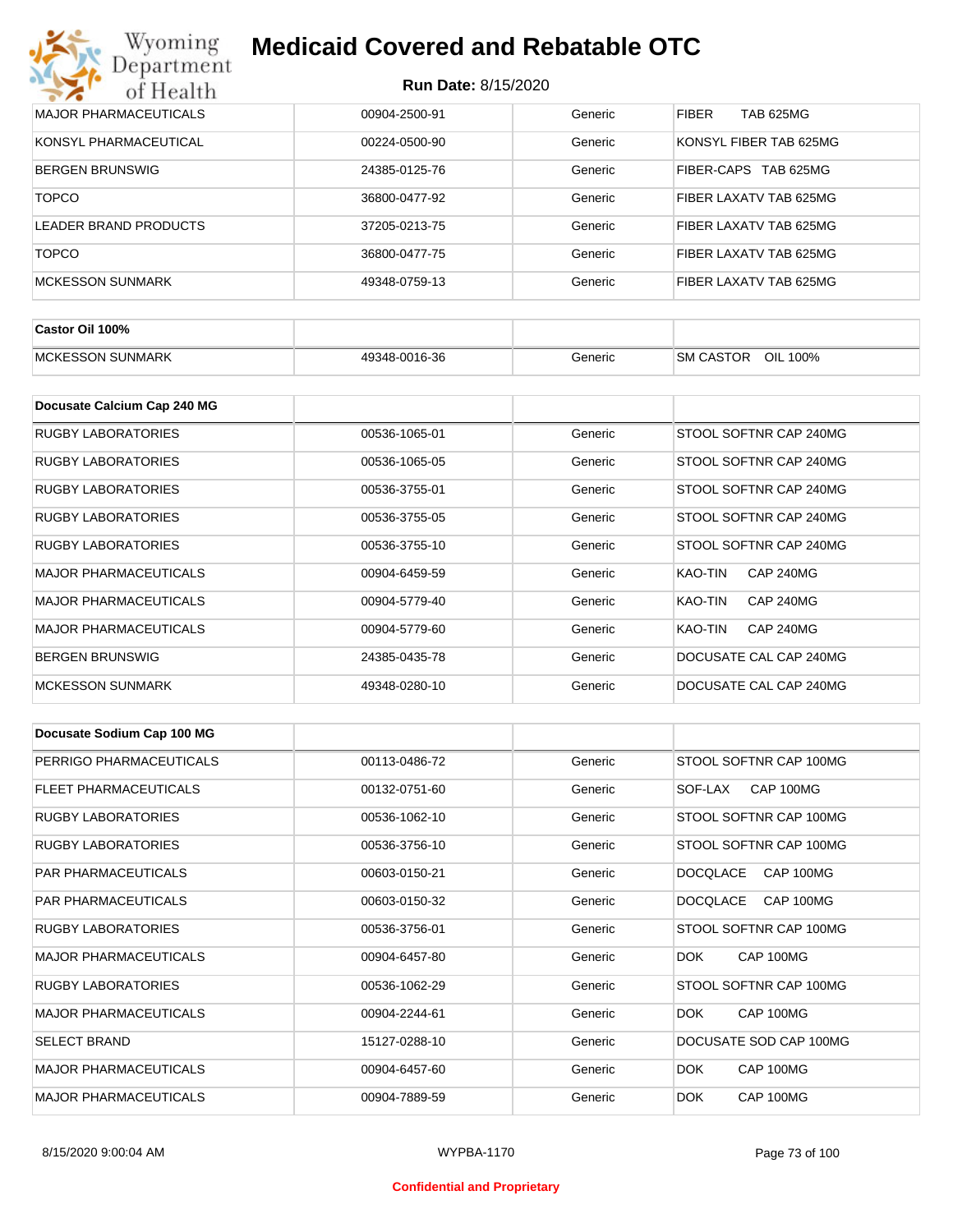| | | | |
|---|---|---|---|
| MAJOR PHARMACEUTICALS | 00904-2500-91 | Generic | FIBER TAB 625MG |
| KONSYL PHARMACEUTICAL | 00224-0500-90 | Generic | KONSYL FIBER TAB 625MG |
| BERGEN BRUNSWIG | 24385-0125-76 | Generic | FIBER-CAPS TAB 625MG |
| TOPCO | 36800-0477-92 | Generic | FIBER LAXATV TAB 625MG |
| LEADER BRAND PRODUCTS | 37205-0213-75 | Generic | FIBER LAXATV TAB 625MG |
| TOPCO | 36800-0477-75 | Generic | FIBER LAXATV TAB 625MG |
| MCKESSON SUNMARK | 49348-0759-13 | Generic | FIBER LAXATV TAB 625MG |

| **Castor Oil 100%** | | | |
|---|---|---|---|
| MCKESSON SUNMARK | 49348-0016-36 | Generic | SM CASTOR OIL 100% |

| **Docusate Calcium Cap 240 MG** | | | |
|---|---|---|---|
| RUGBY LABORATORIES | 00536-1065-01 | Generic | STOOL SOFTNR CAP 240MG |
| RUGBY LABORATORIES | 00536-1065-05 | Generic | STOOL SOFTNR CAP 240MG |
| RUGBY LABORATORIES | 00536-3755-01 | Generic | STOOL SOFTNR CAP 240MG |
| RUGBY LABORATORIES | 00536-3755-05 | Generic | STOOL SOFTNR CAP 240MG |
| RUGBY LABORATORIES | 00536-3755-10 | Generic | STOOL SOFTNR CAP 240MG |
| MAJOR PHARMACEUTICALS | 00904-6459-59 | Generic | KAO-TIN CAP 240MG |
| MAJOR PHARMACEUTICALS | 00904-5779-40 | Generic | KAO-TIN CAP 240MG |
| MAJOR PHARMACEUTICALS | 00904-5779-60 | Generic | KAO-TIN CAP 240MG |
| BERGEN BRUNSWIG | 24385-0435-78 | Generic | DOCUSATE CAL CAP 240MG |
| MCKESSON SUNMARK | 49348-0280-10 | Generic | DOCUSATE CAL CAP 240MG |

| **Docusate Sodium Cap 100 MG** | | | |
|---|---|---|---|
| PERRIGO PHARMACEUTICALS | 00113-0486-72 | Generic | STOOL SOFTNR CAP 100MG |
| FLEET PHARMACEUTICALS | 00132-0751-60 | Generic | SOF-LAX CAP 100MG |
| RUGBY LABORATORIES | 00536-1062-10 | Generic | STOOL SOFTNR CAP 100MG |
| RUGBY LABORATORIES | 00536-3756-10 | Generic | STOOL SOFTNR CAP 100MG |
| PAR PHARMACEUTICALS | 00603-0150-21 | Generic | DOCQLACE CAP 100MG |
| PAR PHARMACEUTICALS | 00603-0150-32 | Generic | DOCQLACE CAP 100MG |
| RUGBY LABORATORIES | 00536-3756-01 | Generic | STOOL SOFTNR CAP 100MG |
| MAJOR PHARMACEUTICALS | 00904-6457-80 | Generic | DOK CAP 100MG |
| RUGBY LABORATORIES | 00536-1062-29 | Generic | STOOL SOFTNR CAP 100MG |
| MAJOR PHARMACEUTICALS | 00904-2244-61 | Generic | DOK CAP 100MG |
| SELECT BRAND | 15127-0288-10 | Generic | DOCUSATE SOD CAP 100MG |
| MAJOR PHARMACEUTICALS | 00904-6457-60 | Generic | DOK CAP 100MG |
| MAJOR PHARMACEUTICALS | 00904-7889-59 | Generic | DOK CAP 100MG |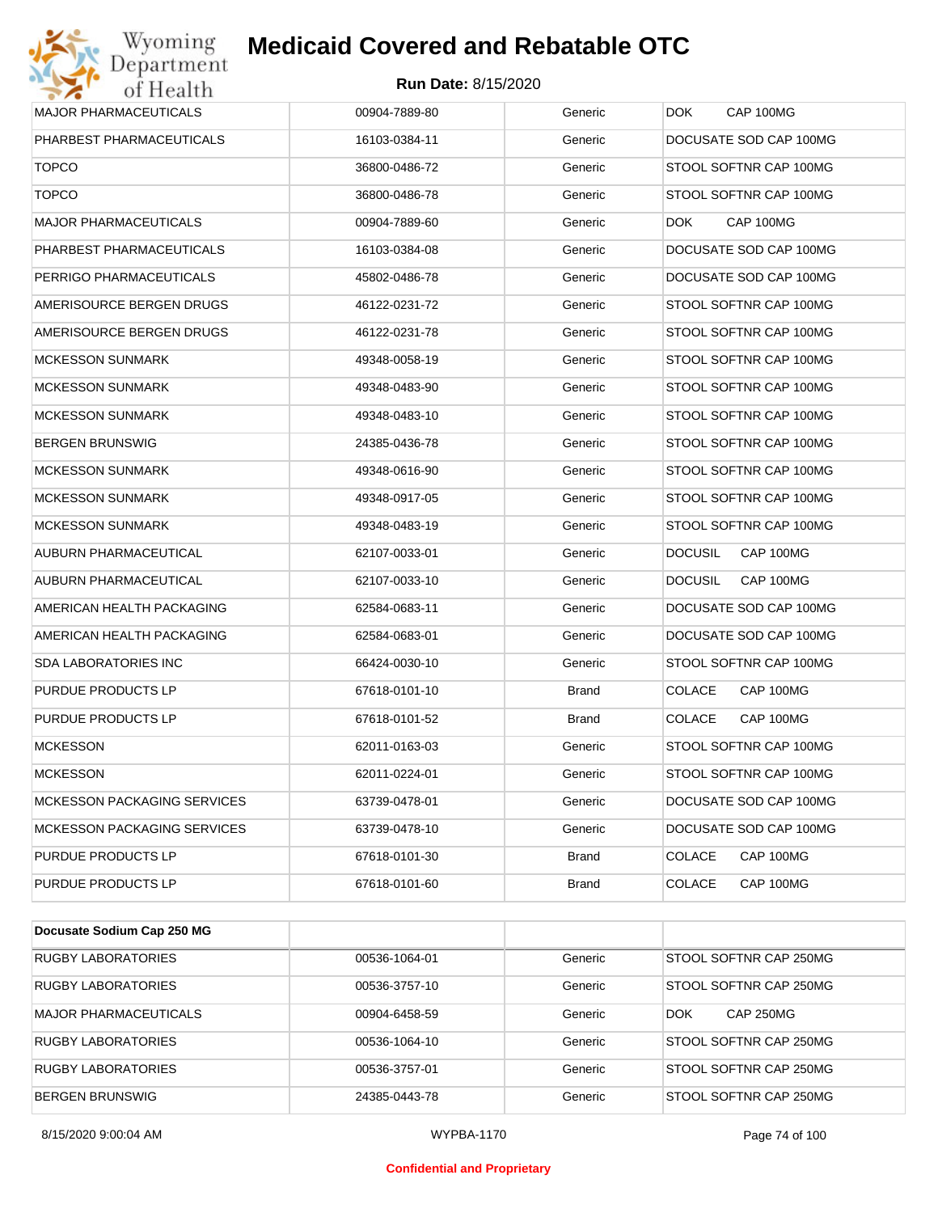| | | | |
|---|---|---|---|
| MAJOR PHARMACEUTICALS | 00904-7889-80 | Generic | DOK CAP 100MG |
| PHARBEST PHARMACEUTICALS | 16103-0384-11 | Generic | DOCUSATE SOD CAP 100MG |
| TOPCO | 36800-0486-72 | Generic | STOOL SOFTNR CAP 100MG |
| TOPCO | 36800-0486-78 | Generic | STOOL SOFTNR CAP 100MG |
| MAJOR PHARMACEUTICALS | 00904-7889-60 | Generic | DOK CAP 100MG |
| PHARBEST PHARMACEUTICALS | 16103-0384-08 | Generic | DOCUSATE SOD CAP 100MG |
| PERRIGO PHARMACEUTICALS | 45802-0486-78 | Generic | DOCUSATE SOD CAP 100MG |
| AMERISOURCE BERGEN DRUGS | 46122-0231-72 | Generic | STOOL SOFTNR CAP 100MG |
| AMERISOURCE BERGEN DRUGS | 46122-0231-78 | Generic | STOOL SOFTNR CAP 100MG |
| MCKESSON SUNMARK | 49348-0058-19 | Generic | STOOL SOFTNR CAP 100MG |
| MCKESSON SUNMARK | 49348-0483-90 | Generic | STOOL SOFTNR CAP 100MG |
| MCKESSON SUNMARK | 49348-0483-10 | Generic | STOOL SOFTNR CAP 100MG |
| BERGEN BRUNSWIG | 24385-0436-78 | Generic | STOOL SOFTNR CAP 100MG |
| MCKESSON SUNMARK | 49348-0616-90 | Generic | STOOL SOFTNR CAP 100MG |
| MCKESSON SUNMARK | 49348-0917-05 | Generic | STOOL SOFTNR CAP 100MG |
| MCKESSON SUNMARK | 49348-0483-19 | Generic | STOOL SOFTNR CAP 100MG |
| AUBURN PHARMACEUTICAL | 62107-0033-01 | Generic | DOCUSIL CAP 100MG |
| AUBURN PHARMACEUTICAL | 62107-0033-10 | Generic | DOCUSIL CAP 100MG |
| AMERICAN HEALTH PACKAGING | 62584-0683-11 | Generic | DOCUSATE SOD CAP 100MG |
| AMERICAN HEALTH PACKAGING | 62584-0683-01 | Generic | DOCUSATE SOD CAP 100MG |
| SDA LABORATORIES INC | 66424-0030-10 | Generic | STOOL SOFTNR CAP 100MG |
| PURDUE PRODUCTS LP | 67618-0101-10 | Brand | COLACE CAP 100MG |
| PURDUE PRODUCTS LP | 67618-0101-52 | Brand | COLACE CAP 100MG |
| MCKESSON | 62011-0163-03 | Generic | STOOL SOFTNR CAP 100MG |
| MCKESSON | 62011-0224-01 | Generic | STOOL SOFTNR CAP 100MG |
| MCKESSON PACKAGING SERVICES | 63739-0478-01 | Generic | DOCUSATE SOD CAP 100MG |
| MCKESSON PACKAGING SERVICES | 63739-0478-10 | Generic | DOCUSATE SOD CAP 100MG |
| PURDUE PRODUCTS LP | 67618-0101-30 | Brand | COLACE CAP 100MG |
| PURDUE PRODUCTS LP | 67618-0101-60 | Brand | COLACE CAP 100MG |

| **Docusate Sodium Cap 250 MG** | | | |
|---|---|---|---|
| RUGBY LABORATORIES | 00536-1064-01 | Generic | STOOL SOFTNR CAP 250MG |
| RUGBY LABORATORIES | 00536-3757-10 | Generic | STOOL SOFTNR CAP 250MG |
| MAJOR PHARMACEUTICALS | 00904-6458-59 | Generic | DOK CAP 250MG |
| RUGBY LABORATORIES | 00536-1064-10 | Generic | STOOL SOFTNR CAP 250MG |
| RUGBY LABORATORIES | 00536-3757-01 | Generic | STOOL SOFTNR CAP 250MG |
| BERGEN BRUNSWIG | 24385-0443-78 | Generic | STOOL SOFTNR CAP 250MG |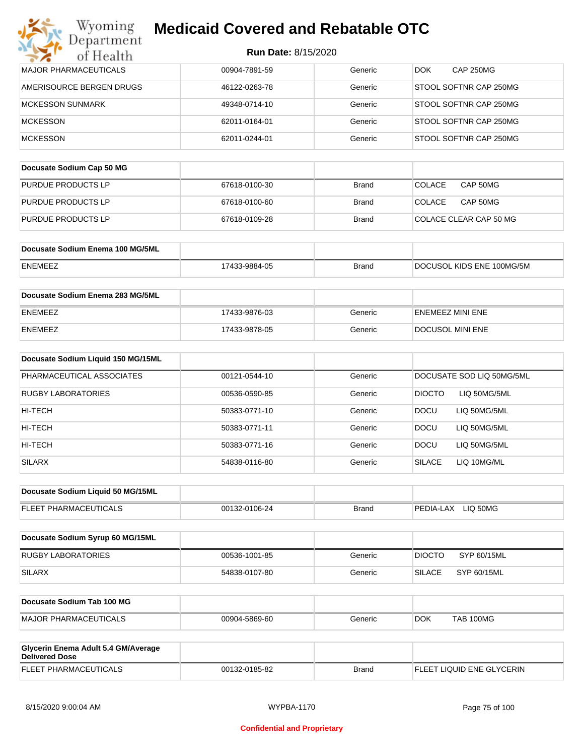| | | | |
|---|---|---|---|
| MAJOR PHARMACEUTICALS | 00904-7891-59 | Generic | DOK CAP 250MG |
| AMERISOURCE BERGEN DRUGS | 46122-0263-78 | Generic | STOOL SOFTNR CAP 250MG |
| MCKESSON SUNMARK | 49348-0714-10 | Generic | STOOL SOFTNR CAP 250MG |
| MCKESSON | 62011-0164-01 | Generic | STOOL SOFTNR CAP 250MG |
| MCKESSON | 62011-0244-01 | Generic | STOOL SOFTNR CAP 250MG |

| Docusate Sodium Cap 50 MG | | | |
|---|---|---|---|
| PURDUE PRODUCTS LP | 67618-0100-30 | Brand | COLACE CAP 50MG |
| PURDUE PRODUCTS LP | 67618-0100-60 | Brand | COLACE CAP 50MG |
| PURDUE PRODUCTS LP | 67618-0109-28 | Brand | COLACE CLEAR CAP 50 MG |

| Docusate Sodium Enema 100 MG/5ML | | | |
|---|---|---|---|
| ENEMEEZ | 17433-9884-05 | Brand | DOCUSOL KIDS ENE 100MG/5M |

| Docusate Sodium Enema 283 MG/5ML | | | |
|---|---|---|---|
| ENEMEEZ | 17433-9876-03 | Generic | ENEMEEZ MINI ENE |
| ENEMEEZ | 17433-9878-05 | Generic | DOCUSOL MINI ENE |

| Docusate Sodium Liquid 150 MG/15ML | | | |
|---|---|---|---|
| PHARMACEUTICAL ASSOCIATES | 00121-0544-10 | Generic | DOCUSATE SOD LIQ 50MG/5ML |
| RUGBY LABORATORIES | 00536-0590-85 | Generic | DIOCTO LIQ 50MG/5ML |
| HI-TECH | 50383-0771-10 | Generic | DOCU LIQ 50MG/5ML |
| HI-TECH | 50383-0771-11 | Generic | DOCU LIQ 50MG/5ML |
| HI-TECH | 50383-0771-16 | Generic | DOCU LIQ 50MG/5ML |
| SILARX | 54838-0116-80 | Generic | SILACE LIQ 10MG/ML |

| Docusate Sodium Liquid 50 MG/15ML | | | |
|---|---|---|---|
| FLEET PHARMACEUTICALS | 00132-0106-24 | Brand | PEDIA-LAX LIQ 50MG |

| Docusate Sodium Syrup 60 MG/15ML | | | |
|---|---|---|---|
| RUGBY LABORATORIES | 00536-1001-85 | Generic | DIOCTO SYP 60/15ML |
| SILARX | 54838-0107-80 | Generic | SILACE SYP 60/15ML |

| Docusate Sodium Tab 100 MG | | | |
|---|---|---|---|
| MAJOR PHARMACEUTICALS | 00904-5869-60 | Generic | DOK TAB 100MG |

| Glycerin Enema Adult 5.4 GM/Average Delivered Dose | | | |
|---|---|---|---|
| FLEET PHARMACEUTICALS | 00132-0185-82 | Brand | FLEET LIQUID ENE GLYCERIN |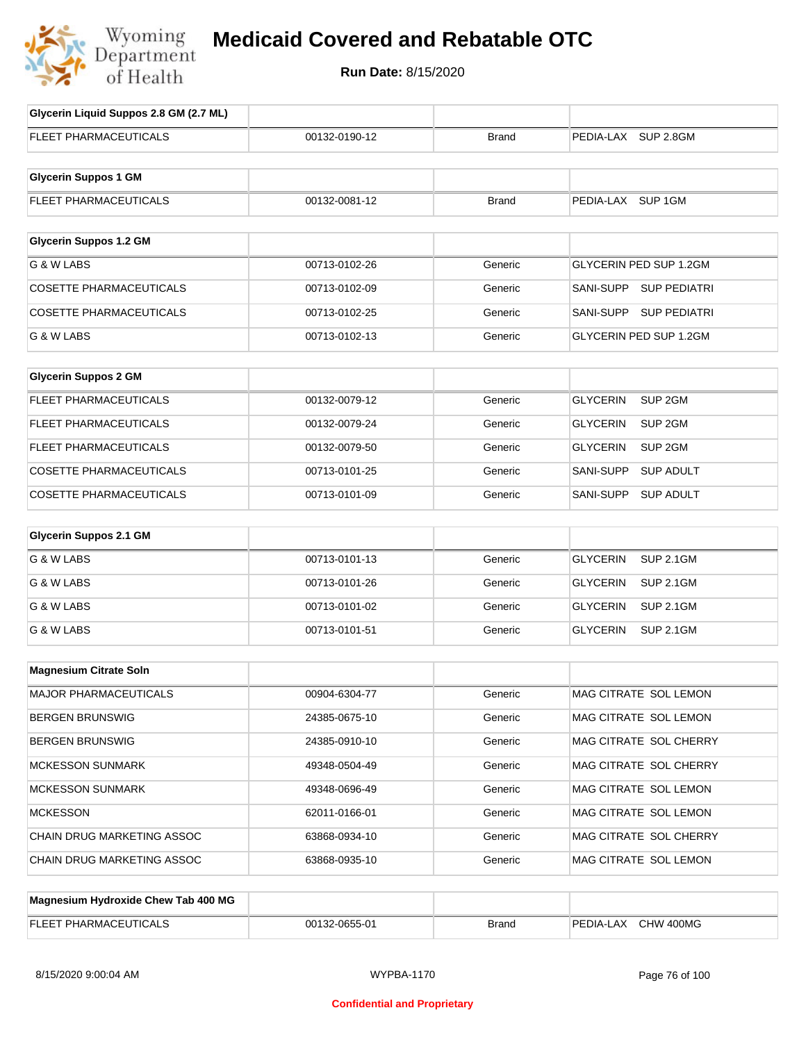# Medicaid Covered and Rebatable OTC

**Run Date:** 8/15/2020

| Glycerin Liquid Suppos 2.8 GM (2.7 ML) | | | |
|---|---|---|---|
| FLEET PHARMACEUTICALS | 00132-0190-12 | Brand | PEDIA-LAX SUP 2.8GM |

| Glycerin Suppos 1 GM | | | |
|---|---|---|---|
| FLEET PHARMACEUTICALS | 00132-0081-12 | Brand | PEDIA-LAX SUP 1GM |

| Glycerin Suppos 1.2 GM | | | |
|---|---|---|---|
| G & W LABS | 00713-0102-26 | Generic | GLYCERIN PED SUP 1.2GM |
| COSETTE PHARMACEUTICALS | 00713-0102-09 | Generic | SANI-SUPP SUP PEDIATRI |
| COSETTE PHARMACEUTICALS | 00713-0102-25 | Generic | SANI-SUPP SUP PEDIATRI |
| G & W LABS | 00713-0102-13 | Generic | GLYCERIN PED SUP 1.2GM |

| Glycerin Suppos 2 GM | | | |
|---|---|---|---|
| FLEET PHARMACEUTICALS | 00132-0079-12 | Generic | GLYCERIN SUP 2GM |
| FLEET PHARMACEUTICALS | 00132-0079-24 | Generic | GLYCERIN SUP 2GM |
| FLEET PHARMACEUTICALS | 00132-0079-50 | Generic | GLYCERIN SUP 2GM |
| COSETTE PHARMACEUTICALS | 00713-0101-25 | Generic | SANI-SUPP SUP ADULT |
| COSETTE PHARMACEUTICALS | 00713-0101-09 | Generic | SANI-SUPP SUP ADULT |

| Glycerin Suppos 2.1 GM | | | |
|---|---|---|---|
| G & W LABS | 00713-0101-13 | Generic | GLYCERIN SUP 2.1GM |
| G & W LABS | 00713-0101-26 | Generic | GLYCERIN SUP 2.1GM |
| G & W LABS | 00713-0101-02 | Generic | GLYCERIN SUP 2.1GM |
| G & W LABS | 00713-0101-51 | Generic | GLYCERIN SUP 2.1GM |

| Magnesium Citrate Soln | | | |
|---|---|---|---|
| MAJOR PHARMACEUTICALS | 00904-6304-77 | Generic | MAG CITRATE SOL LEMON |
| BERGEN BRUNSWIG | 24385-0675-10 | Generic | MAG CITRATE SOL LEMON |
| BERGEN BRUNSWIG | 24385-0910-10 | Generic | MAG CITRATE SOL CHERRY |
| MCKESSON SUNMARK | 49348-0504-49 | Generic | MAG CITRATE SOL CHERRY |
| MCKESSON SUNMARK | 49348-0696-49 | Generic | MAG CITRATE SOL LEMON |
| MCKESSON | 62011-0166-01 | Generic | MAG CITRATE SOL LEMON |
| CHAIN DRUG MARKETING ASSOC | 63868-0934-10 | Generic | MAG CITRATE SOL CHERRY |
| CHAIN DRUG MARKETING ASSOC | 63868-0935-10 | Generic | MAG CITRATE SOL LEMON |

| Magnesium Hydroxide Chew Tab 400 MG | | | |
|---|---|---|---|
| FLEET PHARMACEUTICALS | 00132-0655-01 | Brand | PEDIA-LAX CHW 400MG |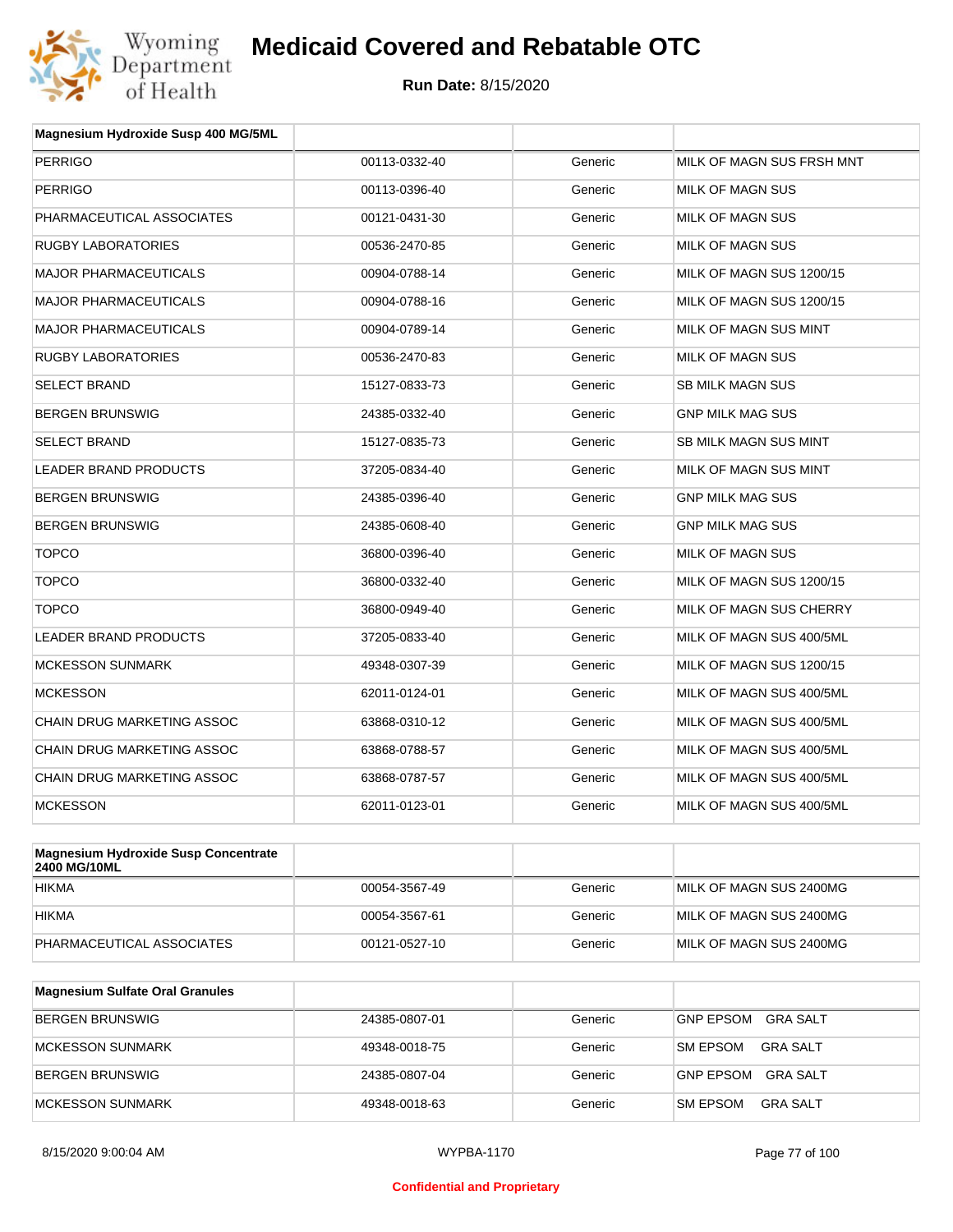# Medicaid Covered and Rebatable OTC

**Run Date:** 8/15/2020

| Magnesium Hydroxide Susp 400 MG/5ML | | | |
|---|---|---|---|
| PERRIGO | 00113-0332-40 | Generic | MILK OF MAGN SUS FRSH MNT |
| PERRIGO | 00113-0396-40 | Generic | MILK OF MAGN SUS |
| PHARMACEUTICAL ASSOCIATES | 00121-0431-30 | Generic | MILK OF MAGN SUS |
| RUGBY LABORATORIES | 00536-2470-85 | Generic | MILK OF MAGN SUS |
| MAJOR PHARMACEUTICALS | 00904-0788-14 | Generic | MILK OF MAGN SUS 1200/15 |
| MAJOR PHARMACEUTICALS | 00904-0788-16 | Generic | MILK OF MAGN SUS 1200/15 |
| MAJOR PHARMACEUTICALS | 00904-0789-14 | Generic | MILK OF MAGN SUS MINT |
| RUGBY LABORATORIES | 00536-2470-83 | Generic | MILK OF MAGN SUS |
| SELECT BRAND | 15127-0833-73 | Generic | SB MILK MAGN SUS |
| BERGEN BRUNSWIG | 24385-0332-40 | Generic | GNP MILK MAG SUS |
| SELECT BRAND | 15127-0835-73 | Generic | SB MILK MAGN SUS MINT |
| LEADER BRAND PRODUCTS | 37205-0834-40 | Generic | MILK OF MAGN SUS MINT |
| BERGEN BRUNSWIG | 24385-0396-40 | Generic | GNP MILK MAG SUS |
| BERGEN BRUNSWIG | 24385-0608-40 | Generic | GNP MILK MAG SUS |
| TOPCO | 36800-0396-40 | Generic | MILK OF MAGN SUS |
| TOPCO | 36800-0332-40 | Generic | MILK OF MAGN SUS 1200/15 |
| TOPCO | 36800-0949-40 | Generic | MILK OF MAGN SUS CHERRY |
| LEADER BRAND PRODUCTS | 37205-0833-40 | Generic | MILK OF MAGN SUS 400/5ML |
| MCKESSON SUNMARK | 49348-0307-39 | Generic | MILK OF MAGN SUS 1200/15 |
| MCKESSON | 62011-0124-01 | Generic | MILK OF MAGN SUS 400/5ML |
| CHAIN DRUG MARKETING ASSOC | 63868-0310-12 | Generic | MILK OF MAGN SUS 400/5ML |
| CHAIN DRUG MARKETING ASSOC | 63868-0788-57 | Generic | MILK OF MAGN SUS 400/5ML |
| CHAIN DRUG MARKETING ASSOC | 63868-0787-57 | Generic | MILK OF MAGN SUS 400/5ML |
| MCKESSON | 62011-0123-01 | Generic | MILK OF MAGN SUS 400/5ML |

| Magnesium Hydroxide Susp Concentrate 2400 MG/10ML | | | |
|---|---|---|---|
| HIKMA | 00054-3567-49 | Generic | MILK OF MAGN SUS 2400MG |
| HIKMA | 00054-3567-61 | Generic | MILK OF MAGN SUS 2400MG |
| PHARMACEUTICAL ASSOCIATES | 00121-0527-10 | Generic | MILK OF MAGN SUS 2400MG |

| Magnesium Sulfate Oral Granules | | | |
|---|---|---|---|
| BERGEN BRUNSWIG | 24385-0807-01 | Generic | GNP EPSOM GRA SALT |
| MCKESSON SUNMARK | 49348-0018-75 | Generic | SM EPSOM GRA SALT |
| BERGEN BRUNSWIG | 24385-0807-04 | Generic | GNP EPSOM GRA SALT |
| MCKESSON SUNMARK | 49348-0018-63 | Generic | SM EPSOM GRA SALT |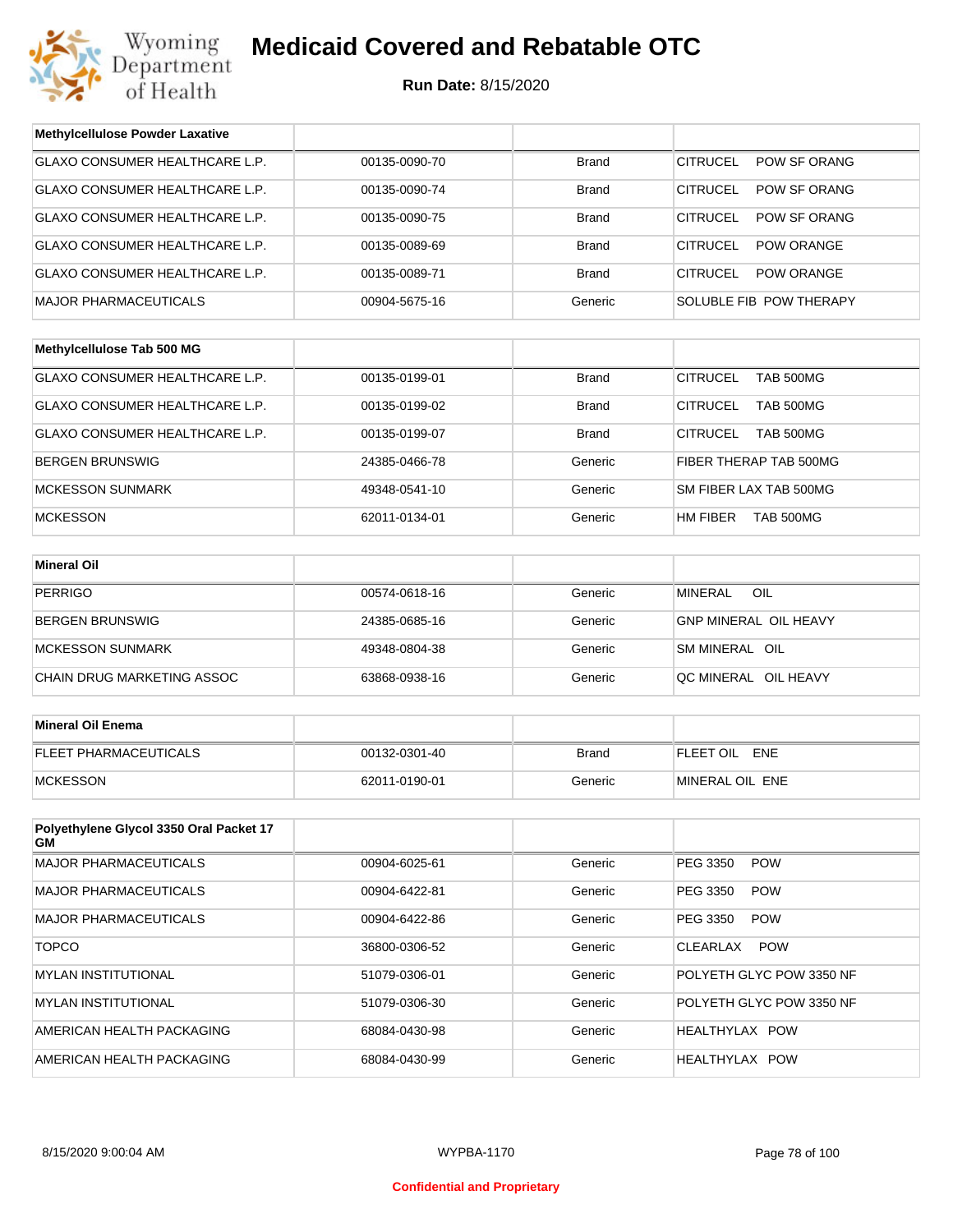# Medicaid Covered and Rebatable OTC

**Run Date:** 8/15/2020

| Methylcellulose Powder Laxative | | | |
|---|---|---|---|
| GLAXO CONSUMER HEALTHCARE L.P. | 00135-0090-70 | Brand | CITRUCEL POW SF ORANG |
| GLAXO CONSUMER HEALTHCARE L.P. | 00135-0090-74 | Brand | CITRUCEL POW SF ORANG |
| GLAXO CONSUMER HEALTHCARE L.P. | 00135-0090-75 | Brand | CITRUCEL POW SF ORANG |
| GLAXO CONSUMER HEALTHCARE L.P. | 00135-0089-69 | Brand | CITRUCEL POW ORANGE |
| GLAXO CONSUMER HEALTHCARE L.P. | 00135-0089-71 | Brand | CITRUCEL POW ORANGE |
| MAJOR PHARMACEUTICALS | 00904-5675-16 | Generic | SOLUBLE FIB POW THERAPY |

| Methylcellulose Tab 500 MG | | | |
|---|---|---|---|
| GLAXO CONSUMER HEALTHCARE L.P. | 00135-0199-01 | Brand | CITRUCEL TAB 500MG |
| GLAXO CONSUMER HEALTHCARE L.P. | 00135-0199-02 | Brand | CITRUCEL TAB 500MG |
| GLAXO CONSUMER HEALTHCARE L.P. | 00135-0199-07 | Brand | CITRUCEL TAB 500MG |
| BERGEN BRUNSWIG | 24385-0466-78 | Generic | FIBER THERAP TAB 500MG |
| MCKESSON SUNMARK | 49348-0541-10 | Generic | SM FIBER LAX TAB 500MG |
| MCKESSON | 62011-0134-01 | Generic | HM FIBER TAB 500MG |

| Mineral Oil | | | |
|---|---|---|---|
| PERRIGO | 00574-0618-16 | Generic | MINERAL OIL |
| BERGEN BRUNSWIG | 24385-0685-16 | Generic | GNP MINERAL OIL HEAVY |
| MCKESSON SUNMARK | 49348-0804-38 | Generic | SM MINERAL OIL |
| CHAIN DRUG MARKETING ASSOC | 63868-0938-16 | Generic | QC MINERAL OIL HEAVY |

| Mineral Oil Enema | | | |
|---|---|---|---|
| FLEET PHARMACEUTICALS | 00132-0301-40 | Brand | FLEET OIL ENE |
| MCKESSON | 62011-0190-01 | Generic | MINERAL OIL ENE |

| Polyethylene Glycol 3350 Oral Packet 17 GM | | | |
|---|---|---|---|
| MAJOR PHARMACEUTICALS | 00904-6025-61 | Generic | PEG 3350 POW |
| MAJOR PHARMACEUTICALS | 00904-6422-81 | Generic | PEG 3350 POW |
| MAJOR PHARMACEUTICALS | 00904-6422-86 | Generic | PEG 3350 POW |
| TOPCO | 36800-0306-52 | Generic | CLEARLAX POW |
| MYLAN INSTITUTIONAL | 51079-0306-01 | Generic | POLYETH GLYC POW 3350 NF |
| MYLAN INSTITUTIONAL | 51079-0306-30 | Generic | POLYETH GLYC POW 3350 NF |
| AMERICAN HEALTH PACKAGING | 68084-0430-98 | Generic | HEALTHYLAX POW |
| AMERICAN HEALTH PACKAGING | 68084-0430-99 | Generic | HEALTHYLAX POW |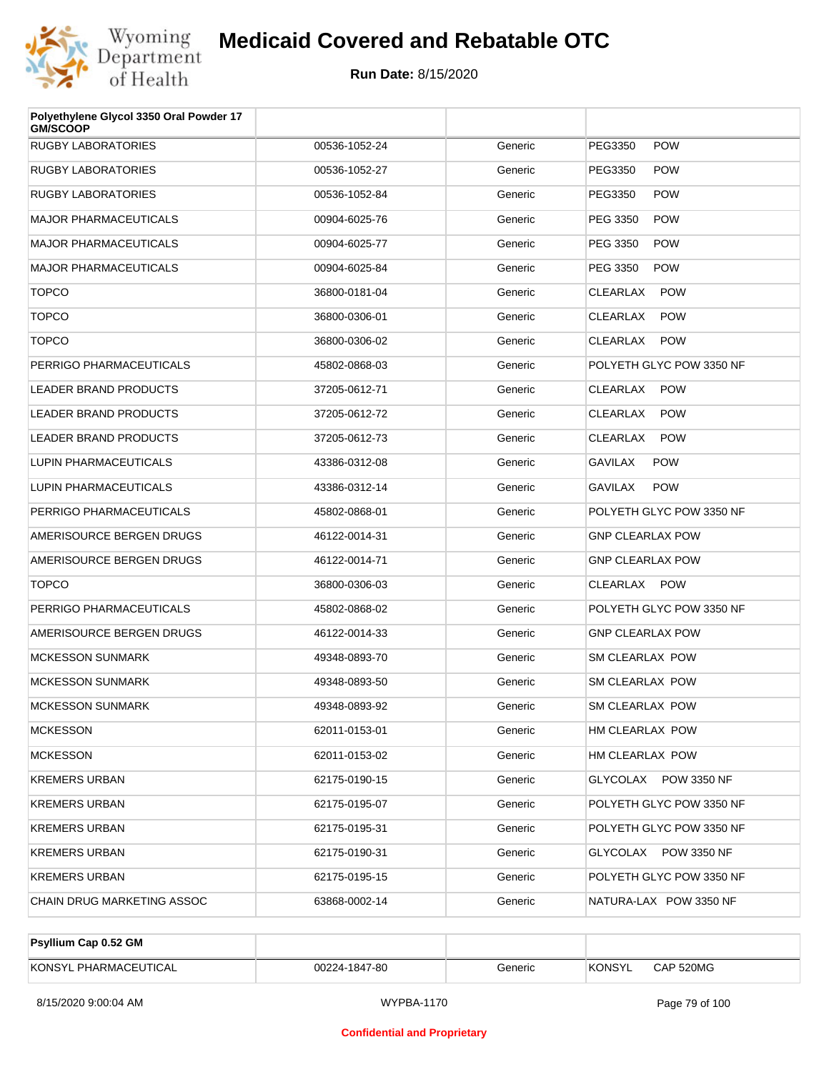# Medicaid Covered and Rebatable OTC

**Run Date:** 8/15/2020

| Polyethylene Glycol 3350 Oral Powder 17 GM/SCOOP | | | |
|---|---|---|---|
| RUGBY LABORATORIES | 00536-1052-24 | Generic | PEG3350 POW |
| RUGBY LABORATORIES | 00536-1052-27 | Generic | PEG3350 POW |
| RUGBY LABORATORIES | 00536-1052-84 | Generic | PEG3350 POW |
| MAJOR PHARMACEUTICALS | 00904-6025-76 | Generic | PEG 3350 POW |
| MAJOR PHARMACEUTICALS | 00904-6025-77 | Generic | PEG 3350 POW |
| MAJOR PHARMACEUTICALS | 00904-6025-84 | Generic | PEG 3350 POW |
| TOPCO | 36800-0181-04 | Generic | CLEARLAX POW |
| TOPCO | 36800-0306-01 | Generic | CLEARLAX POW |
| TOPCO | 36800-0306-02 | Generic | CLEARLAX POW |
| PERRIGO PHARMACEUTICALS | 45802-0868-03 | Generic | POLYETH GLYC POW 3350 NF |
| LEADER BRAND PRODUCTS | 37205-0612-71 | Generic | CLEARLAX POW |
| LEADER BRAND PRODUCTS | 37205-0612-72 | Generic | CLEARLAX POW |
| LEADER BRAND PRODUCTS | 37205-0612-73 | Generic | CLEARLAX POW |
| LUPIN PHARMACEUTICALS | 43386-0312-08 | Generic | GAVILAX POW |
| LUPIN PHARMACEUTICALS | 43386-0312-14 | Generic | GAVILAX POW |
| PERRIGO PHARMACEUTICALS | 45802-0868-01 | Generic | POLYETH GLYC POW 3350 NF |
| AMERISOURCE BERGEN DRUGS | 46122-0014-31 | Generic | GNP CLEARLAX POW |
| AMERISOURCE BERGEN DRUGS | 46122-0014-71 | Generic | GNP CLEARLAX POW |
| TOPCO | 36800-0306-03 | Generic | CLEARLAX POW |
| PERRIGO PHARMACEUTICALS | 45802-0868-02 | Generic | POLYETH GLYC POW 3350 NF |
| AMERISOURCE BERGEN DRUGS | 46122-0014-33 | Generic | GNP CLEARLAX POW |
| MCKESSON SUNMARK | 49348-0893-70 | Generic | SM CLEARLAX POW |
| MCKESSON SUNMARK | 49348-0893-50 | Generic | SM CLEARLAX POW |
| MCKESSON SUNMARK | 49348-0893-92 | Generic | SM CLEARLAX POW |
| MCKESSON | 62011-0153-01 | Generic | HM CLEARLAX POW |
| MCKESSON | 62011-0153-02 | Generic | HM CLEARLAX POW |
| KREMERS URBAN | 62175-0190-15 | Generic | GLYCOLAX POW 3350 NF |
| KREMERS URBAN | 62175-0195-07 | Generic | POLYETH GLYC POW 3350 NF |
| KREMERS URBAN | 62175-0195-31 | Generic | POLYETH GLYC POW 3350 NF |
| KREMERS URBAN | 62175-0190-31 | Generic | GLYCOLAX POW 3350 NF |
| KREMERS URBAN | 62175-0195-15 | Generic | POLYETH GLYC POW 3350 NF |
| CHAIN DRUG MARKETING ASSOC | 63868-0002-14 | Generic | NATURA-LAX POW 3350 NF |

| Psyllium Cap 0.52 GM | | | |
|---|---|---|---|
| KONSYL PHARMACEUTICAL | 00224-1847-80 | Generic | KONSYL CAP 520MG |

8/15/2020 9:00:04 AM WYPBA-1170

Confidential and Proprietary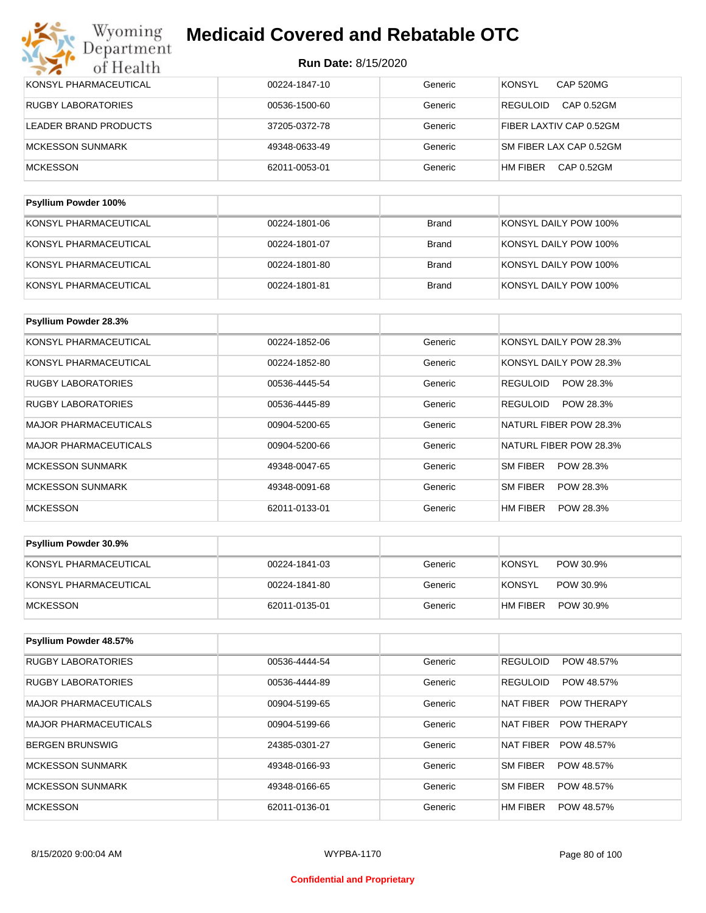# Medicaid Covered and Rebatable OTC

**Run Date:** 8/15/2020

| | | | |
|---|---|---|---|
| KONSYL PHARMACEUTICAL | 00224-1847-10 | Generic | KONSYL CAP 520MG |
| RUGBY LABORATORIES | 00536-1500-60 | Generic | REGULOID CAP 0.52GM |
| LEADER BRAND PRODUCTS | 37205-0372-78 | Generic | FIBER LAXTIV CAP 0.52GM |
| MCKESSON SUNMARK | 49348-0633-49 | Generic | SM FIBER LAX CAP 0.52GM |
| MCKESSON | 62011-0053-01 | Generic | HM FIBER CAP 0.52GM |

| **Psyllium Powder 100%** | | | |
|---|---|---|---|
| KONSYL PHARMACEUTICAL | 00224-1801-06 | Brand | KONSYL DAILY POW 100% |
| KONSYL PHARMACEUTICAL | 00224-1801-07 | Brand | KONSYL DAILY POW 100% |
| KONSYL PHARMACEUTICAL | 00224-1801-80 | Brand | KONSYL DAILY POW 100% |
| KONSYL PHARMACEUTICAL | 00224-1801-81 | Brand | KONSYL DAILY POW 100% |

| **Psyllium Powder 28.3%** | | | |
|---|---|---|---|
| KONSYL PHARMACEUTICAL | 00224-1852-06 | Generic | KONSYL DAILY POW 28.3% |
| KONSYL PHARMACEUTICAL | 00224-1852-80 | Generic | KONSYL DAILY POW 28.3% |
| RUGBY LABORATORIES | 00536-4445-54 | Generic | REGULOID POW 28.3% |
| RUGBY LABORATORIES | 00536-4445-89 | Generic | REGULOID POW 28.3% |
| MAJOR PHARMACEUTICALS | 00904-5200-65 | Generic | NATURL FIBER POW 28.3% |
| MAJOR PHARMACEUTICALS | 00904-5200-66 | Generic | NATURL FIBER POW 28.3% |
| MCKESSON SUNMARK | 49348-0047-65 | Generic | SM FIBER POW 28.3% |
| MCKESSON SUNMARK | 49348-0091-68 | Generic | SM FIBER POW 28.3% |
| MCKESSON | 62011-0133-01 | Generic | HM FIBER POW 28.3% |

| **Psyllium Powder 30.9%** | | | |
|---|---|---|---|
| KONSYL PHARMACEUTICAL | 00224-1841-03 | Generic | KONSYL POW 30.9% |
| KONSYL PHARMACEUTICAL | 00224-1841-80 | Generic | KONSYL POW 30.9% |
| MCKESSON | 62011-0135-01 | Generic | HM FIBER POW 30.9% |

| **Psyllium Powder 48.57%** | | | |
|---|---|---|---|
| RUGBY LABORATORIES | 00536-4444-54 | Generic | REGULOID POW 48.57% |
| RUGBY LABORATORIES | 00536-4444-89 | Generic | REGULOID POW 48.57% |
| MAJOR PHARMACEUTICALS | 00904-5199-65 | Generic | NAT FIBER POW THERAPY |
| MAJOR PHARMACEUTICALS | 00904-5199-66 | Generic | NAT FIBER POW THERAPY |
| BERGEN BRUNSWIG | 24385-0301-27 | Generic | NAT FIBER POW 48.57% |
| MCKESSON SUNMARK | 49348-0166-93 | Generic | SM FIBER POW 48.57% |
| MCKESSON SUNMARK | 49348-0166-65 | Generic | SM FIBER POW 48.57% |
| MCKESSON | 62011-0136-01 | Generic | HM FIBER POW 48.57% |

Confidential and Proprietary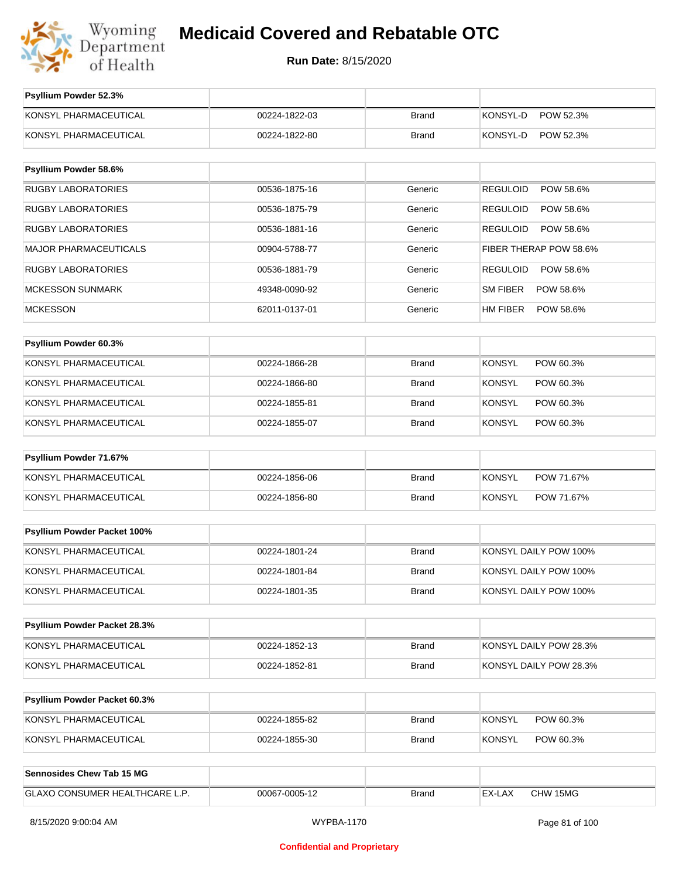# Medicaid Covered and Rebatable OTC

**Run Date:** 8/15/2020

| Psyllium Powder 52.3% | | | |
|---|---|---|---|
| KONSYL PHARMACEUTICAL | 00224-1822-03 | Brand | KONSYL-D POW 52.3% |
| KONSYL PHARMACEUTICAL | 00224-1822-80 | Brand | KONSYL-D POW 52.3% |

| Psyllium Powder 58.6% | | | |
|---|---|---|---|
| RUGBY LABORATORIES | 00536-1875-16 | Generic | REGULOID POW 58.6% |
| RUGBY LABORATORIES | 00536-1875-79 | Generic | REGULOID POW 58.6% |
| RUGBY LABORATORIES | 00536-1881-16 | Generic | REGULOID POW 58.6% |
| MAJOR PHARMACEUTICALS | 00904-5788-77 | Generic | FIBER THERAP POW 58.6% |
| RUGBY LABORATORIES | 00536-1881-79 | Generic | REGULOID POW 58.6% |
| MCKESSON SUNMARK | 49348-0090-92 | Generic | SM FIBER POW 58.6% |
| MCKESSON | 62011-0137-01 | Generic | HM FIBER POW 58.6% |

| Psyllium Powder 60.3% | | | |
|---|---|---|---|
| KONSYL PHARMACEUTICAL | 00224-1866-28 | Brand | KONSYL POW 60.3% |
| KONSYL PHARMACEUTICAL | 00224-1866-80 | Brand | KONSYL POW 60.3% |
| KONSYL PHARMACEUTICAL | 00224-1855-81 | Brand | KONSYL POW 60.3% |
| KONSYL PHARMACEUTICAL | 00224-1855-07 | Brand | KONSYL POW 60.3% |

| Psyllium Powder 71.67% | | | |
|---|---|---|---|
| KONSYL PHARMACEUTICAL | 00224-1856-06 | Brand | KONSYL POW 71.67% |
| KONSYL PHARMACEUTICAL | 00224-1856-80 | Brand | KONSYL POW 71.67% |

| Psyllium Powder Packet 100% | | | |
|---|---|---|---|
| KONSYL PHARMACEUTICAL | 00224-1801-24 | Brand | KONSYL DAILY POW 100% |
| KONSYL PHARMACEUTICAL | 00224-1801-84 | Brand | KONSYL DAILY POW 100% |
| KONSYL PHARMACEUTICAL | 00224-1801-35 | Brand | KONSYL DAILY POW 100% |

| Psyllium Powder Packet 28.3% | | | |
|---|---|---|---|
| KONSYL PHARMACEUTICAL | 00224-1852-13 | Brand | KONSYL DAILY POW 28.3% |
| KONSYL PHARMACEUTICAL | 00224-1852-81 | Brand | KONSYL DAILY POW 28.3% |

| Psyllium Powder Packet 60.3% | | | |
|---|---|---|---|
| KONSYL PHARMACEUTICAL | 00224-1855-82 | Brand | KONSYL POW 60.3% |
| KONSYL PHARMACEUTICAL | 00224-1855-30 | Brand | KONSYL POW 60.3% |

| Sennosides Chew Tab 15 MG | | | |
|---|---|---|---|
| GLAXO CONSUMER HEALTHCARE L.P. | 00067-0005-12 | Brand | EX-LAX CHW 15MG |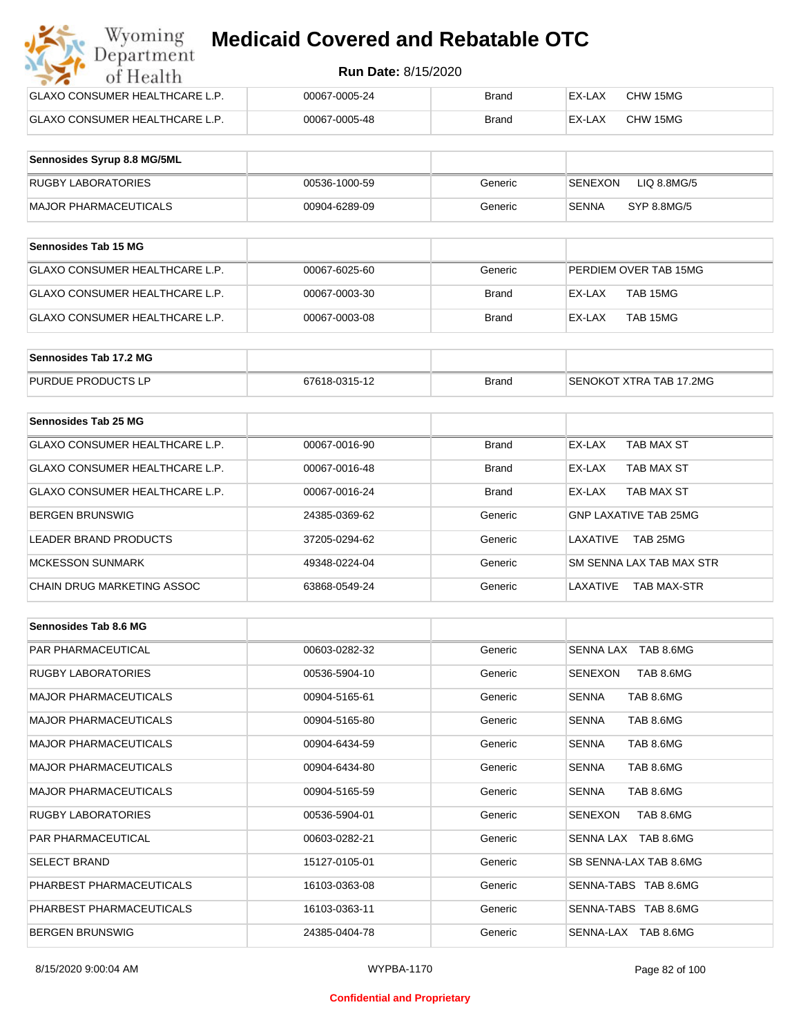| | | | |
|---|---|---|---|
| GLAXO CONSUMER HEALTHCARE L.P. | 00067-0005-24 | Brand | EX-LAX CHW 15MG |
| GLAXO CONSUMER HEALTHCARE L.P. | 00067-0005-48 | Brand | EX-LAX CHW 15MG |

| **Sennosides Syrup 8.8 MG/5ML** | | | |
|---|---|---|---|
| RUGBY LABORATORIES | 00536-1000-59 | Generic | SENEXON LIQ 8.8MG/5 |
| MAJOR PHARMACEUTICALS | 00904-6289-09 | Generic | SENNA SYP 8.8MG/5 |

| **Sennosides Tab 15 MG** | | | |
|---|---|---|---|
| GLAXO CONSUMER HEALTHCARE L.P. | 00067-6025-60 | Generic | PERDIEM OVER TAB 15MG |
| GLAXO CONSUMER HEALTHCARE L.P. | 00067-0003-30 | Brand | EX-LAX TAB 15MG |
| GLAXO CONSUMER HEALTHCARE L.P. | 00067-0003-08 | Brand | EX-LAX TAB 15MG |

| **Sennosides Tab 17.2 MG** | | | |
|---|---|---|---|
| PURDUE PRODUCTS LP | 67618-0315-12 | Brand | SENOKOT XTRA TAB 17.2MG |

| **Sennosides Tab 25 MG** | | | |
|---|---|---|---|
| GLAXO CONSUMER HEALTHCARE L.P. | 00067-0016-90 | Brand | EX-LAX TAB MAX ST |
| GLAXO CONSUMER HEALTHCARE L.P. | 00067-0016-48 | Brand | EX-LAX TAB MAX ST |
| GLAXO CONSUMER HEALTHCARE L.P. | 00067-0016-24 | Brand | EX-LAX TAB MAX ST |
| BERGEN BRUNSWIG | 24385-0369-62 | Generic | GNP LAXATIVE TAB 25MG |
| LEADER BRAND PRODUCTS | 37205-0294-62 | Generic | LAXATIVE TAB 25MG |
| MCKESSON SUNMARK | 49348-0224-04 | Generic | SM SENNA LAX TAB MAX STR |
| CHAIN DRUG MARKETING ASSOC | 63868-0549-24 | Generic | LAXATIVE TAB MAX-STR |

| **Sennosides Tab 8.6 MG** | | | |
|---|---|---|---|
| PAR PHARMACEUTICAL | 00603-0282-32 | Generic | SENNA LAX TAB 8.6MG |
| RUGBY LABORATORIES | 00536-5904-10 | Generic | SENEXON TAB 8.6MG |
| MAJOR PHARMACEUTICALS | 00904-5165-61 | Generic | SENNA TAB 8.6MG |
| MAJOR PHARMACEUTICALS | 00904-5165-80 | Generic | SENNA TAB 8.6MG |
| MAJOR PHARMACEUTICALS | 00904-6434-59 | Generic | SENNA TAB 8.6MG |
| MAJOR PHARMACEUTICALS | 00904-6434-80 | Generic | SENNA TAB 8.6MG |
| MAJOR PHARMACEUTICALS | 00904-5165-59 | Generic | SENNA TAB 8.6MG |
| RUGBY LABORATORIES | 00536-5904-01 | Generic | SENEXON TAB 8.6MG |
| PAR PHARMACEUTICAL | 00603-0282-21 | Generic | SENNA LAX TAB 8.6MG |
| SELECT BRAND | 15127-0105-01 | Generic | SB SENNA-LAX TAB 8.6MG |
| PHARBEST PHARMACEUTICALS | 16103-0363-08 | Generic | SENNA-TABS TAB 8.6MG |
| PHARBEST PHARMACEUTICALS | 16103-0363-11 | Generic | SENNA-TABS TAB 8.6MG |
| BERGEN BRUNSWIG | 24385-0404-78 | Generic | SENNA-LAX TAB 8.6MG |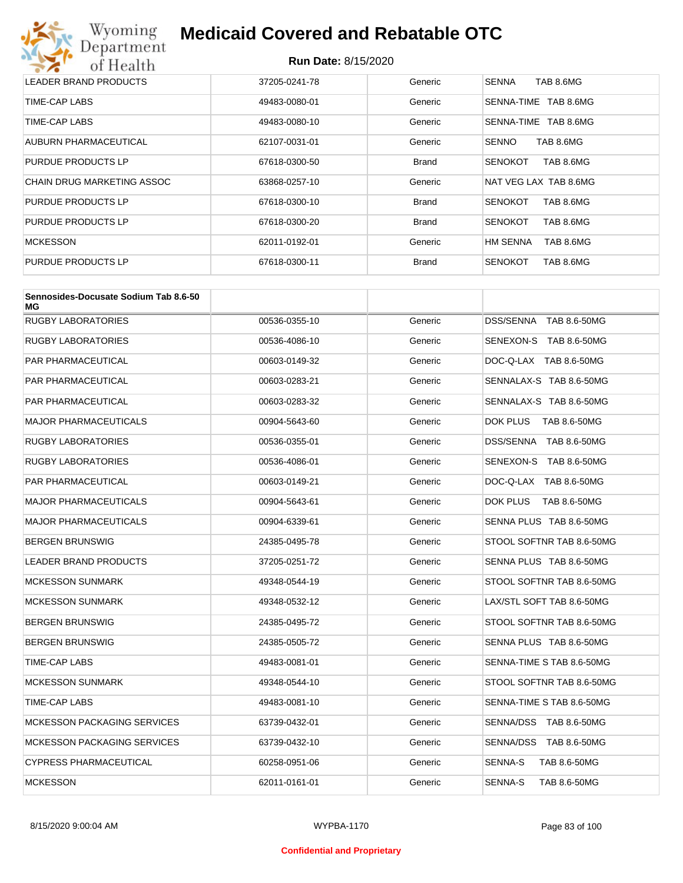| | | | |
|---|---|---|---|
| LEADER BRAND PRODUCTS | 37205-0241-78 | Generic | SENNA TAB 8.6MG |
| TIME-CAP LABS | 49483-0080-01 | Generic | SENNA-TIME TAB 8.6MG |
| TIME-CAP LABS | 49483-0080-10 | Generic | SENNA-TIME TAB 8.6MG |
| AUBURN PHARMACEUTICAL | 62107-0031-01 | Generic | SENNO TAB 8.6MG |
| PURDUE PRODUCTS LP | 67618-0300-50 | Brand | SENOKOT TAB 8.6MG |
| CHAIN DRUG MARKETING ASSOC | 63868-0257-10 | Generic | NAT VEG LAX TAB 8.6MG |
| PURDUE PRODUCTS LP | 67618-0300-10 | Brand | SENOKOT TAB 8.6MG |
| PURDUE PRODUCTS LP | 67618-0300-20 | Brand | SENOKOT TAB 8.6MG |
| MCKESSON | 62011-0192-01 | Generic | HM SENNA TAB 8.6MG |
| PURDUE PRODUCTS LP | 67618-0300-11 | Brand | SENOKOT TAB 8.6MG |

| Sennosides-Docusate Sodium Tab 8.6-50 MG | | | |
|---|---|---|---|
| RUGBY LABORATORIES | 00536-0355-10 | Generic | DSS/SENNA TAB 8.6-50MG |
| RUGBY LABORATORIES | 00536-4086-10 | Generic | SENEXON-S TAB 8.6-50MG |
| PAR PHARMACEUTICAL | 00603-0149-32 | Generic | DOC-Q-LAX TAB 8.6-50MG |
| PAR PHARMACEUTICAL | 00603-0283-21 | Generic | SENNALAX-S TAB 8.6-50MG |
| PAR PHARMACEUTICAL | 00603-0283-32 | Generic | SENNALAX-S TAB 8.6-50MG |
| MAJOR PHARMACEUTICALS | 00904-5643-60 | Generic | DOK PLUS TAB 8.6-50MG |
| RUGBY LABORATORIES | 00536-0355-01 | Generic | DSS/SENNA TAB 8.6-50MG |
| RUGBY LABORATORIES | 00536-4086-01 | Generic | SENEXON-S TAB 8.6-50MG |
| PAR PHARMACEUTICAL | 00603-0149-21 | Generic | DOC-Q-LAX TAB 8.6-50MG |
| MAJOR PHARMACEUTICALS | 00904-5643-61 | Generic | DOK PLUS TAB 8.6-50MG |
| MAJOR PHARMACEUTICALS | 00904-6339-61 | Generic | SENNA PLUS TAB 8.6-50MG |
| BERGEN BRUNSWIG | 24385-0495-78 | Generic | STOOL SOFTNR TAB 8.6-50MG |
| LEADER BRAND PRODUCTS | 37205-0251-72 | Generic | SENNA PLUS TAB 8.6-50MG |
| MCKESSON SUNMARK | 49348-0544-19 | Generic | STOOL SOFTNR TAB 8.6-50MG |
| MCKESSON SUNMARK | 49348-0532-12 | Generic | LAX/STL SOFT TAB 8.6-50MG |
| BERGEN BRUNSWIG | 24385-0495-72 | Generic | STOOL SOFTNR TAB 8.6-50MG |
| BERGEN BRUNSWIG | 24385-0505-72 | Generic | SENNA PLUS TAB 8.6-50MG |
| TIME-CAP LABS | 49483-0081-01 | Generic | SENNA-TIME S TAB 8.6-50MG |
| MCKESSON SUNMARK | 49348-0544-10 | Generic | STOOL SOFTNR TAB 8.6-50MG |
| TIME-CAP LABS | 49483-0081-10 | Generic | SENNA-TIME S TAB 8.6-50MG |
| MCKESSON PACKAGING SERVICES | 63739-0432-01 | Generic | SENNA/DSS TAB 8.6-50MG |
| MCKESSON PACKAGING SERVICES | 63739-0432-10 | Generic | SENNA/DSS TAB 8.6-50MG |
| CYPRESS PHARMACEUTICAL | 60258-0951-06 | Generic | SENNA-S TAB 8.6-50MG |
| MCKESSON | 62011-0161-01 | Generic | SENNA-S TAB 8.6-50MG |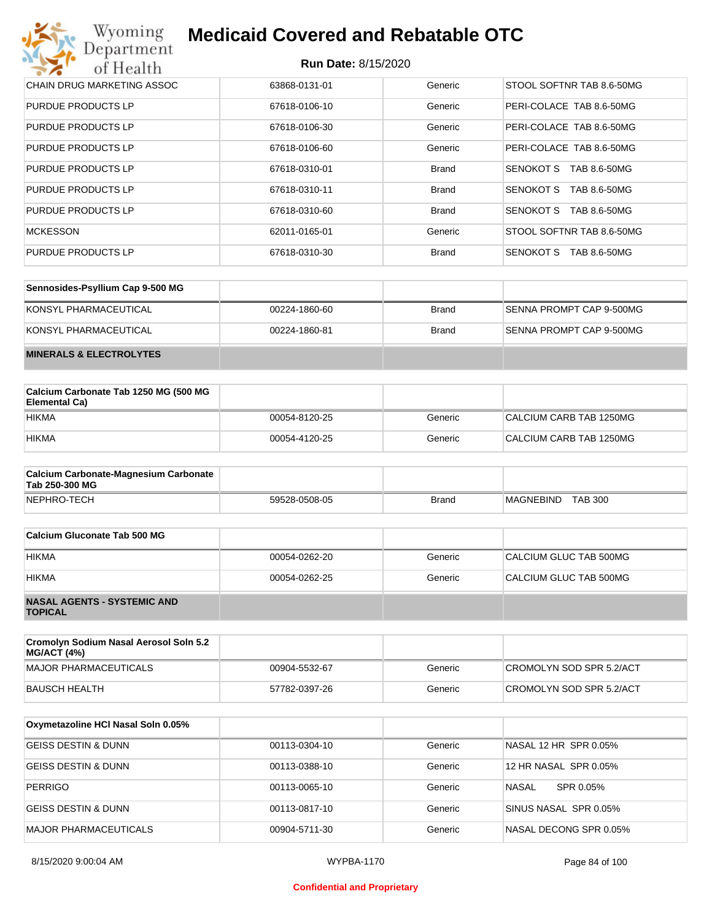| | | | |
|---|---|---|---|
| CHAIN DRUG MARKETING ASSOC | 63868-0131-01 | Generic | STOOL SOFTNR TAB 8.6-50MG |
| PURDUE PRODUCTS LP | 67618-0106-10 | Generic | PERI-COLACE TAB 8.6-50MG |
| PURDUE PRODUCTS LP | 67618-0106-30 | Generic | PERI-COLACE TAB 8.6-50MG |
| PURDUE PRODUCTS LP | 67618-0106-60 | Generic | PERI-COLACE TAB 8.6-50MG |
| PURDUE PRODUCTS LP | 67618-0310-01 | Brand | SENOKOT S TAB 8.6-50MG |
| PURDUE PRODUCTS LP | 67618-0310-11 | Brand | SENOKOT S TAB 8.6-50MG |
| PURDUE PRODUCTS LP | 67618-0310-60 | Brand | SENOKOT S TAB 8.6-50MG |
| MCKESSON | 62011-0165-01 | Generic | STOOL SOFTNR TAB 8.6-50MG |
| PURDUE PRODUCTS LP | 67618-0310-30 | Brand | SENOKOT S TAB 8.6-50MG |

| Sennosides-Psyllium Cap 9-500 MG | | | |
|---|---|---|---|
| KONSYL PHARMACEUTICAL | 00224-1860-60 | Brand | SENNA PROMPT CAP 9-500MG |
| KONSYL PHARMACEUTICAL | 00224-1860-81 | Brand | SENNA PROMPT CAP 9-500MG |

**MINERALS & ELECTROLYTES**

| Calcium Carbonate Tab 1250 MG (500 MG Elemental Ca) | | | |
|---|---|---|---|
| HIKMA | 00054-8120-25 | Generic | CALCIUM CARB TAB 1250MG |
| HIKMA | 00054-4120-25 | Generic | CALCIUM CARB TAB 1250MG |

| Calcium Carbonate-Magnesium Carbonate Tab 250-300 MG | | | |
|---|---|---|---|
| NEPHRO-TECH | 59528-0508-05 | Brand | MAGNEBIND TAB 300 |

| Calcium Gluconate Tab 500 MG | | | |
|---|---|---|---|
| HIKMA | 00054-0262-20 | Generic | CALCIUM GLUC TAB 500MG |
| HIKMA | 00054-0262-25 | Generic | CALCIUM GLUC TAB 500MG |

**NASAL AGENTS - SYSTEMIC AND TOPICAL**

| Cromolyn Sodium Nasal Aerosol Soln 5.2 MG/ACT (4%) | | | |
|---|---|---|---|
| MAJOR PHARMACEUTICALS | 00904-5532-67 | Generic | CROMOLYN SOD SPR 5.2/ACT |
| BAUSCH HEALTH | 57782-0397-26 | Generic | CROMOLYN SOD SPR 5.2/ACT |

| Oxymetazoline HCl Nasal Soln 0.05% | | | |
|---|---|---|---|
| GEISS DESTIN & DUNN | 00113-0304-10 | Generic | NASAL 12 HR SPR 0.05% |
| GEISS DESTIN & DUNN | 00113-0388-10 | Generic | 12 HR NASAL SPR 0.05% |
| PERRIGO | 00113-0065-10 | Generic | NASAL SPR 0.05% |
| GEISS DESTIN & DUNN | 00113-0817-10 | Generic | SINUS NASAL SPR 0.05% |
| MAJOR PHARMACEUTICALS | 00904-5711-30 | Generic | NASAL DECONG SPR 0.05% |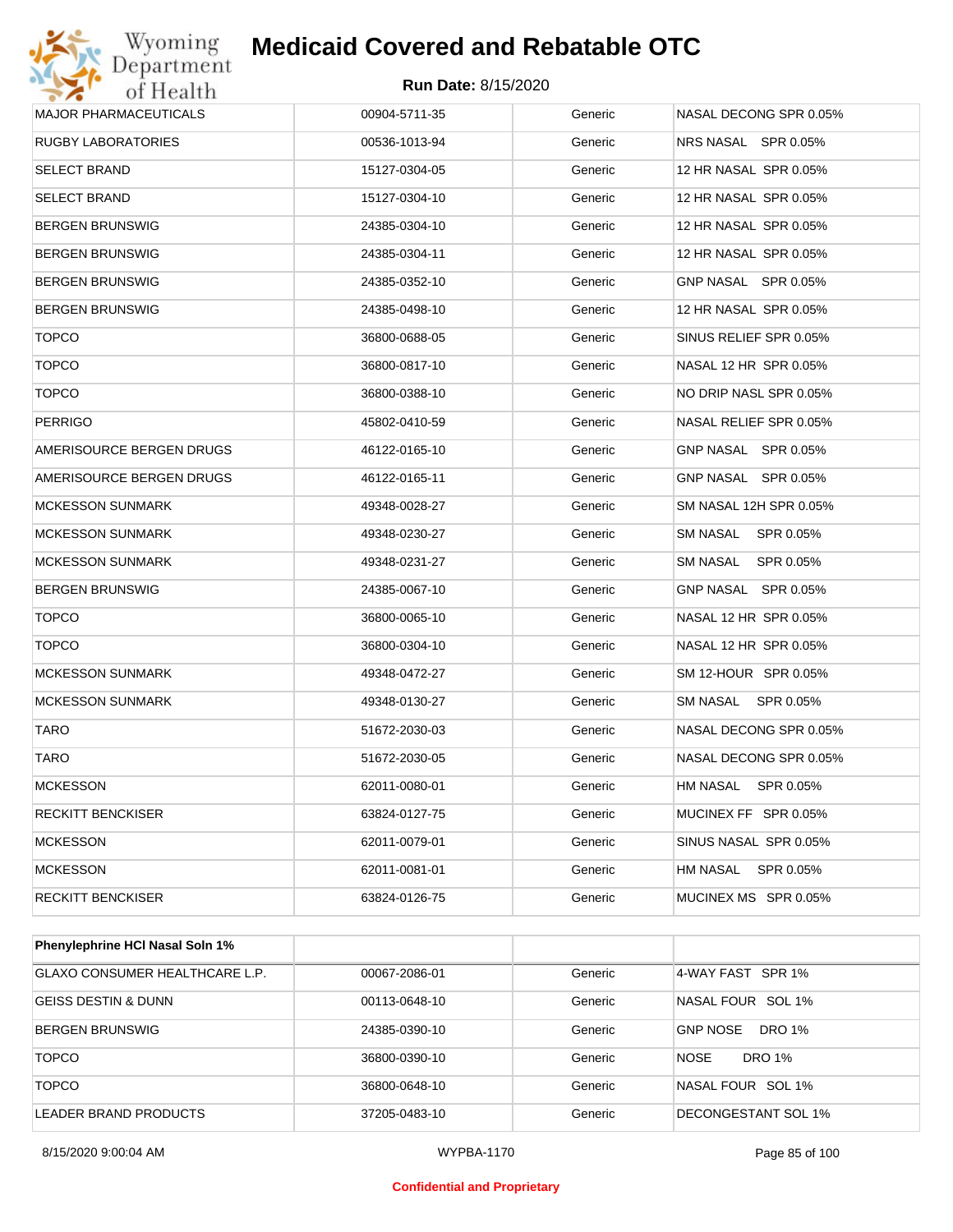| | | | |
|---|---|---|---|
| MAJOR PHARMACEUTICALS | 00904-5711-35 | Generic | NASAL DECONG SPR 0.05% |
| RUGBY LABORATORIES | 00536-1013-94 | Generic | NRS NASAL SPR 0.05% |
| SELECT BRAND | 15127-0304-05 | Generic | 12 HR NASAL SPR 0.05% |
| SELECT BRAND | 15127-0304-10 | Generic | 12 HR NASAL SPR 0.05% |
| BERGEN BRUNSWIG | 24385-0304-10 | Generic | 12 HR NASAL SPR 0.05% |
| BERGEN BRUNSWIG | 24385-0304-11 | Generic | 12 HR NASAL SPR 0.05% |
| BERGEN BRUNSWIG | 24385-0352-10 | Generic | GNP NASAL SPR 0.05% |
| BERGEN BRUNSWIG | 24385-0498-10 | Generic | 12 HR NASAL SPR 0.05% |
| TOPCO | 36800-0688-05 | Generic | SINUS RELIEF SPR 0.05% |
| TOPCO | 36800-0817-10 | Generic | NASAL 12 HR SPR 0.05% |
| TOPCO | 36800-0388-10 | Generic | NO DRIP NASL SPR 0.05% |
| PERRIGO | 45802-0410-59 | Generic | NASAL RELIEF SPR 0.05% |
| AMERISOURCE BERGEN DRUGS | 46122-0165-10 | Generic | GNP NASAL SPR 0.05% |
| AMERISOURCE BERGEN DRUGS | 46122-0165-11 | Generic | GNP NASAL SPR 0.05% |
| MCKESSON SUNMARK | 49348-0028-27 | Generic | SM NASAL 12H SPR 0.05% |
| MCKESSON SUNMARK | 49348-0230-27 | Generic | SM NASAL SPR 0.05% |
| MCKESSON SUNMARK | 49348-0231-27 | Generic | SM NASAL SPR 0.05% |
| BERGEN BRUNSWIG | 24385-0067-10 | Generic | GNP NASAL SPR 0.05% |
| TOPCO | 36800-0065-10 | Generic | NASAL 12 HR SPR 0.05% |
| TOPCO | 36800-0304-10 | Generic | NASAL 12 HR SPR 0.05% |
| MCKESSON SUNMARK | 49348-0472-27 | Generic | SM 12-HOUR SPR 0.05% |
| MCKESSON SUNMARK | 49348-0130-27 | Generic | SM NASAL SPR 0.05% |
| TARO | 51672-2030-03 | Generic | NASAL DECONG SPR 0.05% |
| TARO | 51672-2030-05 | Generic | NASAL DECONG SPR 0.05% |
| MCKESSON | 62011-0080-01 | Generic | HM NASAL SPR 0.05% |
| RECKITT BENCKISER | 63824-0127-75 | Generic | MUCINEX FF SPR 0.05% |
| MCKESSON | 62011-0079-01 | Generic | SINUS NASAL SPR 0.05% |
| MCKESSON | 62011-0081-01 | Generic | HM NASAL SPR 0.05% |
| RECKITT BENCKISER | 63824-0126-75 | Generic | MUCINEX MS SPR 0.05% |

| **Phenylephrine HCl Nasal Soln 1%** | | | |
|---|---|---|---|
| GLAXO CONSUMER HEALTHCARE L.P. | 00067-2086-01 | Generic | 4-WAY FAST SPR 1% |
| GEISS DESTIN & DUNN | 00113-0648-10 | Generic | NASAL FOUR SOL 1% |
| BERGEN BRUNSWIG | 24385-0390-10 | Generic | GNP NOSE DRO 1% |
| TOPCO | 36800-0390-10 | Generic | NOSE DRO 1% |
| TOPCO | 36800-0648-10 | Generic | NASAL FOUR SOL 1% |
| LEADER BRAND PRODUCTS | 37205-0483-10 | Generic | DECONGESTANT SOL 1% |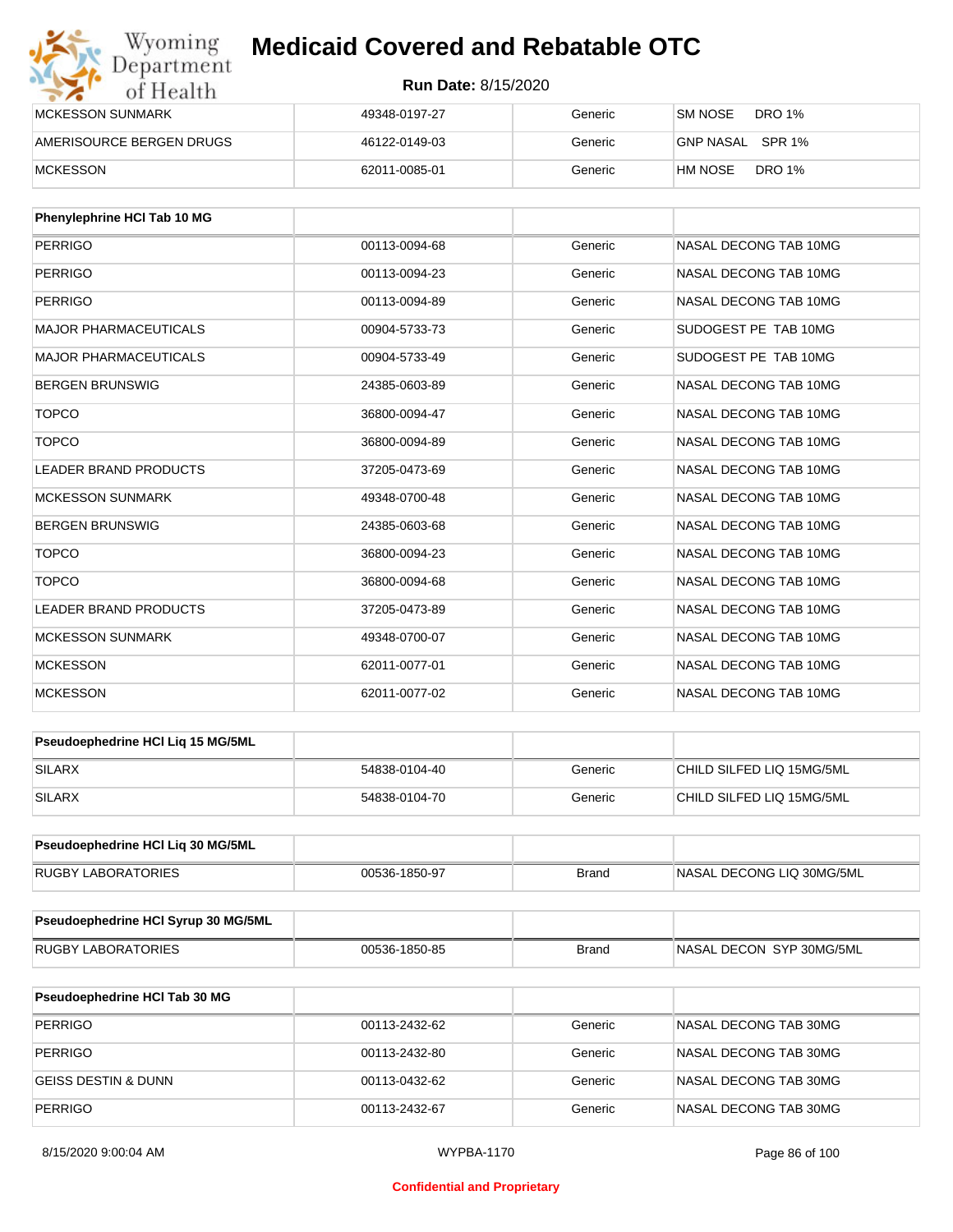| MCKESSON SUNMARK | 49348-0197-27 | Generic | SM NOSE DRO 1% |
|---|---|---|---|
| AMERISOURCE BERGEN DRUGS | 46122-0149-03 | Generic | GNP NASAL SPR 1% |
| MCKESSON | 62011-0085-01 | Generic | HM NOSE DRO 1% |

| Phenylephrine HCl Tab 10 MG | | | |
|---|---|---|---|
| PERRIGO | 00113-0094-68 | Generic | NASAL DECONG TAB 10MG |
| PERRIGO | 00113-0094-23 | Generic | NASAL DECONG TAB 10MG |
| PERRIGO | 00113-0094-89 | Generic | NASAL DECONG TAB 10MG |
| MAJOR PHARMACEUTICALS | 00904-5733-73 | Generic | SUDOGEST PE TAB 10MG |
| MAJOR PHARMACEUTICALS | 00904-5733-49 | Generic | SUDOGEST PE TAB 10MG |
| BERGEN BRUNSWIG | 24385-0603-89 | Generic | NASAL DECONG TAB 10MG |
| TOPCO | 36800-0094-47 | Generic | NASAL DECONG TAB 10MG |
| TOPCO | 36800-0094-89 | Generic | NASAL DECONG TAB 10MG |
| LEADER BRAND PRODUCTS | 37205-0473-69 | Generic | NASAL DECONG TAB 10MG |
| MCKESSON SUNMARK | 49348-0700-48 | Generic | NASAL DECONG TAB 10MG |
| BERGEN BRUNSWIG | 24385-0603-68 | Generic | NASAL DECONG TAB 10MG |
| TOPCO | 36800-0094-23 | Generic | NASAL DECONG TAB 10MG |
| TOPCO | 36800-0094-68 | Generic | NASAL DECONG TAB 10MG |
| LEADER BRAND PRODUCTS | 37205-0473-89 | Generic | NASAL DECONG TAB 10MG |
| MCKESSON SUNMARK | 49348-0700-07 | Generic | NASAL DECONG TAB 10MG |
| MCKESSON | 62011-0077-01 | Generic | NASAL DECONG TAB 10MG |
| MCKESSON | 62011-0077-02 | Generic | NASAL DECONG TAB 10MG |

| Pseudoephedrine HCl Liq 15 MG/5ML | | | |
|---|---|---|---|
| SILARX | 54838-0104-40 | Generic | CHILD SILFED LIQ 15MG/5ML |
| SILARX | 54838-0104-70 | Generic | CHILD SILFED LIQ 15MG/5ML |

| Pseudoephedrine HCl Liq 30 MG/5ML | | | |
|---|---|---|---|
| RUGBY LABORATORIES | 00536-1850-97 | Brand | NASAL DECONG LIQ 30MG/5ML |

| Pseudoephedrine HCl Syrup 30 MG/5ML | | | |
|---|---|---|---|
| RUGBY LABORATORIES | 00536-1850-85 | Brand | NASAL DECON SYP 30MG/5ML |

| Pseudoephedrine HCl Tab 30 MG | | | |
|---|---|---|---|
| PERRIGO | 00113-2432-62 | Generic | NASAL DECONG TAB 30MG |
| PERRIGO | 00113-2432-80 | Generic | NASAL DECONG TAB 30MG |
| GEISS DESTIN & DUNN | 00113-0432-62 | Generic | NASAL DECONG TAB 30MG |
| PERRIGO | 00113-2432-67 | Generic | NASAL DECONG TAB 30MG |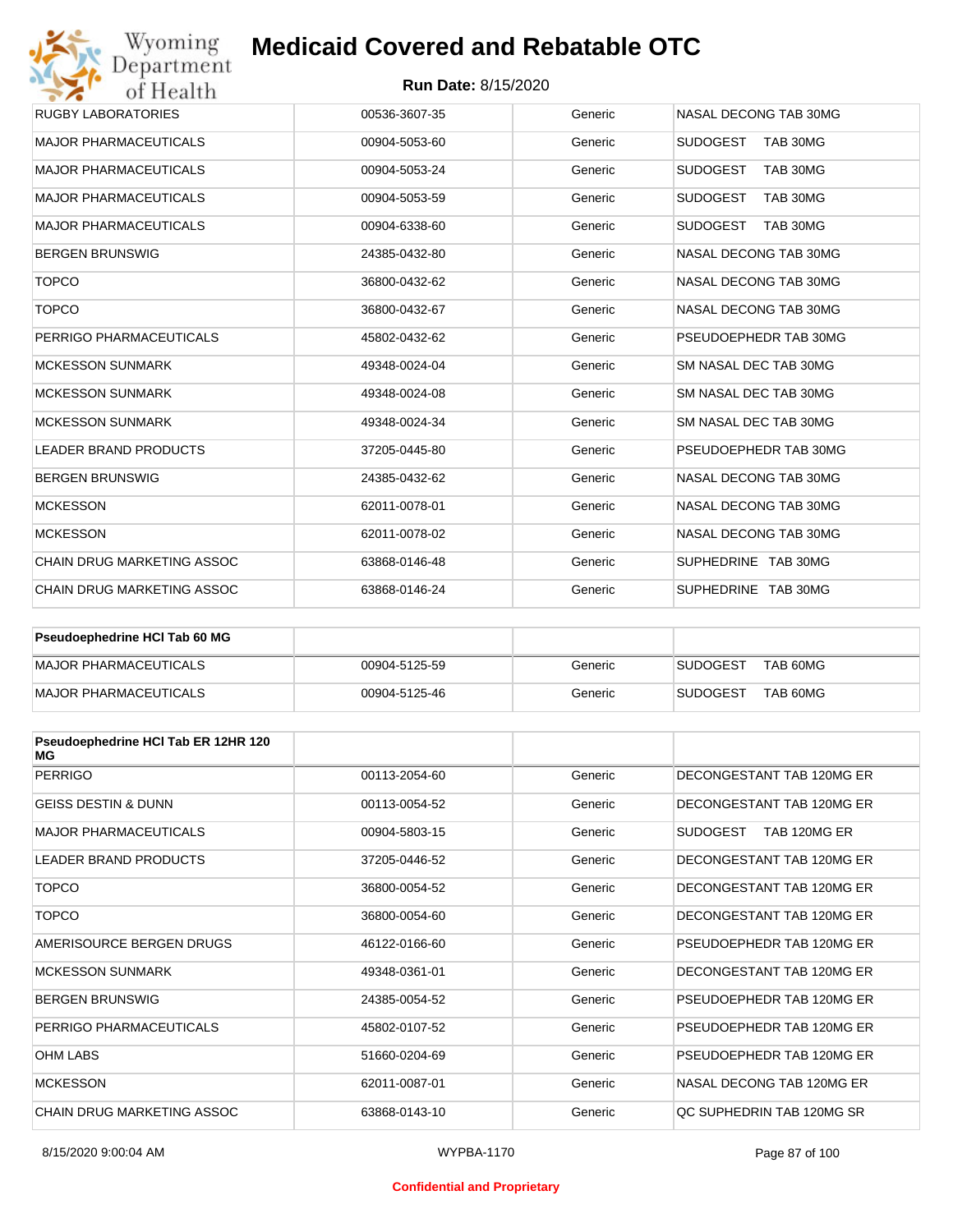| | | | |
|---|---|---|---|
| RUGBY LABORATORIES | 00536-3607-35 | Generic | NASAL DECONG TAB 30MG |
| MAJOR PHARMACEUTICALS | 00904-5053-60 | Generic | SUDOGEST TAB 30MG |
| MAJOR PHARMACEUTICALS | 00904-5053-24 | Generic | SUDOGEST TAB 30MG |
| MAJOR PHARMACEUTICALS | 00904-5053-59 | Generic | SUDOGEST TAB 30MG |
| MAJOR PHARMACEUTICALS | 00904-6338-60 | Generic | SUDOGEST TAB 30MG |
| BERGEN BRUNSWIG | 24385-0432-80 | Generic | NASAL DECONG TAB 30MG |
| TOPCO | 36800-0432-62 | Generic | NASAL DECONG TAB 30MG |
| TOPCO | 36800-0432-67 | Generic | NASAL DECONG TAB 30MG |
| PERRIGO PHARMACEUTICALS | 45802-0432-62 | Generic | PSEUDOEPHEDR TAB 30MG |
| MCKESSON SUNMARK | 49348-0024-04 | Generic | SM NASAL DEC TAB 30MG |
| MCKESSON SUNMARK | 49348-0024-08 | Generic | SM NASAL DEC TAB 30MG |
| MCKESSON SUNMARK | 49348-0024-34 | Generic | SM NASAL DEC TAB 30MG |
| LEADER BRAND PRODUCTS | 37205-0445-80 | Generic | PSEUDOEPHEDR TAB 30MG |
| BERGEN BRUNSWIG | 24385-0432-62 | Generic | NASAL DECONG TAB 30MG |
| MCKESSON | 62011-0078-01 | Generic | NASAL DECONG TAB 30MG |
| MCKESSON | 62011-0078-02 | Generic | NASAL DECONG TAB 30MG |
| CHAIN DRUG MARKETING ASSOC | 63868-0146-48 | Generic | SUPHEDRINE TAB 30MG |
| CHAIN DRUG MARKETING ASSOC | 63868-0146-24 | Generic | SUPHEDRINE TAB 30MG |

| **Pseudoephedrine HCl Tab 60 MG** | | | |
|---|---|---|---|
| MAJOR PHARMACEUTICALS | 00904-5125-59 | Generic | SUDOGEST TAB 60MG |
| MAJOR PHARMACEUTICALS | 00904-5125-46 | Generic | SUDOGEST TAB 60MG |

| **Pseudoephedrine HCl Tab ER 12HR 120 MG** | | | |
|---|---|---|---|
| PERRIGO | 00113-2054-60 | Generic | DECONGESTANT TAB 120MG ER |
| GEISS DESTIN & DUNN | 00113-0054-52 | Generic | DECONGESTANT TAB 120MG ER |
| MAJOR PHARMACEUTICALS | 00904-5803-15 | Generic | SUDOGEST TAB 120MG ER |
| LEADER BRAND PRODUCTS | 37205-0446-52 | Generic | DECONGESTANT TAB 120MG ER |
| TOPCO | 36800-0054-52 | Generic | DECONGESTANT TAB 120MG ER |
| TOPCO | 36800-0054-60 | Generic | DECONGESTANT TAB 120MG ER |
| AMERISOURCE BERGEN DRUGS | 46122-0166-60 | Generic | PSEUDOEPHEDR TAB 120MG ER |
| MCKESSON SUNMARK | 49348-0361-01 | Generic | DECONGESTANT TAB 120MG ER |
| BERGEN BRUNSWIG | 24385-0054-52 | Generic | PSEUDOEPHEDR TAB 120MG ER |
| PERRIGO PHARMACEUTICALS | 45802-0107-52 | Generic | PSEUDOEPHEDR TAB 120MG ER |
| OHM LABS | 51660-0204-69 | Generic | PSEUDOEPHEDR TAB 120MG ER |
| MCKESSON | 62011-0087-01 | Generic | NASAL DECONG TAB 120MG ER |
| CHAIN DRUG MARKETING ASSOC | 63868-0143-10 | Generic | QC SUPHEDRIN TAB 120MG SR |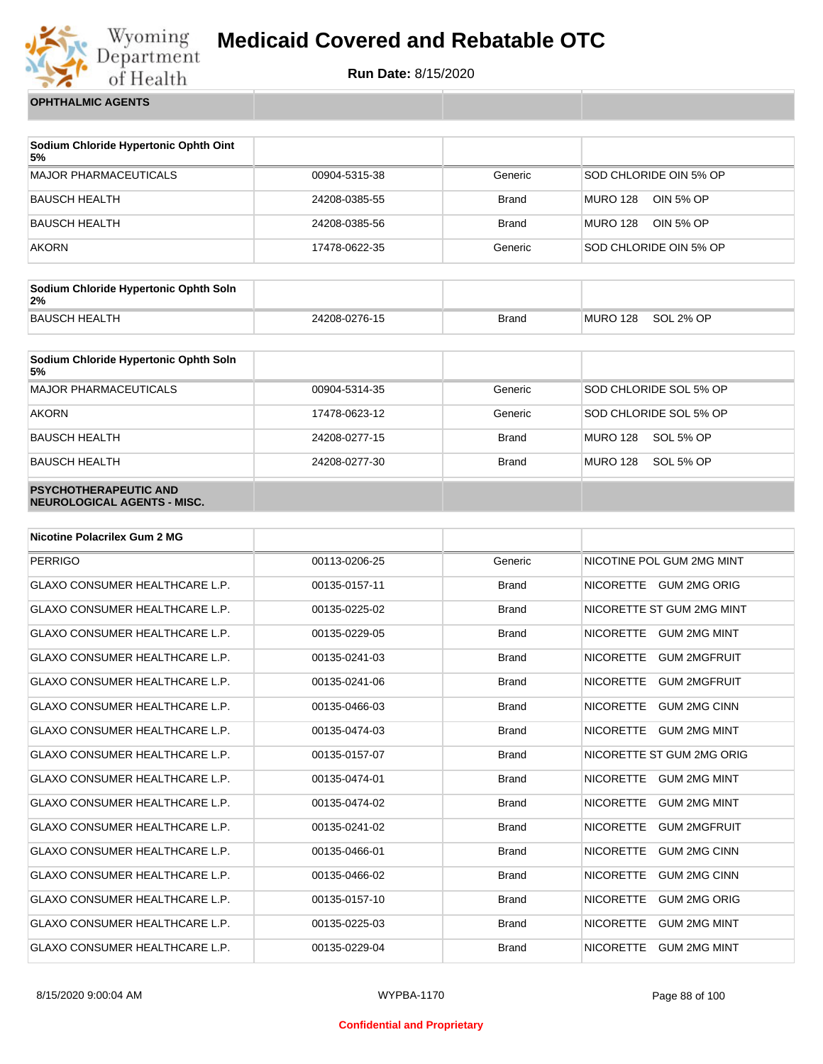# Medicaid Covered and Rebatable OTC

**Run Date:** 8/15/2020

**OPHTHALMIC AGENTS**

| Sodium Chloride Hypertonic Ophth Oint 5% | | | |
|---|---|---|---|
| MAJOR PHARMACEUTICALS | 00904-5315-38 | Generic | SOD CHLORIDE OIN 5% OP |
| BAUSCH HEALTH | 24208-0385-55 | Brand | MURO 128 OIN 5% OP |
| BAUSCH HEALTH | 24208-0385-56 | Brand | MURO 128 OIN 5% OP |
| AKORN | 17478-0622-35 | Generic | SOD CHLORIDE OIN 5% OP |

| Sodium Chloride Hypertonic Ophth Soln 2% | | | |
|---|---|---|---|
| BAUSCH HEALTH | 24208-0276-15 | Brand | MURO 128 SOL 2% OP |

| Sodium Chloride Hypertonic Ophth Soln 5% | | | |
|---|---|---|---|
| MAJOR PHARMACEUTICALS | 00904-5314-35 | Generic | SOD CHLORIDE SOL 5% OP |
| AKORN | 17478-0623-12 | Generic | SOD CHLORIDE SOL 5% OP |
| BAUSCH HEALTH | 24208-0277-15 | Brand | MURO 128 SOL 5% OP |
| BAUSCH HEALTH | 24208-0277-30 | Brand | MURO 128 SOL 5% OP |

**PSYCHOTHERAPEUTIC AND NEUROLOGICAL AGENTS - MISC.**

| Nicotine Polacrilex Gum 2 MG | | | |
|---|---|---|---|
| PERRIGO | 00113-0206-25 | Generic | NICOTINE POL GUM 2MG MINT |
| GLAXO CONSUMER HEALTHCARE L.P. | 00135-0157-11 | Brand | NICORETTE GUM 2MG ORIG |
| GLAXO CONSUMER HEALTHCARE L.P. | 00135-0225-02 | Brand | NICORETTE ST GUM 2MG MINT |
| GLAXO CONSUMER HEALTHCARE L.P. | 00135-0229-05 | Brand | NICORETTE GUM 2MG MINT |
| GLAXO CONSUMER HEALTHCARE L.P. | 00135-0241-03 | Brand | NICORETTE GUM 2MGFRUIT |
| GLAXO CONSUMER HEALTHCARE L.P. | 00135-0241-06 | Brand | NICORETTE GUM 2MGFRUIT |
| GLAXO CONSUMER HEALTHCARE L.P. | 00135-0466-03 | Brand | NICORETTE GUM 2MG CINN |
| GLAXO CONSUMER HEALTHCARE L.P. | 00135-0474-03 | Brand | NICORETTE GUM 2MG MINT |
| GLAXO CONSUMER HEALTHCARE L.P. | 00135-0157-07 | Brand | NICORETTE ST GUM 2MG ORIG |
| GLAXO CONSUMER HEALTHCARE L.P. | 00135-0474-01 | Brand | NICORETTE GUM 2MG MINT |
| GLAXO CONSUMER HEALTHCARE L.P. | 00135-0474-02 | Brand | NICORETTE GUM 2MG MINT |
| GLAXO CONSUMER HEALTHCARE L.P. | 00135-0241-02 | Brand | NICORETTE GUM 2MGFRUIT |
| GLAXO CONSUMER HEALTHCARE L.P. | 00135-0466-01 | Brand | NICORETTE GUM 2MG CINN |
| GLAXO CONSUMER HEALTHCARE L.P. | 00135-0466-02 | Brand | NICORETTE GUM 2MG CINN |
| GLAXO CONSUMER HEALTHCARE L.P. | 00135-0157-10 | Brand | NICORETTE GUM 2MG ORIG |
| GLAXO CONSUMER HEALTHCARE L.P. | 00135-0225-03 | Brand | NICORETTE GUM 2MG MINT |
| GLAXO CONSUMER HEALTHCARE L.P. | 00135-0229-04 | Brand | NICORETTE GUM 2MG MINT |

Confidential and Proprietary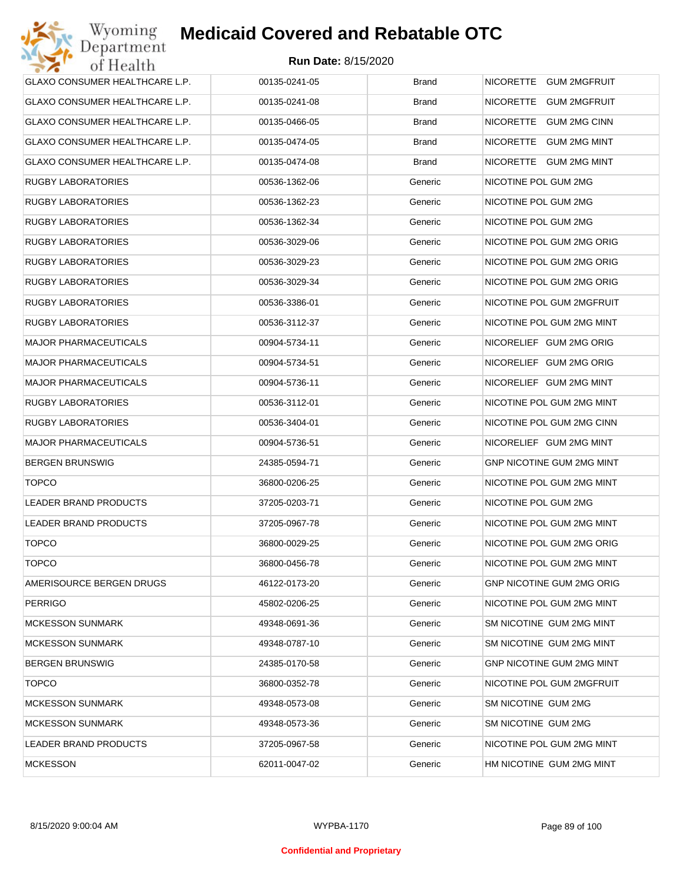| GLAXO CONSUMER HEALTHCARE L.P. | 00135-0241-05 | Brand | NICORETTE GUM 2MGFRUIT |
|---|---|---|---|
| GLAXO CONSUMER HEALTHCARE L.P. | 00135-0241-08 | Brand | NICORETTE GUM 2MGFRUIT |
| GLAXO CONSUMER HEALTHCARE L.P. | 00135-0466-05 | Brand | NICORETTE GUM 2MG CINN |
| GLAXO CONSUMER HEALTHCARE L.P. | 00135-0474-05 | Brand | NICORETTE GUM 2MG MINT |
| GLAXO CONSUMER HEALTHCARE L.P. | 00135-0474-08 | Brand | NICORETTE GUM 2MG MINT |
| RUGBY LABORATORIES | 00536-1362-06 | Generic | NICOTINE POL GUM 2MG |
| RUGBY LABORATORIES | 00536-1362-23 | Generic | NICOTINE POL GUM 2MG |
| RUGBY LABORATORIES | 00536-1362-34 | Generic | NICOTINE POL GUM 2MG |
| RUGBY LABORATORIES | 00536-3029-06 | Generic | NICOTINE POL GUM 2MG ORIG |
| RUGBY LABORATORIES | 00536-3029-23 | Generic | NICOTINE POL GUM 2MG ORIG |
| RUGBY LABORATORIES | 00536-3029-34 | Generic | NICOTINE POL GUM 2MG ORIG |
| RUGBY LABORATORIES | 00536-3386-01 | Generic | NICOTINE POL GUM 2MGFRUIT |
| RUGBY LABORATORIES | 00536-3112-37 | Generic | NICOTINE POL GUM 2MG MINT |
| MAJOR PHARMACEUTICALS | 00904-5734-11 | Generic | NICORELIEF GUM 2MG ORIG |
| MAJOR PHARMACEUTICALS | 00904-5734-51 | Generic | NICORELIEF GUM 2MG ORIG |
| MAJOR PHARMACEUTICALS | 00904-5736-11 | Generic | NICORELIEF GUM 2MG MINT |
| RUGBY LABORATORIES | 00536-3112-01 | Generic | NICOTINE POL GUM 2MG MINT |
| RUGBY LABORATORIES | 00536-3404-01 | Generic | NICOTINE POL GUM 2MG CINN |
| MAJOR PHARMACEUTICALS | 00904-5736-51 | Generic | NICORELIEF GUM 2MG MINT |
| BERGEN BRUNSWIG | 24385-0594-71 | Generic | GNP NICOTINE GUM 2MG MINT |
| TOPCO | 36800-0206-25 | Generic | NICOTINE POL GUM 2MG MINT |
| LEADER BRAND PRODUCTS | 37205-0203-71 | Generic | NICOTINE POL GUM 2MG |
| LEADER BRAND PRODUCTS | 37205-0967-78 | Generic | NICOTINE POL GUM 2MG MINT |
| TOPCO | 36800-0029-25 | Generic | NICOTINE POL GUM 2MG ORIG |
| TOPCO | 36800-0456-78 | Generic | NICOTINE POL GUM 2MG MINT |
| AMERISOURCE BERGEN DRUGS | 46122-0173-20 | Generic | GNP NICOTINE GUM 2MG ORIG |
| PERRIGO | 45802-0206-25 | Generic | NICOTINE POL GUM 2MG MINT |
| MCKESSON SUNMARK | 49348-0691-36 | Generic | SM NICOTINE GUM 2MG MINT |
| MCKESSON SUNMARK | 49348-0787-10 | Generic | SM NICOTINE GUM 2MG MINT |
| BERGEN BRUNSWIG | 24385-0170-58 | Generic | GNP NICOTINE GUM 2MG MINT |
| TOPCO | 36800-0352-78 | Generic | NICOTINE POL GUM 2MGFRUIT |
| MCKESSON SUNMARK | 49348-0573-08 | Generic | SM NICOTINE GUM 2MG |
| MCKESSON SUNMARK | 49348-0573-36 | Generic | SM NICOTINE GUM 2MG |
| LEADER BRAND PRODUCTS | 37205-0967-58 | Generic | NICOTINE POL GUM 2MG MINT |
| MCKESSON | 62011-0047-02 | Generic | HM NICOTINE GUM 2MG MINT |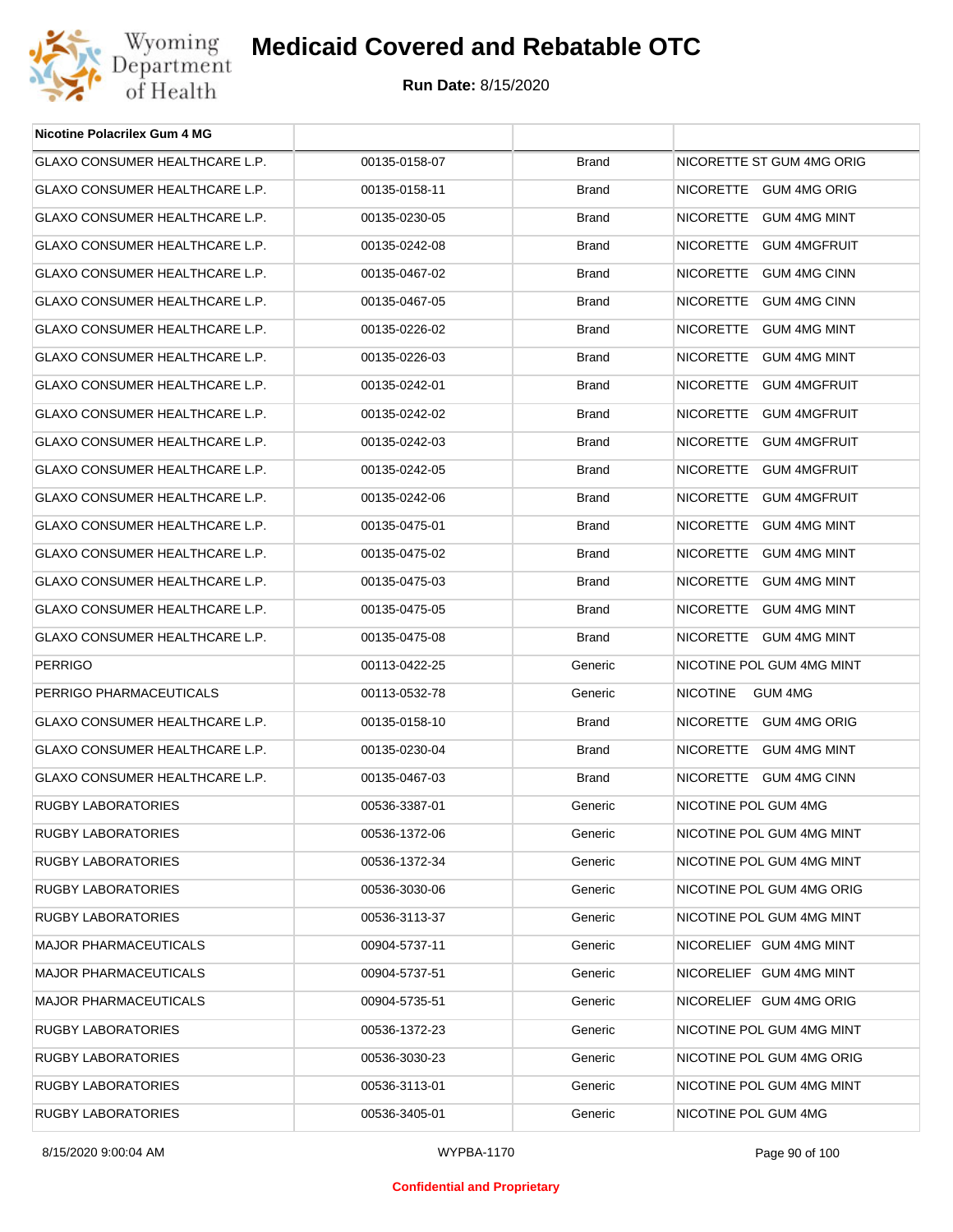| Nicotine Polacrilex Gum 4 MG | | | |
|---|---|---|---|
| GLAXO CONSUMER HEALTHCARE L.P. | 00135-0158-07 | Brand | NICORETTE ST GUM 4MG ORIG |
| GLAXO CONSUMER HEALTHCARE L.P. | 00135-0158-11 | Brand | NICORETTE GUM 4MG ORIG |
| GLAXO CONSUMER HEALTHCARE L.P. | 00135-0230-05 | Brand | NICORETTE GUM 4MG MINT |
| GLAXO CONSUMER HEALTHCARE L.P. | 00135-0242-08 | Brand | NICORETTE GUM 4MGFRUIT |
| GLAXO CONSUMER HEALTHCARE L.P. | 00135-0467-02 | Brand | NICORETTE GUM 4MG CINN |
| GLAXO CONSUMER HEALTHCARE L.P. | 00135-0467-05 | Brand | NICORETTE GUM 4MG CINN |
| GLAXO CONSUMER HEALTHCARE L.P. | 00135-0226-02 | Brand | NICORETTE GUM 4MG MINT |
| GLAXO CONSUMER HEALTHCARE L.P. | 00135-0226-03 | Brand | NICORETTE GUM 4MG MINT |
| GLAXO CONSUMER HEALTHCARE L.P. | 00135-0242-01 | Brand | NICORETTE GUM 4MGFRUIT |
| GLAXO CONSUMER HEALTHCARE L.P. | 00135-0242-02 | Brand | NICORETTE GUM 4MGFRUIT |
| GLAXO CONSUMER HEALTHCARE L.P. | 00135-0242-03 | Brand | NICORETTE GUM 4MGFRUIT |
| GLAXO CONSUMER HEALTHCARE L.P. | 00135-0242-05 | Brand | NICORETTE GUM 4MGFRUIT |
| GLAXO CONSUMER HEALTHCARE L.P. | 00135-0242-06 | Brand | NICORETTE GUM 4MGFRUIT |
| GLAXO CONSUMER HEALTHCARE L.P. | 00135-0475-01 | Brand | NICORETTE GUM 4MG MINT |
| GLAXO CONSUMER HEALTHCARE L.P. | 00135-0475-02 | Brand | NICORETTE GUM 4MG MINT |
| GLAXO CONSUMER HEALTHCARE L.P. | 00135-0475-03 | Brand | NICORETTE GUM 4MG MINT |
| GLAXO CONSUMER HEALTHCARE L.P. | 00135-0475-05 | Brand | NICORETTE GUM 4MG MINT |
| GLAXO CONSUMER HEALTHCARE L.P. | 00135-0475-08 | Brand | NICORETTE GUM 4MG MINT |
| PERRIGO | 00113-0422-25 | Generic | NICOTINE POL GUM 4MG MINT |
| PERRIGO PHARMACEUTICALS | 00113-0532-78 | Generic | NICOTINE GUM 4MG |
| GLAXO CONSUMER HEALTHCARE L.P. | 00135-0158-10 | Brand | NICORETTE GUM 4MG ORIG |
| GLAXO CONSUMER HEALTHCARE L.P. | 00135-0230-04 | Brand | NICORETTE GUM 4MG MINT |
| GLAXO CONSUMER HEALTHCARE L.P. | 00135-0467-03 | Brand | NICORETTE GUM 4MG CINN |
| RUGBY LABORATORIES | 00536-3387-01 | Generic | NICOTINE POL GUM 4MG |
| RUGBY LABORATORIES | 00536-1372-06 | Generic | NICOTINE POL GUM 4MG MINT |
| RUGBY LABORATORIES | 00536-1372-34 | Generic | NICOTINE POL GUM 4MG MINT |
| RUGBY LABORATORIES | 00536-3030-06 | Generic | NICOTINE POL GUM 4MG ORIG |
| RUGBY LABORATORIES | 00536-3113-37 | Generic | NICOTINE POL GUM 4MG MINT |
| MAJOR PHARMACEUTICALS | 00904-5737-11 | Generic | NICORELIEF GUM 4MG MINT |
| MAJOR PHARMACEUTICALS | 00904-5737-51 | Generic | NICORELIEF GUM 4MG MINT |
| MAJOR PHARMACEUTICALS | 00904-5735-51 | Generic | NICORELIEF GUM 4MG ORIG |
| RUGBY LABORATORIES | 00536-1372-23 | Generic | NICOTINE POL GUM 4MG MINT |
| RUGBY LABORATORIES | 00536-3030-23 | Generic | NICOTINE POL GUM 4MG ORIG |
| RUGBY LABORATORIES | 00536-3113-01 | Generic | NICOTINE POL GUM 4MG MINT |
| RUGBY LABORATORIES | 00536-3405-01 | Generic | NICOTINE POL GUM 4MG |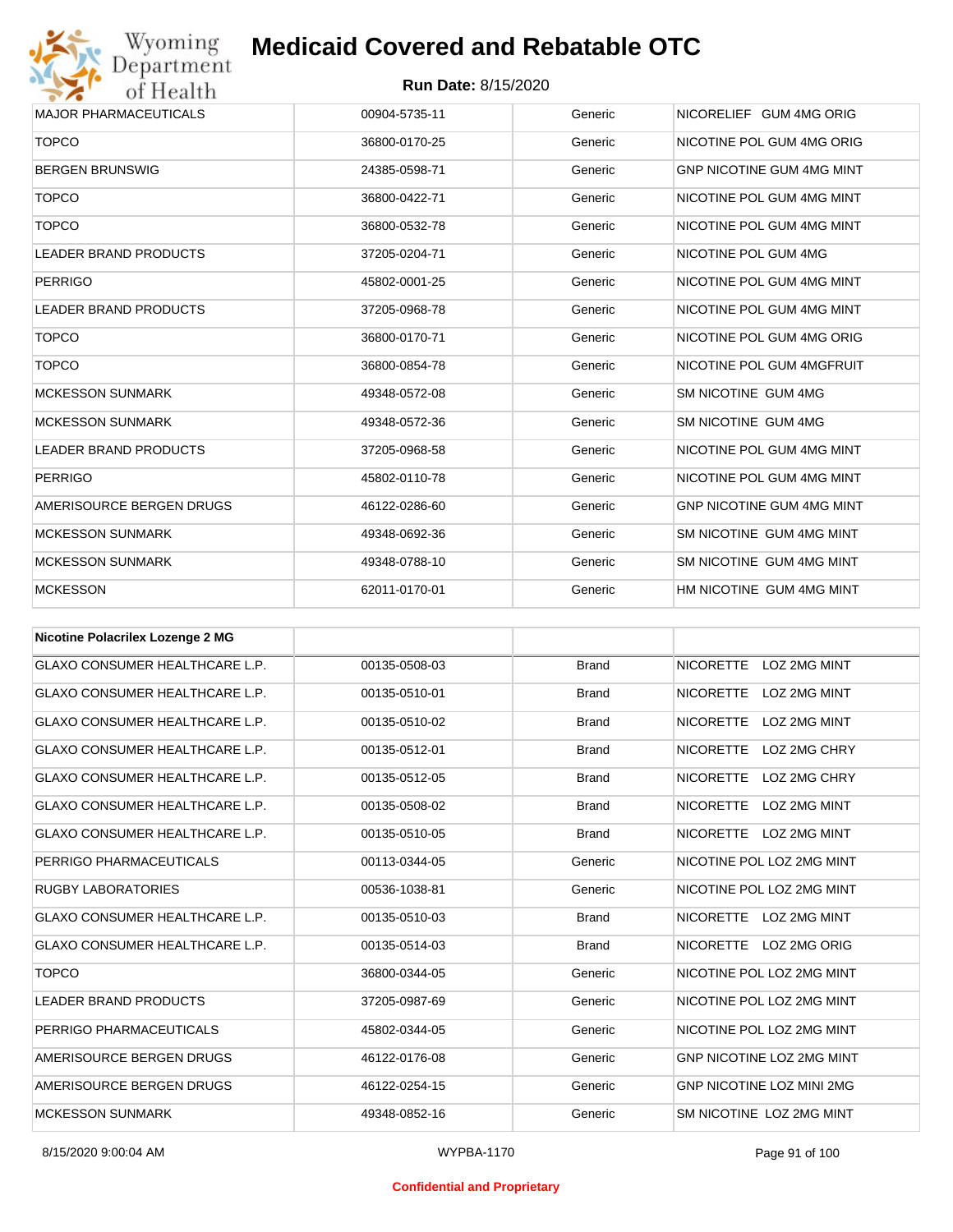| | | | |
|---|---|---|---|
| MAJOR PHARMACEUTICALS | 00904-5735-11 | Generic | NICORELIEF GUM 4MG ORIG |
| TOPCO | 36800-0170-25 | Generic | NICOTINE POL GUM 4MG ORIG |
| BERGEN BRUNSWIG | 24385-0598-71 | Generic | GNP NICOTINE GUM 4MG MINT |
| TOPCO | 36800-0422-71 | Generic | NICOTINE POL GUM 4MG MINT |
| TOPCO | 36800-0532-78 | Generic | NICOTINE POL GUM 4MG MINT |
| LEADER BRAND PRODUCTS | 37205-0204-71 | Generic | NICOTINE POL GUM 4MG |
| PERRIGO | 45802-0001-25 | Generic | NICOTINE POL GUM 4MG MINT |
| LEADER BRAND PRODUCTS | 37205-0968-78 | Generic | NICOTINE POL GUM 4MG MINT |
| TOPCO | 36800-0170-71 | Generic | NICOTINE POL GUM 4MG ORIG |
| TOPCO | 36800-0854-78 | Generic | NICOTINE POL GUM 4MGFRUIT |
| MCKESSON SUNMARK | 49348-0572-08 | Generic | SM NICOTINE GUM 4MG |
| MCKESSON SUNMARK | 49348-0572-36 | Generic | SM NICOTINE GUM 4MG |
| LEADER BRAND PRODUCTS | 37205-0968-58 | Generic | NICOTINE POL GUM 4MG MINT |
| PERRIGO | 45802-0110-78 | Generic | NICOTINE POL GUM 4MG MINT |
| AMERISOURCE BERGEN DRUGS | 46122-0286-60 | Generic | GNP NICOTINE GUM 4MG MINT |
| MCKESSON SUNMARK | 49348-0692-36 | Generic | SM NICOTINE GUM 4MG MINT |
| MCKESSON SUNMARK | 49348-0788-10 | Generic | SM NICOTINE GUM 4MG MINT |
| MCKESSON | 62011-0170-01 | Generic | HM NICOTINE GUM 4MG MINT |

| **Nicotine Polacrilex Lozenge 2 MG** | | | |
|---|---|---|---|
| GLAXO CONSUMER HEALTHCARE L.P. | 00135-0508-03 | Brand | NICORETTE LOZ 2MG MINT |
| GLAXO CONSUMER HEALTHCARE L.P. | 00135-0510-01 | Brand | NICORETTE LOZ 2MG MINT |
| GLAXO CONSUMER HEALTHCARE L.P. | 00135-0510-02 | Brand | NICORETTE LOZ 2MG MINT |
| GLAXO CONSUMER HEALTHCARE L.P. | 00135-0512-01 | Brand | NICORETTE LOZ 2MG CHRY |
| GLAXO CONSUMER HEALTHCARE L.P. | 00135-0512-05 | Brand | NICORETTE LOZ 2MG CHRY |
| GLAXO CONSUMER HEALTHCARE L.P. | 00135-0508-02 | Brand | NICORETTE LOZ 2MG MINT |
| GLAXO CONSUMER HEALTHCARE L.P. | 00135-0510-05 | Brand | NICORETTE LOZ 2MG MINT |
| PERRIGO PHARMACEUTICALS | 00113-0344-05 | Generic | NICOTINE POL LOZ 2MG MINT |
| RUGBY LABORATORIES | 00536-1038-81 | Generic | NICOTINE POL LOZ 2MG MINT |
| GLAXO CONSUMER HEALTHCARE L.P. | 00135-0510-03 | Brand | NICORETTE LOZ 2MG MINT |
| GLAXO CONSUMER HEALTHCARE L.P. | 00135-0514-03 | Brand | NICORETTE LOZ 2MG ORIG |
| TOPCO | 36800-0344-05 | Generic | NICOTINE POL LOZ 2MG MINT |
| LEADER BRAND PRODUCTS | 37205-0987-69 | Generic | NICOTINE POL LOZ 2MG MINT |
| PERRIGO PHARMACEUTICALS | 45802-0344-05 | Generic | NICOTINE POL LOZ 2MG MINT |
| AMERISOURCE BERGEN DRUGS | 46122-0176-08 | Generic | GNP NICOTINE LOZ 2MG MINT |
| AMERISOURCE BERGEN DRUGS | 46122-0254-15 | Generic | GNP NICOTINE LOZ MINI 2MG |
| MCKESSON SUNMARK | 49348-0852-16 | Generic | SM NICOTINE LOZ 2MG MINT |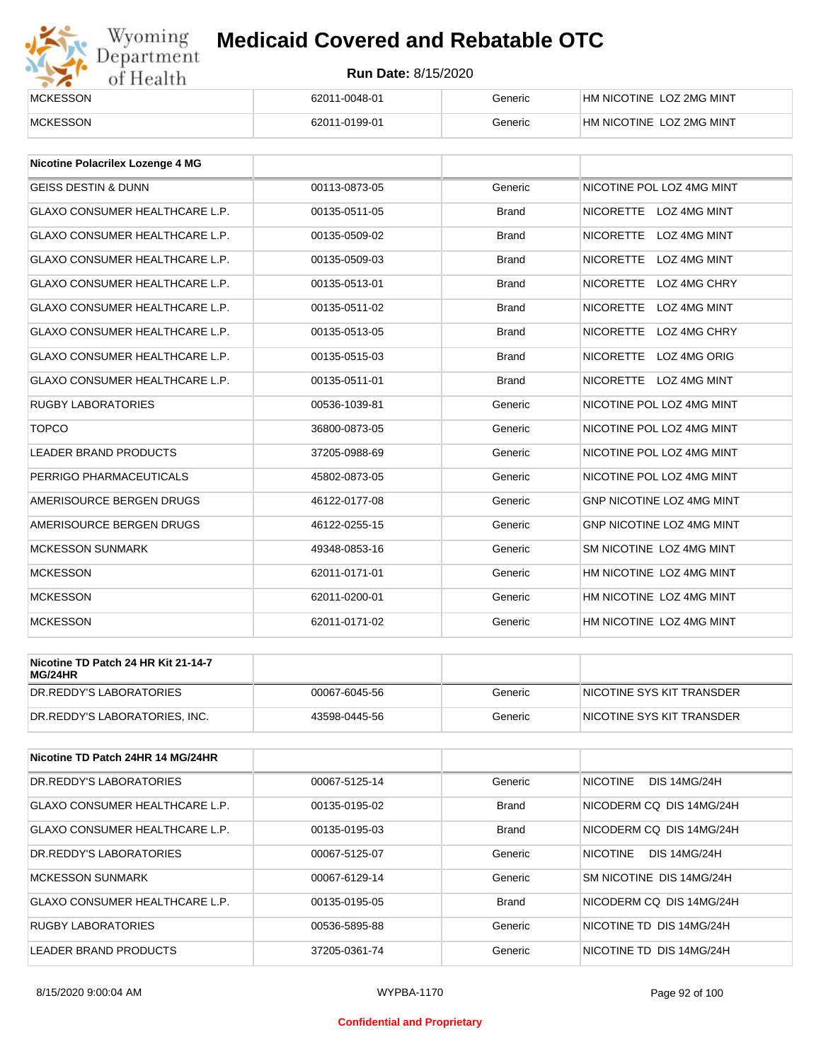| | | | |
|---|---|---|---|
| MCKESSON | 62011-0048-01 | Generic | HM NICOTINE LOZ 2MG MINT |
| MCKESSON | 62011-0199-01 | Generic | HM NICOTINE LOZ 2MG MINT |

| Nicotine Polacrilex Lozenge 4 MG | | | |
|---|---|---|---|
| GEISS DESTIN & DUNN | 00113-0873-05 | Generic | NICOTINE POL LOZ 4MG MINT |
| GLAXO CONSUMER HEALTHCARE L.P. | 00135-0511-05 | Brand | NICORETTE LOZ 4MG MINT |
| GLAXO CONSUMER HEALTHCARE L.P. | 00135-0509-02 | Brand | NICORETTE LOZ 4MG MINT |
| GLAXO CONSUMER HEALTHCARE L.P. | 00135-0509-03 | Brand | NICORETTE LOZ 4MG MINT |
| GLAXO CONSUMER HEALTHCARE L.P. | 00135-0513-01 | Brand | NICORETTE LOZ 4MG CHRY |
| GLAXO CONSUMER HEALTHCARE L.P. | 00135-0511-02 | Brand | NICORETTE LOZ 4MG MINT |
| GLAXO CONSUMER HEALTHCARE L.P. | 00135-0513-05 | Brand | NICORETTE LOZ 4MG CHRY |
| GLAXO CONSUMER HEALTHCARE L.P. | 00135-0515-03 | Brand | NICORETTE LOZ 4MG ORIG |
| GLAXO CONSUMER HEALTHCARE L.P. | 00135-0511-01 | Brand | NICORETTE LOZ 4MG MINT |
| RUGBY LABORATORIES | 00536-1039-81 | Generic | NICOTINE POL LOZ 4MG MINT |
| TOPCO | 36800-0873-05 | Generic | NICOTINE POL LOZ 4MG MINT |
| LEADER BRAND PRODUCTS | 37205-0988-69 | Generic | NICOTINE POL LOZ 4MG MINT |
| PERRIGO PHARMACEUTICALS | 45802-0873-05 | Generic | NICOTINE POL LOZ 4MG MINT |
| AMERISOURCE BERGEN DRUGS | 46122-0177-08 | Generic | GNP NICOTINE LOZ 4MG MINT |
| AMERISOURCE BERGEN DRUGS | 46122-0255-15 | Generic | GNP NICOTINE LOZ 4MG MINT |
| MCKESSON SUNMARK | 49348-0853-16 | Generic | SM NICOTINE LOZ 4MG MINT |
| MCKESSON | 62011-0171-01 | Generic | HM NICOTINE LOZ 4MG MINT |
| MCKESSON | 62011-0200-01 | Generic | HM NICOTINE LOZ 4MG MINT |
| MCKESSON | 62011-0171-02 | Generic | HM NICOTINE LOZ 4MG MINT |

| Nicotine TD Patch 24 HR Kit 21-14-7 MG/24HR | | | |
|---|---|---|---|
| DR.REDDY'S LABORATORIES | 00067-6045-56 | Generic | NICOTINE SYS KIT TRANSDER |
| DR.REDDY'S LABORATORIES, INC. | 43598-0445-56 | Generic | NICOTINE SYS KIT TRANSDER |

| Nicotine TD Patch 24HR 14 MG/24HR | | | |
|---|---|---|---|
| DR.REDDY'S LABORATORIES | 00067-5125-14 | Generic | NICOTINE DIS 14MG/24H |
| GLAXO CONSUMER HEALTHCARE L.P. | 00135-0195-02 | Brand | NICODERM CQ DIS 14MG/24H |
| GLAXO CONSUMER HEALTHCARE L.P. | 00135-0195-03 | Brand | NICODERM CQ DIS 14MG/24H |
| DR.REDDY'S LABORATORIES | 00067-5125-07 | Generic | NICOTINE DIS 14MG/24H |
| MCKESSON SUNMARK | 00067-6129-14 | Generic | SM NICOTINE DIS 14MG/24H |
| GLAXO CONSUMER HEALTHCARE L.P. | 00135-0195-05 | Brand | NICODERM CQ DIS 14MG/24H |
| RUGBY LABORATORIES | 00536-5895-88 | Generic | NICOTINE TD DIS 14MG/24H |
| LEADER BRAND PRODUCTS | 37205-0361-74 | Generic | NICOTINE TD DIS 14MG/24H |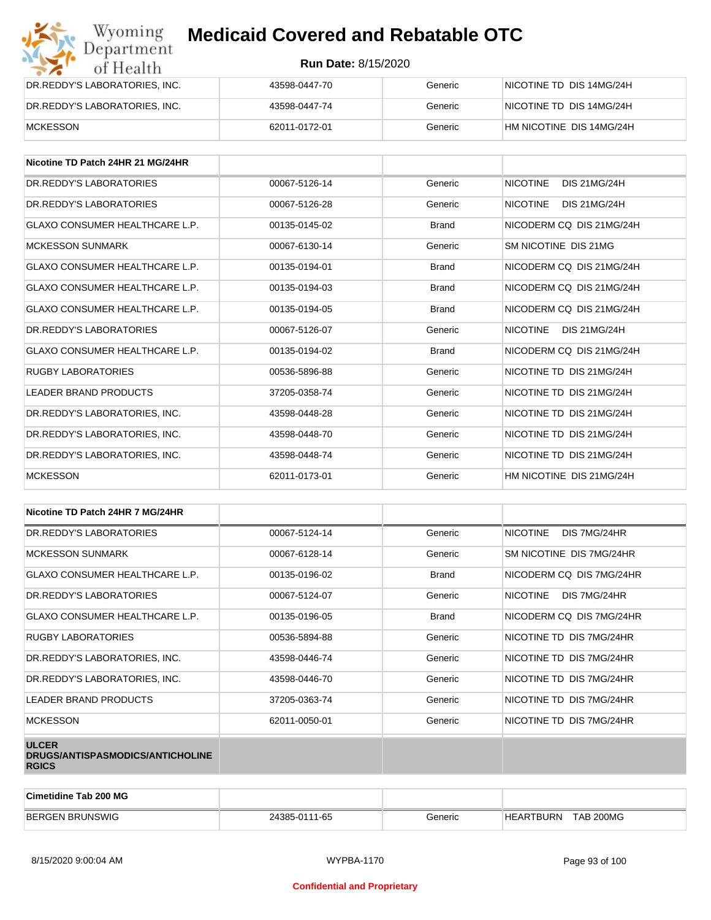# Medicaid Covered and Rebatable OTC

**Run Date:** 8/15/2020

| | | | |
|---|---|---|---|
| DR.REDDY'S LABORATORIES, INC. | 43598-0447-70 | Generic | NICOTINE TD DIS 14MG/24H |
| DR.REDDY'S LABORATORIES, INC. | 43598-0447-74 | Generic | NICOTINE TD DIS 14MG/24H |
| MCKESSON | 62011-0172-01 | Generic | HM NICOTINE DIS 14MG/24H |

| Nicotine TD Patch 24HR 21 MG/24HR | | | |
|---|---|---|---|
| DR.REDDY'S LABORATORIES | 00067-5126-14 | Generic | NICOTINE DIS 21MG/24H |
| DR.REDDY'S LABORATORIES | 00067-5126-28 | Generic | NICOTINE DIS 21MG/24H |
| GLAXO CONSUMER HEALTHCARE L.P. | 00135-0145-02 | Brand | NICODERM CQ DIS 21MG/24H |
| MCKESSON SUNMARK | 00067-6130-14 | Generic | SM NICOTINE DIS 21MG |
| GLAXO CONSUMER HEALTHCARE L.P. | 00135-0194-01 | Brand | NICODERM CQ DIS 21MG/24H |
| GLAXO CONSUMER HEALTHCARE L.P. | 00135-0194-03 | Brand | NICODERM CQ DIS 21MG/24H |
| GLAXO CONSUMER HEALTHCARE L.P. | 00135-0194-05 | Brand | NICODERM CQ DIS 21MG/24H |
| DR.REDDY'S LABORATORIES | 00067-5126-07 | Generic | NICOTINE DIS 21MG/24H |
| GLAXO CONSUMER HEALTHCARE L.P. | 00135-0194-02 | Brand | NICODERM CQ DIS 21MG/24H |
| RUGBY LABORATORIES | 00536-5896-88 | Generic | NICOTINE TD DIS 21MG/24H |
| LEADER BRAND PRODUCTS | 37205-0358-74 | Generic | NICOTINE TD DIS 21MG/24H |
| DR.REDDY'S LABORATORIES, INC. | 43598-0448-28 | Generic | NICOTINE TD DIS 21MG/24H |
| DR.REDDY'S LABORATORIES, INC. | 43598-0448-70 | Generic | NICOTINE TD DIS 21MG/24H |
| DR.REDDY'S LABORATORIES, INC. | 43598-0448-74 | Generic | NICOTINE TD DIS 21MG/24H |
| MCKESSON | 62011-0173-01 | Generic | HM NICOTINE DIS 21MG/24H |

| Nicotine TD Patch 24HR 7 MG/24HR | | | |
|---|---|---|---|
| DR.REDDY'S LABORATORIES | 00067-5124-14 | Generic | NICOTINE DIS 7MG/24HR |
| MCKESSON SUNMARK | 00067-6128-14 | Generic | SM NICOTINE DIS 7MG/24HR |
| GLAXO CONSUMER HEALTHCARE L.P. | 00135-0196-02 | Brand | NICODERM CQ DIS 7MG/24HR |
| DR.REDDY'S LABORATORIES | 00067-5124-07 | Generic | NICOTINE DIS 7MG/24HR |
| GLAXO CONSUMER HEALTHCARE L.P. | 00135-0196-05 | Brand | NICODERM CQ DIS 7MG/24HR |
| RUGBY LABORATORIES | 00536-5894-88 | Generic | NICOTINE TD DIS 7MG/24HR |
| DR.REDDY'S LABORATORIES, INC. | 43598-0446-74 | Generic | NICOTINE TD DIS 7MG/24HR |
| DR.REDDY'S LABORATORIES, INC. | 43598-0446-70 | Generic | NICOTINE TD DIS 7MG/24HR |
| LEADER BRAND PRODUCTS | 37205-0363-74 | Generic | NICOTINE TD DIS 7MG/24HR |
| MCKESSON | 62011-0050-01 | Generic | NICOTINE TD DIS 7MG/24HR |
| **ULCER DRUGS/ANTISPASMODICS/ANTICHOLINERGICS** | | | |

| Cimetidine Tab 200 MG | | | |
|---|---|---|---|
| BERGEN BRUNSWIG | 24385-0111-65 | Generic | HEARTBURN TAB 200MG |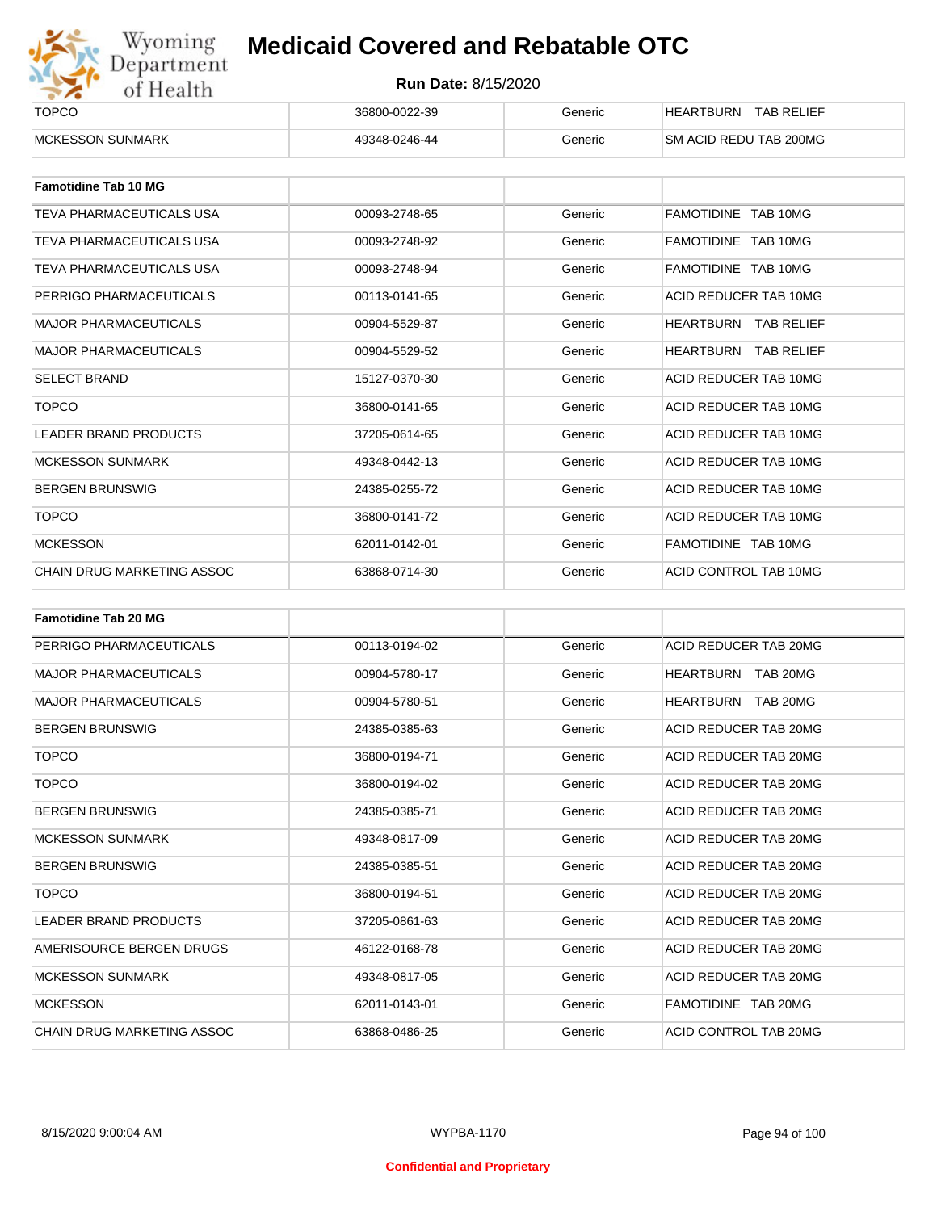| | | | |
|---|---|---|---|
| TOPCO | 36800-0022-39 | Generic | HEARTBURN TAB RELIEF |
| MCKESSON SUNMARK | 49348-0246-44 | Generic | SM ACID REDU TAB 200MG |

| **Famotidine Tab 10 MG** | | | |
|---|---|---|---|
| TEVA PHARMACEUTICALS USA | 00093-2748-65 | Generic | FAMOTIDINE TAB 10MG |
| TEVA PHARMACEUTICALS USA | 00093-2748-92 | Generic | FAMOTIDINE TAB 10MG |
| TEVA PHARMACEUTICALS USA | 00093-2748-94 | Generic | FAMOTIDINE TAB 10MG |
| PERRIGO PHARMACEUTICALS | 00113-0141-65 | Generic | ACID REDUCER TAB 10MG |
| MAJOR PHARMACEUTICALS | 00904-5529-87 | Generic | HEARTBURN TAB RELIEF |
| MAJOR PHARMACEUTICALS | 00904-5529-52 | Generic | HEARTBURN TAB RELIEF |
| SELECT BRAND | 15127-0370-30 | Generic | ACID REDUCER TAB 10MG |
| TOPCO | 36800-0141-65 | Generic | ACID REDUCER TAB 10MG |
| LEADER BRAND PRODUCTS | 37205-0614-65 | Generic | ACID REDUCER TAB 10MG |
| MCKESSON SUNMARK | 49348-0442-13 | Generic | ACID REDUCER TAB 10MG |
| BERGEN BRUNSWIG | 24385-0255-72 | Generic | ACID REDUCER TAB 10MG |
| TOPCO | 36800-0141-72 | Generic | ACID REDUCER TAB 10MG |
| MCKESSON | 62011-0142-01 | Generic | FAMOTIDINE TAB 10MG |
| CHAIN DRUG MARKETING ASSOC | 63868-0714-30 | Generic | ACID CONTROL TAB 10MG |

| **Famotidine Tab 20 MG** | | | |
|---|---|---|---|
| PERRIGO PHARMACEUTICALS | 00113-0194-02 | Generic | ACID REDUCER TAB 20MG |
| MAJOR PHARMACEUTICALS | 00904-5780-17 | Generic | HEARTBURN TAB 20MG |
| MAJOR PHARMACEUTICALS | 00904-5780-51 | Generic | HEARTBURN TAB 20MG |
| BERGEN BRUNSWIG | 24385-0385-63 | Generic | ACID REDUCER TAB 20MG |
| TOPCO | 36800-0194-71 | Generic | ACID REDUCER TAB 20MG |
| TOPCO | 36800-0194-02 | Generic | ACID REDUCER TAB 20MG |
| BERGEN BRUNSWIG | 24385-0385-71 | Generic | ACID REDUCER TAB 20MG |
| MCKESSON SUNMARK | 49348-0817-09 | Generic | ACID REDUCER TAB 20MG |
| BERGEN BRUNSWIG | 24385-0385-51 | Generic | ACID REDUCER TAB 20MG |
| TOPCO | 36800-0194-51 | Generic | ACID REDUCER TAB 20MG |
| LEADER BRAND PRODUCTS | 37205-0861-63 | Generic | ACID REDUCER TAB 20MG |
| AMERISOURCE BERGEN DRUGS | 46122-0168-78 | Generic | ACID REDUCER TAB 20MG |
| MCKESSON SUNMARK | 49348-0817-05 | Generic | ACID REDUCER TAB 20MG |
| MCKESSON | 62011-0143-01 | Generic | FAMOTIDINE TAB 20MG |
| CHAIN DRUG MARKETING ASSOC | 63868-0486-25 | Generic | ACID CONTROL TAB 20MG |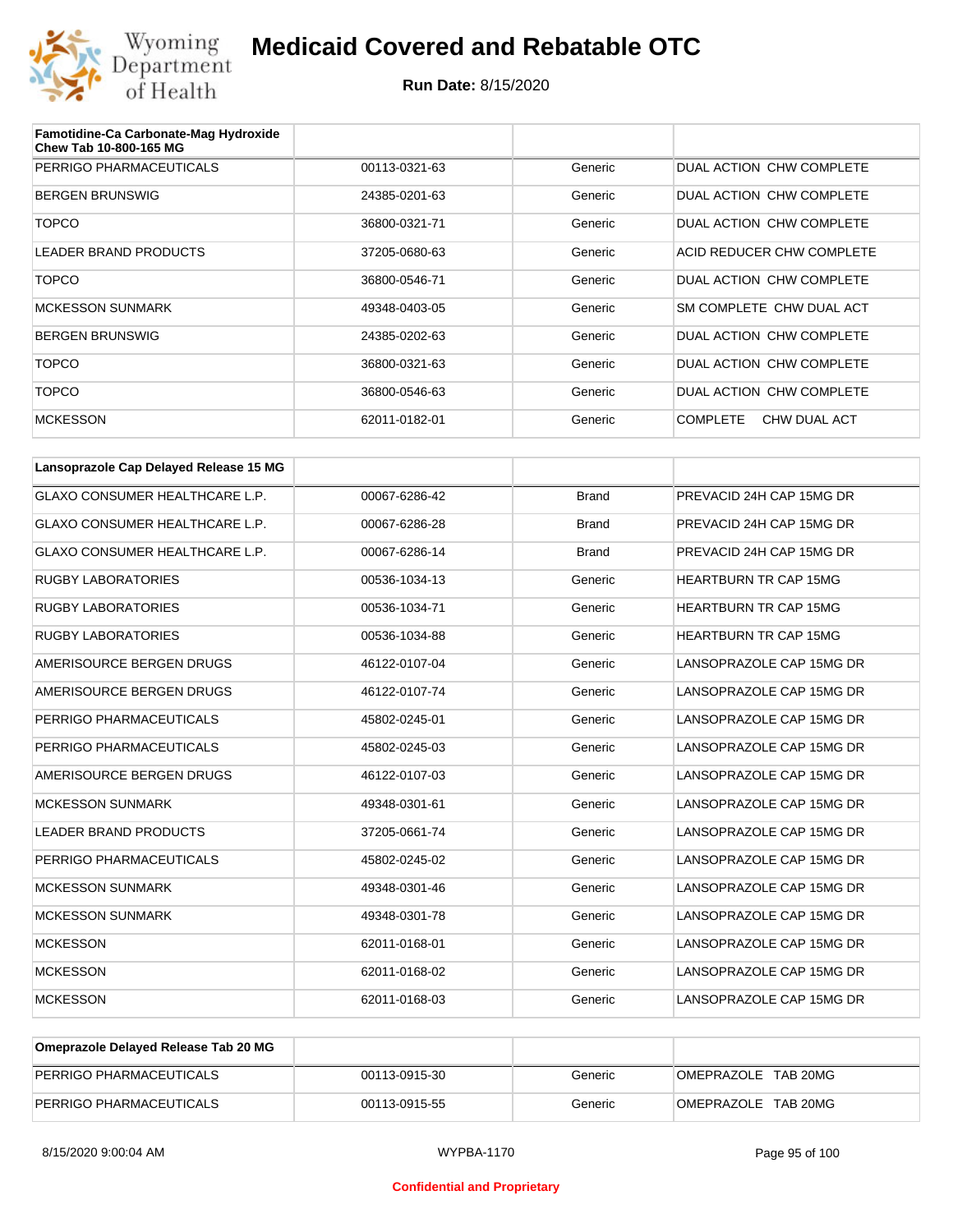# Medicaid Covered and Rebatable OTC

**Run Date:** 8/15/2020

| Famotidine-Ca Carbonate-Mag Hydroxide Chew Tab 10-800-165 MG | | | |
|---|---|---|---|
| PERRIGO PHARMACEUTICALS | 00113-0321-63 | Generic | DUAL ACTION CHW COMPLETE |
| BERGEN BRUNSWIG | 24385-0201-63 | Generic | DUAL ACTION CHW COMPLETE |
| TOPCO | 36800-0321-71 | Generic | DUAL ACTION CHW COMPLETE |
| LEADER BRAND PRODUCTS | 37205-0680-63 | Generic | ACID REDUCER CHW COMPLETE |
| TOPCO | 36800-0546-71 | Generic | DUAL ACTION CHW COMPLETE |
| MCKESSON SUNMARK | 49348-0403-05 | Generic | SM COMPLETE CHW DUAL ACT |
| BERGEN BRUNSWIG | 24385-0202-63 | Generic | DUAL ACTION CHW COMPLETE |
| TOPCO | 36800-0321-63 | Generic | DUAL ACTION CHW COMPLETE |
| TOPCO | 36800-0546-63 | Generic | DUAL ACTION CHW COMPLETE |
| MCKESSON | 62011-0182-01 | Generic | COMPLETE CHW DUAL ACT |

| Lansoprazole Cap Delayed Release 15 MG | | | |
|---|---|---|---|
| GLAXO CONSUMER HEALTHCARE L.P. | 00067-6286-42 | Brand | PREVACID 24H CAP 15MG DR |
| GLAXO CONSUMER HEALTHCARE L.P. | 00067-6286-28 | Brand | PREVACID 24H CAP 15MG DR |
| GLAXO CONSUMER HEALTHCARE L.P. | 00067-6286-14 | Brand | PREVACID 24H CAP 15MG DR |
| RUGBY LABORATORIES | 00536-1034-13 | Generic | HEARTBURN TR CAP 15MG |
| RUGBY LABORATORIES | 00536-1034-71 | Generic | HEARTBURN TR CAP 15MG |
| RUGBY LABORATORIES | 00536-1034-88 | Generic | HEARTBURN TR CAP 15MG |
| AMERISOURCE BERGEN DRUGS | 46122-0107-04 | Generic | LANSOPRAZOLE CAP 15MG DR |
| AMERISOURCE BERGEN DRUGS | 46122-0107-74 | Generic | LANSOPRAZOLE CAP 15MG DR |
| PERRIGO PHARMACEUTICALS | 45802-0245-01 | Generic | LANSOPRAZOLE CAP 15MG DR |
| PERRIGO PHARMACEUTICALS | 45802-0245-03 | Generic | LANSOPRAZOLE CAP 15MG DR |
| AMERISOURCE BERGEN DRUGS | 46122-0107-03 | Generic | LANSOPRAZOLE CAP 15MG DR |
| MCKESSON SUNMARK | 49348-0301-61 | Generic | LANSOPRAZOLE CAP 15MG DR |
| LEADER BRAND PRODUCTS | 37205-0661-74 | Generic | LANSOPRAZOLE CAP 15MG DR |
| PERRIGO PHARMACEUTICALS | 45802-0245-02 | Generic | LANSOPRAZOLE CAP 15MG DR |
| MCKESSON SUNMARK | 49348-0301-46 | Generic | LANSOPRAZOLE CAP 15MG DR |
| MCKESSON SUNMARK | 49348-0301-78 | Generic | LANSOPRAZOLE CAP 15MG DR |
| MCKESSON | 62011-0168-01 | Generic | LANSOPRAZOLE CAP 15MG DR |
| MCKESSON | 62011-0168-02 | Generic | LANSOPRAZOLE CAP 15MG DR |
| MCKESSON | 62011-0168-03 | Generic | LANSOPRAZOLE CAP 15MG DR |

| Omeprazole Delayed Release Tab 20 MG | | | |
|---|---|---|---|
| PERRIGO PHARMACEUTICALS | 00113-0915-30 | Generic | OMEPRAZOLE TAB 20MG |
| PERRIGO PHARMACEUTICALS | 00113-0915-55 | Generic | OMEPRAZOLE TAB 20MG |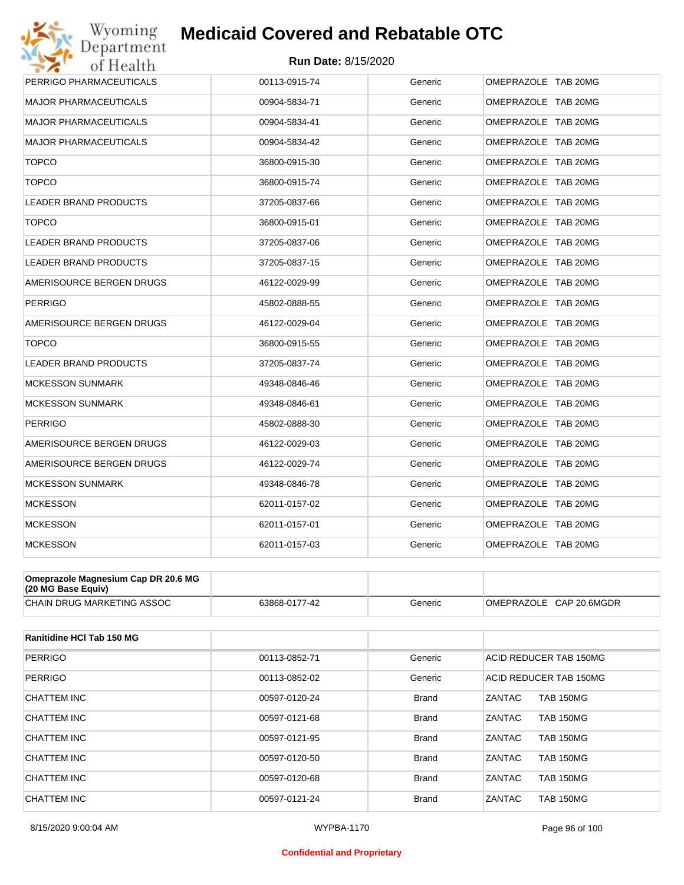# Medicaid Covered and Rebatable OTC

**Run Date:** 8/15/2020

| | | | |
|---|---|---|---|
| PERRIGO PHARMACEUTICALS | 00113-0915-74 | Generic | OMEPRAZOLE TAB 20MG |
| MAJOR PHARMACEUTICALS | 00904-5834-71 | Generic | OMEPRAZOLE TAB 20MG |
| MAJOR PHARMACEUTICALS | 00904-5834-41 | Generic | OMEPRAZOLE TAB 20MG |
| MAJOR PHARMACEUTICALS | 00904-5834-42 | Generic | OMEPRAZOLE TAB 20MG |
| TOPCO | 36800-0915-30 | Generic | OMEPRAZOLE TAB 20MG |
| TOPCO | 36800-0915-74 | Generic | OMEPRAZOLE TAB 20MG |
| LEADER BRAND PRODUCTS | 37205-0837-66 | Generic | OMEPRAZOLE TAB 20MG |
| TOPCO | 36800-0915-01 | Generic | OMEPRAZOLE TAB 20MG |
| LEADER BRAND PRODUCTS | 37205-0837-06 | Generic | OMEPRAZOLE TAB 20MG |
| LEADER BRAND PRODUCTS | 37205-0837-15 | Generic | OMEPRAZOLE TAB 20MG |
| AMERISOURCE BERGEN DRUGS | 46122-0029-99 | Generic | OMEPRAZOLE TAB 20MG |
| PERRIGO | 45802-0888-55 | Generic | OMEPRAZOLE TAB 20MG |
| AMERISOURCE BERGEN DRUGS | 46122-0029-04 | Generic | OMEPRAZOLE TAB 20MG |
| TOPCO | 36800-0915-55 | Generic | OMEPRAZOLE TAB 20MG |
| LEADER BRAND PRODUCTS | 37205-0837-74 | Generic | OMEPRAZOLE TAB 20MG |
| MCKESSON SUNMARK | 49348-0846-46 | Generic | OMEPRAZOLE TAB 20MG |
| MCKESSON SUNMARK | 49348-0846-61 | Generic | OMEPRAZOLE TAB 20MG |
| PERRIGO | 45802-0888-30 | Generic | OMEPRAZOLE TAB 20MG |
| AMERISOURCE BERGEN DRUGS | 46122-0029-03 | Generic | OMEPRAZOLE TAB 20MG |
| AMERISOURCE BERGEN DRUGS | 46122-0029-74 | Generic | OMEPRAZOLE TAB 20MG |
| MCKESSON SUNMARK | 49348-0846-78 | Generic | OMEPRAZOLE TAB 20MG |
| MCKESSON | 62011-0157-02 | Generic | OMEPRAZOLE TAB 20MG |
| MCKESSON | 62011-0157-01 | Generic | OMEPRAZOLE TAB 20MG |
| MCKESSON | 62011-0157-03 | Generic | OMEPRAZOLE TAB 20MG |

| **Omeprazole Magnesium Cap DR 20.6 MG (20 MG Base Equiv)** | | | |
|---|---|---|---|
| CHAIN DRUG MARKETING ASSOC | 63868-0177-42 | Generic | OMEPRAZOLE CAP 20.6MGDR |

| **Ranitidine HCl Tab 150 MG** | | | |
|---|---|---|---|
| PERRIGO | 00113-0852-71 | Generic | ACID REDUCER TAB 150MG |
| PERRIGO | 00113-0852-02 | Generic | ACID REDUCER TAB 150MG |
| CHATTEM INC | 00597-0120-24 | Brand | ZANTAC TAB 150MG |
| CHATTEM INC | 00597-0121-68 | Brand | ZANTAC TAB 150MG |
| CHATTEM INC | 00597-0121-95 | Brand | ZANTAC TAB 150MG |
| CHATTEM INC | 00597-0120-50 | Brand | ZANTAC TAB 150MG |
| CHATTEM INC | 00597-0120-68 | Brand | ZANTAC TAB 150MG |
| CHATTEM INC | 00597-0121-24 | Brand | ZANTAC TAB 150MG |

8/15/2020 9:00:04 AM WYPBA-1170

Confidential and Proprietary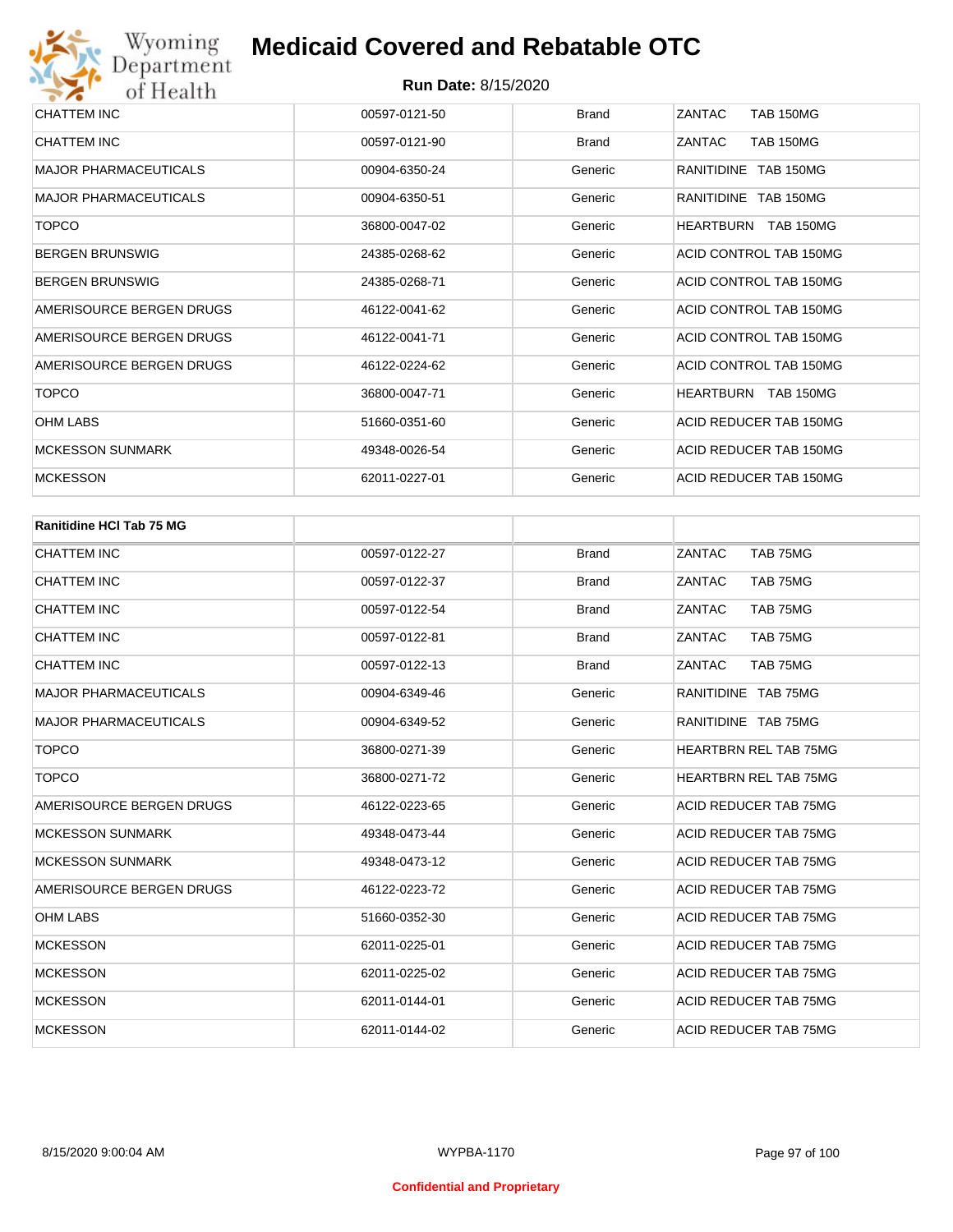| | | | |
|---|---|---|---|
| CHATTEM INC | 00597-0121-50 | Brand | ZANTAC TAB 150MG |
| CHATTEM INC | 00597-0121-90 | Brand | ZANTAC TAB 150MG |
| MAJOR PHARMACEUTICALS | 00904-6350-24 | Generic | RANITIDINE TAB 150MG |
| MAJOR PHARMACEUTICALS | 00904-6350-51 | Generic | RANITIDINE TAB 150MG |
| TOPCO | 36800-0047-02 | Generic | HEARTBURN TAB 150MG |
| BERGEN BRUNSWIG | 24385-0268-62 | Generic | ACID CONTROL TAB 150MG |
| BERGEN BRUNSWIG | 24385-0268-71 | Generic | ACID CONTROL TAB 150MG |
| AMERISOURCE BERGEN DRUGS | 46122-0041-62 | Generic | ACID CONTROL TAB 150MG |
| AMERISOURCE BERGEN DRUGS | 46122-0041-71 | Generic | ACID CONTROL TAB 150MG |
| AMERISOURCE BERGEN DRUGS | 46122-0224-62 | Generic | ACID CONTROL TAB 150MG |
| TOPCO | 36800-0047-71 | Generic | HEARTBURN TAB 150MG |
| OHM LABS | 51660-0351-60 | Generic | ACID REDUCER TAB 150MG |
| MCKESSON SUNMARK | 49348-0026-54 | Generic | ACID REDUCER TAB 150MG |
| MCKESSON | 62011-0227-01 | Generic | ACID REDUCER TAB 150MG |

| **Ranitidine HCl Tab 75 MG** | | | |
|---|---|---|---|
| CHATTEM INC | 00597-0122-27 | Brand | ZANTAC TAB 75MG |
| CHATTEM INC | 00597-0122-37 | Brand | ZANTAC TAB 75MG |
| CHATTEM INC | 00597-0122-54 | Brand | ZANTAC TAB 75MG |
| CHATTEM INC | 00597-0122-81 | Brand | ZANTAC TAB 75MG |
| CHATTEM INC | 00597-0122-13 | Brand | ZANTAC TAB 75MG |
| MAJOR PHARMACEUTICALS | 00904-6349-46 | Generic | RANITIDINE TAB 75MG |
| MAJOR PHARMACEUTICALS | 00904-6349-52 | Generic | RANITIDINE TAB 75MG |
| TOPCO | 36800-0271-39 | Generic | HEARTBRN REL TAB 75MG |
| TOPCO | 36800-0271-72 | Generic | HEARTBRN REL TAB 75MG |
| AMERISOURCE BERGEN DRUGS | 46122-0223-65 | Generic | ACID REDUCER TAB 75MG |
| MCKESSON SUNMARK | 49348-0473-44 | Generic | ACID REDUCER TAB 75MG |
| MCKESSON SUNMARK | 49348-0473-12 | Generic | ACID REDUCER TAB 75MG |
| AMERISOURCE BERGEN DRUGS | 46122-0223-72 | Generic | ACID REDUCER TAB 75MG |
| OHM LABS | 51660-0352-30 | Generic | ACID REDUCER TAB 75MG |
| MCKESSON | 62011-0225-01 | Generic | ACID REDUCER TAB 75MG |
| MCKESSON | 62011-0225-02 | Generic | ACID REDUCER TAB 75MG |
| MCKESSON | 62011-0144-01 | Generic | ACID REDUCER TAB 75MG |
| MCKESSON | 62011-0144-02 | Generic | ACID REDUCER TAB 75MG |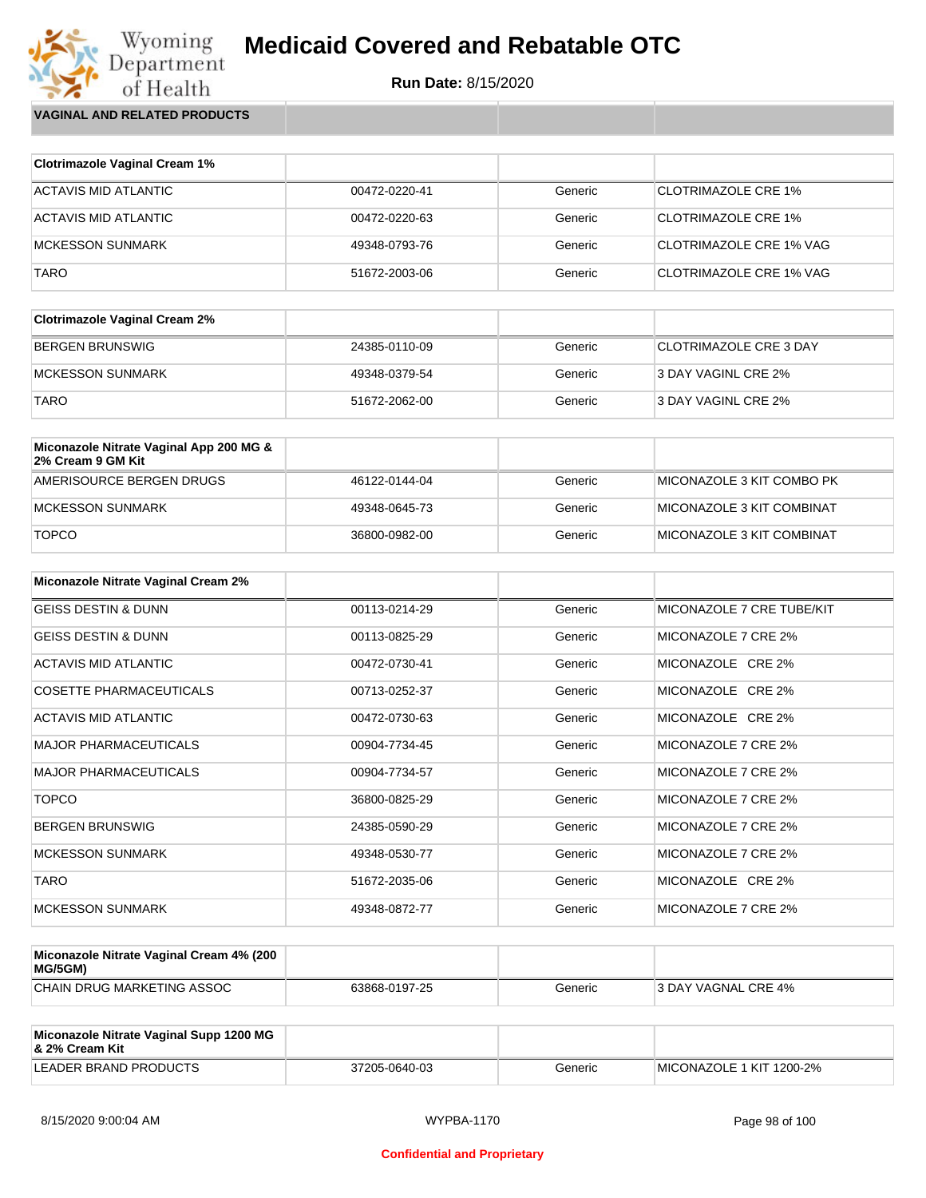# Medicaid Covered and Rebatable OTC

**Run Date:** 8/15/2020

## VAGINAL AND RELATED PRODUCTS

| Clotrimazole Vaginal Cream 1% | | | |
|---|---|---|---|
| ACTAVIS MID ATLANTIC | 00472-0220-41 | Generic | CLOTRIMAZOLE CRE 1% |
| ACTAVIS MID ATLANTIC | 00472-0220-63 | Generic | CLOTRIMAZOLE CRE 1% |
| MCKESSON SUNMARK | 49348-0793-76 | Generic | CLOTRIMAZOLE CRE 1% VAG |
| TARO | 51672-2003-06 | Generic | CLOTRIMAZOLE CRE 1% VAG |

| Clotrimazole Vaginal Cream 2% | | | |
|---|---|---|---|
| BERGEN BRUNSWIG | 24385-0110-09 | Generic | CLOTRIMAZOLE CRE 3 DAY |
| MCKESSON SUNMARK | 49348-0379-54 | Generic | 3 DAY VAGINL CRE 2% |
| TARO | 51672-2062-00 | Generic | 3 DAY VAGINL CRE 2% |

| Miconazole Nitrate Vaginal App 200 MG & 2% Cream 9 GM Kit | | | |
|---|---|---|---|
| AMERISOURCE BERGEN DRUGS | 46122-0144-04 | Generic | MICONAZOLE 3 KIT COMBO PK |
| MCKESSON SUNMARK | 49348-0645-73 | Generic | MICONAZOLE 3 KIT COMBINAT |
| TOPCO | 36800-0982-00 | Generic | MICONAZOLE 3 KIT COMBINAT |

| Miconazole Nitrate Vaginal Cream 2% | | | |
|---|---|---|---|
| GEISS DESTIN & DUNN | 00113-0214-29 | Generic | MICONAZOLE 7 CRE TUBE/KIT |
| GEISS DESTIN & DUNN | 00113-0825-29 | Generic | MICONAZOLE 7 CRE 2% |
| ACTAVIS MID ATLANTIC | 00472-0730-41 | Generic | MICONAZOLE CRE 2% |
| COSETTE PHARMACEUTICALS | 00713-0252-37 | Generic | MICONAZOLE CRE 2% |
| ACTAVIS MID ATLANTIC | 00472-0730-63 | Generic | MICONAZOLE CRE 2% |
| MAJOR PHARMACEUTICALS | 00904-7734-45 | Generic | MICONAZOLE 7 CRE 2% |
| MAJOR PHARMACEUTICALS | 00904-7734-57 | Generic | MICONAZOLE 7 CRE 2% |
| TOPCO | 36800-0825-29 | Generic | MICONAZOLE 7 CRE 2% |
| BERGEN BRUNSWIG | 24385-0590-29 | Generic | MICONAZOLE 7 CRE 2% |
| MCKESSON SUNMARK | 49348-0530-77 | Generic | MICONAZOLE 7 CRE 2% |
| TARO | 51672-2035-06 | Generic | MICONAZOLE CRE 2% |
| MCKESSON SUNMARK | 49348-0872-77 | Generic | MICONAZOLE 7 CRE 2% |

| Miconazole Nitrate Vaginal Cream 4% (200 MG/5GM) | | | |
|---|---|---|---|
| CHAIN DRUG MARKETING ASSOC | 63868-0197-25 | Generic | 3 DAY VAGNAL CRE 4% |

| Miconazole Nitrate Vaginal Supp 1200 MG & 2% Cream Kit | | | |
|---|---|---|---|
| LEADER BRAND PRODUCTS | 37205-0640-03 | Generic | MICONAZOLE 1 KIT 1200-2% |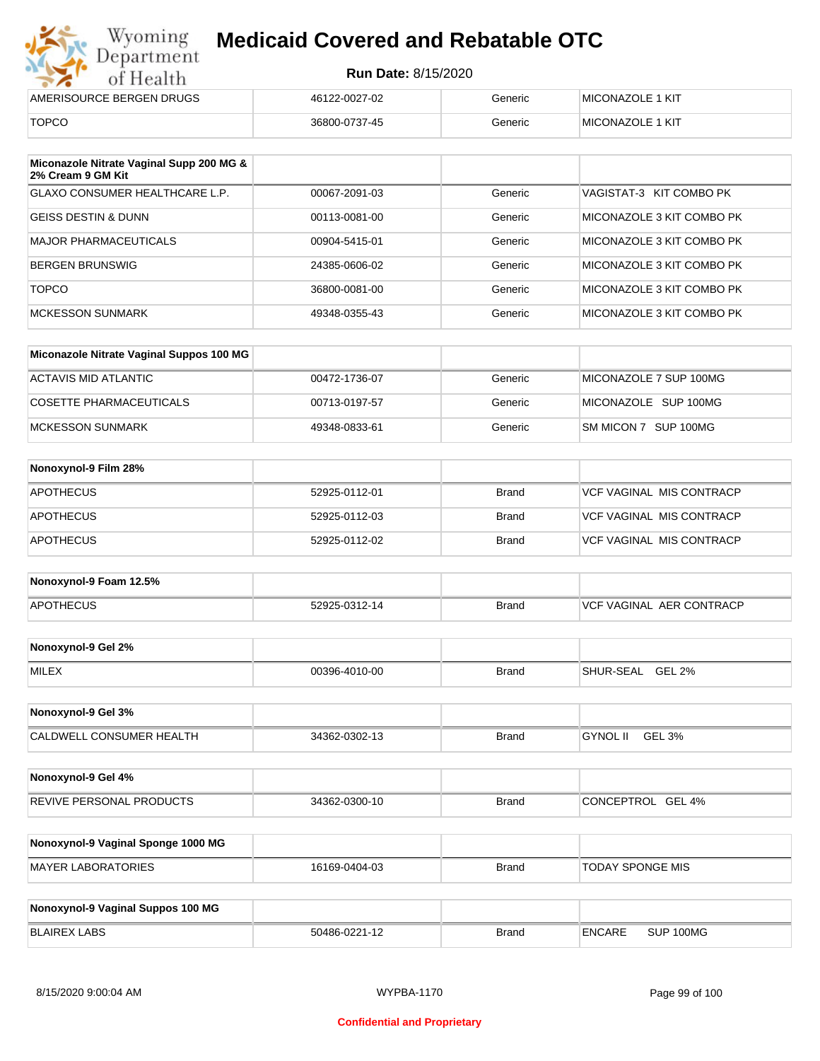| | | | |
|---|---|---|---|
| AMERISOURCE BERGEN DRUGS | 46122-0027-02 | Generic | MICONAZOLE 1 KIT |
| TOPCO | 36800-0737-45 | Generic | MICONAZOLE 1 KIT |

| **Miconazole Nitrate Vaginal Supp 200 MG & 2% Cream 9 GM Kit** | | | |
|---|---|---|---|
| GLAXO CONSUMER HEALTHCARE L.P. | 00067-2091-03 | Generic | VAGISTAT-3 KIT COMBO PK |
| GEISS DESTIN & DUNN | 00113-0081-00 | Generic | MICONAZOLE 3 KIT COMBO PK |
| MAJOR PHARMACEUTICALS | 00904-5415-01 | Generic | MICONAZOLE 3 KIT COMBO PK |
| BERGEN BRUNSWIG | 24385-0606-02 | Generic | MICONAZOLE 3 KIT COMBO PK |
| TOPCO | 36800-0081-00 | Generic | MICONAZOLE 3 KIT COMBO PK |
| MCKESSON SUNMARK | 49348-0355-43 | Generic | MICONAZOLE 3 KIT COMBO PK |

| **Miconazole Nitrate Vaginal Suppos 100 MG** | | | |
|---|---|---|---|
| ACTAVIS MID ATLANTIC | 00472-1736-07 | Generic | MICONAZOLE 7 SUP 100MG |
| COSETTE PHARMACEUTICALS | 00713-0197-57 | Generic | MICONAZOLE SUP 100MG |
| MCKESSON SUNMARK | 49348-0833-61 | Generic | SM MICON 7 SUP 100MG |

| **Nonoxynol-9 Film 28%** | | | |
|---|---|---|---|
| APOTHECUS | 52925-0112-01 | Brand | VCF VAGINAL MIS CONTRACP |
| APOTHECUS | 52925-0112-03 | Brand | VCF VAGINAL MIS CONTRACP |
| APOTHECUS | 52925-0112-02 | Brand | VCF VAGINAL MIS CONTRACP |

| **Nonoxynol-9 Foam 12.5%** | | | |
|---|---|---|---|
| APOTHECUS | 52925-0312-14 | Brand | VCF VAGINAL AER CONTRACP |

| **Nonoxynol-9 Gel 2%** | | | |
|---|---|---|---|
| MILEX | 00396-4010-00 | Brand | SHUR-SEAL GEL 2% |

| **Nonoxynol-9 Gel 3%** | | | |
|---|---|---|---|
| CALDWELL CONSUMER HEALTH | 34362-0302-13 | Brand | GYNOL II GEL 3% |

| **Nonoxynol-9 Gel 4%** | | | |
|---|---|---|---|
| REVIVE PERSONAL PRODUCTS | 34362-0300-10 | Brand | CONCEPTROL GEL 4% |

| **Nonoxynol-9 Vaginal Sponge 1000 MG** | | | |
|---|---|---|---|
| MAYER LABORATORIES | 16169-0404-03 | Brand | TODAY SPONGE MIS |

| **Nonoxynol-9 Vaginal Suppos 100 MG** | | | |
|---|---|---|---|
| BLAIREX LABS | 50486-0221-12 | Brand | ENCARE SUP 100MG |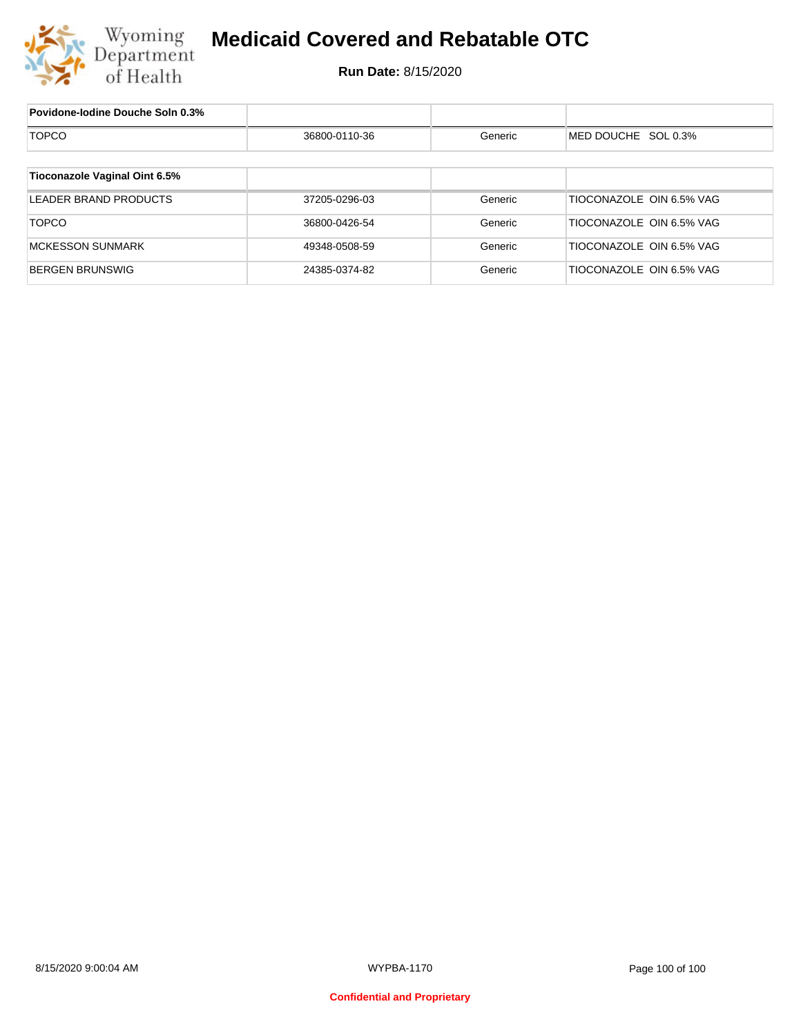| Povidone-Iodine Douche Soln 0.3% | | | |
|---|---|---|---|
| TOPCO | 36800-0110-36 | Generic | MED DOUCHE SOL 0.3% |

| Tioconazole Vaginal Oint 6.5% | | | |
|---|---|---|---|
| LEADER BRAND PRODUCTS | 37205-0296-03 | Generic | TIOCONAZOLE OIN 6.5% VAG |
| TOPCO | 36800-0426-54 | Generic | TIOCONAZOLE OIN 6.5% VAG |
| MCKESSON SUNMARK | 49348-0508-59 | Generic | TIOCONAZOLE OIN 6.5% VAG |
| BERGEN BRUNSWIG | 24385-0374-82 | Generic | TIOCONAZOLE OIN 6.5% VAG |